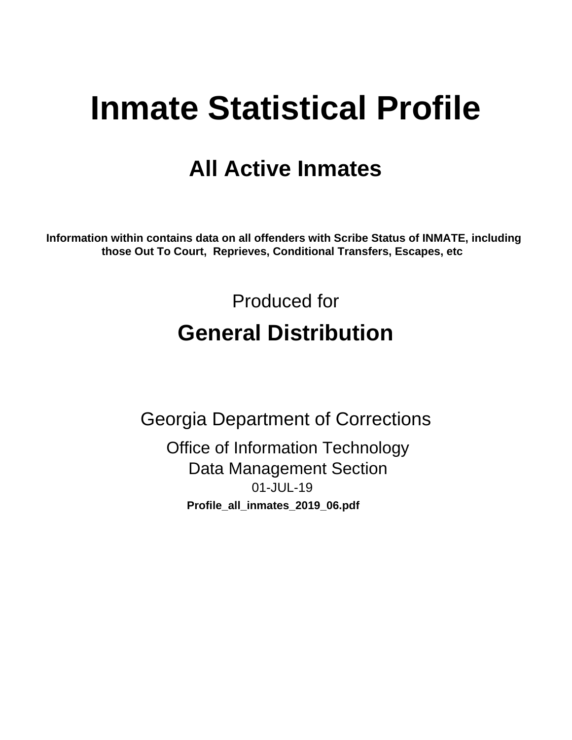# Inmate Statistical Profile

## All Active Inmates

**Information within contains data on all offenders with Scribe Status of INMATE, including those Out To Court, Reprieves, Conditional Transfers, Escapes, etc**

Produced for

## General Distribution

Georgia Department of Corrections

Office of Information Technology

Data Management Section

01-JUL-19

**Profile_all_inmates_2019_06.pdf**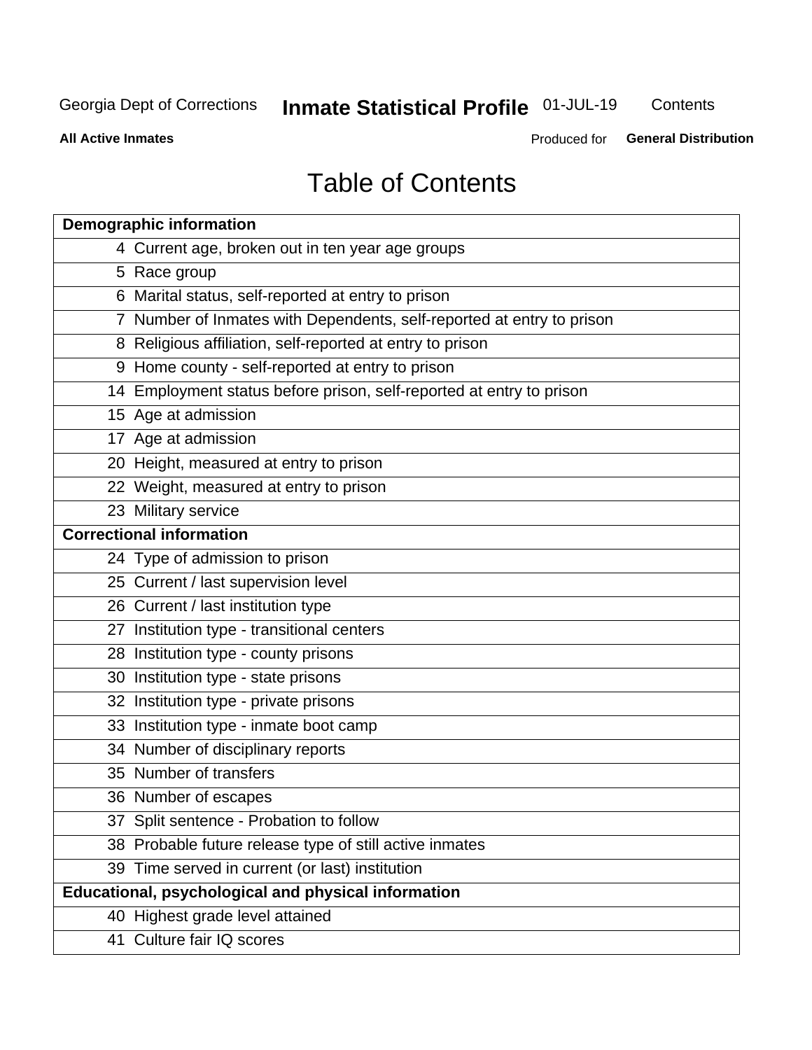# Table of Contents

| Page | Section |
|---|---|
| **Demographic information** | |
| 4 | Current age, broken out in ten year age groups |
| 5 | Race group |
| 6 | Marital status, self-reported at entry to prison |
| 7 | Number of Inmates with Dependents, self-reported at entry to prison |
| 8 | Religious affiliation, self-reported at entry to prison |
| 9 | Home county - self-reported at entry to prison |
| 14 | Employment status before prison, self-reported at entry to prison |
| 15 | Age at admission |
| 17 | Age at admission |
| 20 | Height, measured at entry to prison |
| 22 | Weight, measured at entry to prison |
| 23 | Military service |
| **Correctional information** | |
| 24 | Type of admission to prison |
| 25 | Current / last supervision level |
| 26 | Current / last institution type |
| 27 | Institution type - transitional centers |
| 28 | Institution type - county prisons |
| 30 | Institution type - state prisons |
| 32 | Institution type - private prisons |
| 33 | Institution type - inmate boot camp |
| 34 | Number of disciplinary reports |
| 35 | Number of transfers |
| 36 | Number of escapes |
| 37 | Split sentence - Probation to follow |
| 38 | Probable future release type of still active inmates |
| 39 | Time served in current (or last) institution |
| **Educational, psychological and physical information** | |
| 40 | Highest grade level attained |
| 41 | Culture fair IQ scores |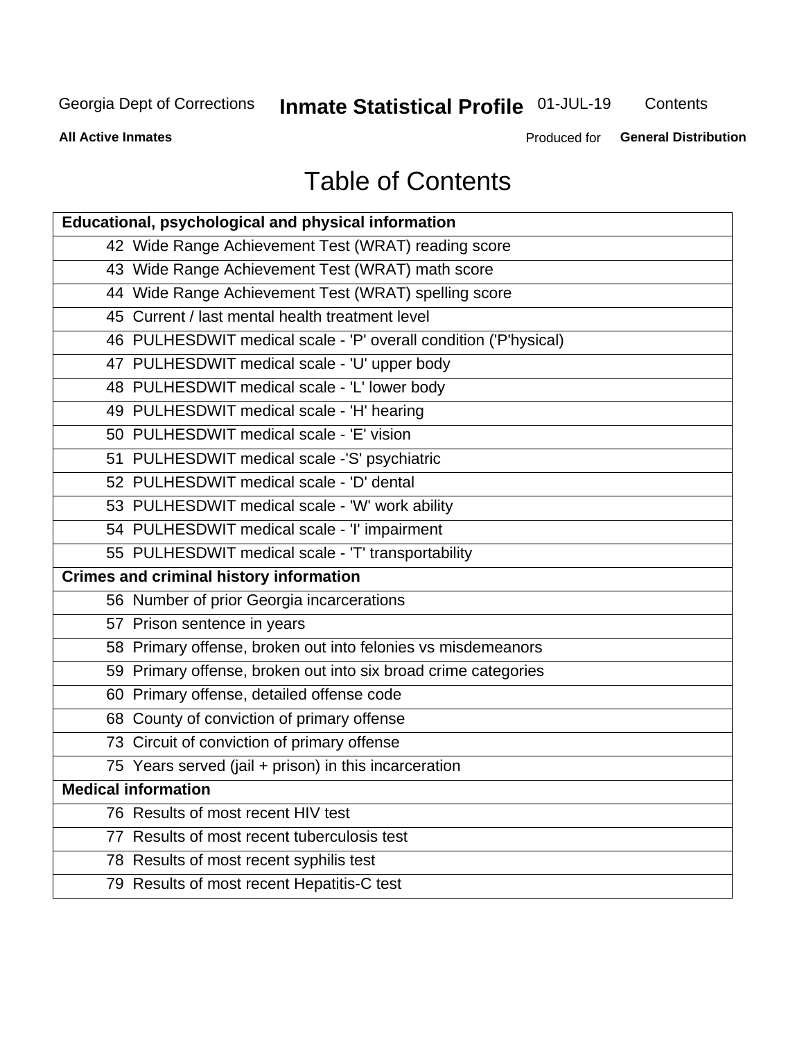# Table of Contents

| Educational, psychological and physical information |
|---|
| 42 Wide Range Achievement Test (WRAT) reading score |
| 43 Wide Range Achievement Test (WRAT) math score |
| 44 Wide Range Achievement Test (WRAT) spelling score |
| 45 Current / last mental health treatment level |
| 46 PULHESDWIT medical scale - 'P' overall condition ('P'hysical) |
| 47 PULHESDWIT medical scale - 'U' upper body |
| 48 PULHESDWIT medical scale - 'L' lower body |
| 49 PULHESDWIT medical scale - 'H' hearing |
| 50 PULHESDWIT medical scale - 'E' vision |
| 51 PULHESDWIT medical scale -'S' psychiatric |
| 52 PULHESDWIT medical scale - 'D' dental |
| 53 PULHESDWIT medical scale - 'W' work ability |
| 54 PULHESDWIT medical scale - 'I' impairment |
| 55 PULHESDWIT medical scale - 'T' transportability |
| **Crimes and criminal history information** |
| 56 Number of prior Georgia incarcerations |
| 57 Prison sentence in years |
| 58 Primary offense, broken out into felonies vs misdemeanors |
| 59 Primary offense, broken out into six broad crime categories |
| 60 Primary offense, detailed offense code |
| 68 County of conviction of primary offense |
| 73 Circuit of conviction of primary offense |
| 75 Years served (jail + prison) in this incarceration |
| **Medical information** |
| 76 Results of most recent HIV test |
| 77 Results of most recent tuberculosis test |
| 78 Results of most recent syphilis test |
| 79 Results of most recent Hepatitis-C test |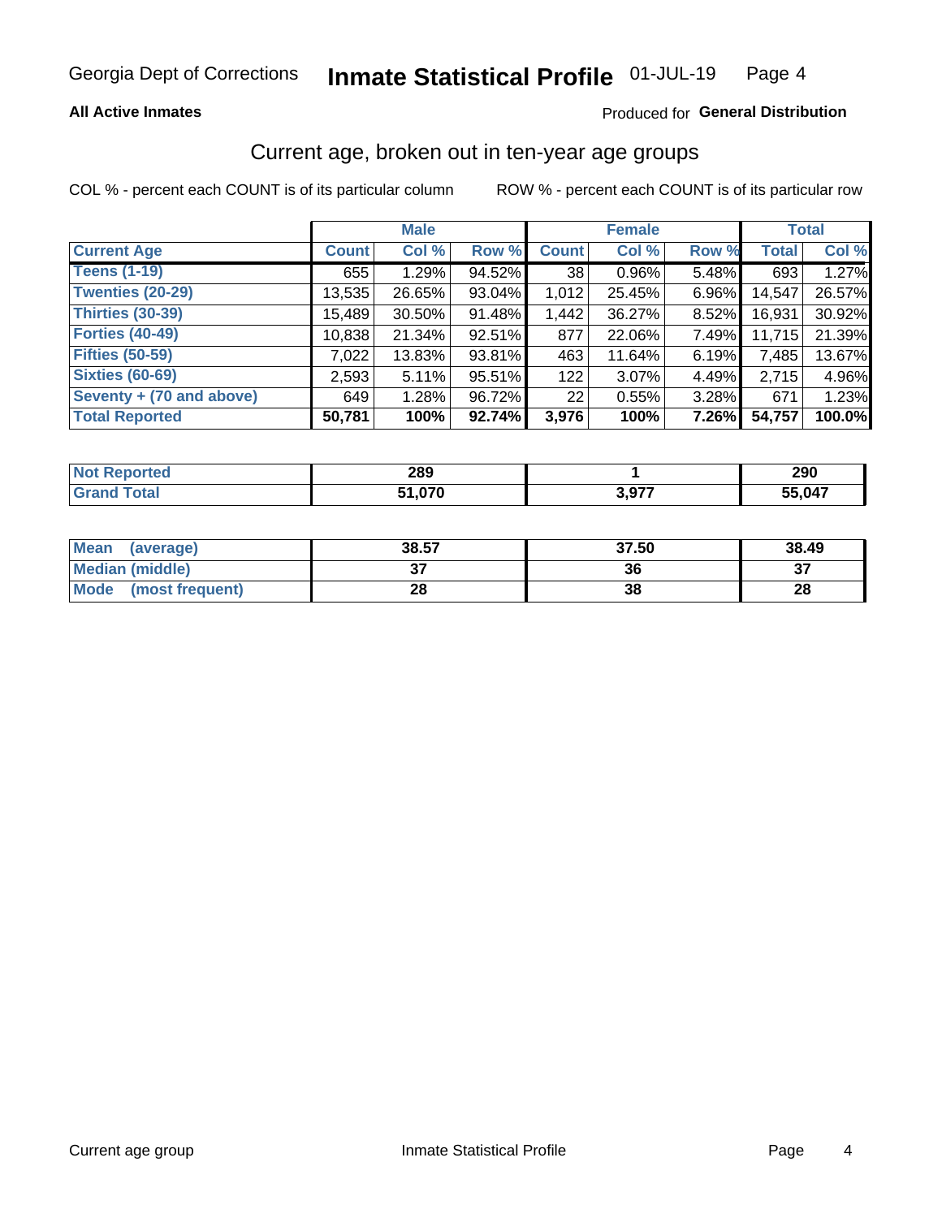Georgia Dept of Corrections **Inmate Statistical Profile** 01-JUL-19

**All Active Inmates** Produced for **General Distribution**

## Current age, broken out in ten-year age groups

COL % - percent each COUNT is of its particular column ROW % - percent each COUNT is of its particular row

| | Male | | | Female | | | Total | |
|---|---|---|---|---|---|---|---|---|
| **Current Age** | **Count** | **Col %** | **Row %** | **Count** | **Col %** | **Row %** | **Total** | **Col %** |
| **Teens (1-19)** | 655 | 1.29% | 94.52% | 38 | 0.96% | 5.48% | 693 | 1.27% |
| **Twenties (20-29)** | 13,535 | 26.65% | 93.04% | 1,012 | 25.45% | 6.96% | 14,547 | 26.57% |
| **Thirties (30-39)** | 15,489 | 30.50% | 91.48% | 1,442 | 36.27% | 8.52% | 16,931 | 30.92% |
| **Forties (40-49)** | 10,838 | 21.34% | 92.51% | 877 | 22.06% | 7.49% | 11,715 | 21.39% |
| **Fifties (50-59)** | 7,022 | 13.83% | 93.81% | 463 | 11.64% | 6.19% | 7,485 | 13.67% |
| **Sixties (60-69)** | 2,593 | 5.11% | 95.51% | 122 | 3.07% | 4.49% | 2,715 | 4.96% |
| **Seventy + (70 and above)** | 649 | 1.28% | 96.72% | 22 | 0.55% | 3.28% | 671 | 1.23% |
| **Total Reported** | **50,781** | **100%** | **92.74%** | **3,976** | **100%** | **7.26%** | **54,757** | **100.0%** |

| | Male | Female | Total |
|---|---|---|---|
| **Not Reported** | **289** | **1** | **290** |
| **Grand Total** | **51,070** | **3,977** | **55,047** |

| | Male | Female | Total |
|---|---|---|---|
| **Mean (average)** | **38.57** | **37.50** | **38.49** |
| **Median (middle)** | **37** | **36** | **37** |
| **Mode (most frequent)** | **28** | **38** | **28** |

Current age group Inmate Statistical Profile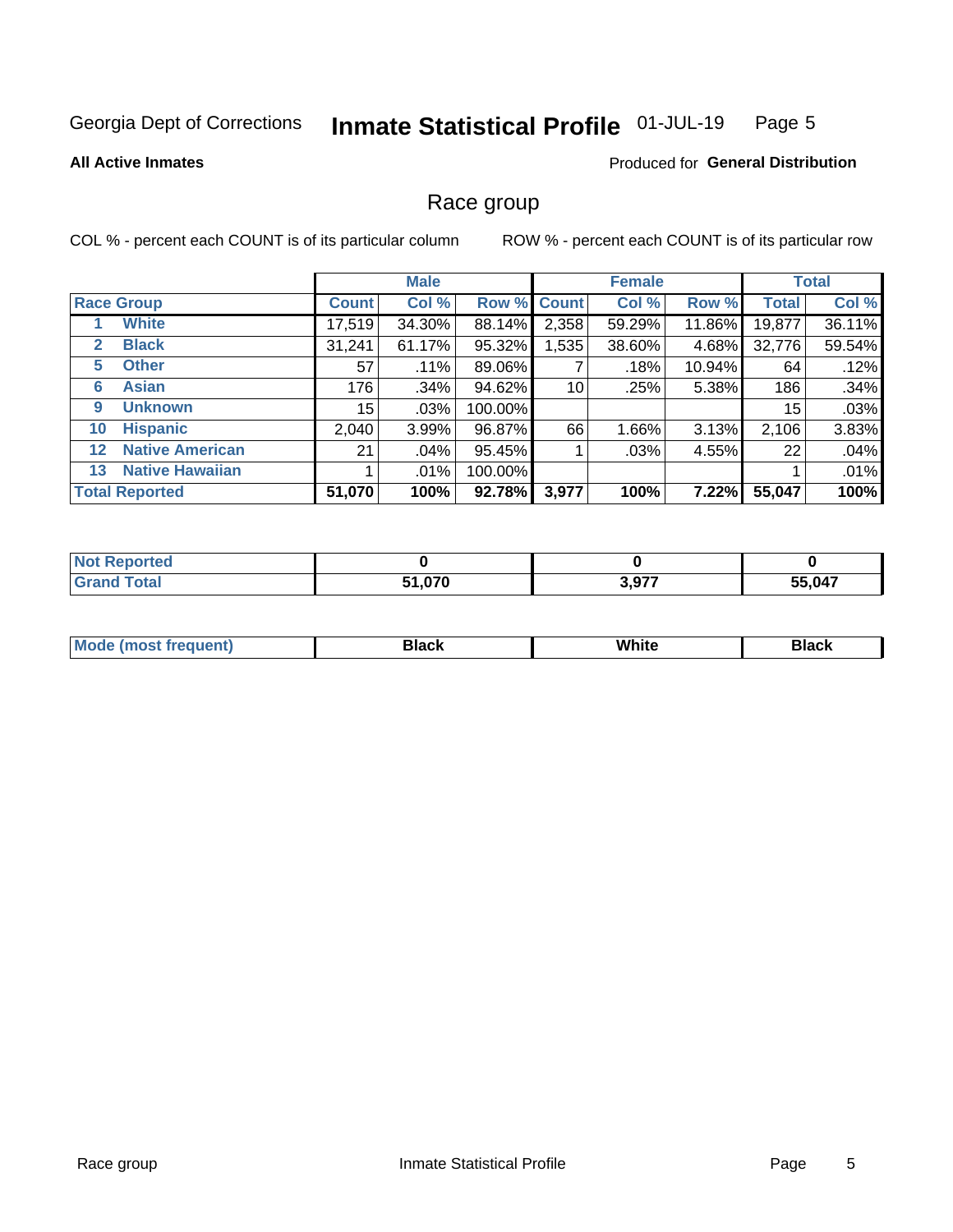Georgia Dept of Corrections **Inmate Statistical Profile** 01-JUL-19

**All Active Inmates**

Produced for **General Distribution**

## Race group

COL % - percent each COUNT is of its particular column

ROW % - percent each COUNT is of its particular row

| | | Male | | | Female | | | Total | |
|---|---|---|---|---|---|---|---|---|---|
| **Race Group** | | **Count** | **Col %** | **Row %** | **Count** | **Col %** | **Row %** | **Total** | **Col %** |
| 1 | **White** | 17,519 | 34.30% | 88.14% | 2,358 | 59.29% | 11.86% | 19,877 | 36.11% |
| 2 | **Black** | 31,241 | 61.17% | 95.32% | 1,535 | 38.60% | 4.68% | 32,776 | 59.54% |
| 5 | **Other** | 57 | .11% | 89.06% | 7 | .18% | 10.94% | 64 | .12% |
| 6 | **Asian** | 176 | .34% | 94.62% | 10 | .25% | 5.38% | 186 | .34% |
| 9 | **Unknown** | 15 | .03% | 100.00% | | | | 15 | .03% |
| 10 | **Hispanic** | 2,040 | 3.99% | 96.87% | 66 | 1.66% | 3.13% | 2,106 | 3.83% |
| 12 | **Native American** | 21 | .04% | 95.45% | 1 | .03% | 4.55% | 22 | .04% |
| 13 | **Native Hawaiian** | 1 | .01% | 100.00% | | | | 1 | .01% |
| **Total Reported** | | **51,070** | **100%** | **92.78%** | **3,977** | **100%** | **7.22%** | **55,047** | **100%** |

| | Male | Female | Total |
|---|---|---|---|
| **Not Reported** | **0** | **0** | **0** |
| **Grand Total** | **51,070** | **3,977** | **55,047** |

| | Male | Female | Total |
|---|---|---|---|
| **Mode (most frequent)** | **Black** | **White** | **Black** |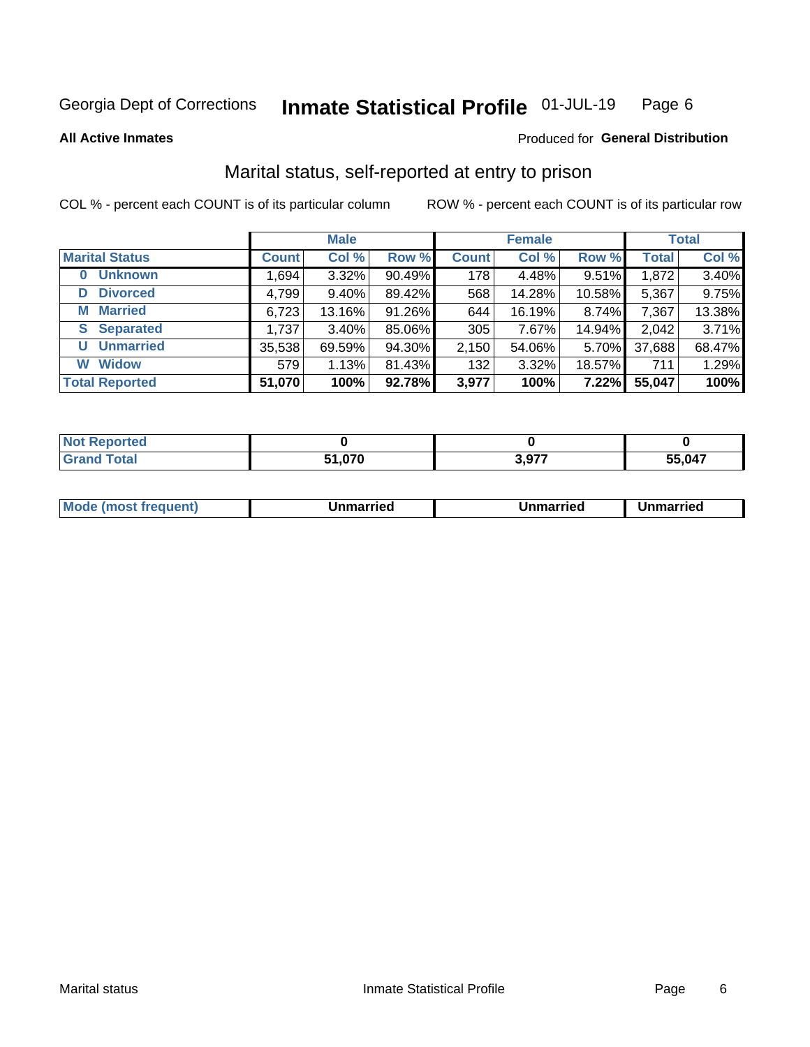Georgia Dept of Corrections **Inmate Statistical Profile** 01-JUL-19

**All Active Inmates**

Produced for **General Distribution**

## Marital status, self-reported at entry to prison

COL % - percent each COUNT is of its particular column ROW % - percent each COUNT is of its particular row

| | Male | | | Female | | | Total | |
|---|---|---|---|---|---|---|---|---|
| **Marital Status** | **Count** | **Col %** | **Row %** | **Count** | **Col %** | **Row %** | **Total** | **Col %** |
| **0 Unknown** | 1,694 | 3.32% | 90.49% | 178 | 4.48% | 9.51% | 1,872 | 3.40% |
| **D Divorced** | 4,799 | 9.40% | 89.42% | 568 | 14.28% | 10.58% | 5,367 | 9.75% |
| **M Married** | 6,723 | 13.16% | 91.26% | 644 | 16.19% | 8.74% | 7,367 | 13.38% |
| **S Separated** | 1,737 | 3.40% | 85.06% | 305 | 7.67% | 14.94% | 2,042 | 3.71% |
| **U Unmarried** | 35,538 | 69.59% | 94.30% | 2,150 | 54.06% | 5.70% | 37,688 | 68.47% |
| **W Widow** | 579 | 1.13% | 81.43% | 132 | 3.32% | 18.57% | 711 | 1.29% |
| **Total Reported** | **51,070** | **100%** | **92.78%** | **3,977** | **100%** | **7.22%** | **55,047** | **100%** |

| | Male | Female | Total |
|---|---|---|---|
| **Not Reported** | **0** | **0** | **0** |
| **Grand Total** | **51,070** | **3,977** | **55,047** |

| | Male | Female | Total |
|---|---|---|---|
| **Mode (most frequent)** | **Unmarried** | **Unmarried** | **Unmarried** |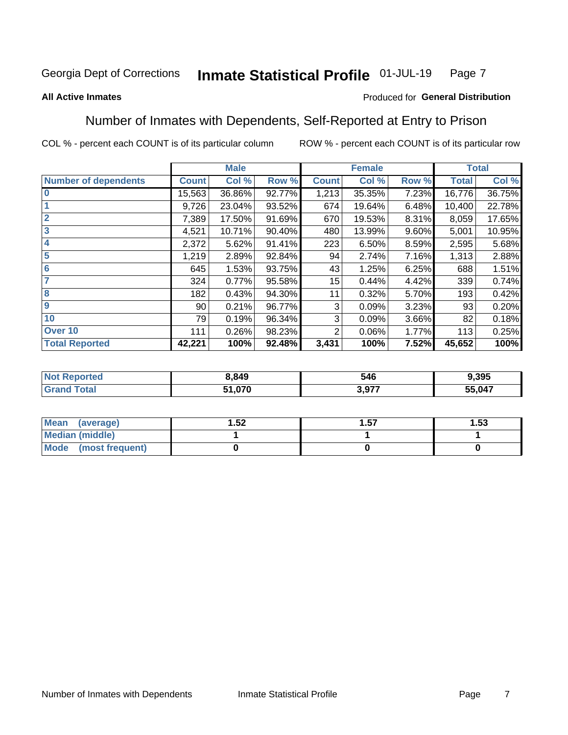Georgia Dept of Corrections **Inmate Statistical Profile** 01-JUL-19

**All Active Inmates**

Produced for **General Distribution**

## Number of Inmates with Dependents, Self-Reported at Entry to Prison

COL % - percent each COUNT is of its particular column    ROW % - percent each COUNT is of its particular row

| | Male | | | Female | | | Total | |
|---|---|---|---|---|---|---|---|---|
| **Number of dependents** | **Count** | **Col %** | **Row %** | **Count** | **Col %** | **Row %** | **Total** | **Col %** |
| **0** | 15,563 | 36.86% | 92.77% | 1,213 | 35.35% | 7.23% | 16,776 | 36.75% |
| **1** | 9,726 | 23.04% | 93.52% | 674 | 19.64% | 6.48% | 10,400 | 22.78% |
| **2** | 7,389 | 17.50% | 91.69% | 670 | 19.53% | 8.31% | 8,059 | 17.65% |
| **3** | 4,521 | 10.71% | 90.40% | 480 | 13.99% | 9.60% | 5,001 | 10.95% |
| **4** | 2,372 | 5.62% | 91.41% | 223 | 6.50% | 8.59% | 2,595 | 5.68% |
| **5** | 1,219 | 2.89% | 92.84% | 94 | 2.74% | 7.16% | 1,313 | 2.88% |
| **6** | 645 | 1.53% | 93.75% | 43 | 1.25% | 6.25% | 688 | 1.51% |
| **7** | 324 | 0.77% | 95.58% | 15 | 0.44% | 4.42% | 339 | 0.74% |
| **8** | 182 | 0.43% | 94.30% | 11 | 0.32% | 5.70% | 193 | 0.42% |
| **9** | 90 | 0.21% | 96.77% | 3 | 0.09% | 3.23% | 93 | 0.20% |
| **10** | 79 | 0.19% | 96.34% | 3 | 0.09% | 3.66% | 82 | 0.18% |
| **Over 10** | 111 | 0.26% | 98.23% | 2 | 0.06% | 1.77% | 113 | 0.25% |
| **Total Reported** | **42,221** | **100%** | **92.48%** | **3,431** | **100%** | **7.52%** | **45,652** | **100%** |

| | Male | Female | Total |
|---|---|---|---|
| **Not Reported** | **8,849** | **546** | **9,395** |
| **Grand Total** | **51,070** | **3,977** | **55,047** |

| | Male | Female | Total |
|---|---|---|---|
| **Mean (average)** | **1.52** | **1.57** | **1.53** |
| **Median (middle)** | **1** | **1** | **1** |
| **Mode (most frequent)** | **0** | **0** | **0** |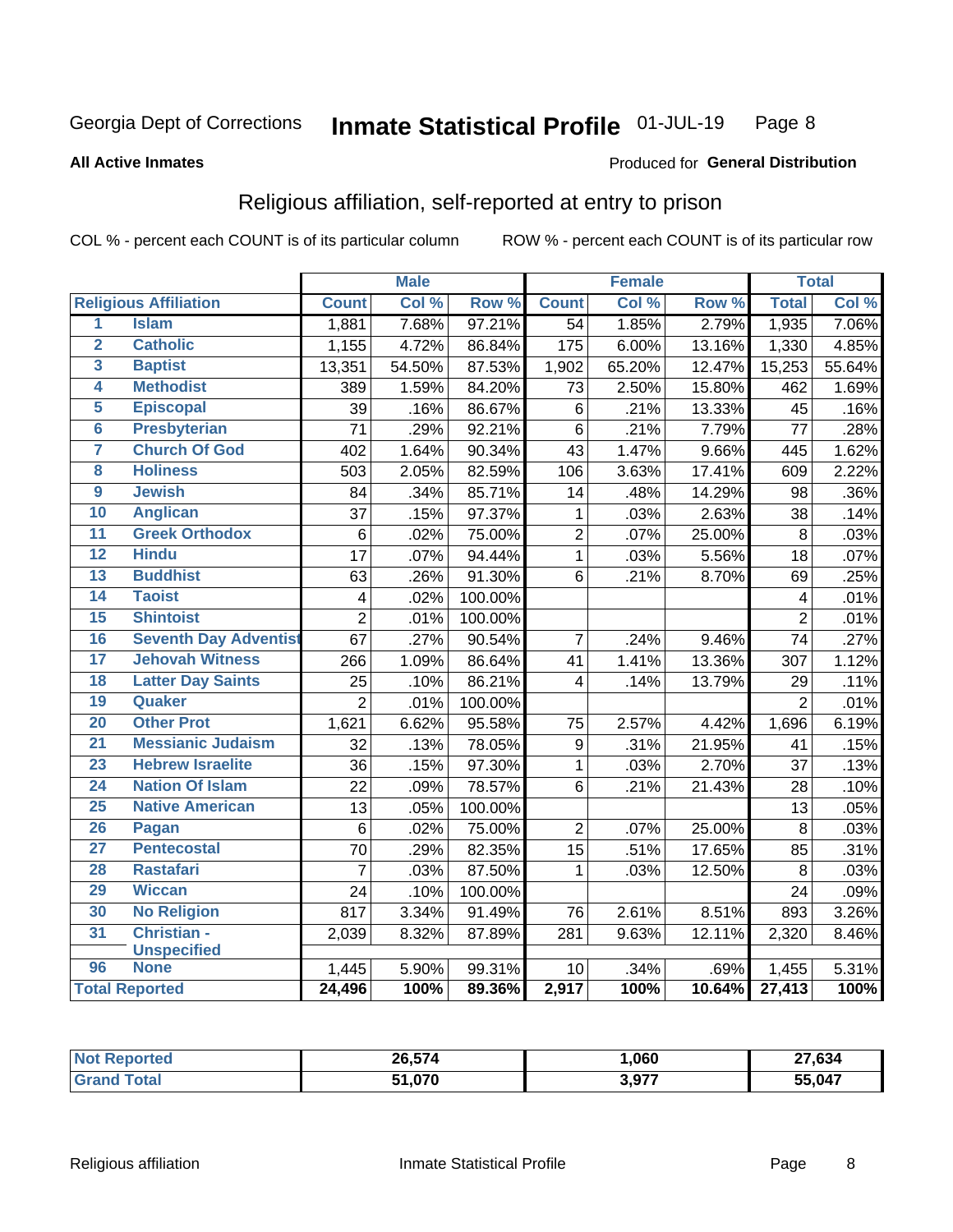Georgia Dept of Corrections **Inmate Statistical Profile** 01-JUL-19 Page 8

**All Active Inmates**

Produced for **General Distribution**

## Religious affiliation, self-reported at entry to prison

COL % - percent each COUNT is of its particular column     ROW % - percent each COUNT is of its particular row

| Religious Affiliation | | Male | | | Female | | | Total | |
|---|---|---|---|---|---|---|---|---|---|
| | | Count | Col % | Row % | Count | Col % | Row % | Total | Col % |
| 1 | Islam | 1,881 | 7.68% | 97.21% | 54 | 1.85% | 2.79% | 1,935 | 7.06% |
| 2 | Catholic | 1,155 | 4.72% | 86.84% | 175 | 6.00% | 13.16% | 1,330 | 4.85% |
| 3 | Baptist | 13,351 | 54.50% | 87.53% | 1,902 | 65.20% | 12.47% | 15,253 | 55.64% |
| 4 | Methodist | 389 | 1.59% | 84.20% | 73 | 2.50% | 15.80% | 462 | 1.69% |
| 5 | Episcopal | 39 | .16% | 86.67% | 6 | .21% | 13.33% | 45 | .16% |
| 6 | Presbyterian | 71 | .29% | 92.21% | 6 | .21% | 7.79% | 77 | .28% |
| 7 | Church Of God | 402 | 1.64% | 90.34% | 43 | 1.47% | 9.66% | 445 | 1.62% |
| 8 | Holiness | 503 | 2.05% | 82.59% | 106 | 3.63% | 17.41% | 609 | 2.22% |
| 9 | Jewish | 84 | .34% | 85.71% | 14 | .48% | 14.29% | 98 | .36% |
| 10 | Anglican | 37 | .15% | 97.37% | 1 | .03% | 2.63% | 38 | .14% |
| 11 | Greek Orthodox | 6 | .02% | 75.00% | 2 | .07% | 25.00% | 8 | .03% |
| 12 | Hindu | 17 | .07% | 94.44% | 1 | .03% | 5.56% | 18 | .07% |
| 13 | Buddhist | 63 | .26% | 91.30% | 6 | .21% | 8.70% | 69 | .25% |
| 14 | Taoist | 4 | .02% | 100.00% | | | | 4 | .01% |
| 15 | Shintoist | 2 | .01% | 100.00% | | | | 2 | .01% |
| 16 | Seventh Day Adventist | 67 | .27% | 90.54% | 7 | .24% | 9.46% | 74 | .27% |
| 17 | Jehovah Witness | 266 | 1.09% | 86.64% | 41 | 1.41% | 13.36% | 307 | 1.12% |
| 18 | Latter Day Saints | 25 | .10% | 86.21% | 4 | .14% | 13.79% | 29 | .11% |
| 19 | Quaker | 2 | .01% | 100.00% | | | | 2 | .01% |
| 20 | Other Prot | 1,621 | 6.62% | 95.58% | 75 | 2.57% | 4.42% | 1,696 | 6.19% |
| 21 | Messianic Judaism | 32 | .13% | 78.05% | 9 | .31% | 21.95% | 41 | .15% |
| 23 | Hebrew Israelite | 36 | .15% | 97.30% | 1 | .03% | 2.70% | 37 | .13% |
| 24 | Nation Of Islam | 22 | .09% | 78.57% | 6 | .21% | 21.43% | 28 | .10% |
| 25 | Native American | 13 | .05% | 100.00% | | | | 13 | .05% |
| 26 | Pagan | 6 | .02% | 75.00% | 2 | .07% | 25.00% | 8 | .03% |
| 27 | Pentecostal | 70 | .29% | 82.35% | 15 | .51% | 17.65% | 85 | .31% |
| 28 | Rastafari | 7 | .03% | 87.50% | 1 | .03% | 12.50% | 8 | .03% |
| 29 | Wiccan | 24 | .10% | 100.00% | | | | 24 | .09% |
| 30 | No Religion | 817 | 3.34% | 91.49% | 76 | 2.61% | 8.51% | 893 | 3.26% |
| 31 | Christian - Unspecified | 2,039 | 8.32% | 87.89% | 281 | 9.63% | 12.11% | 2,320 | 8.46% |
| 96 | None | 1,445 | 5.90% | 99.31% | 10 | .34% | .69% | 1,455 | 5.31% |
| Total Reported | | 24,496 | 100% | 89.36% | 2,917 | 100% | 10.64% | 27,413 | 100% |

| | Male | Female | Total |
|---|---|---|---|
| Not Reported | 26,574 | 1,060 | 27,634 |
| Grand Total | 51,070 | 3,977 | 55,047 |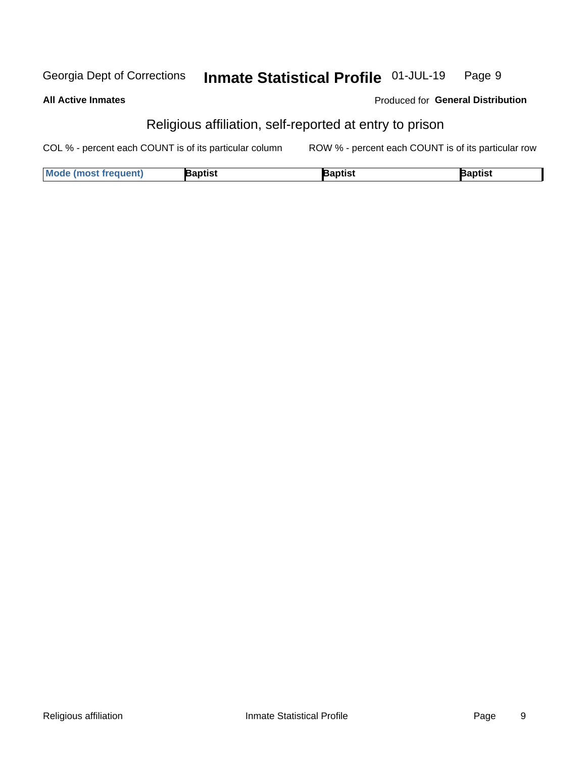**All Active Inmates**

Produced for **General Distribution**

## Religious affiliation, self-reported at entry to prison

COL % - percent each COUNT is of its particular column

ROW % - percent each COUNT is of its particular row

| Mode (most frequent) | Baptist | Baptist | Baptist |
|---|---|---|---|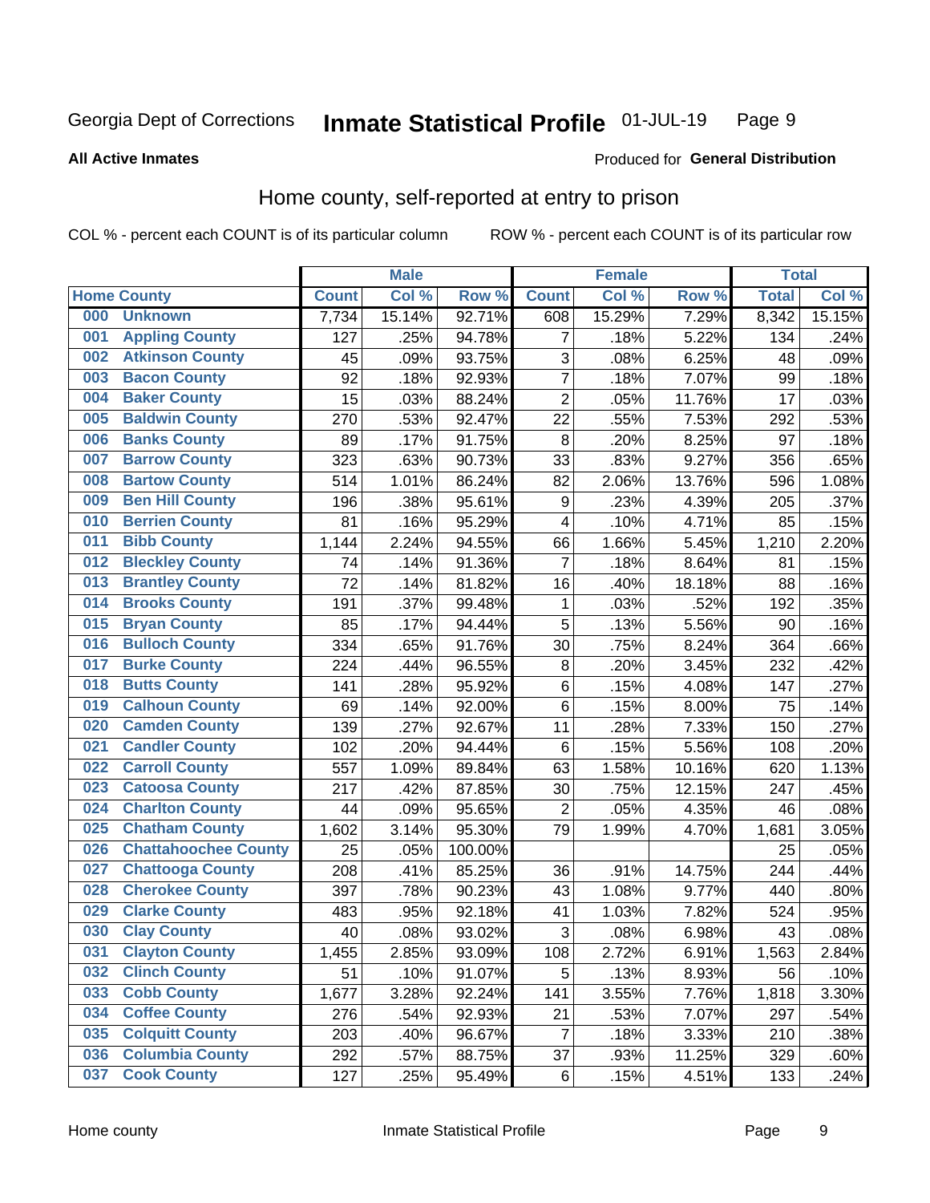Georgia Dept of Corrections **Inmate Statistical Profile** 01-JUL-19

**All Active Inmates**

Produced for **General Distribution**

## Home county, self-reported at entry to prison

COL % - percent each COUNT is of its particular column ROW % - percent each COUNT is of its particular row

| Home County | | Male | | | Female | | | Total | |
|---|---|---|---|---|---|---|---|---|---|
| | | Count | Col % | Row % | Count | Col % | Row % | Total | Col % |
| 000 | Unknown | 7,734 | 15.14% | 92.71% | 608 | 15.29% | 7.29% | 8,342 | 15.15% |
| 001 | Appling County | 127 | .25% | 94.78% | 7 | .18% | 5.22% | 134 | .24% |
| 002 | Atkinson County | 45 | .09% | 93.75% | 3 | .08% | 6.25% | 48 | .09% |
| 003 | Bacon County | 92 | .18% | 92.93% | 7 | .18% | 7.07% | 99 | .18% |
| 004 | Baker County | 15 | .03% | 88.24% | 2 | .05% | 11.76% | 17 | .03% |
| 005 | Baldwin County | 270 | .53% | 92.47% | 22 | .55% | 7.53% | 292 | .53% |
| 006 | Banks County | 89 | .17% | 91.75% | 8 | .20% | 8.25% | 97 | .18% |
| 007 | Barrow County | 323 | .63% | 90.73% | 33 | .83% | 9.27% | 356 | .65% |
| 008 | Bartow County | 514 | 1.01% | 86.24% | 82 | 2.06% | 13.76% | 596 | 1.08% |
| 009 | Ben Hill County | 196 | .38% | 95.61% | 9 | .23% | 4.39% | 205 | .37% |
| 010 | Berrien County | 81 | .16% | 95.29% | 4 | .10% | 4.71% | 85 | .15% |
| 011 | Bibb County | 1,144 | 2.24% | 94.55% | 66 | 1.66% | 5.45% | 1,210 | 2.20% |
| 012 | Bleckley County | 74 | .14% | 91.36% | 7 | .18% | 8.64% | 81 | .15% |
| 013 | Brantley County | 72 | .14% | 81.82% | 16 | .40% | 18.18% | 88 | .16% |
| 014 | Brooks County | 191 | .37% | 99.48% | 1 | .03% | .52% | 192 | .35% |
| 015 | Bryan County | 85 | .17% | 94.44% | 5 | .13% | 5.56% | 90 | .16% |
| 016 | Bulloch County | 334 | .65% | 91.76% | 30 | .75% | 8.24% | 364 | .66% |
| 017 | Burke County | 224 | .44% | 96.55% | 8 | .20% | 3.45% | 232 | .42% |
| 018 | Butts County | 141 | .28% | 95.92% | 6 | .15% | 4.08% | 147 | .27% |
| 019 | Calhoun County | 69 | .14% | 92.00% | 6 | .15% | 8.00% | 75 | .14% |
| 020 | Camden County | 139 | .27% | 92.67% | 11 | .28% | 7.33% | 150 | .27% |
| 021 | Candler County | 102 | .20% | 94.44% | 6 | .15% | 5.56% | 108 | .20% |
| 022 | Carroll County | 557 | 1.09% | 89.84% | 63 | 1.58% | 10.16% | 620 | 1.13% |
| 023 | Catoosa County | 217 | .42% | 87.85% | 30 | .75% | 12.15% | 247 | .45% |
| 024 | Charlton County | 44 | .09% | 95.65% | 2 | .05% | 4.35% | 46 | .08% |
| 025 | Chatham County | 1,602 | 3.14% | 95.30% | 79 | 1.99% | 4.70% | 1,681 | 3.05% |
| 026 | Chattahoochee County | 25 | .05% | 100.00% | | | | 25 | .05% |
| 027 | Chattooga County | 208 | .41% | 85.25% | 36 | .91% | 14.75% | 244 | .44% |
| 028 | Cherokee County | 397 | .78% | 90.23% | 43 | 1.08% | 9.77% | 440 | .80% |
| 029 | Clarke County | 483 | .95% | 92.18% | 41 | 1.03% | 7.82% | 524 | .95% |
| 030 | Clay County | 40 | .08% | 93.02% | 3 | .08% | 6.98% | 43 | .08% |
| 031 | Clayton County | 1,455 | 2.85% | 93.09% | 108 | 2.72% | 6.91% | 1,563 | 2.84% |
| 032 | Clinch County | 51 | .10% | 91.07% | 5 | .13% | 8.93% | 56 | .10% |
| 033 | Cobb County | 1,677 | 3.28% | 92.24% | 141 | 3.55% | 7.76% | 1,818 | 3.30% |
| 034 | Coffee County | 276 | .54% | 92.93% | 21 | .53% | 7.07% | 297 | .54% |
| 035 | Colquitt County | 203 | .40% | 96.67% | 7 | .18% | 3.33% | 210 | .38% |
| 036 | Columbia County | 292 | .57% | 88.75% | 37 | .93% | 11.25% | 329 | .60% |
| 037 | Cook County | 127 | .25% | 95.49% | 6 | .15% | 4.51% | 133 | .24% |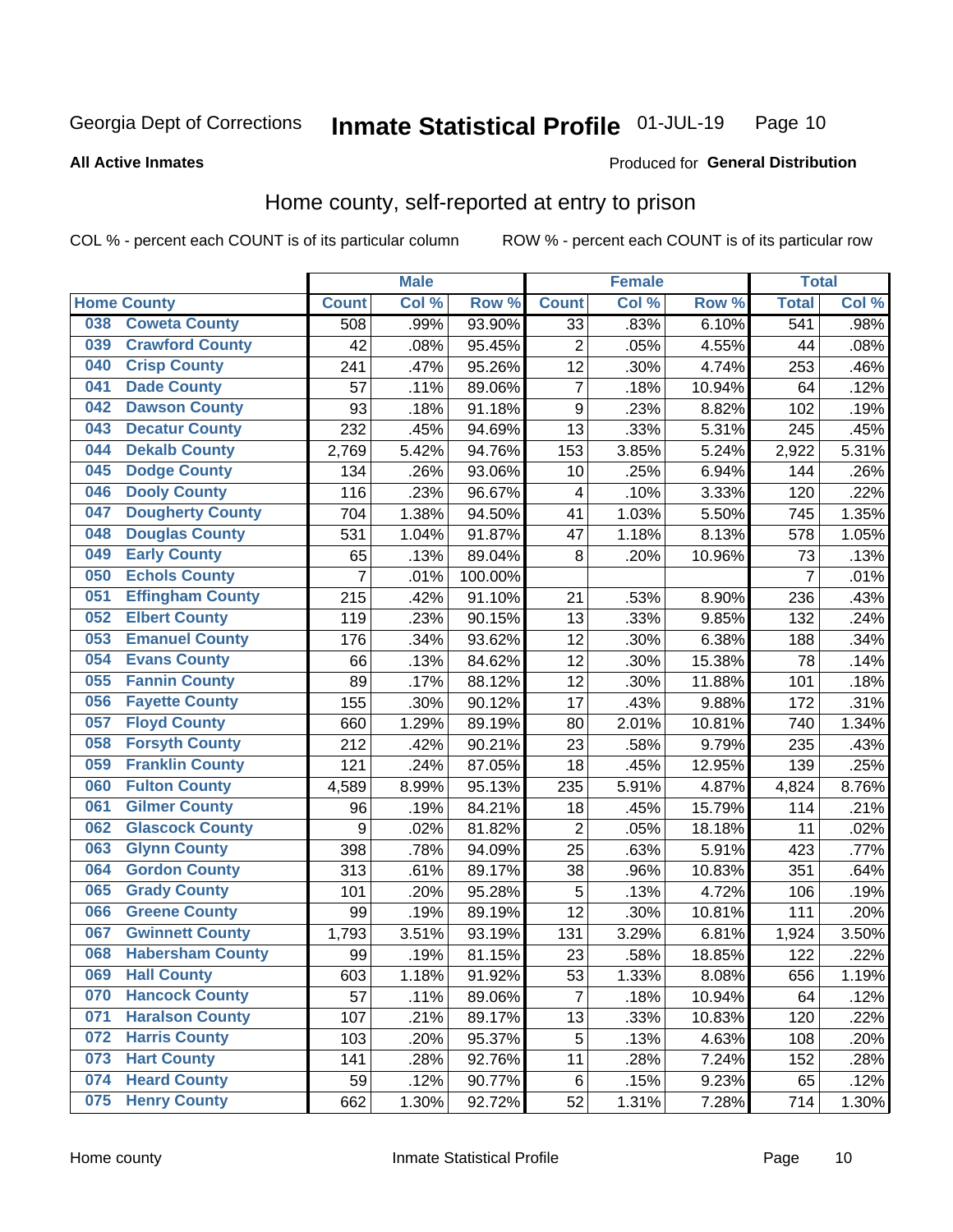Georgia Dept of Corrections **Inmate Statistical Profile** 01-JUL-19

**All Active Inmates**

Produced for **General Distribution**

## Home county, self-reported at entry to prison

COL % - percent each COUNT is of its particular column ROW % - percent each COUNT is of its particular row

| Home County | | Male | | | Female | | | Total | |
|---|---|---|---|---|---|---|---|---|---|
| | | Count | Col % | Row % | Count | Col % | Row % | Total | Col % |
| 038 | Coweta County | 508 | .99% | 93.90% | 33 | .83% | 6.10% | 541 | .98% |
| 039 | Crawford County | 42 | .08% | 95.45% | 2 | .05% | 4.55% | 44 | .08% |
| 040 | Crisp County | 241 | .47% | 95.26% | 12 | .30% | 4.74% | 253 | .46% |
| 041 | Dade County | 57 | .11% | 89.06% | 7 | .18% | 10.94% | 64 | .12% |
| 042 | Dawson County | 93 | .18% | 91.18% | 9 | .23% | 8.82% | 102 | .19% |
| 043 | Decatur County | 232 | .45% | 94.69% | 13 | .33% | 5.31% | 245 | .45% |
| 044 | Dekalb County | 2,769 | 5.42% | 94.76% | 153 | 3.85% | 5.24% | 2,922 | 5.31% |
| 045 | Dodge County | 134 | .26% | 93.06% | 10 | .25% | 6.94% | 144 | .26% |
| 046 | Dooly County | 116 | .23% | 96.67% | 4 | .10% | 3.33% | 120 | .22% |
| 047 | Dougherty County | 704 | 1.38% | 94.50% | 41 | 1.03% | 5.50% | 745 | 1.35% |
| 048 | Douglas County | 531 | 1.04% | 91.87% | 47 | 1.18% | 8.13% | 578 | 1.05% |
| 049 | Early County | 65 | .13% | 89.04% | 8 | .20% | 10.96% | 73 | .13% |
| 050 | Echols County | 7 | .01% | 100.00% | | | | 7 | .01% |
| 051 | Effingham County | 215 | .42% | 91.10% | 21 | .53% | 8.90% | 236 | .43% |
| 052 | Elbert County | 119 | .23% | 90.15% | 13 | .33% | 9.85% | 132 | .24% |
| 053 | Emanuel County | 176 | .34% | 93.62% | 12 | .30% | 6.38% | 188 | .34% |
| 054 | Evans County | 66 | .13% | 84.62% | 12 | .30% | 15.38% | 78 | .14% |
| 055 | Fannin County | 89 | .17% | 88.12% | 12 | .30% | 11.88% | 101 | .18% |
| 056 | Fayette County | 155 | .30% | 90.12% | 17 | .43% | 9.88% | 172 | .31% |
| 057 | Floyd County | 660 | 1.29% | 89.19% | 80 | 2.01% | 10.81% | 740 | 1.34% |
| 058 | Forsyth County | 212 | .42% | 90.21% | 23 | .58% | 9.79% | 235 | .43% |
| 059 | Franklin County | 121 | .24% | 87.05% | 18 | .45% | 12.95% | 139 | .25% |
| 060 | Fulton County | 4,589 | 8.99% | 95.13% | 235 | 5.91% | 4.87% | 4,824 | 8.76% |
| 061 | Gilmer County | 96 | .19% | 84.21% | 18 | .45% | 15.79% | 114 | .21% |
| 062 | Glascock County | 9 | .02% | 81.82% | 2 | .05% | 18.18% | 11 | .02% |
| 063 | Glynn County | 398 | .78% | 94.09% | 25 | .63% | 5.91% | 423 | .77% |
| 064 | Gordon County | 313 | .61% | 89.17% | 38 | .96% | 10.83% | 351 | .64% |
| 065 | Grady County | 101 | .20% | 95.28% | 5 | .13% | 4.72% | 106 | .19% |
| 066 | Greene County | 99 | .19% | 89.19% | 12 | .30% | 10.81% | 111 | .20% |
| 067 | Gwinnett County | 1,793 | 3.51% | 93.19% | 131 | 3.29% | 6.81% | 1,924 | 3.50% |
| 068 | Habersham County | 99 | .19% | 81.15% | 23 | .58% | 18.85% | 122 | .22% |
| 069 | Hall County | 603 | 1.18% | 91.92% | 53 | 1.33% | 8.08% | 656 | 1.19% |
| 070 | Hancock County | 57 | .11% | 89.06% | 7 | .18% | 10.94% | 64 | .12% |
| 071 | Haralson County | 107 | .21% | 89.17% | 13 | .33% | 10.83% | 120 | .22% |
| 072 | Harris County | 103 | .20% | 95.37% | 5 | .13% | 4.63% | 108 | .20% |
| 073 | Hart County | 141 | .28% | 92.76% | 11 | .28% | 7.24% | 152 | .28% |
| 074 | Heard County | 59 | .12% | 90.77% | 6 | .15% | 9.23% | 65 | .12% |
| 075 | Henry County | 662 | 1.30% | 92.72% | 52 | 1.31% | 7.28% | 714 | 1.30% |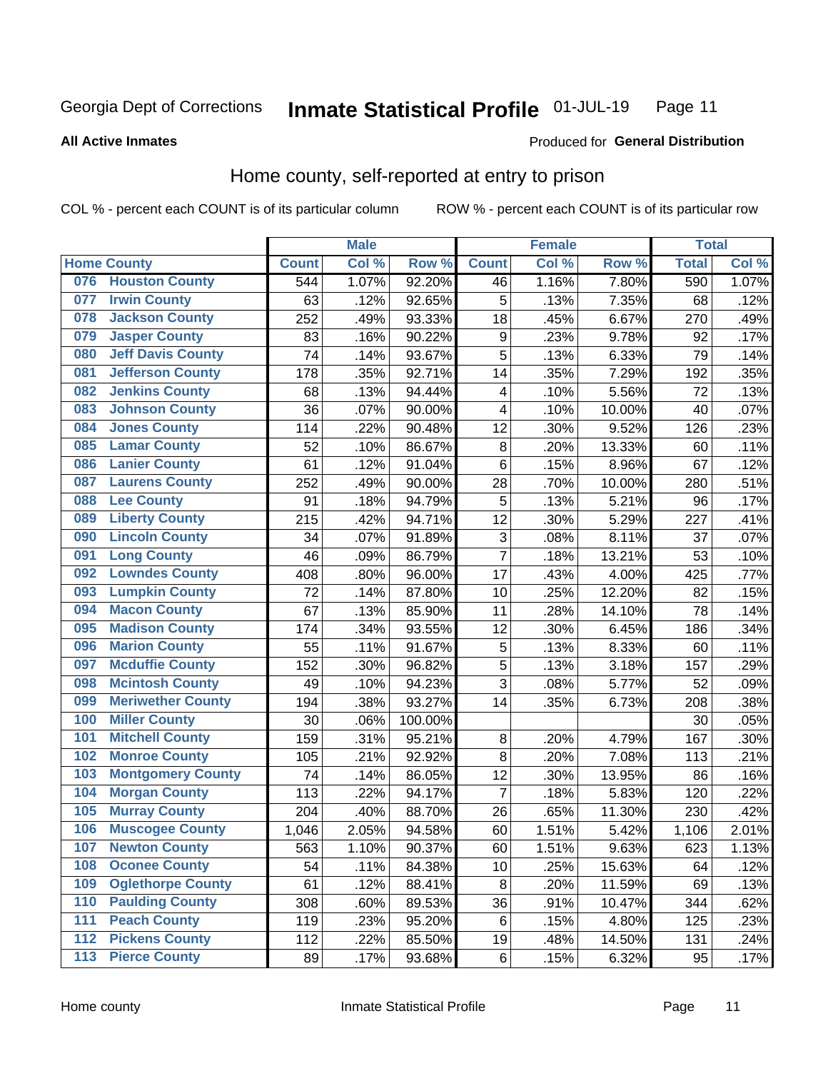Georgia Dept of Corrections **Inmate Statistical Profile** 01-JUL-19

**All Active Inmates**

Produced for **General Distribution**

## Home county, self-reported at entry to prison

COL % - percent each COUNT is of its particular column ROW % - percent each COUNT is of its particular row

| Home County | | Male | | | Female | | | Total | |
|---|---|---|---|---|---|---|---|---|---|
| | | Count | Col % | Row % | Count | Col % | Row % | Total | Col % |
| 076 | Houston County | 544 | 1.07% | 92.20% | 46 | 1.16% | 7.80% | 590 | 1.07% |
| 077 | Irwin County | 63 | .12% | 92.65% | 5 | .13% | 7.35% | 68 | .12% |
| 078 | Jackson County | 252 | .49% | 93.33% | 18 | .45% | 6.67% | 270 | .49% |
| 079 | Jasper County | 83 | .16% | 90.22% | 9 | .23% | 9.78% | 92 | .17% |
| 080 | Jeff Davis County | 74 | .14% | 93.67% | 5 | .13% | 6.33% | 79 | .14% |
| 081 | Jefferson County | 178 | .35% | 92.71% | 14 | .35% | 7.29% | 192 | .35% |
| 082 | Jenkins County | 68 | .13% | 94.44% | 4 | .10% | 5.56% | 72 | .13% |
| 083 | Johnson County | 36 | .07% | 90.00% | 4 | .10% | 10.00% | 40 | .07% |
| 084 | Jones County | 114 | .22% | 90.48% | 12 | .30% | 9.52% | 126 | .23% |
| 085 | Lamar County | 52 | .10% | 86.67% | 8 | .20% | 13.33% | 60 | .11% |
| 086 | Lanier County | 61 | .12% | 91.04% | 6 | .15% | 8.96% | 67 | .12% |
| 087 | Laurens County | 252 | .49% | 90.00% | 28 | .70% | 10.00% | 280 | .51% |
| 088 | Lee County | 91 | .18% | 94.79% | 5 | .13% | 5.21% | 96 | .17% |
| 089 | Liberty County | 215 | .42% | 94.71% | 12 | .30% | 5.29% | 227 | .41% |
| 090 | Lincoln County | 34 | .07% | 91.89% | 3 | .08% | 8.11% | 37 | .07% |
| 091 | Long County | 46 | .09% | 86.79% | 7 | .18% | 13.21% | 53 | .10% |
| 092 | Lowndes County | 408 | .80% | 96.00% | 17 | .43% | 4.00% | 425 | .77% |
| 093 | Lumpkin County | 72 | .14% | 87.80% | 10 | .25% | 12.20% | 82 | .15% |
| 094 | Macon County | 67 | .13% | 85.90% | 11 | .28% | 14.10% | 78 | .14% |
| 095 | Madison County | 174 | .34% | 93.55% | 12 | .30% | 6.45% | 186 | .34% |
| 096 | Marion County | 55 | .11% | 91.67% | 5 | .13% | 8.33% | 60 | .11% |
| 097 | Mcduffie County | 152 | .30% | 96.82% | 5 | .13% | 3.18% | 157 | .29% |
| 098 | Mcintosh County | 49 | .10% | 94.23% | 3 | .08% | 5.77% | 52 | .09% |
| 099 | Meriwether County | 194 | .38% | 93.27% | 14 | .35% | 6.73% | 208 | .38% |
| 100 | Miller County | 30 | .06% | 100.00% | | | | 30 | .05% |
| 101 | Mitchell County | 159 | .31% | 95.21% | 8 | .20% | 4.79% | 167 | .30% |
| 102 | Monroe County | 105 | .21% | 92.92% | 8 | .20% | 7.08% | 113 | .21% |
| 103 | Montgomery County | 74 | .14% | 86.05% | 12 | .30% | 13.95% | 86 | .16% |
| 104 | Morgan County | 113 | .22% | 94.17% | 7 | .18% | 5.83% | 120 | .22% |
| 105 | Murray County | 204 | .40% | 88.70% | 26 | .65% | 11.30% | 230 | .42% |
| 106 | Muscogee County | 1,046 | 2.05% | 94.58% | 60 | 1.51% | 5.42% | 1,106 | 2.01% |
| 107 | Newton County | 563 | 1.10% | 90.37% | 60 | 1.51% | 9.63% | 623 | 1.13% |
| 108 | Oconee County | 54 | .11% | 84.38% | 10 | .25% | 15.63% | 64 | .12% |
| 109 | Oglethorpe County | 61 | .12% | 88.41% | 8 | .20% | 11.59% | 69 | .13% |
| 110 | Paulding County | 308 | .60% | 89.53% | 36 | .91% | 10.47% | 344 | .62% |
| 111 | Peach County | 119 | .23% | 95.20% | 6 | .15% | 4.80% | 125 | .23% |
| 112 | Pickens County | 112 | .22% | 85.50% | 19 | .48% | 14.50% | 131 | .24% |
| 113 | Pierce County | 89 | .17% | 93.68% | 6 | .15% | 6.32% | 95 | .17% |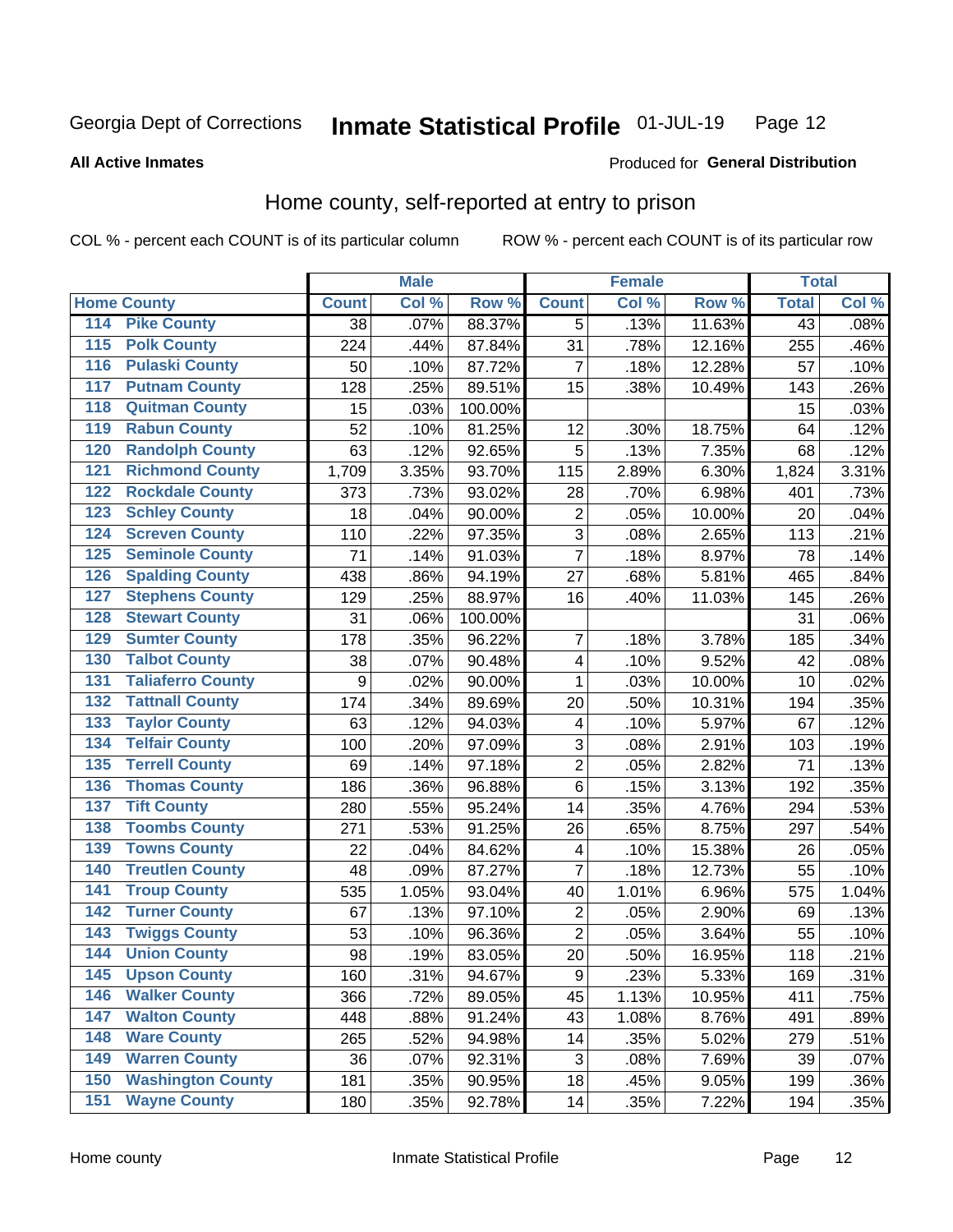Georgia Dept of Corrections **Inmate Statistical Profile** 01-JUL-19

**All Active Inmates**

Produced for **General Distribution**

## Home county, self-reported at entry to prison

COL % - percent each COUNT is of its particular column ROW % - percent each COUNT is of its particular row

| Home County | | Male | | | Female | | | Total | |
|---|---|---|---|---|---|---|---|---|---|
| | | Count | Col % | Row % | Count | Col % | Row % | Total | Col % |
| 114 | Pike County | 38 | .07% | 88.37% | 5 | .13% | 11.63% | 43 | .08% |
| 115 | Polk County | 224 | .44% | 87.84% | 31 | .78% | 12.16% | 255 | .46% |
| 116 | Pulaski County | 50 | .10% | 87.72% | 7 | .18% | 12.28% | 57 | .10% |
| 117 | Putnam County | 128 | .25% | 89.51% | 15 | .38% | 10.49% | 143 | .26% |
| 118 | Quitman County | 15 | .03% | 100.00% | | | | 15 | .03% |
| 119 | Rabun County | 52 | .10% | 81.25% | 12 | .30% | 18.75% | 64 | .12% |
| 120 | Randolph County | 63 | .12% | 92.65% | 5 | .13% | 7.35% | 68 | .12% |
| 121 | Richmond County | 1,709 | 3.35% | 93.70% | 115 | 2.89% | 6.30% | 1,824 | 3.31% |
| 122 | Rockdale County | 373 | .73% | 93.02% | 28 | .70% | 6.98% | 401 | .73% |
| 123 | Schley County | 18 | .04% | 90.00% | 2 | .05% | 10.00% | 20 | .04% |
| 124 | Screven County | 110 | .22% | 97.35% | 3 | .08% | 2.65% | 113 | .21% |
| 125 | Seminole County | 71 | .14% | 91.03% | 7 | .18% | 8.97% | 78 | .14% |
| 126 | Spalding County | 438 | .86% | 94.19% | 27 | .68% | 5.81% | 465 | .84% |
| 127 | Stephens County | 129 | .25% | 88.97% | 16 | .40% | 11.03% | 145 | .26% |
| 128 | Stewart County | 31 | .06% | 100.00% | | | | 31 | .06% |
| 129 | Sumter County | 178 | .35% | 96.22% | 7 | .18% | 3.78% | 185 | .34% |
| 130 | Talbot County | 38 | .07% | 90.48% | 4 | .10% | 9.52% | 42 | .08% |
| 131 | Taliaferro County | 9 | .02% | 90.00% | 1 | .03% | 10.00% | 10 | .02% |
| 132 | Tattnall County | 174 | .34% | 89.69% | 20 | .50% | 10.31% | 194 | .35% |
| 133 | Taylor County | 63 | .12% | 94.03% | 4 | .10% | 5.97% | 67 | .12% |
| 134 | Telfair County | 100 | .20% | 97.09% | 3 | .08% | 2.91% | 103 | .19% |
| 135 | Terrell County | 69 | .14% | 97.18% | 2 | .05% | 2.82% | 71 | .13% |
| 136 | Thomas County | 186 | .36% | 96.88% | 6 | .15% | 3.13% | 192 | .35% |
| 137 | Tift County | 280 | .55% | 95.24% | 14 | .35% | 4.76% | 294 | .53% |
| 138 | Toombs County | 271 | .53% | 91.25% | 26 | .65% | 8.75% | 297 | .54% |
| 139 | Towns County | 22 | .04% | 84.62% | 4 | .10% | 15.38% | 26 | .05% |
| 140 | Treutlen County | 48 | .09% | 87.27% | 7 | .18% | 12.73% | 55 | .10% |
| 141 | Troup County | 535 | 1.05% | 93.04% | 40 | 1.01% | 6.96% | 575 | 1.04% |
| 142 | Turner County | 67 | .13% | 97.10% | 2 | .05% | 2.90% | 69 | .13% |
| 143 | Twiggs County | 53 | .10% | 96.36% | 2 | .05% | 3.64% | 55 | .10% |
| 144 | Union County | 98 | .19% | 83.05% | 20 | .50% | 16.95% | 118 | .21% |
| 145 | Upson County | 160 | .31% | 94.67% | 9 | .23% | 5.33% | 169 | .31% |
| 146 | Walker County | 366 | .72% | 89.05% | 45 | 1.13% | 10.95% | 411 | .75% |
| 147 | Walton County | 448 | .88% | 91.24% | 43 | 1.08% | 8.76% | 491 | .89% |
| 148 | Ware County | 265 | .52% | 94.98% | 14 | .35% | 5.02% | 279 | .51% |
| 149 | Warren County | 36 | .07% | 92.31% | 3 | .08% | 7.69% | 39 | .07% |
| 150 | Washington County | 181 | .35% | 90.95% | 18 | .45% | 9.05% | 199 | .36% |
| 151 | Wayne County | 180 | .35% | 92.78% | 14 | .35% | 7.22% | 194 | .35% |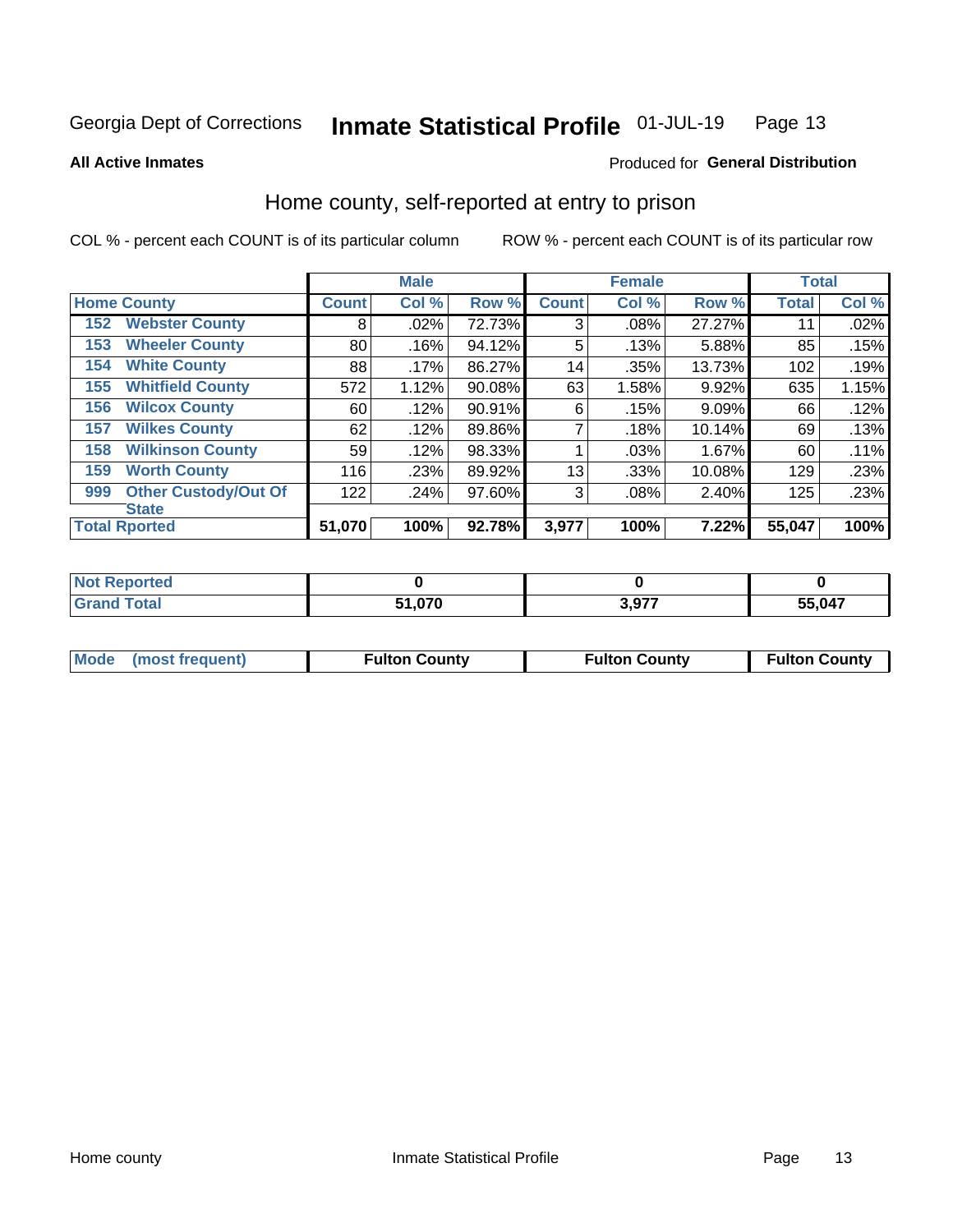Georgia Dept of Corrections **Inmate Statistical Profile** 01-JUL-19

**All Active Inmates**

Produced for **General Distribution**

## Home county, self-reported at entry to prison

COL % - percent each COUNT is of its particular column ROW % - percent each COUNT is of its particular row

| Home County | | Male | | | Female | | | Total | |
|---|---|---|---|---|---|---|---|---|---|
| | | Count | Col % | Row % | Count | Col % | Row % | Total | Col % |
| 152 | Webster County | 8 | .02% | 72.73% | 3 | .08% | 27.27% | 11 | .02% |
| 153 | Wheeler County | 80 | .16% | 94.12% | 5 | .13% | 5.88% | 85 | .15% |
| 154 | White County | 88 | .17% | 86.27% | 14 | .35% | 13.73% | 102 | .19% |
| 155 | Whitfield County | 572 | 1.12% | 90.08% | 63 | 1.58% | 9.92% | 635 | 1.15% |
| 156 | Wilcox County | 60 | .12% | 90.91% | 6 | .15% | 9.09% | 66 | .12% |
| 157 | Wilkes County | 62 | .12% | 89.86% | 7 | .18% | 10.14% | 69 | .13% |
| 158 | Wilkinson County | 59 | .12% | 98.33% | 1 | .03% | 1.67% | 60 | .11% |
| 159 | Worth County | 116 | .23% | 89.92% | 13 | .33% | 10.08% | 129 | .23% |
| 999 | Other Custody/Out Of State | 122 | .24% | 97.60% | 3 | .08% | 2.40% | 125 | .23% |
| Total Rported | | 51,070 | 100% | 92.78% | 3,977 | 100% | 7.22% | 55,047 | 100% |

| | Male | Female | Total |
|---|---|---|---|
| Not Reported | 0 | 0 | 0 |
| Grand Total | 51,070 | 3,977 | 55,047 |

| | Male | Female | Total |
|---|---|---|---|
| Mode (most frequent) | Fulton County | Fulton County | Fulton County |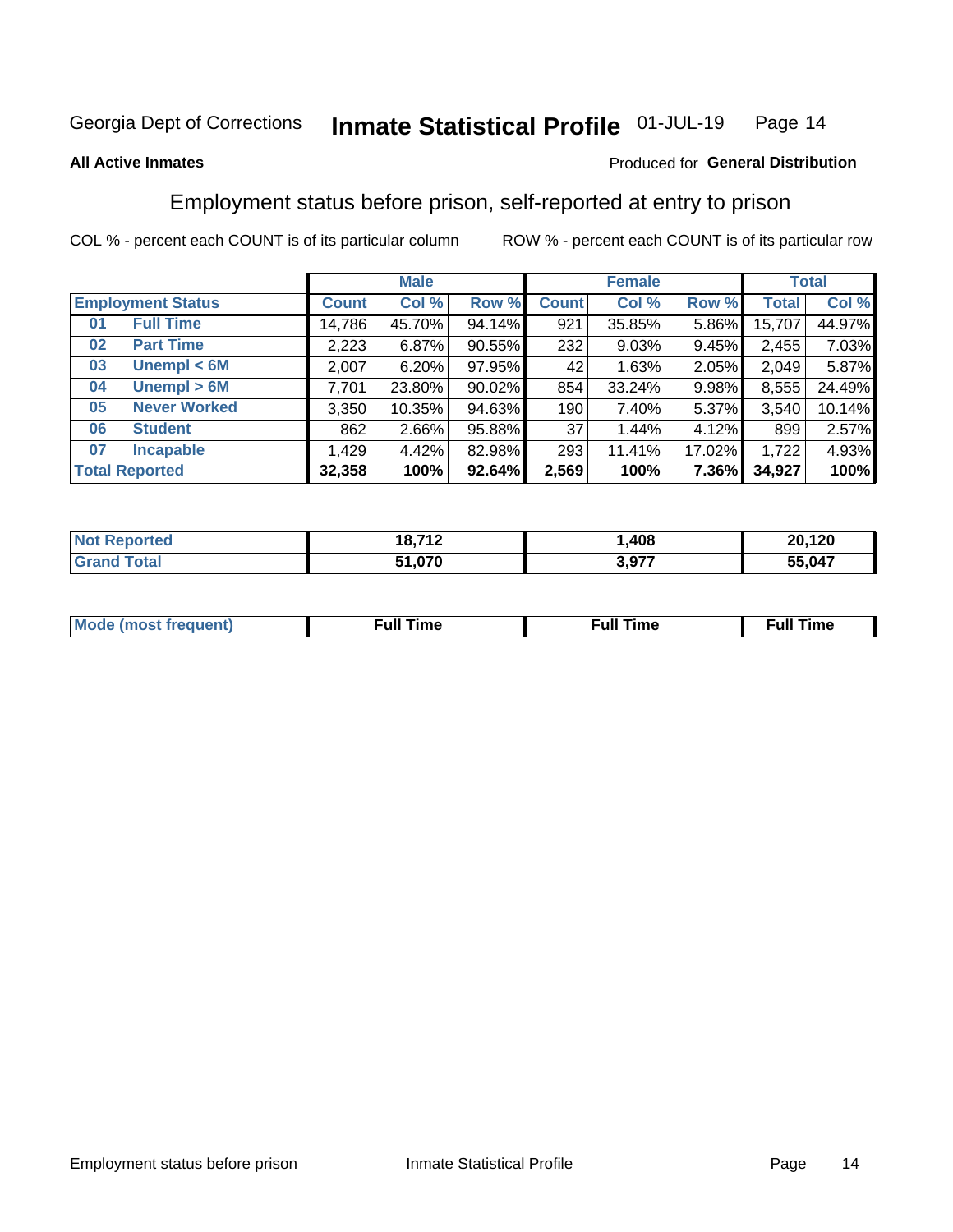Georgia Dept of Corrections **Inmate Statistical Profile** 01-JUL-19

**All Active Inmates**

Produced for **General Distribution**

## Employment status before prison, self-reported at entry to prison

COL % - percent each COUNT is of its particular column ROW % - percent each COUNT is of its particular row

| Employment Status | | Male | | | Female | | | Total | |
|---|---|---|---|---|---|---|---|---|---|
| | | Count | Col % | Row % | Count | Col % | Row % | Total | Col % |
| 01 | Full Time | 14,786 | 45.70% | 94.14% | 921 | 35.85% | 5.86% | 15,707 | 44.97% |
| 02 | Part Time | 2,223 | 6.87% | 90.55% | 232 | 9.03% | 9.45% | 2,455 | 7.03% |
| 03 | Unempl < 6M | 2,007 | 6.20% | 97.95% | 42 | 1.63% | 2.05% | 2,049 | 5.87% |
| 04 | Unempl > 6M | 7,701 | 23.80% | 90.02% | 854 | 33.24% | 9.98% | 8,555 | 24.49% |
| 05 | Never Worked | 3,350 | 10.35% | 94.63% | 190 | 7.40% | 5.37% | 3,540 | 10.14% |
| 06 | Student | 862 | 2.66% | 95.88% | 37 | 1.44% | 4.12% | 899 | 2.57% |
| 07 | Incapable | 1,429 | 4.42% | 82.98% | 293 | 11.41% | 17.02% | 1,722 | 4.93% |
| **Total Reported** | | **32,358** | **100%** | **92.64%** | **2,569** | **100%** | **7.36%** | **34,927** | **100%** |

| | Male | Female | Total |
|---|---|---|---|
| Not Reported | **18,712** | **1,408** | **20,120** |
| Grand Total | **51,070** | **3,977** | **55,047** |

| | Male | Female | Total |
|---|---|---|---|
| Mode (most frequent) | **Full Time** | **Full Time** | **Full Time** |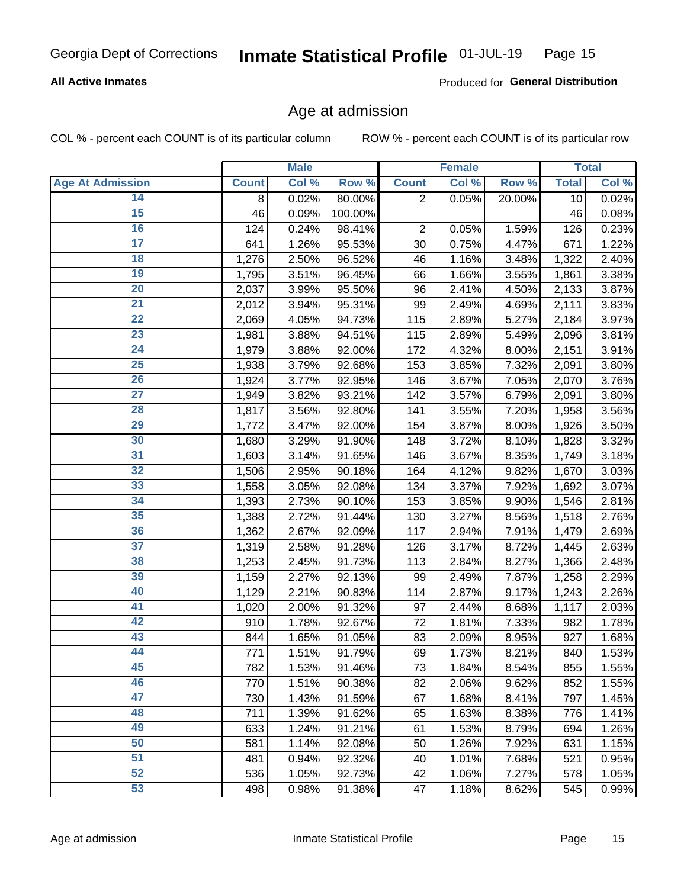**All Active Inmates**

Produced for **General Distribution**

## Age at admission

COL % - percent each COUNT is of its particular column

ROW % - percent each COUNT is of its particular row

| Age At Admission | Male | | | Female | | | Total | |
|---|---|---|---|---|---|---|---|---|
| | Count | Col % | Row % | Count | Col % | Row % | Total | Col % |
| 14 | 8 | 0.02% | 80.00% | 2 | 0.05% | 20.00% | 10 | 0.02% |
| 15 | 46 | 0.09% | 100.00% | | | | 46 | 0.08% |
| 16 | 124 | 0.24% | 98.41% | 2 | 0.05% | 1.59% | 126 | 0.23% |
| 17 | 641 | 1.26% | 95.53% | 30 | 0.75% | 4.47% | 671 | 1.22% |
| 18 | 1,276 | 2.50% | 96.52% | 46 | 1.16% | 3.48% | 1,322 | 2.40% |
| 19 | 1,795 | 3.51% | 96.45% | 66 | 1.66% | 3.55% | 1,861 | 3.38% |
| 20 | 2,037 | 3.99% | 95.50% | 96 | 2.41% | 4.50% | 2,133 | 3.87% |
| 21 | 2,012 | 3.94% | 95.31% | 99 | 2.49% | 4.69% | 2,111 | 3.83% |
| 22 | 2,069 | 4.05% | 94.73% | 115 | 2.89% | 5.27% | 2,184 | 3.97% |
| 23 | 1,981 | 3.88% | 94.51% | 115 | 2.89% | 5.49% | 2,096 | 3.81% |
| 24 | 1,979 | 3.88% | 92.00% | 172 | 4.32% | 8.00% | 2,151 | 3.91% |
| 25 | 1,938 | 3.79% | 92.68% | 153 | 3.85% | 7.32% | 2,091 | 3.80% |
| 26 | 1,924 | 3.77% | 92.95% | 146 | 3.67% | 7.05% | 2,070 | 3.76% |
| 27 | 1,949 | 3.82% | 93.21% | 142 | 3.57% | 6.79% | 2,091 | 3.80% |
| 28 | 1,817 | 3.56% | 92.80% | 141 | 3.55% | 7.20% | 1,958 | 3.56% |
| 29 | 1,772 | 3.47% | 92.00% | 154 | 3.87% | 8.00% | 1,926 | 3.50% |
| 30 | 1,680 | 3.29% | 91.90% | 148 | 3.72% | 8.10% | 1,828 | 3.32% |
| 31 | 1,603 | 3.14% | 91.65% | 146 | 3.67% | 8.35% | 1,749 | 3.18% |
| 32 | 1,506 | 2.95% | 90.18% | 164 | 4.12% | 9.82% | 1,670 | 3.03% |
| 33 | 1,558 | 3.05% | 92.08% | 134 | 3.37% | 7.92% | 1,692 | 3.07% |
| 34 | 1,393 | 2.73% | 90.10% | 153 | 3.85% | 9.90% | 1,546 | 2.81% |
| 35 | 1,388 | 2.72% | 91.44% | 130 | 3.27% | 8.56% | 1,518 | 2.76% |
| 36 | 1,362 | 2.67% | 92.09% | 117 | 2.94% | 7.91% | 1,479 | 2.69% |
| 37 | 1,319 | 2.58% | 91.28% | 126 | 3.17% | 8.72% | 1,445 | 2.63% |
| 38 | 1,253 | 2.45% | 91.73% | 113 | 2.84% | 8.27% | 1,366 | 2.48% |
| 39 | 1,159 | 2.27% | 92.13% | 99 | 2.49% | 7.87% | 1,258 | 2.29% |
| 40 | 1,129 | 2.21% | 90.83% | 114 | 2.87% | 9.17% | 1,243 | 2.26% |
| 41 | 1,020 | 2.00% | 91.32% | 97 | 2.44% | 8.68% | 1,117 | 2.03% |
| 42 | 910 | 1.78% | 92.67% | 72 | 1.81% | 7.33% | 982 | 1.78% |
| 43 | 844 | 1.65% | 91.05% | 83 | 2.09% | 8.95% | 927 | 1.68% |
| 44 | 771 | 1.51% | 91.79% | 69 | 1.73% | 8.21% | 840 | 1.53% |
| 45 | 782 | 1.53% | 91.46% | 73 | 1.84% | 8.54% | 855 | 1.55% |
| 46 | 770 | 1.51% | 90.38% | 82 | 2.06% | 9.62% | 852 | 1.55% |
| 47 | 730 | 1.43% | 91.59% | 67 | 1.68% | 8.41% | 797 | 1.45% |
| 48 | 711 | 1.39% | 91.62% | 65 | 1.63% | 8.38% | 776 | 1.41% |
| 49 | 633 | 1.24% | 91.21% | 61 | 1.53% | 8.79% | 694 | 1.26% |
| 50 | 581 | 1.14% | 92.08% | 50 | 1.26% | 7.92% | 631 | 1.15% |
| 51 | 481 | 0.94% | 92.32% | 40 | 1.01% | 7.68% | 521 | 0.95% |
| 52 | 536 | 1.05% | 92.73% | 42 | 1.06% | 7.27% | 578 | 1.05% |
| 53 | 498 | 0.98% | 91.38% | 47 | 1.18% | 8.62% | 545 | 0.99% |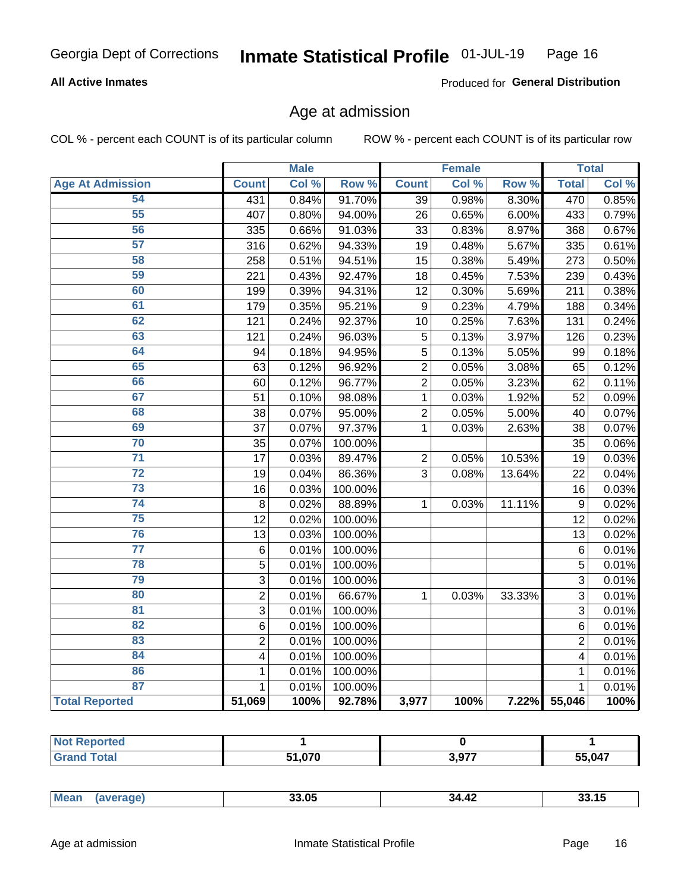Georgia Dept of Corrections **Inmate Statistical Profile** 01-JUL-19

**All Active Inmates**

Produced for **General Distribution**

## Age at admission

COL % - percent each COUNT is of its particular column ROW % - percent each COUNT is of its particular row

| | Male | | | Female | | | Total | |
|---|---|---|---|---|---|---|---|---|
| **Age At Admission** | **Count** | **Col %** | **Row %** | **Count** | **Col %** | **Row %** | **Total** | **Col %** |
| 54 | 431 | 0.84% | 91.70% | 39 | 0.98% | 8.30% | 470 | 0.85% |
| 55 | 407 | 0.80% | 94.00% | 26 | 0.65% | 6.00% | 433 | 0.79% |
| 56 | 335 | 0.66% | 91.03% | 33 | 0.83% | 8.97% | 368 | 0.67% |
| 57 | 316 | 0.62% | 94.33% | 19 | 0.48% | 5.67% | 335 | 0.61% |
| 58 | 258 | 0.51% | 94.51% | 15 | 0.38% | 5.49% | 273 | 0.50% |
| 59 | 221 | 0.43% | 92.47% | 18 | 0.45% | 7.53% | 239 | 0.43% |
| 60 | 199 | 0.39% | 94.31% | 12 | 0.30% | 5.69% | 211 | 0.38% |
| 61 | 179 | 0.35% | 95.21% | 9 | 0.23% | 4.79% | 188 | 0.34% |
| 62 | 121 | 0.24% | 92.37% | 10 | 0.25% | 7.63% | 131 | 0.24% |
| 63 | 121 | 0.24% | 96.03% | 5 | 0.13% | 3.97% | 126 | 0.23% |
| 64 | 94 | 0.18% | 94.95% | 5 | 0.13% | 5.05% | 99 | 0.18% |
| 65 | 63 | 0.12% | 96.92% | 2 | 0.05% | 3.08% | 65 | 0.12% |
| 66 | 60 | 0.12% | 96.77% | 2 | 0.05% | 3.23% | 62 | 0.11% |
| 67 | 51 | 0.10% | 98.08% | 1 | 0.03% | 1.92% | 52 | 0.09% |
| 68 | 38 | 0.07% | 95.00% | 2 | 0.05% | 5.00% | 40 | 0.07% |
| 69 | 37 | 0.07% | 97.37% | 1 | 0.03% | 2.63% | 38 | 0.07% |
| 70 | 35 | 0.07% | 100.00% | | | | 35 | 0.06% |
| 71 | 17 | 0.03% | 89.47% | 2 | 0.05% | 10.53% | 19 | 0.03% |
| 72 | 19 | 0.04% | 86.36% | 3 | 0.08% | 13.64% | 22 | 0.04% |
| 73 | 16 | 0.03% | 100.00% | | | | 16 | 0.03% |
| 74 | 8 | 0.02% | 88.89% | 1 | 0.03% | 11.11% | 9 | 0.02% |
| 75 | 12 | 0.02% | 100.00% | | | | 12 | 0.02% |
| 76 | 13 | 0.03% | 100.00% | | | | 13 | 0.02% |
| 77 | 6 | 0.01% | 100.00% | | | | 6 | 0.01% |
| 78 | 5 | 0.01% | 100.00% | | | | 5 | 0.01% |
| 79 | 3 | 0.01% | 100.00% | | | | 3 | 0.01% |
| 80 | 2 | 0.01% | 66.67% | 1 | 0.03% | 33.33% | 3 | 0.01% |
| 81 | 3 | 0.01% | 100.00% | | | | 3 | 0.01% |
| 82 | 6 | 0.01% | 100.00% | | | | 6 | 0.01% |
| 83 | 2 | 0.01% | 100.00% | | | | 2 | 0.01% |
| 84 | 4 | 0.01% | 100.00% | | | | 4 | 0.01% |
| 86 | 1 | 0.01% | 100.00% | | | | 1 | 0.01% |
| 87 | 1 | 0.01% | 100.00% | | | | 1 | 0.01% |
| **Total Reported** | **51,069** | **100%** | **92.78%** | **3,977** | **100%** | **7.22%** | **55,046** | **100%** |

| | Male | Female | Total |
|---|---|---|---|
| **Not Reported** | **1** | **0** | **1** |
| **Grand Total** | **51,070** | **3,977** | **55,047** |

| | Male | Female | Total |
|---|---|---|---|
| **Mean (average)** | **33.05** | **34.42** | **33.15** |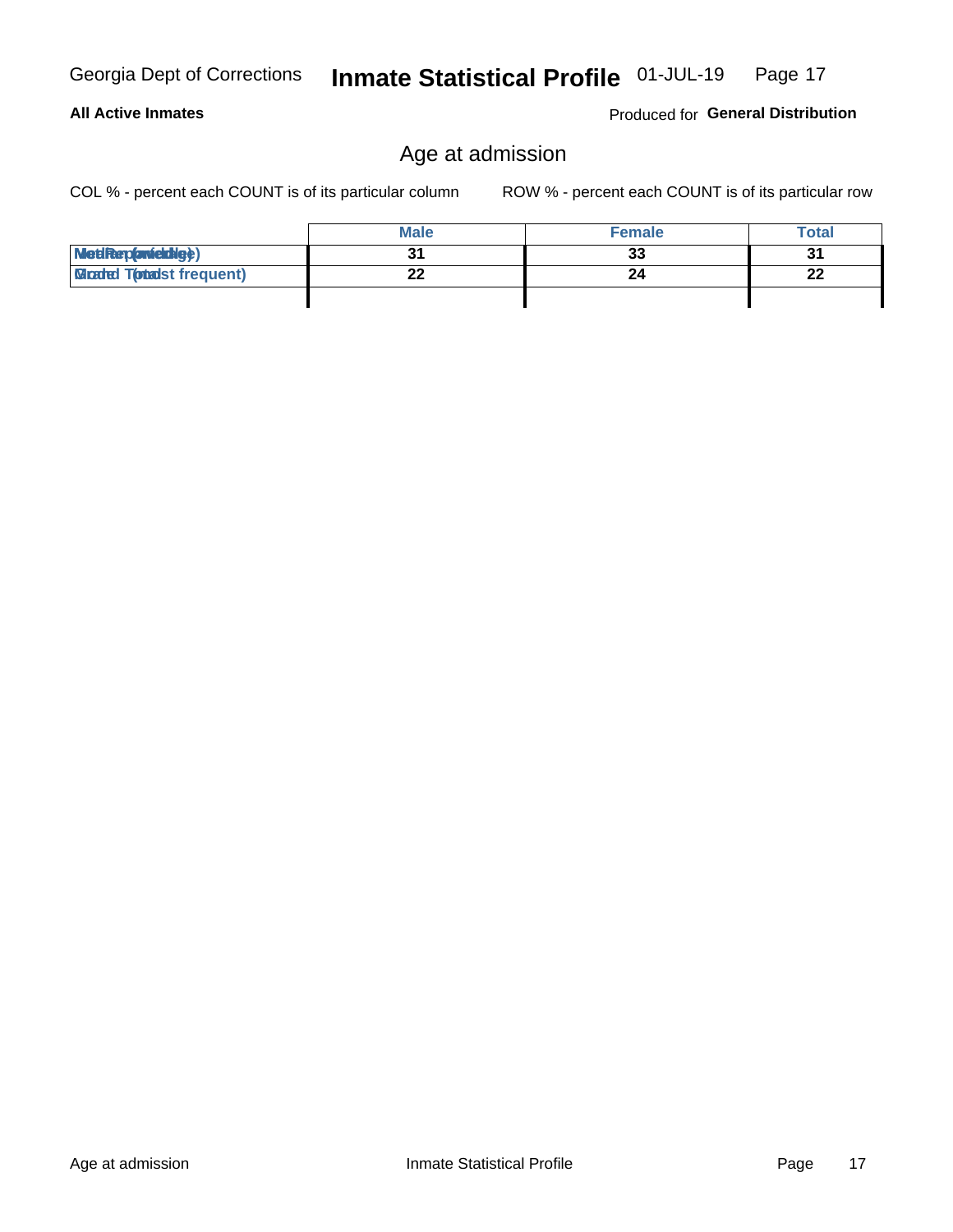## Age at admission

COL % - percent each COUNT is of its particular column

ROW % - percent each COUNT is of its particular row

| | Male | Female | Total |
|---|---|---|---|
| Median (middle) | 31 | 33 | 31 |
| Mode (most frequent) | 22 | 24 | 22 |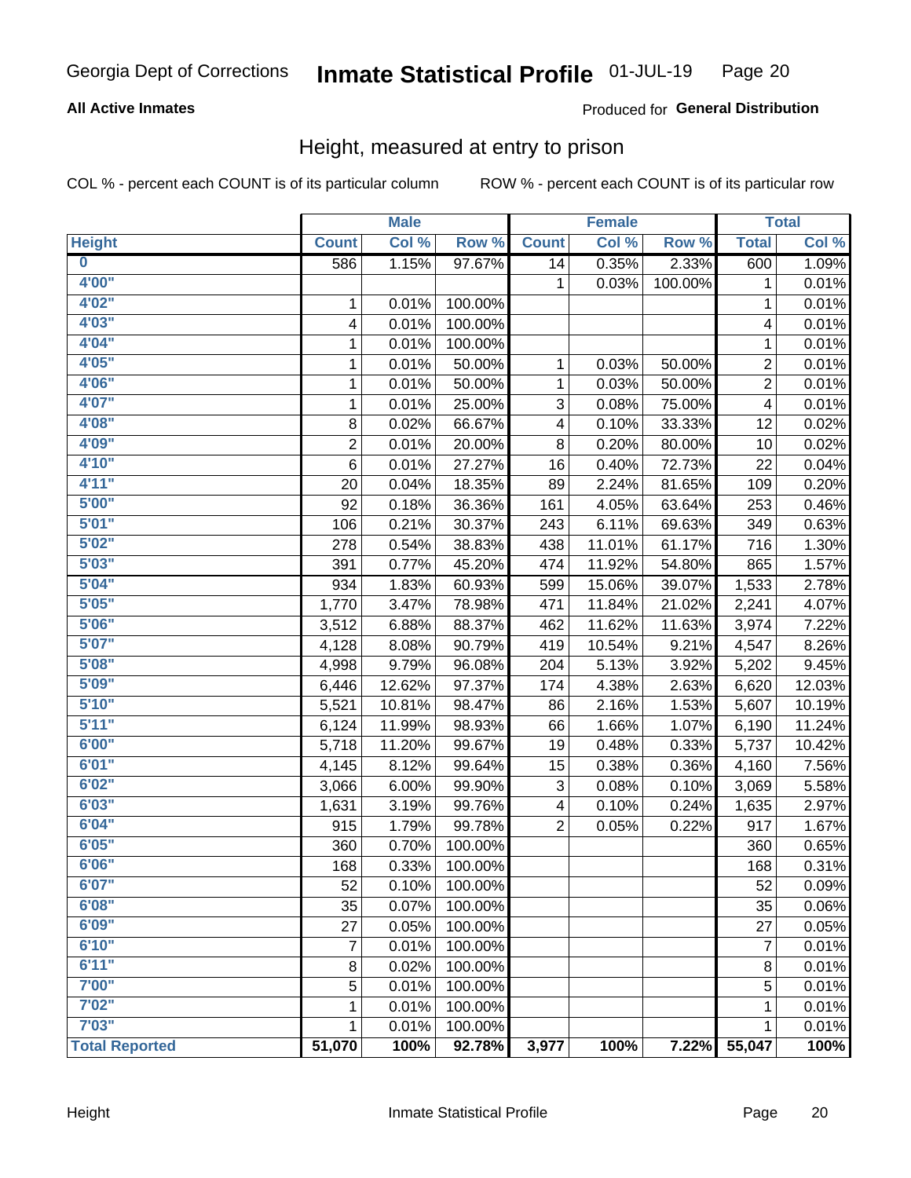Georgia Dept of Corrections **Inmate Statistical Profile** 01-JUL-19

**All Active Inmates**

Produced for **General Distribution**

## Height, measured at entry to prison

COL % - percent each COUNT is of its particular column ROW % - percent each COUNT is of its particular row

| | Male | | | Female | | | Total | |
|---|---|---|---|---|---|---|---|---|
| **Height** | **Count** | **Col %** | **Row %** | **Count** | **Col %** | **Row %** | **Total** | **Col %** |
| 0 | 586 | 1.15% | 97.67% | 14 | 0.35% | 2.33% | 600 | 1.09% |
| 4'00" | | | | 1 | 0.03% | 100.00% | 1 | 0.01% |
| 4'02" | 1 | 0.01% | 100.00% | | | | 1 | 0.01% |
| 4'03" | 4 | 0.01% | 100.00% | | | | 4 | 0.01% |
| 4'04" | 1 | 0.01% | 100.00% | | | | 1 | 0.01% |
| 4'05" | 1 | 0.01% | 50.00% | 1 | 0.03% | 50.00% | 2 | 0.01% |
| 4'06" | 1 | 0.01% | 50.00% | 1 | 0.03% | 50.00% | 2 | 0.01% |
| 4'07" | 1 | 0.01% | 25.00% | 3 | 0.08% | 75.00% | 4 | 0.01% |
| 4'08" | 8 | 0.02% | 66.67% | 4 | 0.10% | 33.33% | 12 | 0.02% |
| 4'09" | 2 | 0.01% | 20.00% | 8 | 0.20% | 80.00% | 10 | 0.02% |
| 4'10" | 6 | 0.01% | 27.27% | 16 | 0.40% | 72.73% | 22 | 0.04% |
| 4'11" | 20 | 0.04% | 18.35% | 89 | 2.24% | 81.65% | 109 | 0.20% |
| 5'00" | 92 | 0.18% | 36.36% | 161 | 4.05% | 63.64% | 253 | 0.46% |
| 5'01" | 106 | 0.21% | 30.37% | 243 | 6.11% | 69.63% | 349 | 0.63% |
| 5'02" | 278 | 0.54% | 38.83% | 438 | 11.01% | 61.17% | 716 | 1.30% |
| 5'03" | 391 | 0.77% | 45.20% | 474 | 11.92% | 54.80% | 865 | 1.57% |
| 5'04" | 934 | 1.83% | 60.93% | 599 | 15.06% | 39.07% | 1,533 | 2.78% |
| 5'05" | 1,770 | 3.47% | 78.98% | 471 | 11.84% | 21.02% | 2,241 | 4.07% |
| 5'06" | 3,512 | 6.88% | 88.37% | 462 | 11.62% | 11.63% | 3,974 | 7.22% |
| 5'07" | 4,128 | 8.08% | 90.79% | 419 | 10.54% | 9.21% | 4,547 | 8.26% |
| 5'08" | 4,998 | 9.79% | 96.08% | 204 | 5.13% | 3.92% | 5,202 | 9.45% |
| 5'09" | 6,446 | 12.62% | 97.37% | 174 | 4.38% | 2.63% | 6,620 | 12.03% |
| 5'10" | 5,521 | 10.81% | 98.47% | 86 | 2.16% | 1.53% | 5,607 | 10.19% |
| 5'11" | 6,124 | 11.99% | 98.93% | 66 | 1.66% | 1.07% | 6,190 | 11.24% |
| 6'00" | 5,718 | 11.20% | 99.67% | 19 | 0.48% | 0.33% | 5,737 | 10.42% |
| 6'01" | 4,145 | 8.12% | 99.64% | 15 | 0.38% | 0.36% | 4,160 | 7.56% |
| 6'02" | 3,066 | 6.00% | 99.90% | 3 | 0.08% | 0.10% | 3,069 | 5.58% |
| 6'03" | 1,631 | 3.19% | 99.76% | 4 | 0.10% | 0.24% | 1,635 | 2.97% |
| 6'04" | 915 | 1.79% | 99.78% | 2 | 0.05% | 0.22% | 917 | 1.67% |
| 6'05" | 360 | 0.70% | 100.00% | | | | 360 | 0.65% |
| 6'06" | 168 | 0.33% | 100.00% | | | | 168 | 0.31% |
| 6'07" | 52 | 0.10% | 100.00% | | | | 52 | 0.09% |
| 6'08" | 35 | 0.07% | 100.00% | | | | 35 | 0.06% |
| 6'09" | 27 | 0.05% | 100.00% | | | | 27 | 0.05% |
| 6'10" | 7 | 0.01% | 100.00% | | | | 7 | 0.01% |
| 6'11" | 8 | 0.02% | 100.00% | | | | 8 | 0.01% |
| 7'00" | 5 | 0.01% | 100.00% | | | | 5 | 0.01% |
| 7'02" | 1 | 0.01% | 100.00% | | | | 1 | 0.01% |
| 7'03" | 1 | 0.01% | 100.00% | | | | 1 | 0.01% |
| **Total Reported** | **51,070** | **100%** | **92.78%** | **3,977** | **100%** | **7.22%** | **55,047** | **100%** |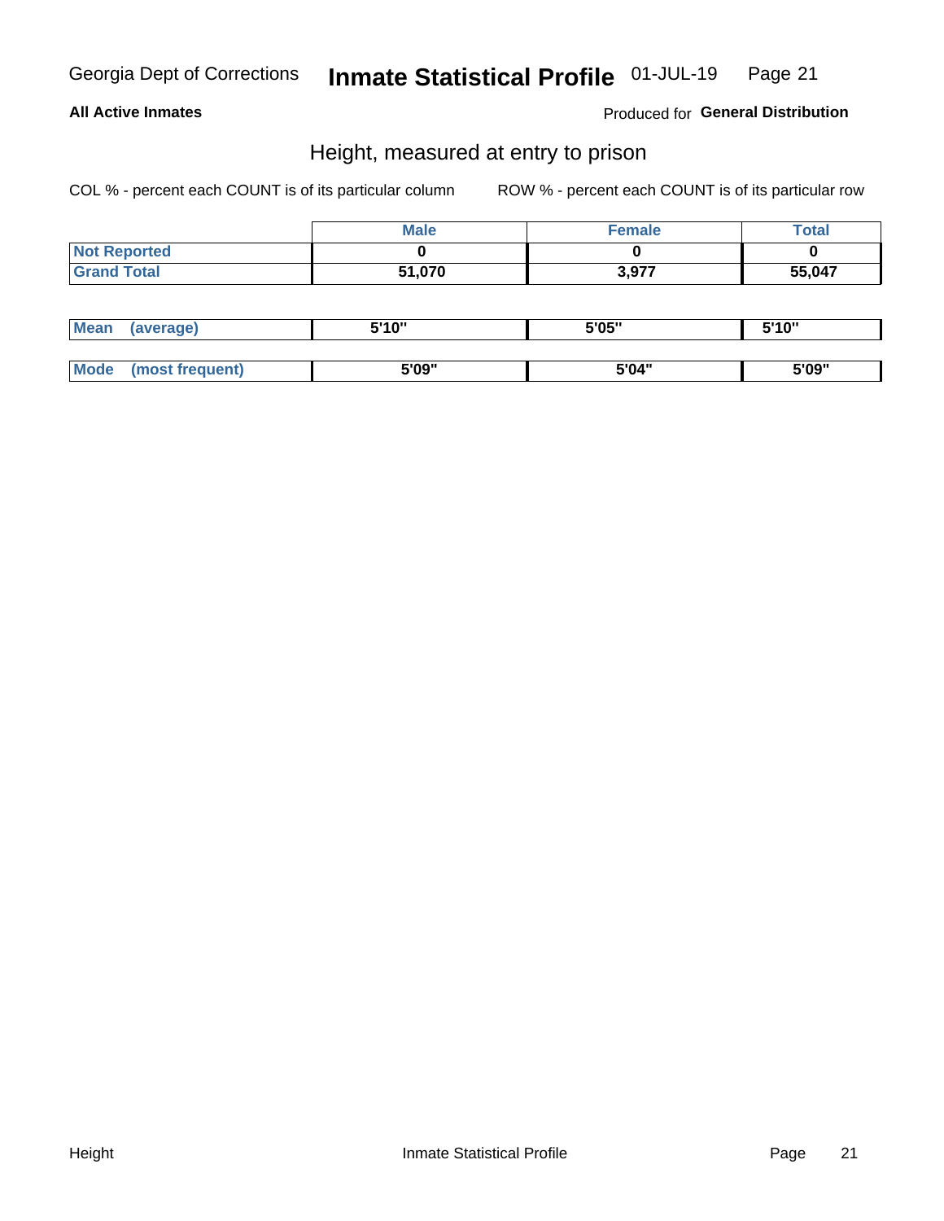Georgia Dept of Corrections **Inmate Statistical Profile** 01-JUL-19

**All Active Inmates**

Produced for **General Distribution**

## Height, measured at entry to prison

COL % - percent each COUNT is of its particular column

ROW % - percent each COUNT is of its particular row

| | Male | Female | Total |
|---|---|---|---|
| **Not Reported** | 0 | 0 | 0 |
| **Grand Total** | 51,070 | 3,977 | 55,047 |

| | Male | Female | Total |
|---|---|---|---|
| **Mean (average)** | 5'10" | 5'05" | 5'10" |
| **Mode (most frequent)** | 5'09" | 5'04" | 5'09" |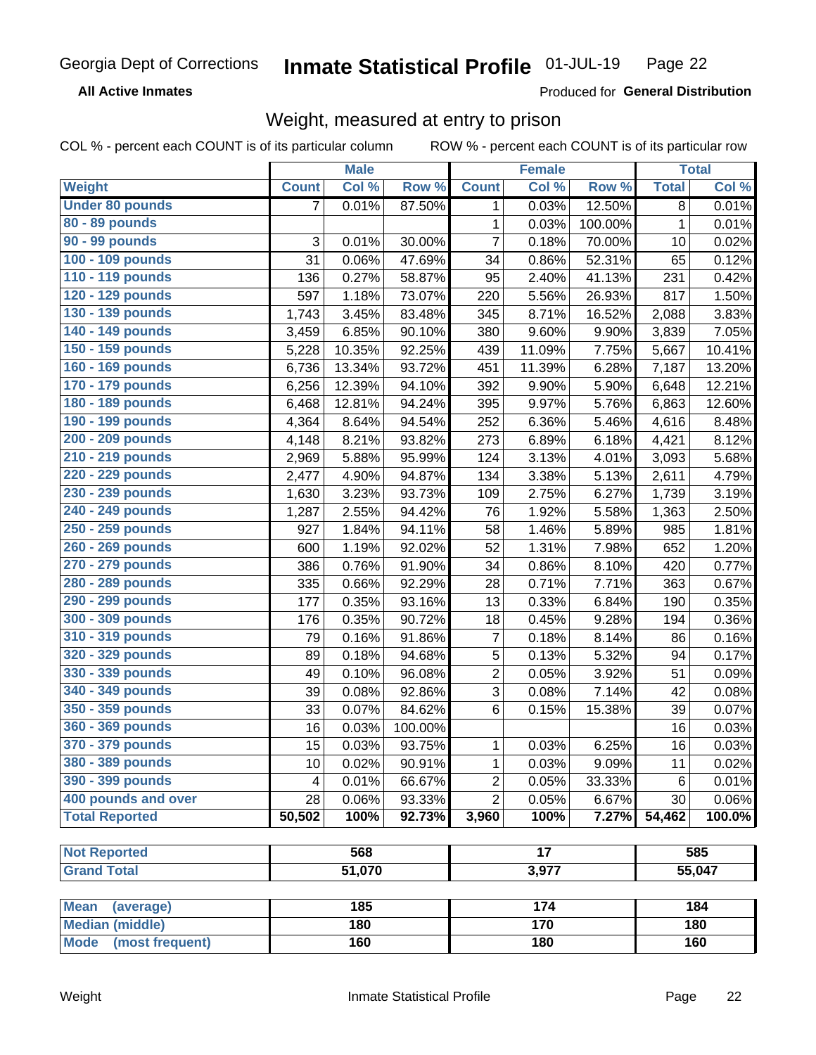Georgia Dept of Corrections **Inmate Statistical Profile** 01-JUL-19

**All Active Inmates**

Produced for **General Distribution**

## Weight, measured at entry to prison

COL % - percent each COUNT is of its particular column ROW % - percent each COUNT is of its particular row

| Weight | Male | | | Female | | | Total | |
|---|---|---|---|---|---|---|---|---|
| | Count | Col % | Row % | Count | Col % | Row % | Total | Col % |
| Under 80 pounds | 7 | 0.01% | 87.50% | 1 | 0.03% | 12.50% | 8 | 0.01% |
| 80 - 89 pounds | | | | 1 | 0.03% | 100.00% | 1 | 0.01% |
| 90 - 99 pounds | 3 | 0.01% | 30.00% | 7 | 0.18% | 70.00% | 10 | 0.02% |
| 100 - 109 pounds | 31 | 0.06% | 47.69% | 34 | 0.86% | 52.31% | 65 | 0.12% |
| 110 - 119 pounds | 136 | 0.27% | 58.87% | 95 | 2.40% | 41.13% | 231 | 0.42% |
| 120 - 129 pounds | 597 | 1.18% | 73.07% | 220 | 5.56% | 26.93% | 817 | 1.50% |
| 130 - 139 pounds | 1,743 | 3.45% | 83.48% | 345 | 8.71% | 16.52% | 2,088 | 3.83% |
| 140 - 149 pounds | 3,459 | 6.85% | 90.10% | 380 | 9.60% | 9.90% | 3,839 | 7.05% |
| 150 - 159 pounds | 5,228 | 10.35% | 92.25% | 439 | 11.09% | 7.75% | 5,667 | 10.41% |
| 160 - 169 pounds | 6,736 | 13.34% | 93.72% | 451 | 11.39% | 6.28% | 7,187 | 13.20% |
| 170 - 179 pounds | 6,256 | 12.39% | 94.10% | 392 | 9.90% | 5.90% | 6,648 | 12.21% |
| 180 - 189 pounds | 6,468 | 12.81% | 94.24% | 395 | 9.97% | 5.76% | 6,863 | 12.60% |
| 190 - 199 pounds | 4,364 | 8.64% | 94.54% | 252 | 6.36% | 5.46% | 4,616 | 8.48% |
| 200 - 209 pounds | 4,148 | 8.21% | 93.82% | 273 | 6.89% | 6.18% | 4,421 | 8.12% |
| 210 - 219 pounds | 2,969 | 5.88% | 95.99% | 124 | 3.13% | 4.01% | 3,093 | 5.68% |
| 220 - 229 pounds | 2,477 | 4.90% | 94.87% | 134 | 3.38% | 5.13% | 2,611 | 4.79% |
| 230 - 239 pounds | 1,630 | 3.23% | 93.73% | 109 | 2.75% | 6.27% | 1,739 | 3.19% |
| 240 - 249 pounds | 1,287 | 2.55% | 94.42% | 76 | 1.92% | 5.58% | 1,363 | 2.50% |
| 250 - 259 pounds | 927 | 1.84% | 94.11% | 58 | 1.46% | 5.89% | 985 | 1.81% |
| 260 - 269 pounds | 600 | 1.19% | 92.02% | 52 | 1.31% | 7.98% | 652 | 1.20% |
| 270 - 279 pounds | 386 | 0.76% | 91.90% | 34 | 0.86% | 8.10% | 420 | 0.77% |
| 280 - 289 pounds | 335 | 0.66% | 92.29% | 28 | 0.71% | 7.71% | 363 | 0.67% |
| 290 - 299 pounds | 177 | 0.35% | 93.16% | 13 | 0.33% | 6.84% | 190 | 0.35% |
| 300 - 309 pounds | 176 | 0.35% | 90.72% | 18 | 0.45% | 9.28% | 194 | 0.36% |
| 310 - 319 pounds | 79 | 0.16% | 91.86% | 7 | 0.18% | 8.14% | 86 | 0.16% |
| 320 - 329 pounds | 89 | 0.18% | 94.68% | 5 | 0.13% | 5.32% | 94 | 0.17% |
| 330 - 339 pounds | 49 | 0.10% | 96.08% | 2 | 0.05% | 3.92% | 51 | 0.09% |
| 340 - 349 pounds | 39 | 0.08% | 92.86% | 3 | 0.08% | 7.14% | 42 | 0.08% |
| 350 - 359 pounds | 33 | 0.07% | 84.62% | 6 | 0.15% | 15.38% | 39 | 0.07% |
| 360 - 369 pounds | 16 | 0.03% | 100.00% | | | | 16 | 0.03% |
| 370 - 379 pounds | 15 | 0.03% | 93.75% | 1 | 0.03% | 6.25% | 16 | 0.03% |
| 380 - 389 pounds | 10 | 0.02% | 90.91% | 1 | 0.03% | 9.09% | 11 | 0.02% |
| 390 - 399 pounds | 4 | 0.01% | 66.67% | 2 | 0.05% | 33.33% | 6 | 0.01% |
| 400 pounds and over | 28 | 0.06% | 93.33% | 2 | 0.05% | 6.67% | 30 | 0.06% |
| **Total Reported** | **50,502** | **100%** | **92.73%** | **3,960** | **100%** | **7.27%** | **54,462** | **100.0%** |

| | Male | Female | Total |
|---|---|---|---|
| Not Reported | 568 | 17 | 585 |
| Grand Total | 51,070 | 3,977 | 55,047 |

| | Male | Female | Total |
|---|---|---|---|
| Mean (average) | 185 | 174 | 184 |
| Median (middle) | 180 | 170 | 180 |
| Mode (most frequent) | 160 | 180 | 160 |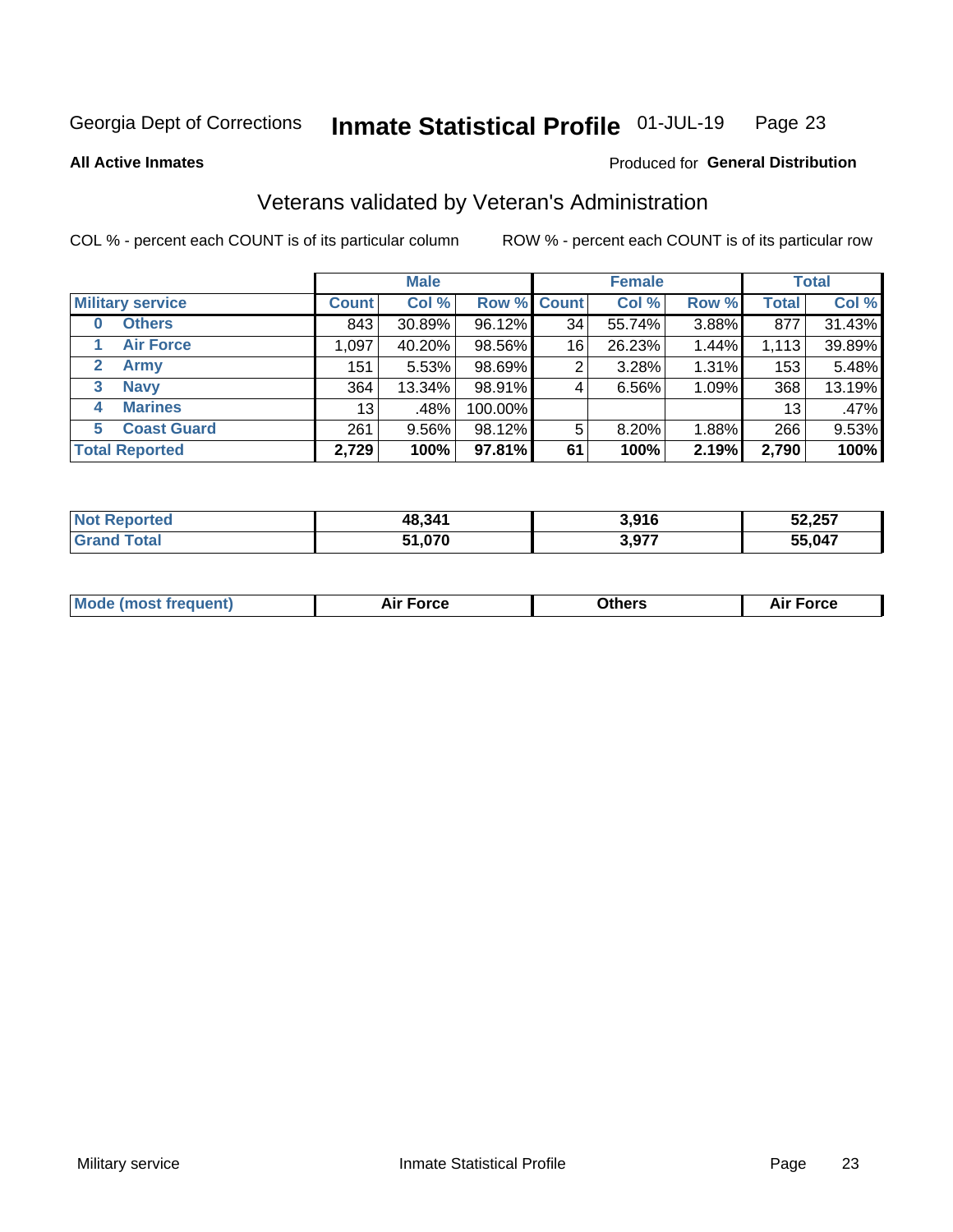Georgia Dept of Corrections **Inmate Statistical Profile** 01-JUL-19

**All Active Inmates**

Produced for **General Distribution**

## Veterans validated by Veteran's Administration

COL % - percent each COUNT is of its particular column ROW % - percent each COUNT is of its particular row

| | | Male | | | Female | | | Total | |
|---|---|---|---|---|---|---|---|---|---|
| **Military service** | | **Count** | **Col %** | **Row %** | **Count** | **Col %** | **Row %** | **Total** | **Col %** |
| 0 | Others | 843 | 30.89% | 96.12% | 34 | 55.74% | 3.88% | 877 | 31.43% |
| 1 | Air Force | 1,097 | 40.20% | 98.56% | 16 | 26.23% | 1.44% | 1,113 | 39.89% |
| 2 | Army | 151 | 5.53% | 98.69% | 2 | 3.28% | 1.31% | 153 | 5.48% |
| 3 | Navy | 364 | 13.34% | 98.91% | 4 | 6.56% | 1.09% | 368 | 13.19% |
| 4 | Marines | 13 | .48% | 100.00% | | | | 13 | .47% |
| 5 | Coast Guard | 261 | 9.56% | 98.12% | 5 | 8.20% | 1.88% | 266 | 9.53% |
| **Total Reported** | | **2,729** | **100%** | **97.81%** | **61** | **100%** | **2.19%** | **2,790** | **100%** |

| | Male | Female | Total |
|---|---|---|---|
| **Not Reported** | **48,341** | **3,916** | **52,257** |
| **Grand Total** | **51,070** | **3,977** | **55,047** |

| | Male | Female | Total |
|---|---|---|---|
| **Mode (most frequent)** | **Air Force** | **Others** | **Air Force** |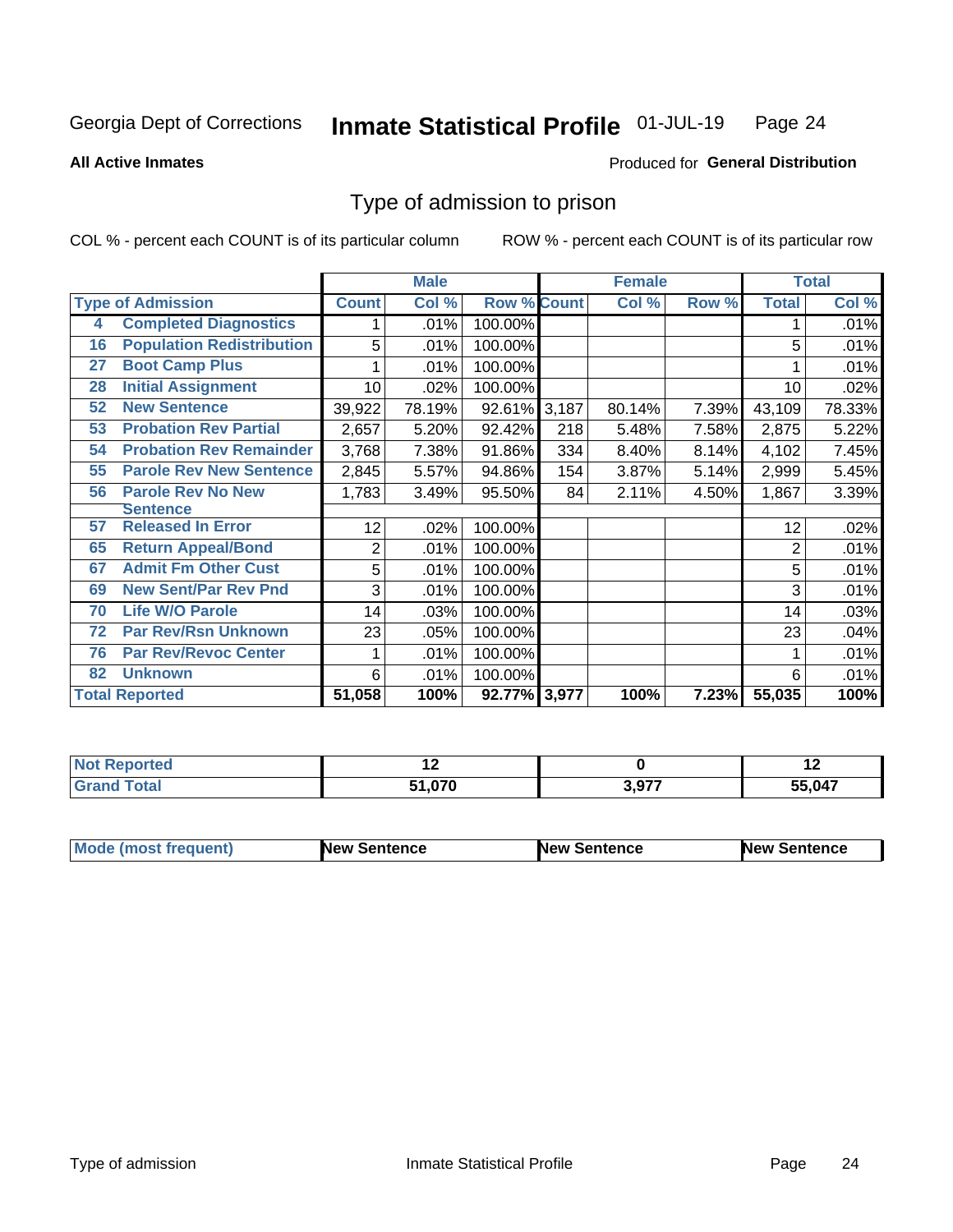Georgia Dept of Corrections **Inmate Statistical Profile** 01-JUL-19

**All Active Inmates**

Produced for **General Distribution**

## Type of admission to prison

COL % - percent each COUNT is of its particular column ROW % - percent each COUNT is of its particular row

| Type of Admission | | Male | | | Female | | | Total | |
|---|---|---|---|---|---|---|---|---|---|
| | | Count | Col % | Row % | Count | Col % | Row % | Total | Col % |
| 4 | Completed Diagnostics | 1 | .01% | 100.00% | | | | 1 | .01% |
| 16 | Population Redistribution | 5 | .01% | 100.00% | | | | 5 | .01% |
| 27 | Boot Camp Plus | 1 | .01% | 100.00% | | | | 1 | .01% |
| 28 | Initial Assignment | 10 | .02% | 100.00% | | | | 10 | .02% |
| 52 | New Sentence | 39,922 | 78.19% | 92.61% | 3,187 | 80.14% | 7.39% | 43,109 | 78.33% |
| 53 | Probation Rev Partial | 2,657 | 5.20% | 92.42% | 218 | 5.48% | 7.58% | 2,875 | 5.22% |
| 54 | Probation Rev Remainder | 3,768 | 7.38% | 91.86% | 334 | 8.40% | 8.14% | 4,102 | 7.45% |
| 55 | Parole Rev New Sentence | 2,845 | 5.57% | 94.86% | 154 | 3.87% | 5.14% | 2,999 | 5.45% |
| 56 | Parole Rev No New Sentence | 1,783 | 3.49% | 95.50% | 84 | 2.11% | 4.50% | 1,867 | 3.39% |
| 57 | Released In Error | 12 | .02% | 100.00% | | | | 12 | .02% |
| 65 | Return Appeal/Bond | 2 | .01% | 100.00% | | | | 2 | .01% |
| 67 | Admit Fm Other Cust | 5 | .01% | 100.00% | | | | 5 | .01% |
| 69 | New Sent/Par Rev Pnd | 3 | .01% | 100.00% | | | | 3 | .01% |
| 70 | Life W/O Parole | 14 | .03% | 100.00% | | | | 14 | .03% |
| 72 | Par Rev/Rsn Unknown | 23 | .05% | 100.00% | | | | 23 | .04% |
| 76 | Par Rev/Revoc Center | 1 | .01% | 100.00% | | | | 1 | .01% |
| 82 | Unknown | 6 | .01% | 100.00% | | | | 6 | .01% |
| **Total Reported** | | **51,058** | **100%** | **92.77%** | **3,977** | **100%** | **7.23%** | **55,035** | **100%** |

| | Male | Female | Total |
|---|---|---|---|
| Not Reported | 12 | 0 | 12 |
| Grand Total | 51,070 | 3,977 | 55,047 |

| | Male | Female | Total |
|---|---|---|---|
| Mode (most frequent) | New Sentence | New Sentence | New Sentence |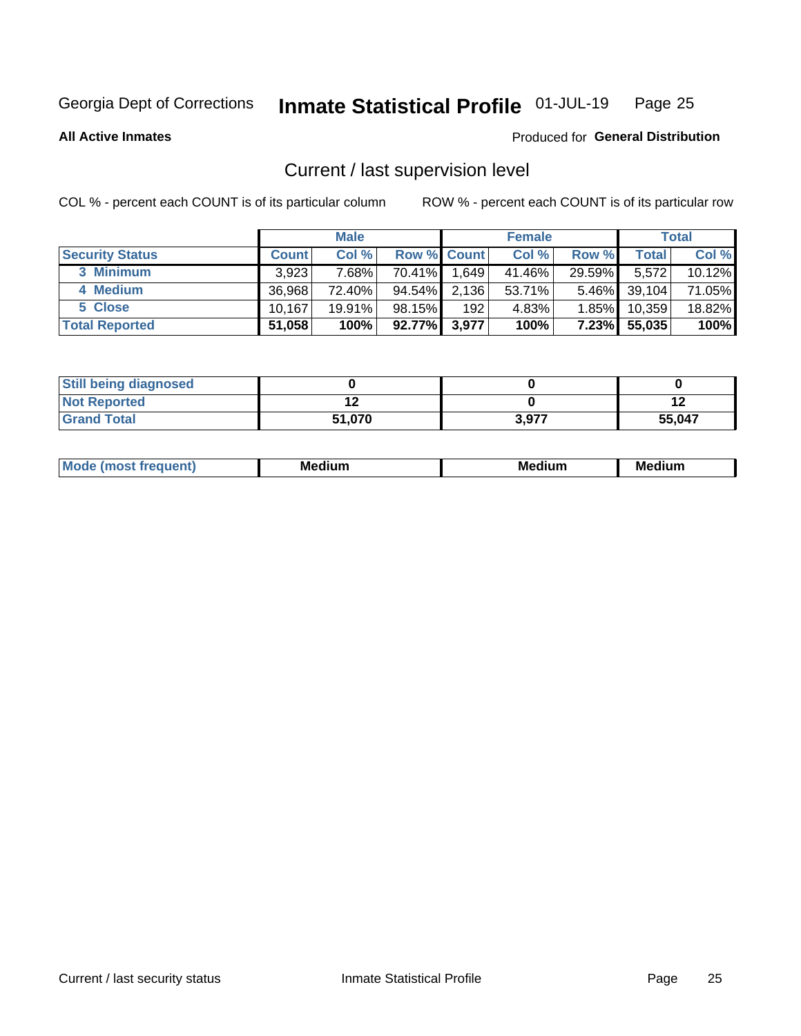Georgia Dept of Corrections **Inmate Statistical Profile** 01-JUL-19

**All Active Inmates**

Produced for **General Distribution**

## Current / last supervision level

COL % - percent each COUNT is of its particular column

ROW % - percent each COUNT is of its particular row

| | Male | | | Female | | | Total | |
|---|---|---|---|---|---|---|---|---|
| **Security Status** | **Count** | **Col %** | **Row %** | **Count** | **Col %** | **Row %** | **Total** | **Col %** |
| 3 Minimum | 3,923 | 7.68% | 70.41% | 1,649 | 41.46% | 29.59% | 5,572 | 10.12% |
| 4 Medium | 36,968 | 72.40% | 94.54% | 2,136 | 53.71% | 5.46% | 39,104 | 71.05% |
| 5 Close | 10,167 | 19.91% | 98.15% | 192 | 4.83% | 1.85% | 10,359 | 18.82% |
| **Total Reported** | **51,058** | **100%** | **92.77%** | **3,977** | **100%** | **7.23%** | **55,035** | **100%** |

| | Male | Female | Total |
|---|---|---|---|
| **Still being diagnosed** | **0** | **0** | **0** |
| **Not Reported** | **12** | **0** | **12** |
| **Grand Total** | **51,070** | **3,977** | **55,047** |

| | Male | Female | Total |
|---|---|---|---|
| **Mode (most frequent)** | **Medium** | **Medium** | **Medium** |

Current / last security status

Inmate Statistical Profile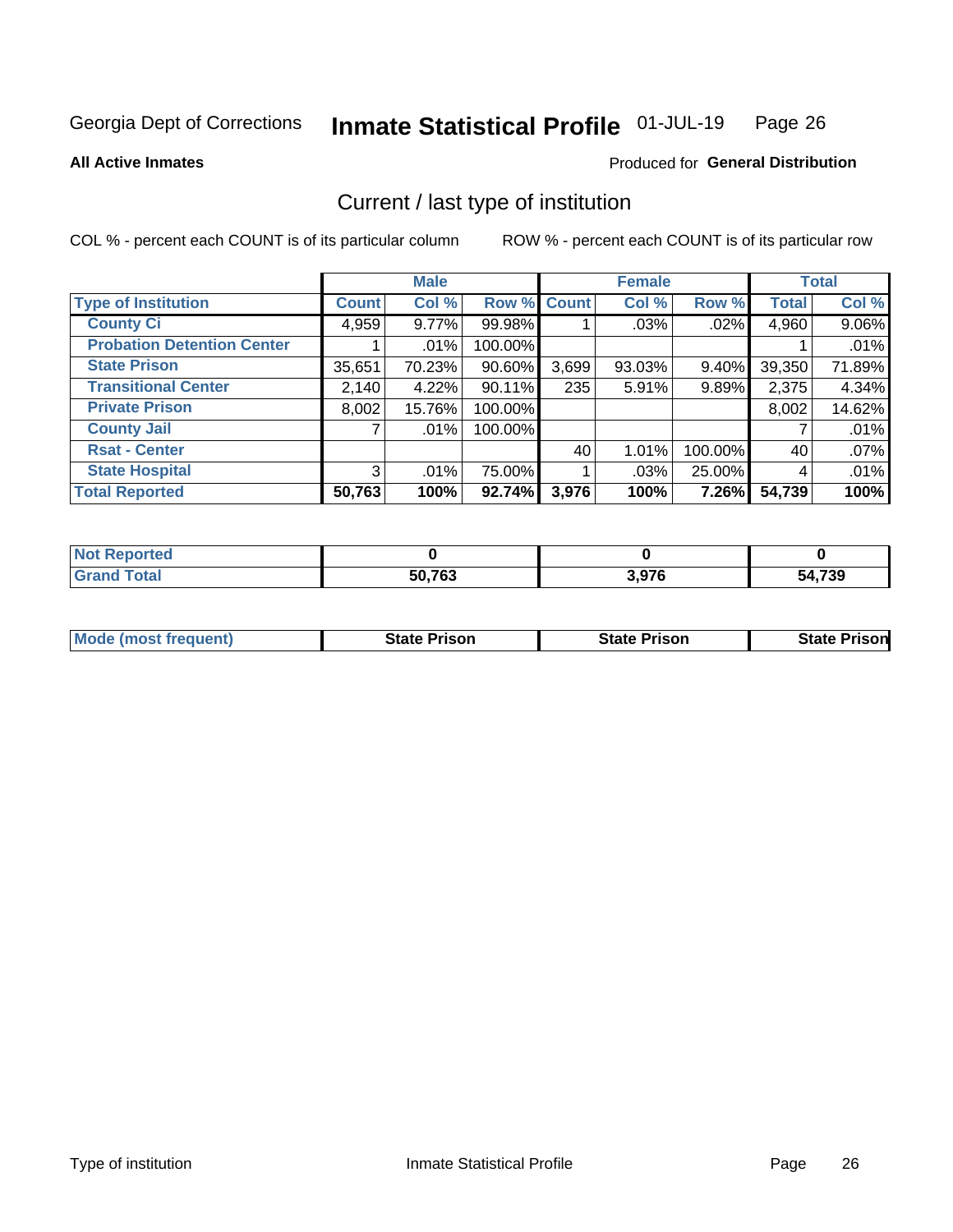Georgia Dept of Corrections **Inmate Statistical Profile** 01-JUL-19

**All Active Inmates**

Produced for **General Distribution**

## Current / last type of institution

COL % - percent each COUNT is of its particular column

ROW % - percent each COUNT is of its particular row

| | Male | | | Female | | | Total | |
|---|---|---|---|---|---|---|---|---|
| **Type of Institution** | **Count** | **Col %** | **Row %** | **Count** | **Col %** | **Row %** | **Total** | **Col %** |
| **County Ci** | 4,959 | 9.77% | 99.98% | 1 | .03% | .02% | 4,960 | 9.06% |
| **Probation Detention Center** | 1 | .01% | 100.00% | | | | 1 | .01% |
| **State Prison** | 35,651 | 70.23% | 90.60% | 3,699 | 93.03% | 9.40% | 39,350 | 71.89% |
| **Transitional Center** | 2,140 | 4.22% | 90.11% | 235 | 5.91% | 9.89% | 2,375 | 4.34% |
| **Private Prison** | 8,002 | 15.76% | 100.00% | | | | 8,002 | 14.62% |
| **County Jail** | 7 | .01% | 100.00% | | | | 7 | .01% |
| **Rsat - Center** | | | | 40 | 1.01% | 100.00% | 40 | .07% |
| **State Hospital** | 3 | .01% | 75.00% | 1 | .03% | 25.00% | 4 | .01% |
| **Total Reported** | **50,763** | **100%** | **92.74%** | **3,976** | **100%** | **7.26%** | **54,739** | **100%** |

| | Male | Female | Total |
|---|---|---|---|
| **Not Reported** | **0** | **0** | **0** |
| **Grand Total** | **50,763** | **3,976** | **54,739** |

| | Male | Female | Total |
|---|---|---|---|
| **Mode (most frequent)** | **State Prison** | **State Prison** | **State Prison** |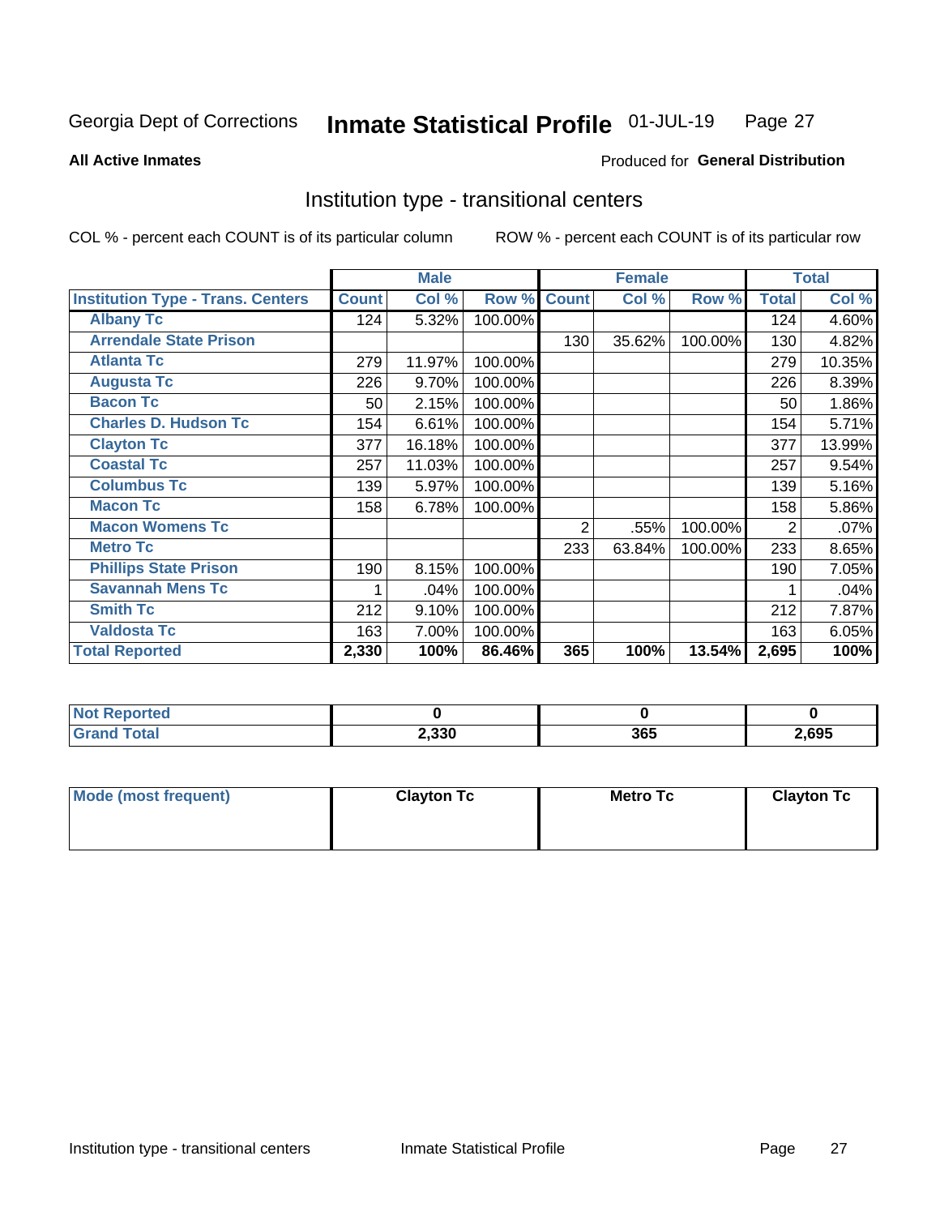Georgia Dept of Corrections **Inmate Statistical Profile** 01-JUL-19

**All Active Inmates**

Produced for **General Distribution**

## Institution type - transitional centers

COL % - percent each COUNT is of its particular column

ROW % - percent each COUNT is of its particular row

| | Male | | | Female | | | Total | |
|---|---|---|---|---|---|---|---|---|
| **Institution Type - Trans. Centers** | **Count** | **Col %** | **Row %** | **Count** | **Col %** | **Row %** | **Total** | **Col %** |
| **Albany Tc** | 124 | 5.32% | 100.00% | | | | 124 | 4.60% |
| **Arrendale State Prison** | | | | 130 | 35.62% | 100.00% | 130 | 4.82% |
| **Atlanta Tc** | 279 | 11.97% | 100.00% | | | | 279 | 10.35% |
| **Augusta Tc** | 226 | 9.70% | 100.00% | | | | 226 | 8.39% |
| **Bacon Tc** | 50 | 2.15% | 100.00% | | | | 50 | 1.86% |
| **Charles D. Hudson Tc** | 154 | 6.61% | 100.00% | | | | 154 | 5.71% |
| **Clayton Tc** | 377 | 16.18% | 100.00% | | | | 377 | 13.99% |
| **Coastal Tc** | 257 | 11.03% | 100.00% | | | | 257 | 9.54% |
| **Columbus Tc** | 139 | 5.97% | 100.00% | | | | 139 | 5.16% |
| **Macon Tc** | 158 | 6.78% | 100.00% | | | | 158 | 5.86% |
| **Macon Womens Tc** | | | | 2 | .55% | 100.00% | 2 | .07% |
| **Metro Tc** | | | | 233 | 63.84% | 100.00% | 233 | 8.65% |
| **Phillips State Prison** | 190 | 8.15% | 100.00% | | | | 190 | 7.05% |
| **Savannah Mens Tc** | 1 | .04% | 100.00% | | | | 1 | .04% |
| **Smith Tc** | 212 | 9.10% | 100.00% | | | | 212 | 7.87% |
| **Valdosta Tc** | 163 | 7.00% | 100.00% | | | | 163 | 6.05% |
| **Total Reported** | **2,330** | **100%** | **86.46%** | **365** | **100%** | **13.54%** | **2,695** | **100%** |

| | Male | Female | Total |
|---|---|---|---|
| **Not Reported** | **0** | **0** | **0** |
| **Grand Total** | **2,330** | **365** | **2,695** |

| | Male | Female | Total |
|---|---|---|---|
| **Mode (most frequent)** | **Clayton Tc** | **Metro Tc** | **Clayton Tc** |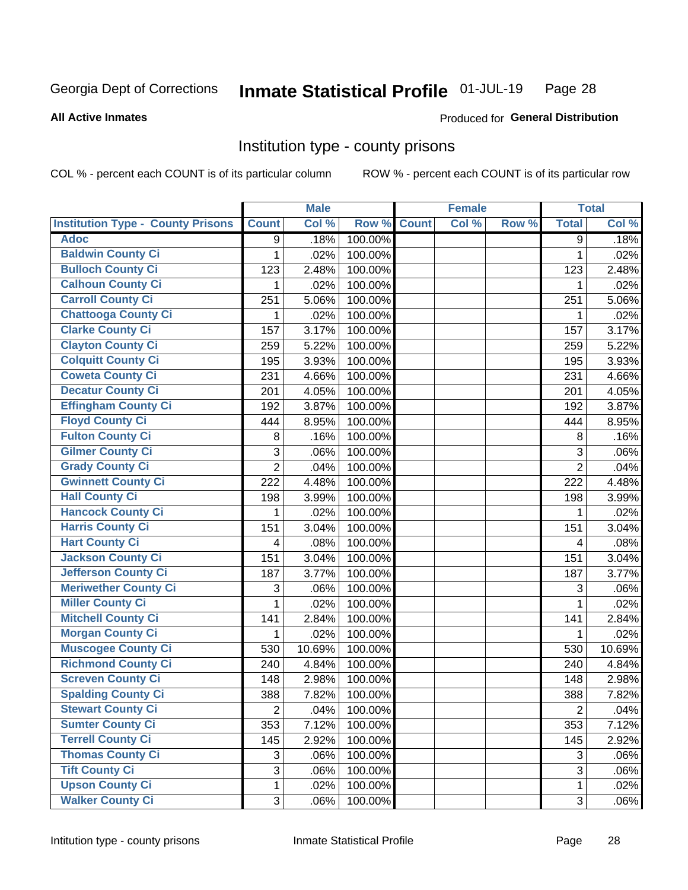Georgia Dept of Corrections **Inmate Statistical Profile** 01-JUL-19

**All Active Inmates**

Produced for **General Distribution**

## Institution type - county prisons

COL % - percent each COUNT is of its particular column

ROW % - percent each COUNT is of its particular row

| Institution Type - County Prisons | Male | | | Female | | | Total | |
|---|---|---|---|---|---|---|---|---|
| | Count | Col % | Row % | Count | Col % | Row % | Total | Col % |
| Adoc | 9 | .18% | 100.00% | | | | 9 | .18% |
| Baldwin County Ci | 1 | .02% | 100.00% | | | | 1 | .02% |
| Bulloch County Ci | 123 | 2.48% | 100.00% | | | | 123 | 2.48% |
| Calhoun County Ci | 1 | .02% | 100.00% | | | | 1 | .02% |
| Carroll County Ci | 251 | 5.06% | 100.00% | | | | 251 | 5.06% |
| Chattooga County Ci | 1 | .02% | 100.00% | | | | 1 | .02% |
| Clarke County Ci | 157 | 3.17% | 100.00% | | | | 157 | 3.17% |
| Clayton County Ci | 259 | 5.22% | 100.00% | | | | 259 | 5.22% |
| Colquitt County Ci | 195 | 3.93% | 100.00% | | | | 195 | 3.93% |
| Coweta County Ci | 231 | 4.66% | 100.00% | | | | 231 | 4.66% |
| Decatur County Ci | 201 | 4.05% | 100.00% | | | | 201 | 4.05% |
| Effingham County Ci | 192 | 3.87% | 100.00% | | | | 192 | 3.87% |
| Floyd County Ci | 444 | 8.95% | 100.00% | | | | 444 | 8.95% |
| Fulton County Ci | 8 | .16% | 100.00% | | | | 8 | .16% |
| Gilmer County Ci | 3 | .06% | 100.00% | | | | 3 | .06% |
| Grady County Ci | 2 | .04% | 100.00% | | | | 2 | .04% |
| Gwinnett County Ci | 222 | 4.48% | 100.00% | | | | 222 | 4.48% |
| Hall County Ci | 198 | 3.99% | 100.00% | | | | 198 | 3.99% |
| Hancock County Ci | 1 | .02% | 100.00% | | | | 1 | .02% |
| Harris County Ci | 151 | 3.04% | 100.00% | | | | 151 | 3.04% |
| Hart County Ci | 4 | .08% | 100.00% | | | | 4 | .08% |
| Jackson County Ci | 151 | 3.04% | 100.00% | | | | 151 | 3.04% |
| Jefferson County Ci | 187 | 3.77% | 100.00% | | | | 187 | 3.77% |
| Meriwether County Ci | 3 | .06% | 100.00% | | | | 3 | .06% |
| Miller County Ci | 1 | .02% | 100.00% | | | | 1 | .02% |
| Mitchell County Ci | 141 | 2.84% | 100.00% | | | | 141 | 2.84% |
| Morgan County Ci | 1 | .02% | 100.00% | | | | 1 | .02% |
| Muscogee County Ci | 530 | 10.69% | 100.00% | | | | 530 | 10.69% |
| Richmond County Ci | 240 | 4.84% | 100.00% | | | | 240 | 4.84% |
| Screven County Ci | 148 | 2.98% | 100.00% | | | | 148 | 2.98% |
| Spalding County Ci | 388 | 7.82% | 100.00% | | | | 388 | 7.82% |
| Stewart County Ci | 2 | .04% | 100.00% | | | | 2 | .04% |
| Sumter County Ci | 353 | 7.12% | 100.00% | | | | 353 | 7.12% |
| Terrell County Ci | 145 | 2.92% | 100.00% | | | | 145 | 2.92% |
| Thomas County Ci | 3 | .06% | 100.00% | | | | 3 | .06% |
| Tift County Ci | 3 | .06% | 100.00% | | | | 3 | .06% |
| Upson County Ci | 1 | .02% | 100.00% | | | | 1 | .02% |
| Walker County Ci | 3 | .06% | 100.00% | | | | 3 | .06% |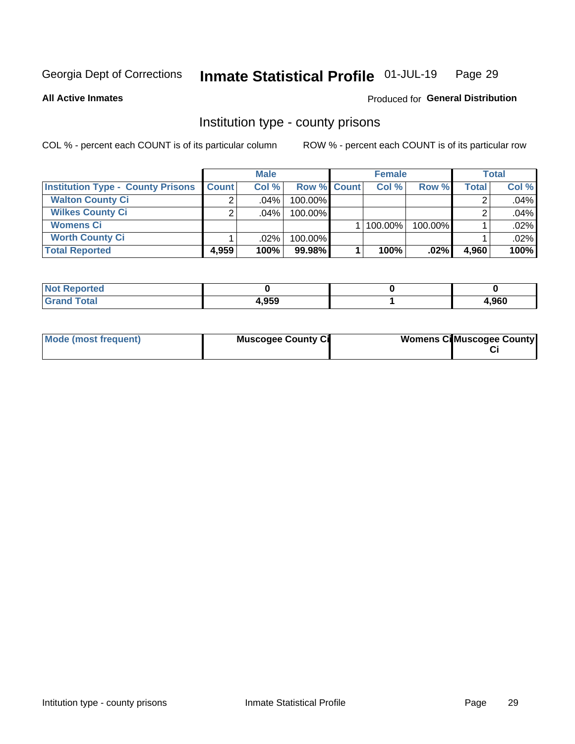Georgia Dept of Corrections **Inmate Statistical Profile** 01-JUL-19

**All Active Inmates**

Produced for **General Distribution**

## Institution type - county prisons

COL % - percent each COUNT is of its particular column

ROW % - percent each COUNT is of its particular row

| | Male | | | Female | | | Total | |
|---|---|---|---|---|---|---|---|---|
| **Institution Type - County Prisons** | **Count** | **Col %** | **Row %** | **Count** | **Col %** | **Row %** | **Total** | **Col %** |
| **Walton County Ci** | 2 | .04% | 100.00% | | | | 2 | .04% |
| **Wilkes County Ci** | 2 | .04% | 100.00% | | | | 2 | .04% |
| **Womens Ci** | | | | 1 | 100.00% | 100.00% | 1 | .02% |
| **Worth County Ci** | 1 | .02% | 100.00% | | | | 1 | .02% |
| **Total Reported** | **4,959** | **100%** | **99.98%** | **1** | **100%** | **.02%** | **4,960** | **100%** |

| | Male | Female | Total |
|---|---|---|---|
| **Not Reported** | **0** | **0** | **0** |
| **Grand Total** | **4,959** | **1** | **4,960** |

| | Male | Female | Total |
|---|---|---|---|
| **Mode (most frequent)** | **Muscogee County Ci** | **Womens Ci** | **Muscogee County Ci** |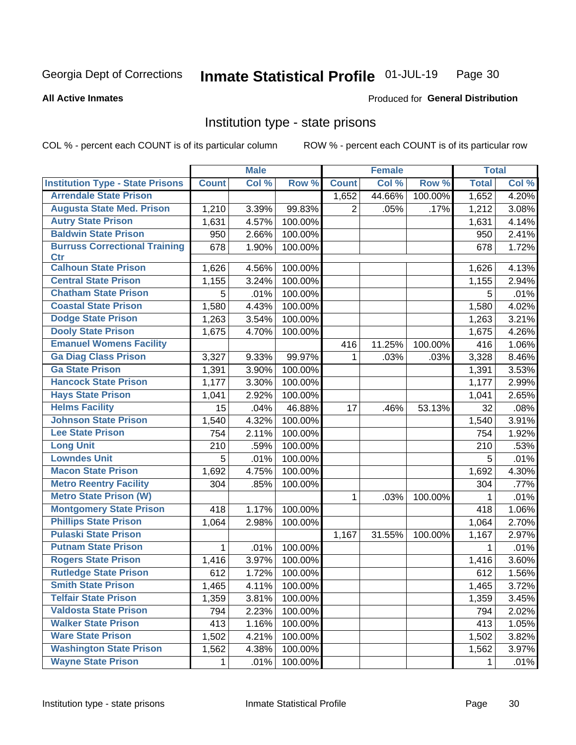Georgia Dept of Corrections **Inmate Statistical Profile** 01-JUL-19

**All Active Inmates** Produced for **General Distribution**

## Institution type - state prisons

COL % - percent each COUNT is of its particular column ROW % - percent each COUNT is of its particular row

| | Male | | | Female | | | Total | |
|---|---|---|---|---|---|---|---|---|
| **Institution Type - State Prisons** | **Count** | **Col %** | **Row %** | **Count** | **Col %** | **Row %** | **Total** | **Col %** |
| **Arrendale State Prison** | | | | 1,652 | 44.66% | 100.00% | 1,652 | 4.20% |
| **Augusta State Med. Prison** | 1,210 | 3.39% | 99.83% | 2 | .05% | .17% | 1,212 | 3.08% |
| **Autry State Prison** | 1,631 | 4.57% | 100.00% | | | | 1,631 | 4.14% |
| **Baldwin State Prison** | 950 | 2.66% | 100.00% | | | | 950 | 2.41% |
| **Burruss Correctional Training Ctr** | 678 | 1.90% | 100.00% | | | | 678 | 1.72% |
| **Calhoun State Prison** | 1,626 | 4.56% | 100.00% | | | | 1,626 | 4.13% |
| **Central State Prison** | 1,155 | 3.24% | 100.00% | | | | 1,155 | 2.94% |
| **Chatham State Prison** | 5 | .01% | 100.00% | | | | 5 | .01% |
| **Coastal State Prison** | 1,580 | 4.43% | 100.00% | | | | 1,580 | 4.02% |
| **Dodge State Prison** | 1,263 | 3.54% | 100.00% | | | | 1,263 | 3.21% |
| **Dooly State Prison** | 1,675 | 4.70% | 100.00% | | | | 1,675 | 4.26% |
| **Emanuel Womens Facility** | | | | 416 | 11.25% | 100.00% | 416 | 1.06% |
| **Ga Diag Class Prison** | 3,327 | 9.33% | 99.97% | 1 | .03% | .03% | 3,328 | 8.46% |
| **Ga State Prison** | 1,391 | 3.90% | 100.00% | | | | 1,391 | 3.53% |
| **Hancock State Prison** | 1,177 | 3.30% | 100.00% | | | | 1,177 | 2.99% |
| **Hays State Prison** | 1,041 | 2.92% | 100.00% | | | | 1,041 | 2.65% |
| **Helms Facility** | 15 | .04% | 46.88% | 17 | .46% | 53.13% | 32 | .08% |
| **Johnson State Prison** | 1,540 | 4.32% | 100.00% | | | | 1,540 | 3.91% |
| **Lee State Prison** | 754 | 2.11% | 100.00% | | | | 754 | 1.92% |
| **Long Unit** | 210 | .59% | 100.00% | | | | 210 | .53% |
| **Lowndes Unit** | 5 | .01% | 100.00% | | | | 5 | .01% |
| **Macon State Prison** | 1,692 | 4.75% | 100.00% | | | | 1,692 | 4.30% |
| **Metro Reentry Facility** | 304 | .85% | 100.00% | | | | 304 | .77% |
| **Metro State Prison (W)** | | | | 1 | .03% | 100.00% | 1 | .01% |
| **Montgomery State Prison** | 418 | 1.17% | 100.00% | | | | 418 | 1.06% |
| **Phillips State Prison** | 1,064 | 2.98% | 100.00% | | | | 1,064 | 2.70% |
| **Pulaski State Prison** | | | | 1,167 | 31.55% | 100.00% | 1,167 | 2.97% |
| **Putnam State Prison** | 1 | .01% | 100.00% | | | | 1 | .01% |
| **Rogers State Prison** | 1,416 | 3.97% | 100.00% | | | | 1,416 | 3.60% |
| **Rutledge State Prison** | 612 | 1.72% | 100.00% | | | | 612 | 1.56% |
| **Smith State Prison** | 1,465 | 4.11% | 100.00% | | | | 1,465 | 3.72% |
| **Telfair State Prison** | 1,359 | 3.81% | 100.00% | | | | 1,359 | 3.45% |
| **Valdosta State Prison** | 794 | 2.23% | 100.00% | | | | 794 | 2.02% |
| **Walker State Prison** | 413 | 1.16% | 100.00% | | | | 413 | 1.05% |
| **Ware State Prison** | 1,502 | 4.21% | 100.00% | | | | 1,502 | 3.82% |
| **Washington State Prison** | 1,562 | 4.38% | 100.00% | | | | 1,562 | 3.97% |
| **Wayne State Prison** | 1 | .01% | 100.00% | | | | 1 | .01% |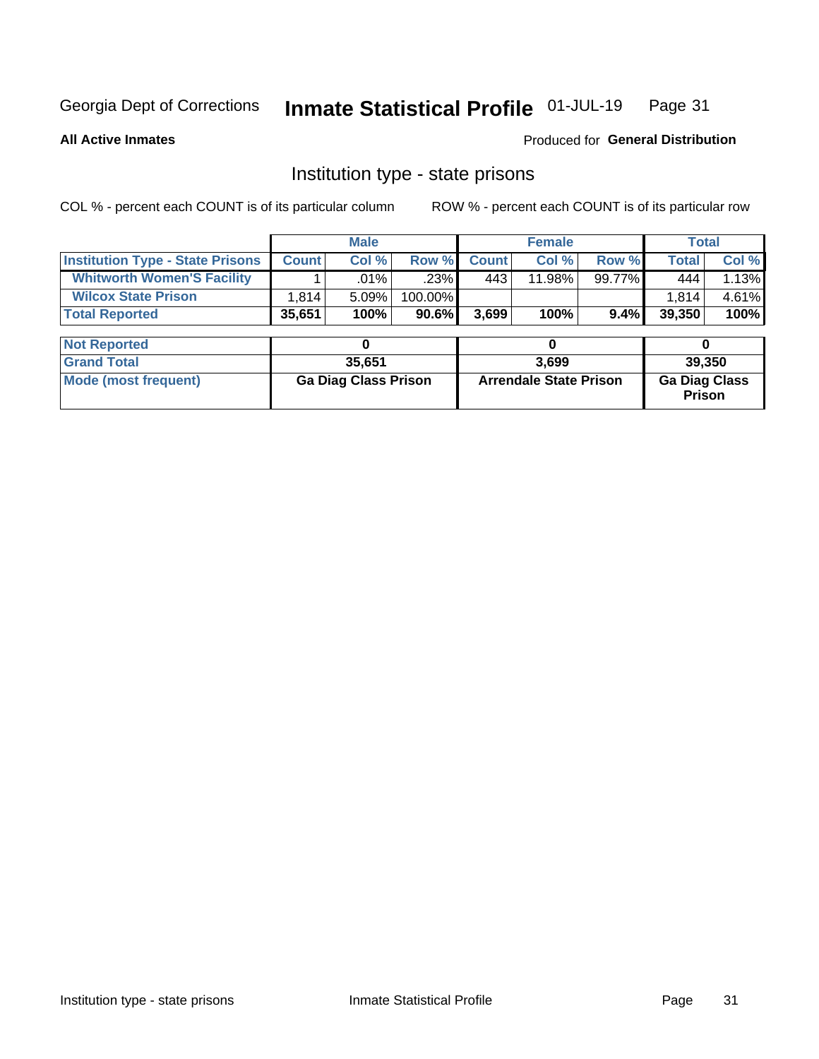Georgia Dept of Corrections **Inmate Statistical Profile** 01-JUL-19

**All Active Inmates**

Produced for **General Distribution**

## Institution type - state prisons

COL % - percent each COUNT is of its particular column ROW % - percent each COUNT is of its particular row

| | Male | | | Female | | | Total | |
|---|---|---|---|---|---|---|---|---|
| **Institution Type - State Prisons** | **Count** | **Col %** | **Row %** | **Count** | **Col %** | **Row %** | **Total** | **Col %** |
| **Whitworth Women'S Facility** | 1 | .01% | .23% | 443 | 11.98% | 99.77% | 444 | 1.13% |
| **Wilcox State Prison** | 1,814 | 5.09% | 100.00% | | | | 1,814 | 4.61% |
| **Total Reported** | **35,651** | **100%** | **90.6%** | **3,699** | **100%** | **9.4%** | **39,350** | **100%** |

| | Male | Female | Total |
|---|---|---|---|
| **Not Reported** | **0** | **0** | **0** |
| **Grand Total** | **35,651** | **3,699** | **39,350** |
| **Mode (most frequent)** | **Ga Diag Class Prison** | **Arrendale State Prison** | **Ga Diag Class Prison** |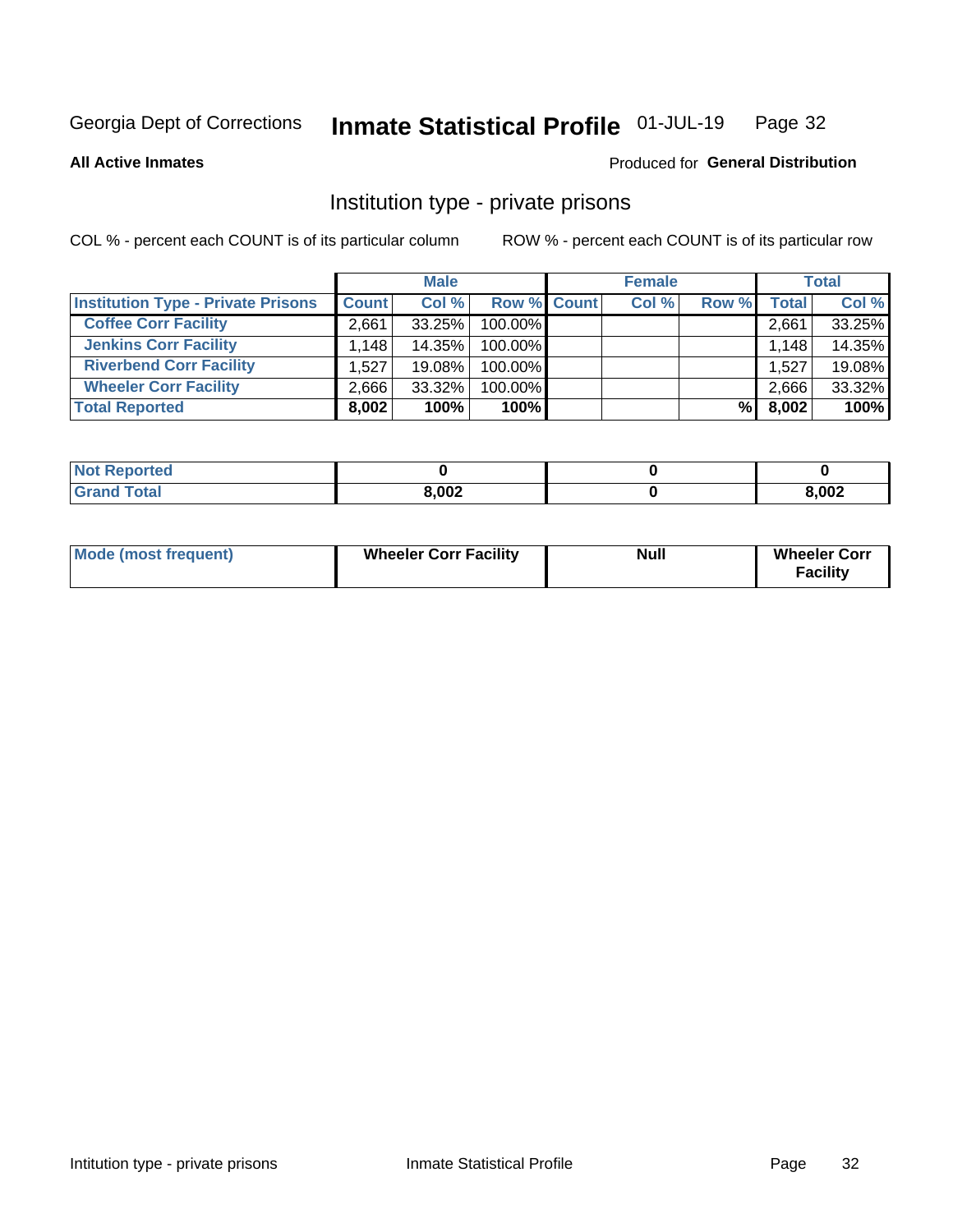Georgia Dept of Corrections **Inmate Statistical Profile** 01-JUL-19

**All Active Inmates**

Produced for **General Distribution**

## Institution type - private prisons

COL % - percent each COUNT is of its particular column

ROW % - percent each COUNT is of its particular row

| | Male | | | Female | | | Total | |
|---|---|---|---|---|---|---|---|---|
| **Institution Type - Private Prisons** | **Count** | **Col %** | **Row %** | **Count** | **Col %** | **Row %** | **Total** | **Col %** |
| **Coffee Corr Facility** | 2,661 | 33.25% | 100.00% | | | | 2,661 | 33.25% |
| **Jenkins Corr Facility** | 1,148 | 14.35% | 100.00% | | | | 1,148 | 14.35% |
| **Riverbend Corr Facility** | 1,527 | 19.08% | 100.00% | | | | 1,527 | 19.08% |
| **Wheeler Corr Facility** | 2,666 | 33.32% | 100.00% | | | | 2,666 | 33.32% |
| **Total Reported** | **8,002** | **100%** | **100%** | | | **%** | **8,002** | **100%** |

| | Male | Female | Total |
|---|---|---|---|
| **Not Reported** | **0** | **0** | **0** |
| **Grand Total** | **8,002** | **0** | **8,002** |

| | Male | Female | Total |
|---|---|---|---|
| **Mode (most frequent)** | **Wheeler Corr Facility** | **Null** | **Wheeler Corr Facility** |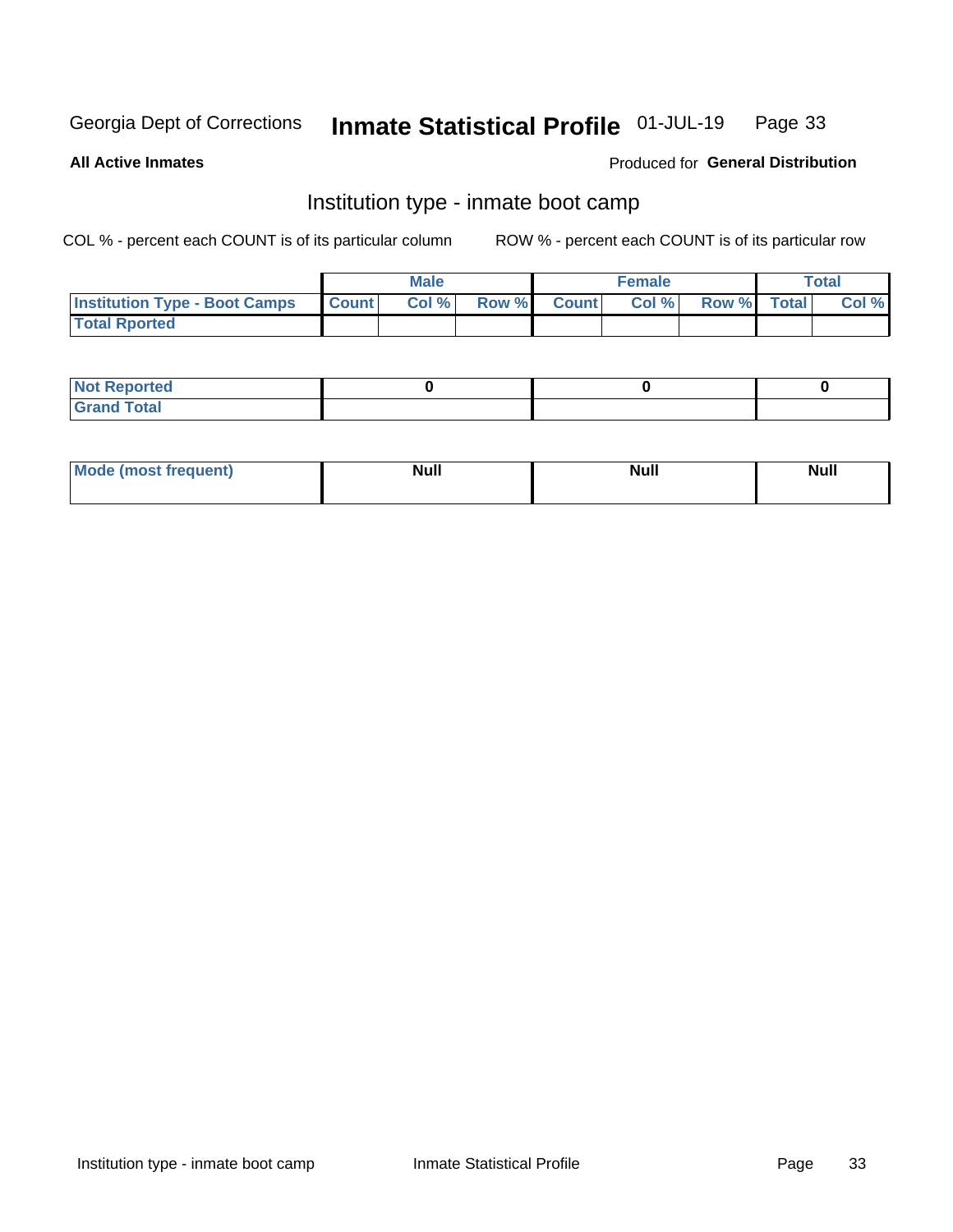Georgia Dept of Corrections **Inmate Statistical Profile** 01-JUL-19

**All Active Inmates**

Produced for **General Distribution**

## Institution type - inmate boot camp

COL % - percent each COUNT is of its particular column

ROW % - percent each COUNT is of its particular row

| | Male | | | Female | | | Total | |
|---|---|---|---|---|---|---|---|---|
| **Institution Type - Boot Camps** | **Count** | **Col %** | **Row %** | **Count** | **Col %** | **Row %** | **Total** | **Col %** |
| **Total Rported** | | | | | | | | |

| | Male | Female | Total |
|---|---|---|---|
| **Not Reported** | 0 | 0 | 0 |
| **Grand Total** | | | |

| | Male | Female | Total |
|---|---|---|---|
| **Mode (most frequent)** | Null | Null | Null |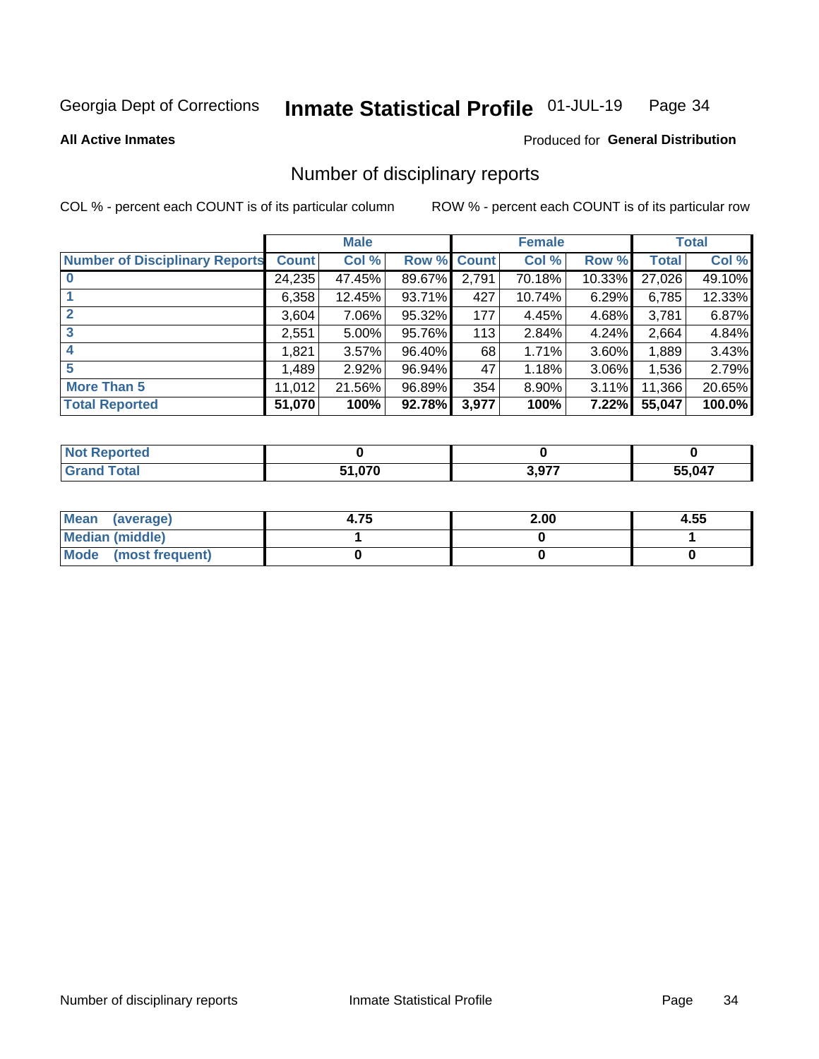Georgia Dept of Corrections **Inmate Statistical Profile** 01-JUL-19

**All Active Inmates**

Produced for **General Distribution**

## Number of disciplinary reports

COL % - percent each COUNT is of its particular column

ROW % - percent each COUNT is of its particular row

| | Male | | | Female | | | Total | |
|---|---|---|---|---|---|---|---|---|
| **Number of Disciplinary Reports** | **Count** | **Col %** | **Row %** | **Count** | **Col %** | **Row %** | **Total** | **Col %** |
| **0** | 24,235 | 47.45% | 89.67% | 2,791 | 70.18% | 10.33% | 27,026 | 49.10% |
| **1** | 6,358 | 12.45% | 93.71% | 427 | 10.74% | 6.29% | 6,785 | 12.33% |
| **2** | 3,604 | 7.06% | 95.32% | 177 | 4.45% | 4.68% | 3,781 | 6.87% |
| **3** | 2,551 | 5.00% | 95.76% | 113 | 2.84% | 4.24% | 2,664 | 4.84% |
| **4** | 1,821 | 3.57% | 96.40% | 68 | 1.71% | 3.60% | 1,889 | 3.43% |
| **5** | 1,489 | 2.92% | 96.94% | 47 | 1.18% | 3.06% | 1,536 | 2.79% |
| **More Than 5** | 11,012 | 21.56% | 96.89% | 354 | 8.90% | 3.11% | 11,366 | 20.65% |
| **Total Reported** | **51,070** | **100%** | **92.78%** | **3,977** | **100%** | **7.22%** | **55,047** | **100.0%** |

| | Male | Female | Total |
|---|---|---|---|
| **Not Reported** | **0** | **0** | **0** |
| **Grand Total** | **51,070** | **3,977** | **55,047** |

| | Male | Female | Total |
|---|---|---|---|
| **Mean (average)** | **4.75** | **2.00** | **4.55** |
| **Median (middle)** | **1** | **0** | **1** |
| **Mode (most frequent)** | **0** | **0** | **0** |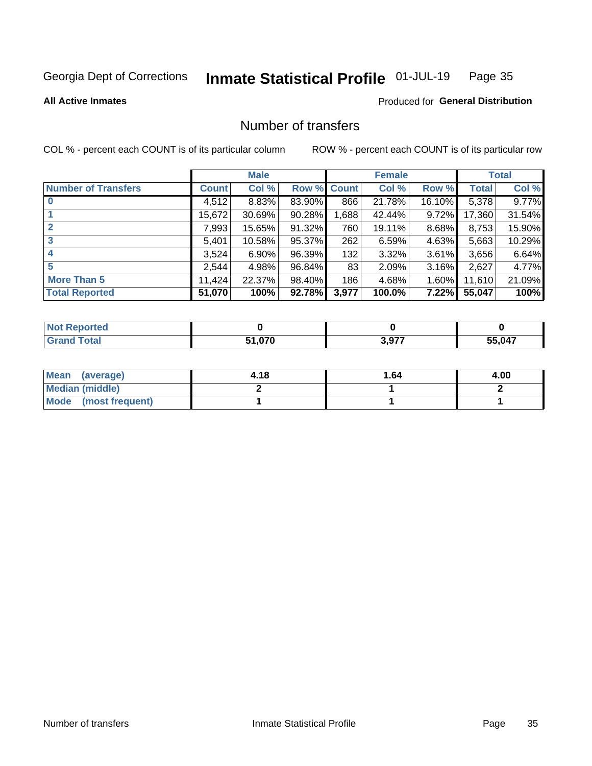Georgia Dept of Corrections **Inmate Statistical Profile** 01-JUL-19

**All Active Inmates**

Produced for **General Distribution**

## Number of transfers

COL % - percent each COUNT is of its particular column

ROW % - percent each COUNT is of its particular row

| | Male | | | Female | | | Total | |
|---|---|---|---|---|---|---|---|---|
| **Number of Transfers** | **Count** | **Col %** | **Row %** | **Count** | **Col %** | **Row %** | **Total** | **Col %** |
| **0** | 4,512 | 8.83% | 83.90% | 866 | 21.78% | 16.10% | 5,378 | 9.77% |
| **1** | 15,672 | 30.69% | 90.28% | 1,688 | 42.44% | 9.72% | 17,360 | 31.54% |
| **2** | 7,993 | 15.65% | 91.32% | 760 | 19.11% | 8.68% | 8,753 | 15.90% |
| **3** | 5,401 | 10.58% | 95.37% | 262 | 6.59% | 4.63% | 5,663 | 10.29% |
| **4** | 3,524 | 6.90% | 96.39% | 132 | 3.32% | 3.61% | 3,656 | 6.64% |
| **5** | 2,544 | 4.98% | 96.84% | 83 | 2.09% | 3.16% | 2,627 | 4.77% |
| **More Than 5** | 11,424 | 22.37% | 98.40% | 186 | 4.68% | 1.60% | 11,610 | 21.09% |
| **Total Reported** | **51,070** | **100%** | **92.78%** | **3,977** | **100.0%** | **7.22%** | **55,047** | **100%** |

| | Male | Female | Total |
|---|---|---|---|
| **Not Reported** | **0** | **0** | **0** |
| **Grand Total** | **51,070** | **3,977** | **55,047** |

| | Male | Female | Total |
|---|---|---|---|
| **Mean (average)** | **4.18** | **1.64** | **4.00** |
| **Median (middle)** | **2** | **1** | **2** |
| **Mode (most frequent)** | **1** | **1** | **1** |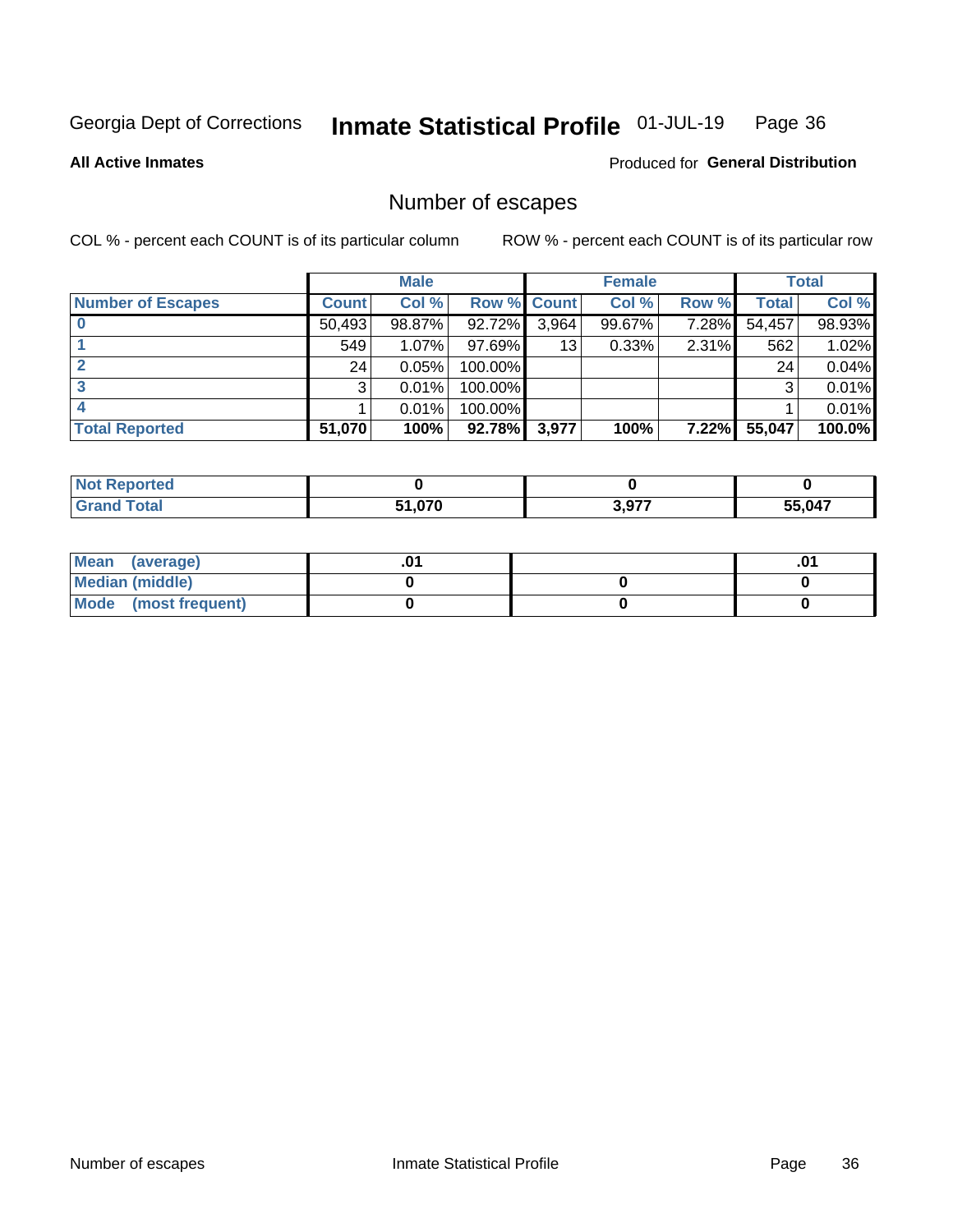Georgia Dept of Corrections **Inmate Statistical Profile** 01-JUL-19

**All Active Inmates**

Produced for **General Distribution**

## Number of escapes

COL % - percent each COUNT is of its particular column ROW % - percent each COUNT is of its particular row

| | Male | | | Female | | | Total | |
|---|---|---|---|---|---|---|---|---|
| **Number of Escapes** | **Count** | **Col %** | **Row %** | **Count** | **Col %** | **Row %** | **Total** | **Col %** |
| **0** | 50,493 | 98.87% | 92.72% | 3,964 | 99.67% | 7.28% | 54,457 | 98.93% |
| **1** | 549 | 1.07% | 97.69% | 13 | 0.33% | 2.31% | 562 | 1.02% |
| **2** | 24 | 0.05% | 100.00% | | | | 24 | 0.04% |
| **3** | 3 | 0.01% | 100.00% | | | | 3 | 0.01% |
| **4** | 1 | 0.01% | 100.00% | | | | 1 | 0.01% |
| **Total Reported** | **51,070** | **100%** | **92.78%** | **3,977** | **100%** | **7.22%** | **55,047** | **100.0%** |

| | Male | Female | Total |
|---|---|---|---|
| **Not Reported** | **0** | **0** | **0** |
| **Grand Total** | **51,070** | **3,977** | **55,047** |

| | Male | Female | Total |
|---|---|---|---|
| **Mean (average)** | **.01** | | **.01** |
| **Median (middle)** | **0** | **0** | **0** |
| **Mode (most frequent)** | **0** | **0** | **0** |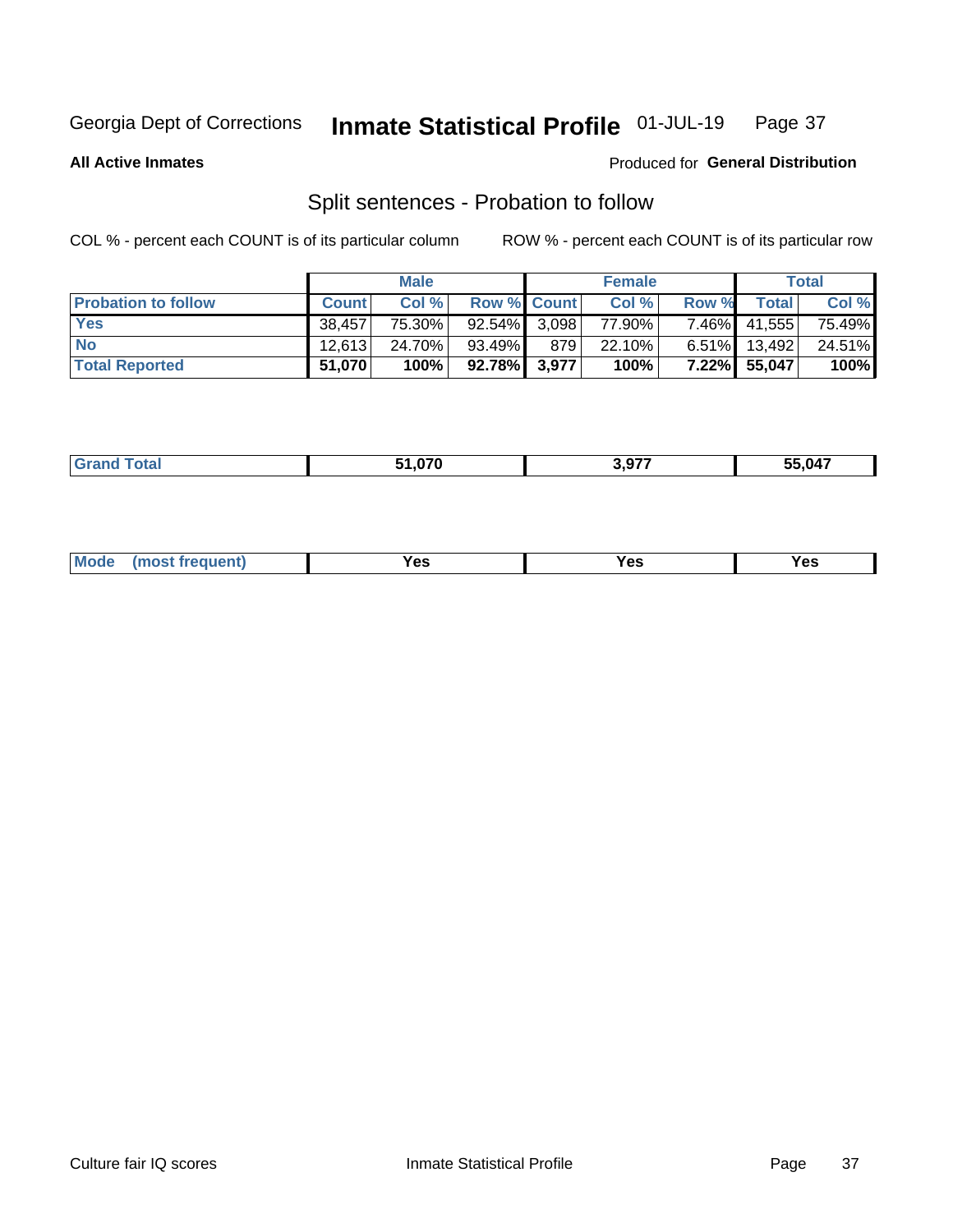Georgia Dept of Corrections **Inmate Statistical Profile** 01-JUL-19

**All Active Inmates**

Produced for **General Distribution**

## Split sentences - Probation to follow

COL % - percent each COUNT is of its particular column

ROW % - percent each COUNT is of its particular row

| | Male | | | Female | | | Total | |
|---|---|---|---|---|---|---|---|---|
| **Probation to follow** | **Count** | **Col %** | **Row %** | **Count** | **Col %** | **Row %** | **Total** | **Col %** |
| **Yes** | 38,457 | 75.30% | 92.54% | 3,098 | 77.90% | 7.46% | 41,555 | 75.49% |
| **No** | 12,613 | 24.70% | 93.49% | 879 | 22.10% | 6.51% | 13,492 | 24.51% |
| **Total Reported** | **51,070** | **100%** | **92.78%** | **3,977** | **100%** | **7.22%** | **55,047** | **100%** |

| | Male | Female | Total |
|---|---|---|---|
| **Grand Total** | **51,070** | **3,977** | **55,047** |

| | Male | Female | Total |
|---|---|---|---|
| **Mode (most frequent)** | **Yes** | **Yes** | **Yes** |

Culture fair IQ scores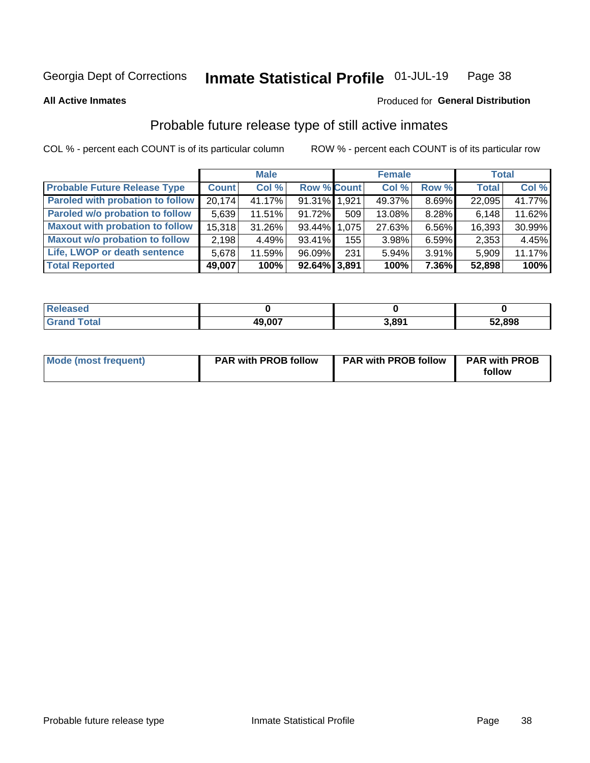Georgia Dept of Corrections **Inmate Statistical Profile** 01-JUL-19

**All Active Inmates**

Produced for **General Distribution**

## Probable future release type of still active inmates

COL % - percent each COUNT is of its particular column ROW % - percent each COUNT is of its particular row

| | Male | | | Female | | | Total | |
|---|---|---|---|---|---|---|---|---|
| **Probable Future Release Type** | **Count** | **Col %** | **Row %** | **Count** | **Col %** | **Row %** | **Total** | **Col %** |
| **Paroled with probation to follow** | 20,174 | 41.17% | 91.31% | 1,921 | 49.37% | 8.69% | 22,095 | 41.77% |
| **Paroled w/o probation to follow** | 5,639 | 11.51% | 91.72% | 509 | 13.08% | 8.28% | 6,148 | 11.62% |
| **Maxout with probation to follow** | 15,318 | 31.26% | 93.44% | 1,075 | 27.63% | 6.56% | 16,393 | 30.99% |
| **Maxout w/o probation to follow** | 2,198 | 4.49% | 93.41% | 155 | 3.98% | 6.59% | 2,353 | 4.45% |
| **Life, LWOP or death sentence** | 5,678 | 11.59% | 96.09% | 231 | 5.94% | 3.91% | 5,909 | 11.17% |
| **Total Reported** | **49,007** | **100%** | **92.64%** | **3,891** | **100%** | **7.36%** | **52,898** | **100%** |

| | Male | Female | Total |
|---|---|---|---|
| **Released** | **0** | **0** | **0** |
| **Grand Total** | **49,007** | **3,891** | **52,898** |

| | Male | Female | Total |
|---|---|---|---|
| **Mode (most frequent)** | **PAR with PROB follow** | **PAR with PROB follow** | **PAR with PROB follow** |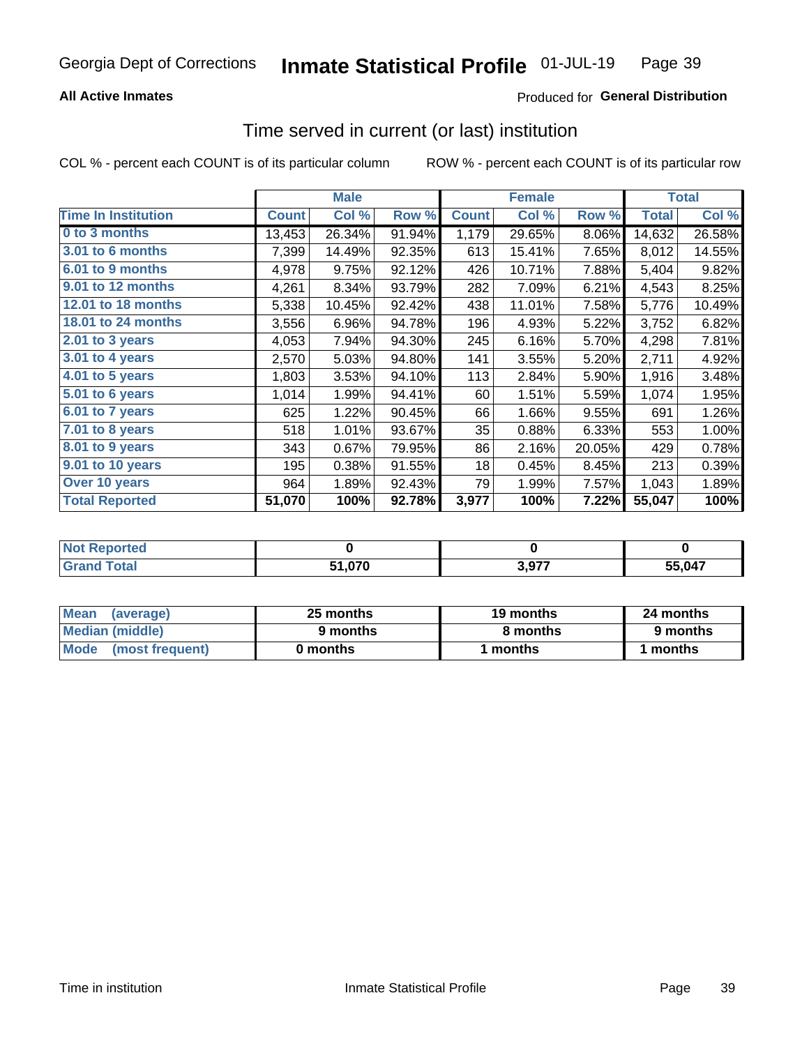Georgia Dept of Corrections **Inmate Statistical Profile** 01-JUL-19

**All Active Inmates**

Produced for **General Distribution**

## Time served in current (or last) institution

COL % - percent each COUNT is of its particular column

ROW % - percent each COUNT is of its particular row

| | Male | | | Female | | | Total | |
|---|---|---|---|---|---|---|---|---|
| **Time In Institution** | **Count** | **Col %** | **Row %** | **Count** | **Col %** | **Row %** | **Total** | **Col %** |
| **0 to 3 months** | 13,453 | 26.34% | 91.94% | 1,179 | 29.65% | 8.06% | 14,632 | 26.58% |
| **3.01 to 6 months** | 7,399 | 14.49% | 92.35% | 613 | 15.41% | 7.65% | 8,012 | 14.55% |
| **6.01 to 9 months** | 4,978 | 9.75% | 92.12% | 426 | 10.71% | 7.88% | 5,404 | 9.82% |
| **9.01 to 12 months** | 4,261 | 8.34% | 93.79% | 282 | 7.09% | 6.21% | 4,543 | 8.25% |
| **12.01 to 18 months** | 5,338 | 10.45% | 92.42% | 438 | 11.01% | 7.58% | 5,776 | 10.49% |
| **18.01 to 24 months** | 3,556 | 6.96% | 94.78% | 196 | 4.93% | 5.22% | 3,752 | 6.82% |
| **2.01 to 3 years** | 4,053 | 7.94% | 94.30% | 245 | 6.16% | 5.70% | 4,298 | 7.81% |
| **3.01 to 4 years** | 2,570 | 5.03% | 94.80% | 141 | 3.55% | 5.20% | 2,711 | 4.92% |
| **4.01 to 5 years** | 1,803 | 3.53% | 94.10% | 113 | 2.84% | 5.90% | 1,916 | 3.48% |
| **5.01 to 6 years** | 1,014 | 1.99% | 94.41% | 60 | 1.51% | 5.59% | 1,074 | 1.95% |
| **6.01 to 7 years** | 625 | 1.22% | 90.45% | 66 | 1.66% | 9.55% | 691 | 1.26% |
| **7.01 to 8 years** | 518 | 1.01% | 93.67% | 35 | 0.88% | 6.33% | 553 | 1.00% |
| **8.01 to 9 years** | 343 | 0.67% | 79.95% | 86 | 2.16% | 20.05% | 429 | 0.78% |
| **9.01 to 10 years** | 195 | 0.38% | 91.55% | 18 | 0.45% | 8.45% | 213 | 0.39% |
| **Over 10 years** | 964 | 1.89% | 92.43% | 79 | 1.99% | 7.57% | 1,043 | 1.89% |
| **Total Reported** | **51,070** | **100%** | **92.78%** | **3,977** | **100%** | **7.22%** | **55,047** | **100%** |

| | Male | Female | Total |
|---|---|---|---|
| **Not Reported** | **0** | **0** | **0** |
| **Grand Total** | **51,070** | **3,977** | **55,047** |

| | Male | Female | Total |
|---|---|---|---|
| **Mean (average)** | **25 months** | **19 months** | **24 months** |
| **Median (middle)** | **9 months** | **8 months** | **9 months** |
| **Mode (most frequent)** | **0 months** | **1 months** | **1 months** |

Time in institution    Inmate Statistical Profile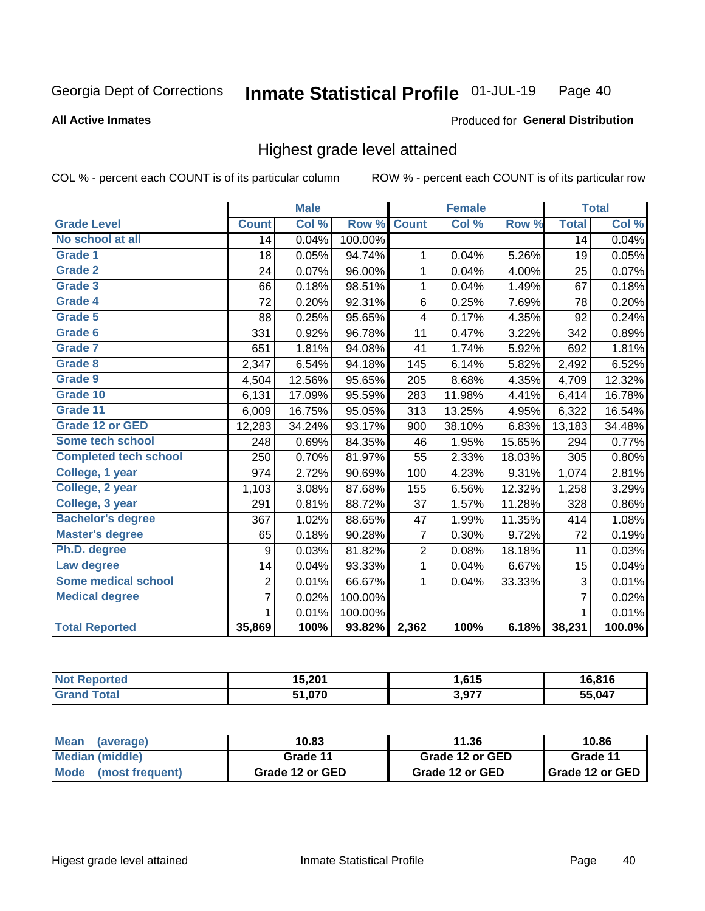Georgia Dept of Corrections **Inmate Statistical Profile** 01-JUL-19 Page 40

**All Active Inmates**

Produced for **General Distribution**

## Highest grade level attained

COL % - percent each COUNT is of its particular column ROW % - percent each COUNT is of its particular row

| | Male | | | Female | | | Total | |
|---|---|---|---|---|---|---|---|---|
| **Grade Level** | **Count** | **Col %** | **Row %** | **Count** | **Col %** | **Row %** | **Total** | **Col %** |
| No school at all | 14 | 0.04% | 100.00% | | | | 14 | 0.04% |
| Grade 1 | 18 | 0.05% | 94.74% | 1 | 0.04% | 5.26% | 19 | 0.05% |
| Grade 2 | 24 | 0.07% | 96.00% | 1 | 0.04% | 4.00% | 25 | 0.07% |
| Grade 3 | 66 | 0.18% | 98.51% | 1 | 0.04% | 1.49% | 67 | 0.18% |
| Grade 4 | 72 | 0.20% | 92.31% | 6 | 0.25% | 7.69% | 78 | 0.20% |
| Grade 5 | 88 | 0.25% | 95.65% | 4 | 0.17% | 4.35% | 92 | 0.24% |
| Grade 6 | 331 | 0.92% | 96.78% | 11 | 0.47% | 3.22% | 342 | 0.89% |
| Grade 7 | 651 | 1.81% | 94.08% | 41 | 1.74% | 5.92% | 692 | 1.81% |
| Grade 8 | 2,347 | 6.54% | 94.18% | 145 | 6.14% | 5.82% | 2,492 | 6.52% |
| Grade 9 | 4,504 | 12.56% | 95.65% | 205 | 8.68% | 4.35% | 4,709 | 12.32% |
| Grade 10 | 6,131 | 17.09% | 95.59% | 283 | 11.98% | 4.41% | 6,414 | 16.78% |
| Grade 11 | 6,009 | 16.75% | 95.05% | 313 | 13.25% | 4.95% | 6,322 | 16.54% |
| Grade 12 or GED | 12,283 | 34.24% | 93.17% | 900 | 38.10% | 6.83% | 13,183 | 34.48% |
| Some tech school | 248 | 0.69% | 84.35% | 46 | 1.95% | 15.65% | 294 | 0.77% |
| Completed tech school | 250 | 0.70% | 81.97% | 55 | 2.33% | 18.03% | 305 | 0.80% |
| College, 1 year | 974 | 2.72% | 90.69% | 100 | 4.23% | 9.31% | 1,074 | 2.81% |
| College, 2 year | 1,103 | 3.08% | 87.68% | 155 | 6.56% | 12.32% | 1,258 | 3.29% |
| College, 3 year | 291 | 0.81% | 88.72% | 37 | 1.57% | 11.28% | 328 | 0.86% |
| Bachelor's degree | 367 | 1.02% | 88.65% | 47 | 1.99% | 11.35% | 414 | 1.08% |
| Master's degree | 65 | 0.18% | 90.28% | 7 | 0.30% | 9.72% | 72 | 0.19% |
| Ph.D. degree | 9 | 0.03% | 81.82% | 2 | 0.08% | 18.18% | 11 | 0.03% |
| Law degree | 14 | 0.04% | 93.33% | 1 | 0.04% | 6.67% | 15 | 0.04% |
| Some medical school | 2 | 0.01% | 66.67% | 1 | 0.04% | 33.33% | 3 | 0.01% |
| Medical degree | 7 | 0.02% | 100.00% | | | | 7 | 0.02% |
| | 1 | 0.01% | 100.00% | | | | 1 | 0.01% |
| **Total Reported** | **35,869** | **100%** | **93.82%** | **2,362** | **100%** | **6.18%** | **38,231** | **100.0%** |

| | Male | Female | Total |
|---|---|---|---|
| Not Reported | 15,201 | 1,615 | 16,816 |
| Grand Total | 51,070 | 3,977 | 55,047 |

| | Male | Female | Total |
|---|---|---|---|
| Mean (average) | 10.83 | 11.36 | 10.86 |
| Median (middle) | Grade 11 | Grade 12 or GED | Grade 11 |
| Mode (most frequent) | Grade 12 or GED | Grade 12 or GED | Grade 12 or GED |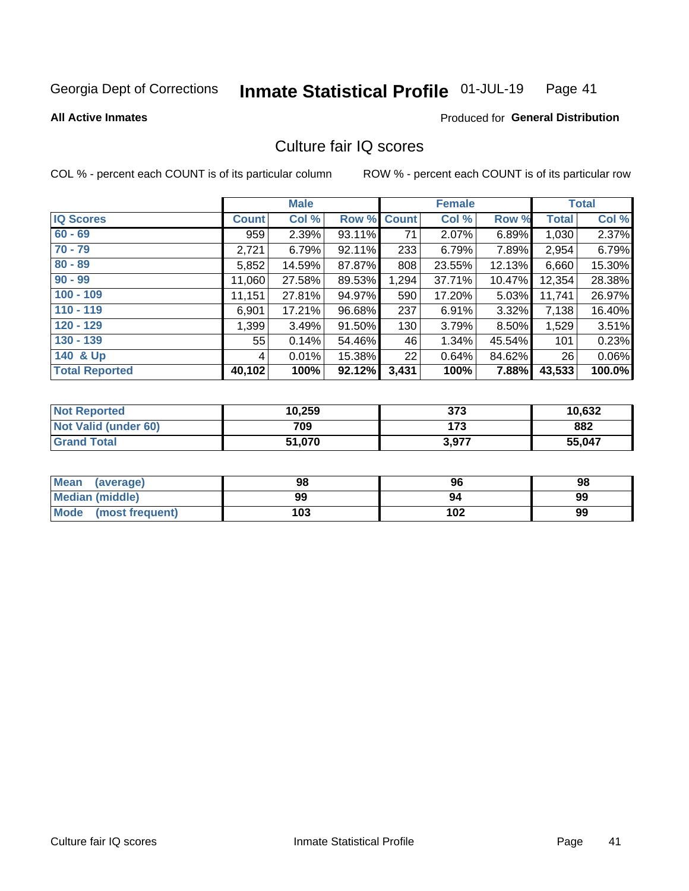Georgia Dept of Corrections **Inmate Statistical Profile** 01-JUL-19

**All Active Inmates**

Produced for **General Distribution**

## Culture fair IQ scores

COL % - percent each COUNT is of its particular column

ROW % - percent each COUNT is of its particular row

| | Male | | | Female | | | Total | |
|---|---|---|---|---|---|---|---|---|
| **IQ Scores** | **Count** | **Col %** | **Row %** | **Count** | **Col %** | **Row %** | **Total** | **Col %** |
| 60 - 69 | 959 | 2.39% | 93.11% | 71 | 2.07% | 6.89% | 1,030 | 2.37% |
| 70 - 79 | 2,721 | 6.79% | 92.11% | 233 | 6.79% | 7.89% | 2,954 | 6.79% |
| 80 - 89 | 5,852 | 14.59% | 87.87% | 808 | 23.55% | 12.13% | 6,660 | 15.30% |
| 90 - 99 | 11,060 | 27.58% | 89.53% | 1,294 | 37.71% | 10.47% | 12,354 | 28.38% |
| 100 - 109 | 11,151 | 27.81% | 94.97% | 590 | 17.20% | 5.03% | 11,741 | 26.97% |
| 110 - 119 | 6,901 | 17.21% | 96.68% | 237 | 6.91% | 3.32% | 7,138 | 16.40% |
| 120 - 129 | 1,399 | 3.49% | 91.50% | 130 | 3.79% | 8.50% | 1,529 | 3.51% |
| 130 - 139 | 55 | 0.14% | 54.46% | 46 | 1.34% | 45.54% | 101 | 0.23% |
| 140 & Up | 4 | 0.01% | 15.38% | 22 | 0.64% | 84.62% | 26 | 0.06% |
| **Total Reported** | **40,102** | **100%** | **92.12%** | **3,431** | **100%** | **7.88%** | **43,533** | **100.0%** |

| | Male | Female | Total |
|---|---|---|---|
| Not Reported | 10,259 | 373 | 10,632 |
| Not Valid (under 60) | 709 | 173 | 882 |
| Grand Total | 51,070 | 3,977 | 55,047 |

| | Male | Female | Total |
|---|---|---|---|
| Mean (average) | 98 | 96 | 98 |
| Median (middle) | 99 | 94 | 99 |
| Mode (most frequent) | 103 | 102 | 99 |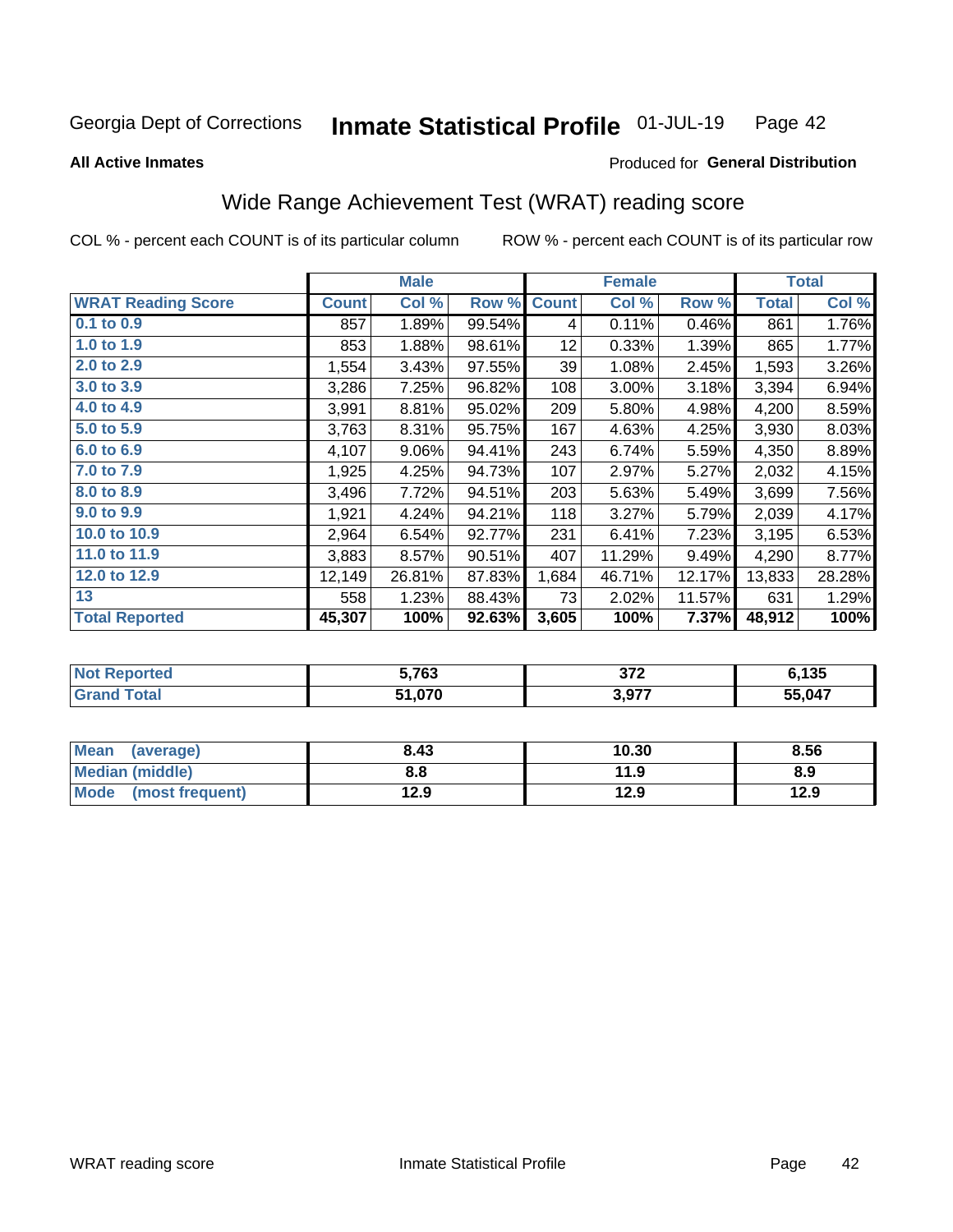Georgia Dept of Corrections **Inmate Statistical Profile** 01-JUL-19

**All Active Inmates** Produced for **General Distribution**

## Wide Range Achievement Test (WRAT) reading score

COL % - percent each COUNT is of its particular column ROW % - percent each COUNT is of its particular row

| | Male | | | Female | | | Total | |
|---|---|---|---|---|---|---|---|---|
| **WRAT Reading Score** | **Count** | **Col %** | **Row %** | **Count** | **Col %** | **Row %** | **Total** | **Col %** |
| **0.1 to 0.9** | 857 | 1.89% | 99.54% | 4 | 0.11% | 0.46% | 861 | 1.76% |
| **1.0 to 1.9** | 853 | 1.88% | 98.61% | 12 | 0.33% | 1.39% | 865 | 1.77% |
| **2.0 to 2.9** | 1,554 | 3.43% | 97.55% | 39 | 1.08% | 2.45% | 1,593 | 3.26% |
| **3.0 to 3.9** | 3,286 | 7.25% | 96.82% | 108 | 3.00% | 3.18% | 3,394 | 6.94% |
| **4.0 to 4.9** | 3,991 | 8.81% | 95.02% | 209 | 5.80% | 4.98% | 4,200 | 8.59% |
| **5.0 to 5.9** | 3,763 | 8.31% | 95.75% | 167 | 4.63% | 4.25% | 3,930 | 8.03% |
| **6.0 to 6.9** | 4,107 | 9.06% | 94.41% | 243 | 6.74% | 5.59% | 4,350 | 8.89% |
| **7.0 to 7.9** | 1,925 | 4.25% | 94.73% | 107 | 2.97% | 5.27% | 2,032 | 4.15% |
| **8.0 to 8.9** | 3,496 | 7.72% | 94.51% | 203 | 5.63% | 5.49% | 3,699 | 7.56% |
| **9.0 to 9.9** | 1,921 | 4.24% | 94.21% | 118 | 3.27% | 5.79% | 2,039 | 4.17% |
| **10.0 to 10.9** | 2,964 | 6.54% | 92.77% | 231 | 6.41% | 7.23% | 3,195 | 6.53% |
| **11.0 to 11.9** | 3,883 | 8.57% | 90.51% | 407 | 11.29% | 9.49% | 4,290 | 8.77% |
| **12.0 to 12.9** | 12,149 | 26.81% | 87.83% | 1,684 | 46.71% | 12.17% | 13,833 | 28.28% |
| **13** | 558 | 1.23% | 88.43% | 73 | 2.02% | 11.57% | 631 | 1.29% |
| **Total Reported** | **45,307** | **100%** | **92.63%** | **3,605** | **100%** | **7.37%** | **48,912** | **100%** |

| | Male | Female | Total |
|---|---|---|---|
| **Not Reported** | **5,763** | **372** | **6,135** |
| **Grand Total** | **51,070** | **3,977** | **55,047** |

| | Male | Female | Total |
|---|---|---|---|
| **Mean (average)** | **8.43** | **10.30** | **8.56** |
| **Median (middle)** | **8.8** | **11.9** | **8.9** |
| **Mode (most frequent)** | **12.9** | **12.9** | **12.9** |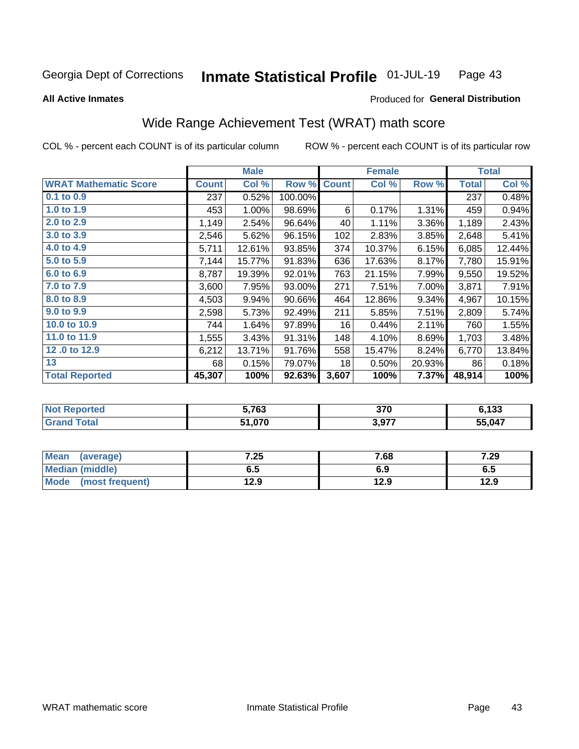Georgia Dept of Corrections **Inmate Statistical Profile** 01-JUL-19

**All Active Inmates**

Produced for **General Distribution**

## Wide Range Achievement Test (WRAT) math score

COL % - percent each COUNT is of its particular column     ROW % - percent each COUNT is of its particular row

| | Male | | | Female | | | Total | |
|---|---|---|---|---|---|---|---|---|
| **WRAT Mathematic Score** | **Count** | **Col %** | **Row %** | **Count** | **Col %** | **Row %** | **Total** | **Col %** |
| 0.1 to 0.9 | 237 | 0.52% | 100.00% | | | | 237 | 0.48% |
| 1.0 to 1.9 | 453 | 1.00% | 98.69% | 6 | 0.17% | 1.31% | 459 | 0.94% |
| 2.0 to 2.9 | 1,149 | 2.54% | 96.64% | 40 | 1.11% | 3.36% | 1,189 | 2.43% |
| 3.0 to 3.9 | 2,546 | 5.62% | 96.15% | 102 | 2.83% | 3.85% | 2,648 | 5.41% |
| 4.0 to 4.9 | 5,711 | 12.61% | 93.85% | 374 | 10.37% | 6.15% | 6,085 | 12.44% |
| 5.0 to 5.9 | 7,144 | 15.77% | 91.83% | 636 | 17.63% | 8.17% | 7,780 | 15.91% |
| 6.0 to 6.9 | 8,787 | 19.39% | 92.01% | 763 | 21.15% | 7.99% | 9,550 | 19.52% |
| 7.0 to 7.9 | 3,600 | 7.95% | 93.00% | 271 | 7.51% | 7.00% | 3,871 | 7.91% |
| 8.0 to 8.9 | 4,503 | 9.94% | 90.66% | 464 | 12.86% | 9.34% | 4,967 | 10.15% |
| 9.0 to 9.9 | 2,598 | 5.73% | 92.49% | 211 | 5.85% | 7.51% | 2,809 | 5.74% |
| 10.0 to 10.9 | 744 | 1.64% | 97.89% | 16 | 0.44% | 2.11% | 760 | 1.55% |
| 11.0 to 11.9 | 1,555 | 3.43% | 91.31% | 148 | 4.10% | 8.69% | 1,703 | 3.48% |
| 12 .0 to 12.9 | 6,212 | 13.71% | 91.76% | 558 | 15.47% | 8.24% | 6,770 | 13.84% |
| 13 | 68 | 0.15% | 79.07% | 18 | 0.50% | 20.93% | 86 | 0.18% |
| **Total Reported** | **45,307** | **100%** | **92.63%** | **3,607** | **100%** | **7.37%** | **48,914** | **100%** |

| | Male | Female | Total |
|---|---|---|---|
| Not Reported | 5,763 | 370 | 6,133 |
| Grand Total | 51,070 | 3,977 | 55,047 |

| | Male | Female | Total |
|---|---|---|---|
| Mean (average) | 7.25 | 7.68 | 7.29 |
| Median (middle) | 6.5 | 6.9 | 6.5 |
| Mode (most frequent) | 12.9 | 12.9 | 12.9 |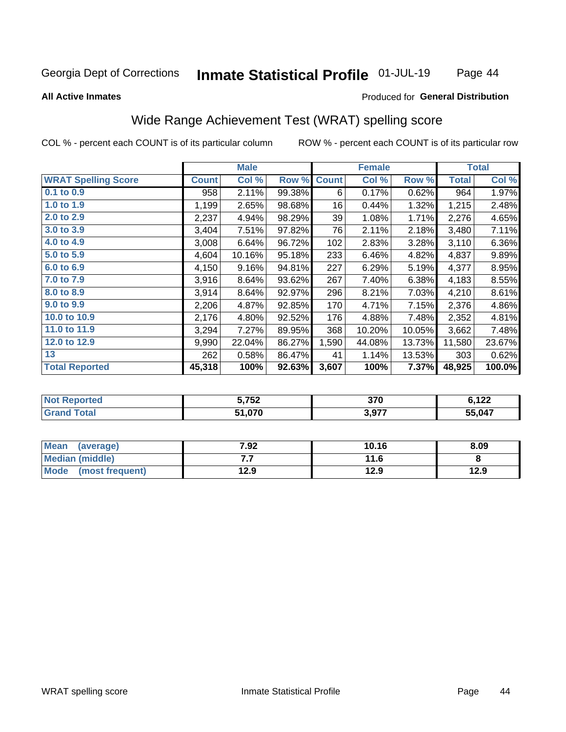Georgia Dept of Corrections **Inmate Statistical Profile** 01-JUL-19

**All Active Inmates** Produced for **General Distribution**

## Wide Range Achievement Test (WRAT) spelling score

COL % - percent each COUNT is of its particular column ROW % - percent each COUNT is of its particular row

| | Male | | | Female | | | Total | |
|---|---|---|---|---|---|---|---|---|
| **WRAT Spelling Score** | **Count** | **Col %** | **Row %** | **Count** | **Col %** | **Row %** | **Total** | **Col %** |
| 0.1 to 0.9 | 958 | 2.11% | 99.38% | 6 | 0.17% | 0.62% | 964 | 1.97% |
| 1.0 to 1.9 | 1,199 | 2.65% | 98.68% | 16 | 0.44% | 1.32% | 1,215 | 2.48% |
| 2.0 to 2.9 | 2,237 | 4.94% | 98.29% | 39 | 1.08% | 1.71% | 2,276 | 4.65% |
| 3.0 to 3.9 | 3,404 | 7.51% | 97.82% | 76 | 2.11% | 2.18% | 3,480 | 7.11% |
| 4.0 to 4.9 | 3,008 | 6.64% | 96.72% | 102 | 2.83% | 3.28% | 3,110 | 6.36% |
| 5.0 to 5.9 | 4,604 | 10.16% | 95.18% | 233 | 6.46% | 4.82% | 4,837 | 9.89% |
| 6.0 to 6.9 | 4,150 | 9.16% | 94.81% | 227 | 6.29% | 5.19% | 4,377 | 8.95% |
| 7.0 to 7.9 | 3,916 | 8.64% | 93.62% | 267 | 7.40% | 6.38% | 4,183 | 8.55% |
| 8.0 to 8.9 | 3,914 | 8.64% | 92.97% | 296 | 8.21% | 7.03% | 4,210 | 8.61% |
| 9.0 to 9.9 | 2,206 | 4.87% | 92.85% | 170 | 4.71% | 7.15% | 2,376 | 4.86% |
| 10.0 to 10.9 | 2,176 | 4.80% | 92.52% | 176 | 4.88% | 7.48% | 2,352 | 4.81% |
| 11.0 to 11.9 | 3,294 | 7.27% | 89.95% | 368 | 10.20% | 10.05% | 3,662 | 7.48% |
| 12.0 to 12.9 | 9,990 | 22.04% | 86.27% | 1,590 | 44.08% | 13.73% | 11,580 | 23.67% |
| 13 | 262 | 0.58% | 86.47% | 41 | 1.14% | 13.53% | 303 | 0.62% |
| **Total Reported** | **45,318** | **100%** | **92.63%** | **3,607** | **100%** | **7.37%** | **48,925** | **100.0%** |

| | Male | Female | Total |
|---|---|---|---|
| **Not Reported** | **5,752** | **370** | **6,122** |
| **Grand Total** | **51,070** | **3,977** | **55,047** |

| | Male | Female | Total |
|---|---|---|---|
| **Mean (average)** | **7.92** | **10.16** | **8.09** |
| **Median (middle)** | **7.7** | **11.6** | **8** |
| **Mode (most frequent)** | **12.9** | **12.9** | **12.9** |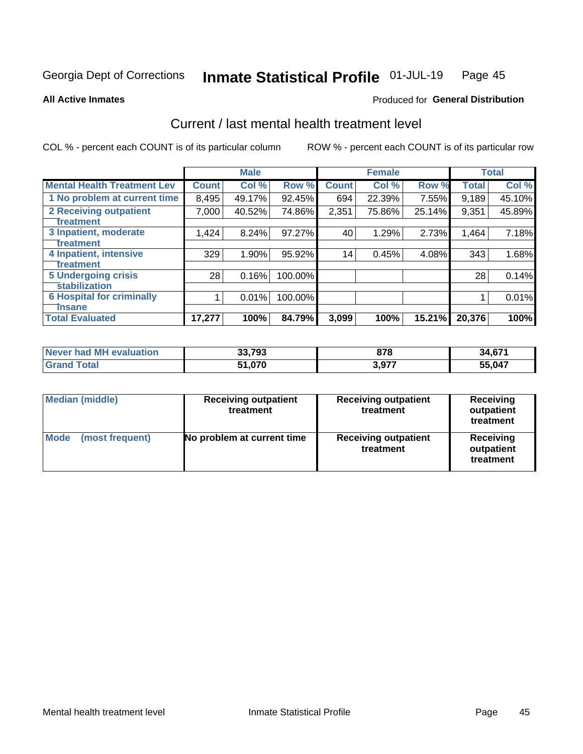Georgia Dept of Corrections **Inmate Statistical Profile** 01-JUL-19

**All Active Inmates**

Produced for **General Distribution**

## Current / last mental health treatment level

COL % - percent each COUNT is of its particular column

ROW % - percent each COUNT is of its particular row

| | Male | | | Female | | | Total | |
|---|---|---|---|---|---|---|---|---|
| **Mental Health Treatment Lev** | **Count** | **Col %** | **Row %** | **Count** | **Col %** | **Row %** | **Total** | **Col %** |
| 1 No problem at current time | 8,495 | 49.17% | 92.45% | 694 | 22.39% | 7.55% | 9,189 | 45.10% |
| 2 Receiving outpatient treatment | 7,000 | 40.52% | 74.86% | 2,351 | 75.86% | 25.14% | 9,351 | 45.89% |
| 3 Inpatient, moderate treatment | 1,424 | 8.24% | 97.27% | 40 | 1.29% | 2.73% | 1,464 | 7.18% |
| 4 Inpatient, intensive treatment | 329 | 1.90% | 95.92% | 14 | 0.45% | 4.08% | 343 | 1.68% |
| 5 Undergoing crisis stabilization | 28 | 0.16% | 100.00% | | | | 28 | 0.14% |
| 6 Hospital for criminally insane | 1 | 0.01% | 100.00% | | | | 1 | 0.01% |
| **Total Evaluated** | **17,277** | **100%** | **84.79%** | **3,099** | **100%** | **15.21%** | **20,376** | **100%** |

| | Male | Female | Total |
|---|---|---|---|
| Never had MH evaluation | 33,793 | 878 | 34,671 |
| Grand Total | 51,070 | 3,977 | 55,047 |

| | Male | Female | Total |
|---|---|---|---|
| Median (middle) | Receiving outpatient treatment | Receiving outpatient treatment | Receiving outpatient treatment |
| Mode (most frequent) | No problem at current time | Receiving outpatient treatment | Receiving outpatient treatment |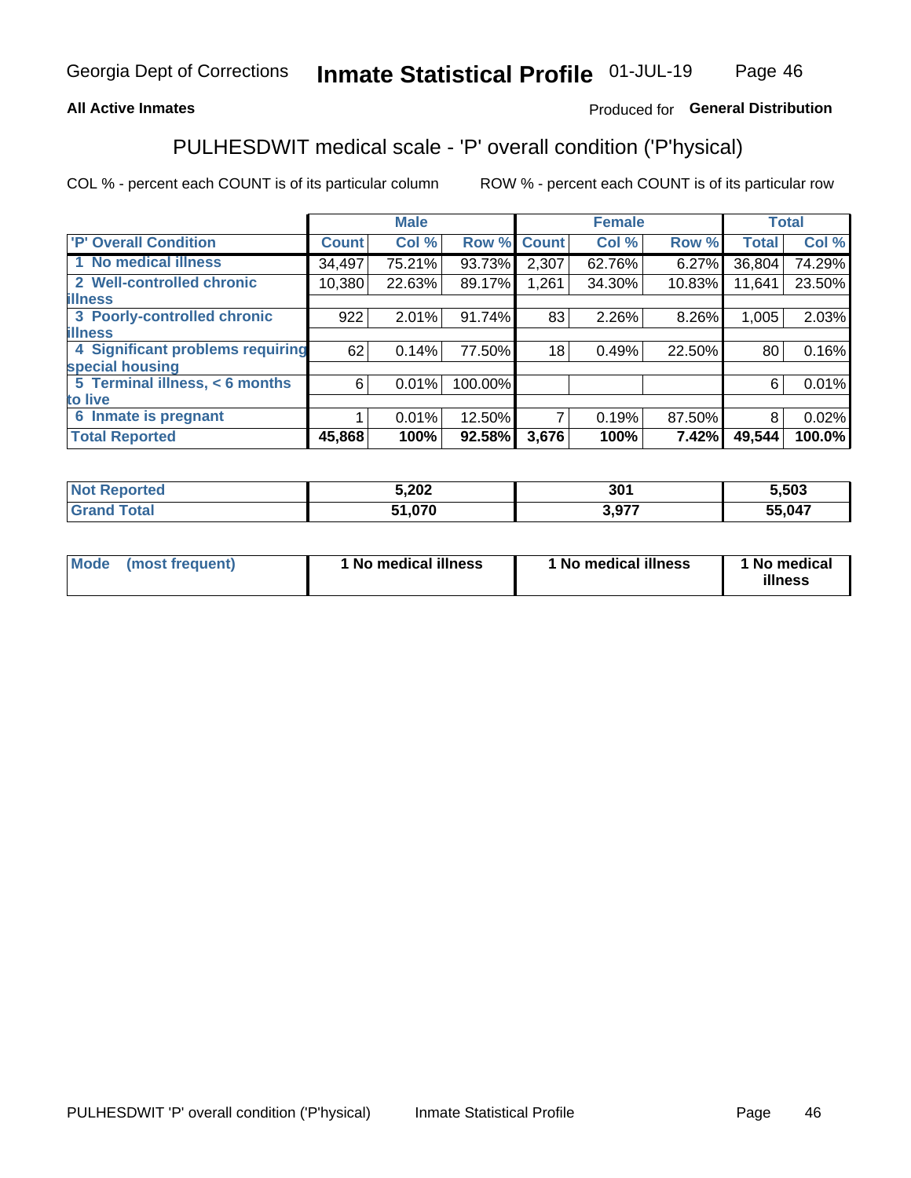Georgia Dept of Corrections **Inmate Statistical Profile** 01-JUL-19

**All Active Inmates**

Produced for **General Distribution**

## PULHESDWIT medical scale - 'P' overall condition ('P'hysical)

COL % - percent each COUNT is of its particular column

ROW % - percent each COUNT is of its particular row

| | Male | | | Female | | | Total | |
|---|---|---|---|---|---|---|---|---|
| **'P' Overall Condition** | **Count** | **Col %** | **Row %** | **Count** | **Col %** | **Row %** | **Total** | **Col %** |
| **1 No medical illness** | 34,497 | 75.21% | 93.73% | 2,307 | 62.76% | 6.27% | 36,804 | 74.29% |
| **2 Well-controlled chronic illness** | 10,380 | 22.63% | 89.17% | 1,261 | 34.30% | 10.83% | 11,641 | 23.50% |
| **3 Poorly-controlled chronic illness** | 922 | 2.01% | 91.74% | 83 | 2.26% | 8.26% | 1,005 | 2.03% |
| **4 Significant problems requiring special housing** | 62 | 0.14% | 77.50% | 18 | 0.49% | 22.50% | 80 | 0.16% |
| **5 Terminal illness, < 6 months to live** | 6 | 0.01% | 100.00% | | | | 6 | 0.01% |
| **6 Inmate is pregnant** | 1 | 0.01% | 12.50% | 7 | 0.19% | 87.50% | 8 | 0.02% |
| **Total Reported** | **45,868** | **100%** | **92.58%** | **3,676** | **100%** | **7.42%** | **49,544** | **100.0%** |

| | Male | Female | Total |
|---|---|---|---|
| **Not Reported** | **5,202** | **301** | **5,503** |
| **Grand Total** | **51,070** | **3,977** | **55,047** |

| | Male | Female | Total |
|---|---|---|---|
| **Mode (most frequent)** | **1 No medical illness** | **1 No medical illness** | **1 No medical illness** |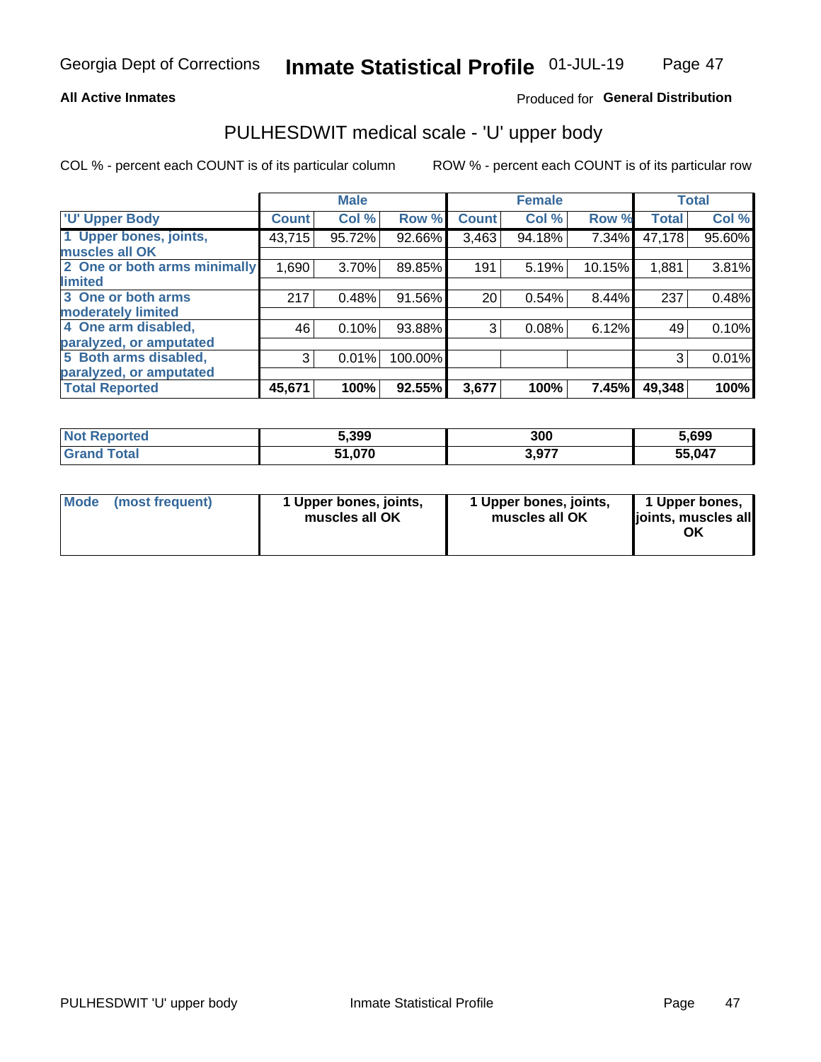**All Active Inmates**

Produced for **General Distribution**

## PULHESDWIT medical scale - 'U' upper body

COL % - percent each COUNT is of its particular column

ROW % - percent each COUNT is of its particular row

| | Male | | | Female | | | Total | |
|---|---|---|---|---|---|---|---|---|
| 'U' Upper Body | Count | Col % | Row % | Count | Col % | Row % | Total | Col % |
| 1 Upper bones, joints, muscles all OK | 43,715 | 95.72% | 92.66% | 3,463 | 94.18% | 7.34% | 47,178 | 95.60% |
| 2 One or both arms minimally limited | 1,690 | 3.70% | 89.85% | 191 | 5.19% | 10.15% | 1,881 | 3.81% |
| 3 One or both arms moderately limited | 217 | 0.48% | 91.56% | 20 | 0.54% | 8.44% | 237 | 0.48% |
| 4 One arm disabled, paralyzed, or amputated | 46 | 0.10% | 93.88% | 3 | 0.08% | 6.12% | 49 | 0.10% |
| 5 Both arms disabled, paralyzed, or amputated | 3 | 0.01% | 100.00% | | | | 3 | 0.01% |
| **Total Reported** | **45,671** | **100%** | **92.55%** | **3,677** | **100%** | **7.45%** | **49,348** | **100%** |

| | Male | Female | Total |
|---|---|---|---|
| Not Reported | 5,399 | 300 | 5,699 |
| Grand Total | 51,070 | 3,977 | 55,047 |

| | Male | Female | Total |
|---|---|---|---|
| Mode (most frequent) | 1 Upper bones, joints, muscles all OK | 1 Upper bones, joints, muscles all OK | 1 Upper bones, joints, muscles all OK |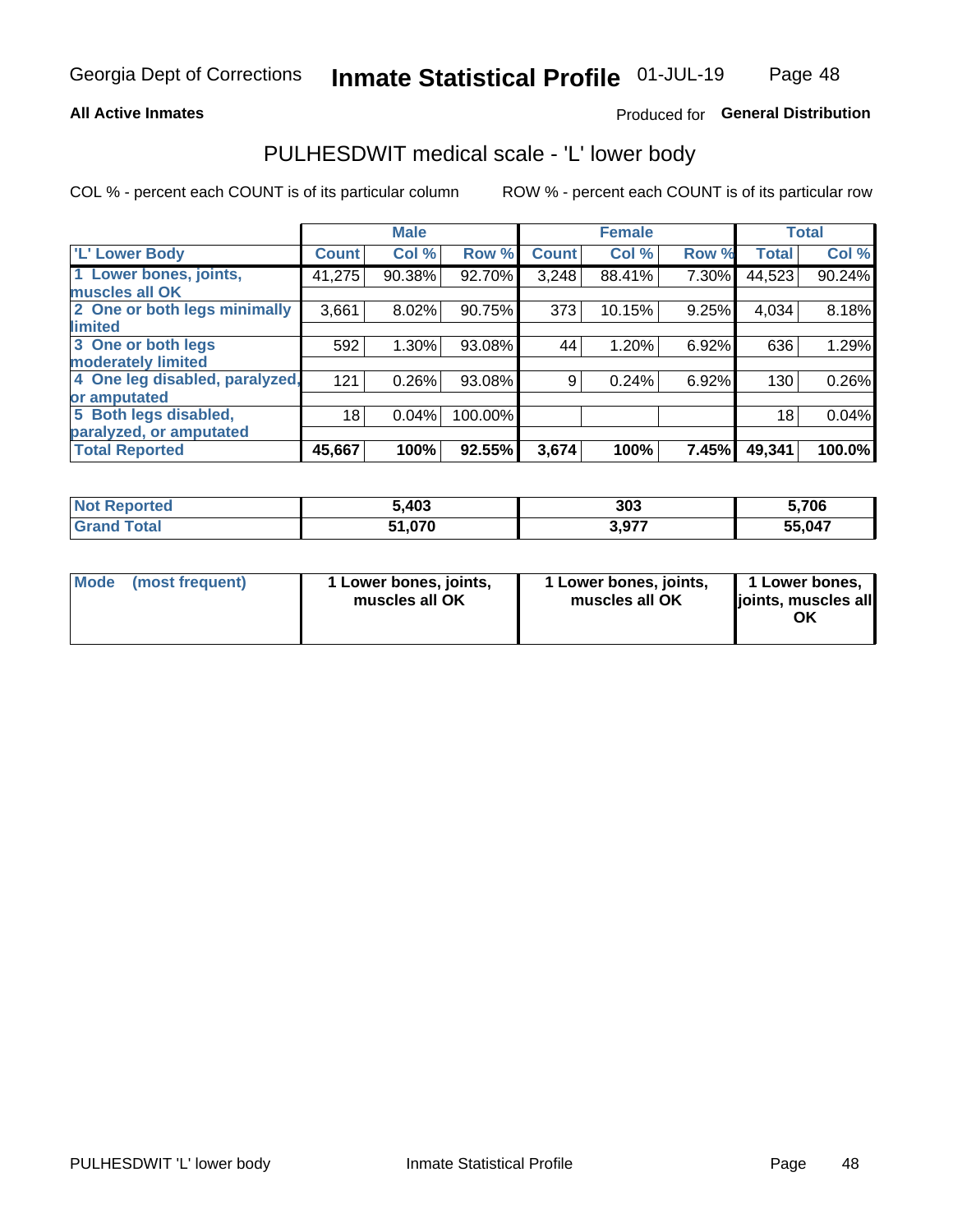Georgia Dept of Corrections **Inmate Statistical Profile** 01-JUL-19

**All Active Inmates**

Produced for **General Distribution**

## PULHESDWIT medical scale - 'L' lower body

COL % - percent each COUNT is of its particular column ROW % - percent each COUNT is of its particular row

| | Male | | | Female | | | Total | |
|---|---|---|---|---|---|---|---|---|
| 'L' Lower Body | Count | Col % | Row % | Count | Col % | Row % | Total | Col % |
| 1 Lower bones, joints, muscles all OK | 41,275 | 90.38% | 92.70% | 3,248 | 88.41% | 7.30% | 44,523 | 90.24% |
| 2 One or both legs minimally limited | 3,661 | 8.02% | 90.75% | 373 | 10.15% | 9.25% | 4,034 | 8.18% |
| 3 One or both legs moderately limited | 592 | 1.30% | 93.08% | 44 | 1.20% | 6.92% | 636 | 1.29% |
| 4 One leg disabled, paralyzed, or amputated | 121 | 0.26% | 93.08% | 9 | 0.24% | 6.92% | 130 | 0.26% |
| 5 Both legs disabled, paralyzed, or amputated | 18 | 0.04% | 100.00% | | | | 18 | 0.04% |
| **Total Reported** | **45,667** | **100%** | **92.55%** | **3,674** | **100%** | **7.45%** | **49,341** | **100.0%** |

| | Male | Female | Total |
|---|---|---|---|
| Not Reported | 5,403 | 303 | 5,706 |
| Grand Total | 51,070 | 3,977 | 55,047 |

| | Male | Female | Total |
|---|---|---|---|
| Mode (most frequent) | 1 Lower bones, joints, muscles all OK | 1 Lower bones, joints, muscles all OK | 1 Lower bones, joints, muscles all OK |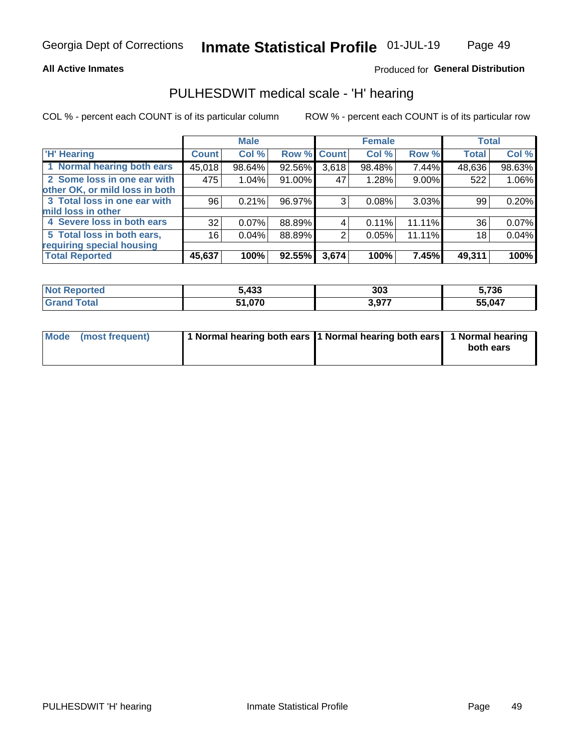## All Active Inmates

Produced for **General Distribution**

# PULHESDWIT medical scale - 'H' hearing

COL % - percent each COUNT is of its particular column

ROW % - percent each COUNT is of its particular row

| 'H' Hearing | Male | | | Female | | | Total | |
|---|---|---|---|---|---|---|---|---|
| | Count | Col % | Row % | Count | Col % | Row % | Total | Col % |
| 1 Normal hearing both ears | 45,018 | 98.64% | 92.56% | 3,618 | 98.48% | 7.44% | 48,636 | 98.63% |
| 2 Some loss in one ear with other OK, or mild loss in both | 475 | 1.04% | 91.00% | 47 | 1.28% | 9.00% | 522 | 1.06% |
| 3 Total loss in one ear with mild loss in other | 96 | 0.21% | 96.97% | 3 | 0.08% | 3.03% | 99 | 0.20% |
| 4 Severe loss in both ears | 32 | 0.07% | 88.89% | 4 | 0.11% | 11.11% | 36 | 0.07% |
| 5 Total loss in both ears, requiring special housing | 16 | 0.04% | 88.89% | 2 | 0.05% | 11.11% | 18 | 0.04% |
| **Total Reported** | **45,637** | **100%** | **92.55%** | **3,674** | **100%** | **7.45%** | **49,311** | **100%** |

| | Male | Female | Total |
|---|---|---|---|
| **Not Reported** | **5,433** | **303** | **5,736** |
| **Grand Total** | **51,070** | **3,977** | **55,047** |

| | Male | Female | Total |
|---|---|---|---|
| **Mode (most frequent)** | **1 Normal hearing both ears** | **1 Normal hearing both ears** | **1 Normal hearing both ears** |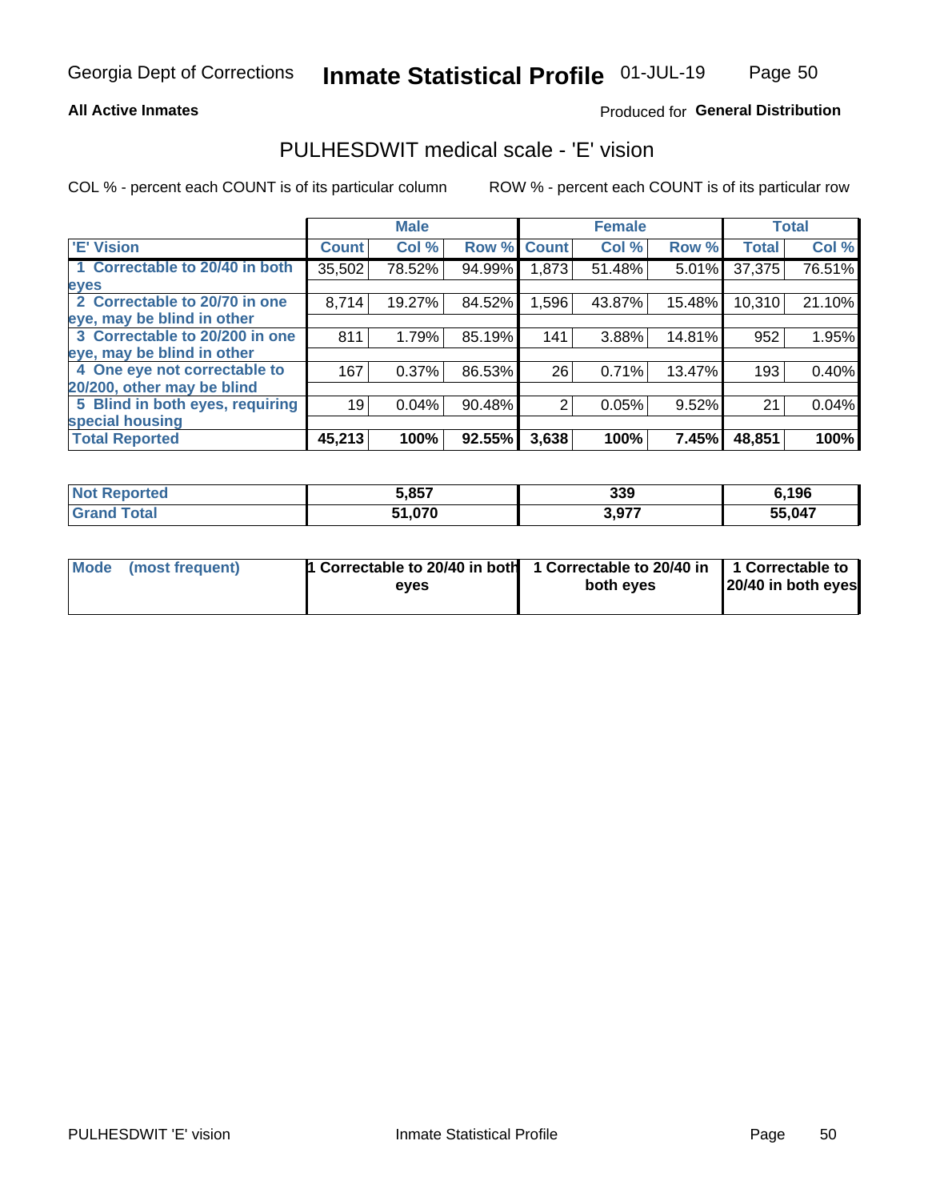Georgia Dept of Corrections **Inmate Statistical Profile** 01-JUL-19

**All Active Inmates**

Produced for **General Distribution**

## PULHESDWIT medical scale - 'E' vision

COL % - percent each COUNT is of its particular column

ROW % - percent each COUNT is of its particular row

| | Male | | | Female | | | Total | |
|---|---|---|---|---|---|---|---|---|
| 'E' Vision | Count | Col % | Row % | Count | Col % | Row % | Total | Col % |
| 1 Correctable to 20/40 in both eyes | 35,502 | 78.52% | 94.99% | 1,873 | 51.48% | 5.01% | 37,375 | 76.51% |
| 2 Correctable to 20/70 in one eye, may be blind in other | 8,714 | 19.27% | 84.52% | 1,596 | 43.87% | 15.48% | 10,310 | 21.10% |
| 3 Correctable to 20/200 in one eye, may be blind in other | 811 | 1.79% | 85.19% | 141 | 3.88% | 14.81% | 952 | 1.95% |
| 4 One eye not correctable to 20/200, other may be blind | 167 | 0.37% | 86.53% | 26 | 0.71% | 13.47% | 193 | 0.40% |
| 5 Blind in both eyes, requiring special housing | 19 | 0.04% | 90.48% | 2 | 0.05% | 9.52% | 21 | 0.04% |
| **Total Reported** | **45,213** | **100%** | **92.55%** | **3,638** | **100%** | **7.45%** | **48,851** | **100%** |

| | Male | Female | Total |
|---|---|---|---|
| **Not Reported** | **5,857** | **339** | **6,196** |
| **Grand Total** | **51,070** | **3,977** | **55,047** |

| | Male | Female | Total |
|---|---|---|---|
| **Mode (most frequent)** | **1 Correctable to 20/40 in both eyes** | **1 Correctable to 20/40 in both eyes** | **1 Correctable to 20/40 in both eyes** |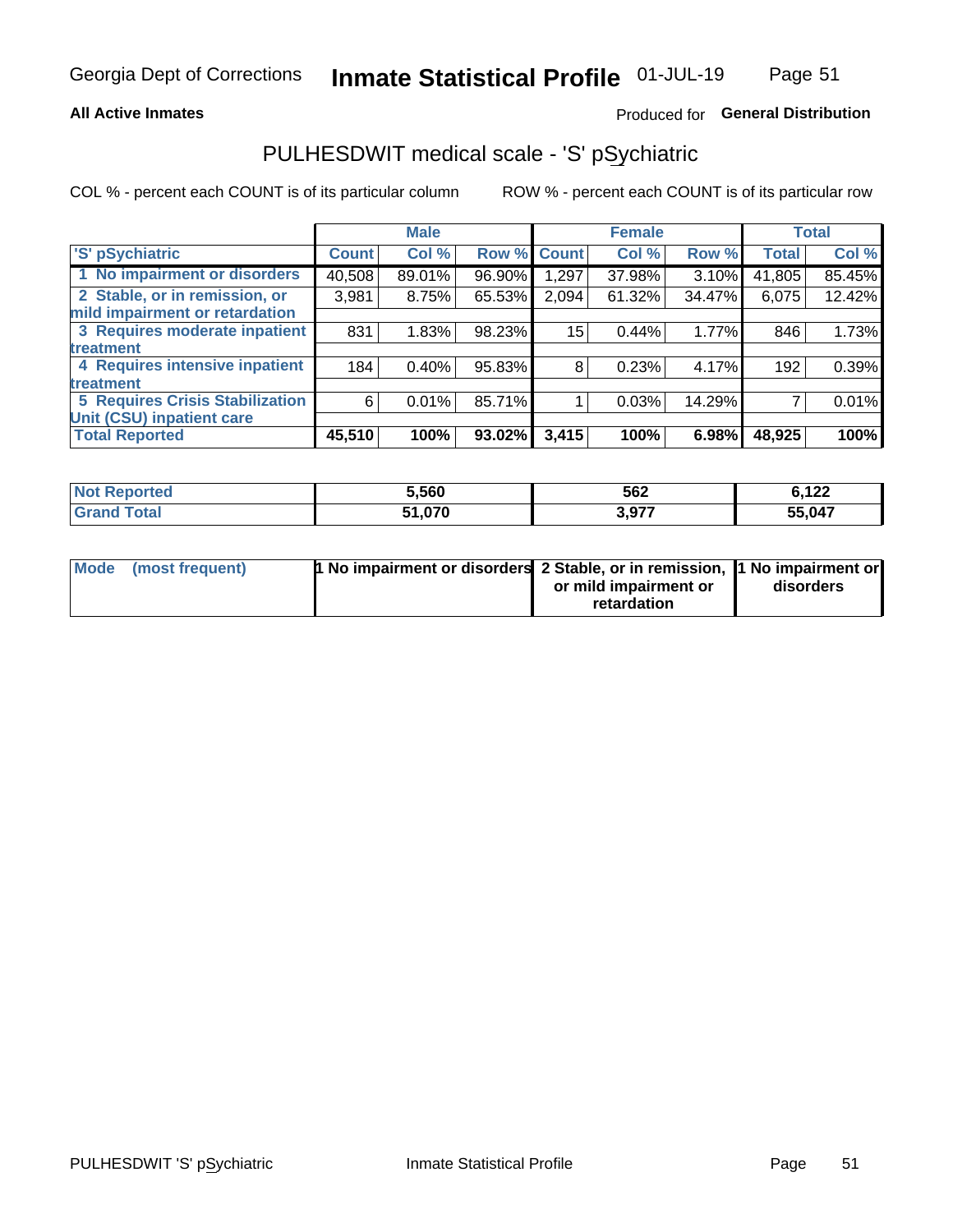Georgia Dept of Corrections **Inmate Statistical Profile** 01-JUL-19

**All Active Inmates**

Produced for **General Distribution**

## PULHESDWIT medical scale - 'S' pSychiatric

COL % - percent each COUNT is of its particular column

ROW % - percent each COUNT is of its particular row

| | Male | | | Female | | | Total | |
|---|---|---|---|---|---|---|---|---|
| 'S' pSychiatric | Count | Col % | Row % | Count | Col % | Row % | Total | Col % |
| 1 No impairment or disorders | 40,508 | 89.01% | 96.90% | 1,297 | 37.98% | 3.10% | 41,805 | 85.45% |
| 2 Stable, or in remission, or mild impairment or retardation | 3,981 | 8.75% | 65.53% | 2,094 | 61.32% | 34.47% | 6,075 | 12.42% |
| 3 Requires moderate inpatient treatment | 831 | 1.83% | 98.23% | 15 | 0.44% | 1.77% | 846 | 1.73% |
| 4 Requires intensive inpatient treatment | 184 | 0.40% | 95.83% | 8 | 0.23% | 4.17% | 192 | 0.39% |
| 5 Requires Crisis Stabilization Unit (CSU) inpatient care | 6 | 0.01% | 85.71% | 1 | 0.03% | 14.29% | 7 | 0.01% |
| **Total Reported** | **45,510** | **100%** | **93.02%** | **3,415** | **100%** | **6.98%** | **48,925** | **100%** |

| | Male | Female | Total |
|---|---|---|---|
| Not Reported | 5,560 | 562 | 6,122 |
| Grand Total | 51,070 | 3,977 | 55,047 |

| | Male | Female | Total |
|---|---|---|---|
| Mode (most frequent) | 1 No impairment or disorders | 2 Stable, or in remission, or mild impairment or retardation | 1 No impairment or disorders |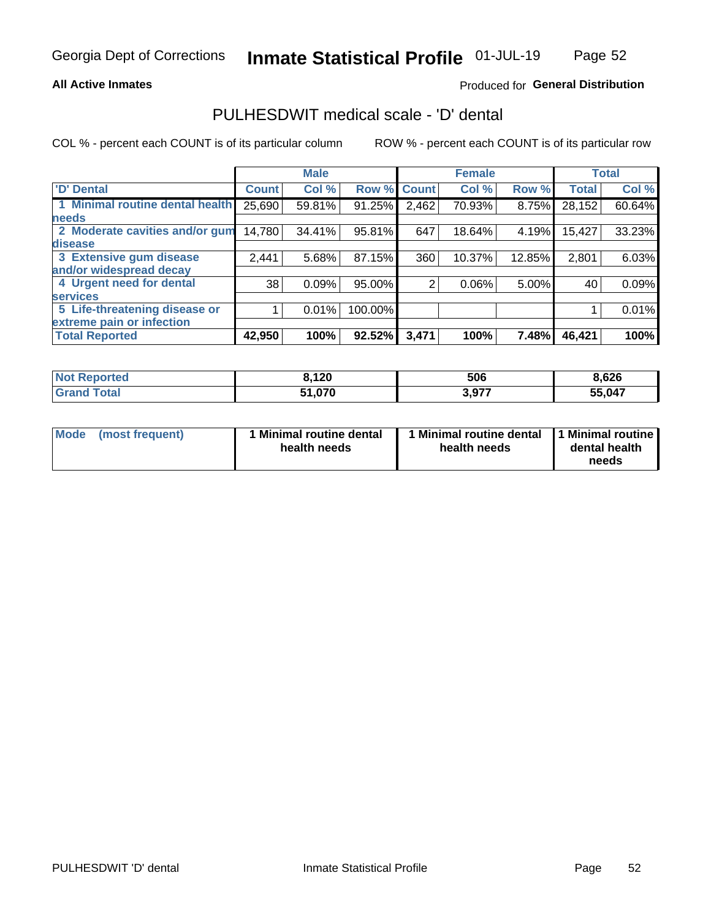Georgia Dept of Corrections **Inmate Statistical Profile** 01-JUL-19

**All Active Inmates**

Produced for **General Distribution**

## PULHESDWIT medical scale - 'D' dental

COL % - percent each COUNT is of its particular column

ROW % - percent each COUNT is of its particular row

| | Male | | | Female | | | Total | |
|---|---|---|---|---|---|---|---|---|
| 'D' Dental | Count | Col % | Row % | Count | Col % | Row % | Total | Col % |
| 1 Minimal routine dental health needs | 25,690 | 59.81% | 91.25% | 2,462 | 70.93% | 8.75% | 28,152 | 60.64% |
| 2 Moderate cavities and/or gum disease | 14,780 | 34.41% | 95.81% | 647 | 18.64% | 4.19% | 15,427 | 33.23% |
| 3 Extensive gum disease and/or widespread decay | 2,441 | 5.68% | 87.15% | 360 | 10.37% | 12.85% | 2,801 | 6.03% |
| 4 Urgent need for dental services | 38 | 0.09% | 95.00% | 2 | 0.06% | 5.00% | 40 | 0.09% |
| 5 Life-threatening disease or extreme pain or infection | 1 | 0.01% | 100.00% | | | | 1 | 0.01% |
| **Total Reported** | **42,950** | **100%** | **92.52%** | **3,471** | **100%** | **7.48%** | **46,421** | **100%** |

| | Male | Female | Total |
|---|---|---|---|
| **Not Reported** | **8,120** | **506** | **8,626** |
| **Grand Total** | **51,070** | **3,977** | **55,047** |

| Mode (most frequent) | Male | Female | Total |
|---|---|---|---|
| | **1 Minimal routine dental health needs** | **1 Minimal routine dental health needs** | **1 Minimal routine dental health needs** |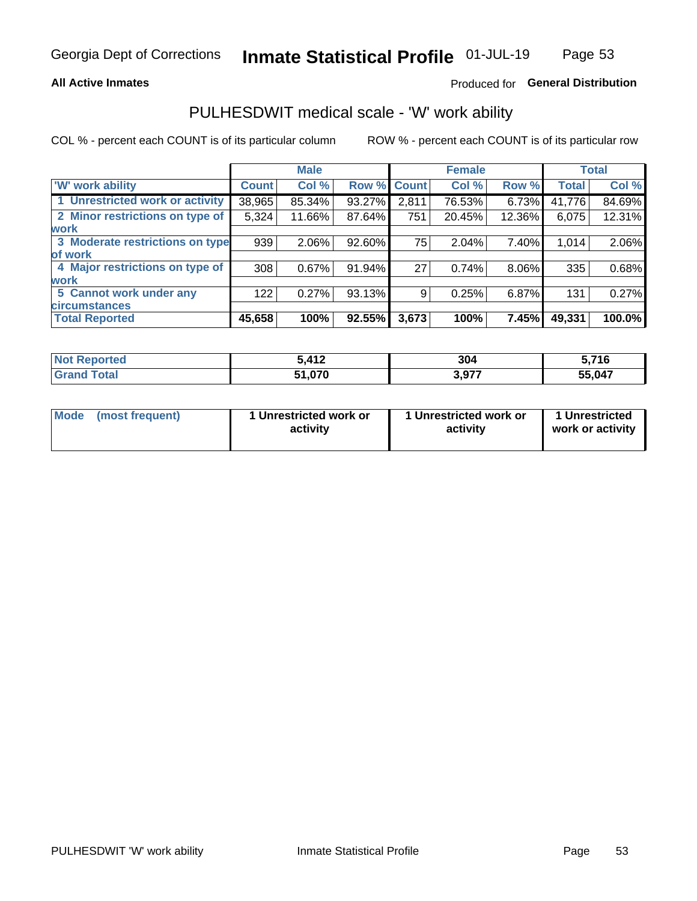# Georgia Dept of Corrections **Inmate Statistical Profile** 01-JUL-19

**All Active Inmates**

Produced for **General Distribution**

## PULHESDWIT medical scale - 'W' work ability

COL % - percent each COUNT is of its particular column

ROW % - percent each COUNT is of its particular row

| | Male | | | Female | | | Total | |
|---|---|---|---|---|---|---|---|---|
| 'W' work ability | Count | Col % | Row % | Count | Col % | Row % | Total | Col % |
| 1 Unrestricted work or activity | 38,965 | 85.34% | 93.27% | 2,811 | 76.53% | 6.73% | 41,776 | 84.69% |
| 2 Minor restrictions on type of work | 5,324 | 11.66% | 87.64% | 751 | 20.45% | 12.36% | 6,075 | 12.31% |
| 3 Moderate restrictions on type of work | 939 | 2.06% | 92.60% | 75 | 2.04% | 7.40% | 1,014 | 2.06% |
| 4 Major restrictions on type of work | 308 | 0.67% | 91.94% | 27 | 0.74% | 8.06% | 335 | 0.68% |
| 5 Cannot work under any circumstances | 122 | 0.27% | 93.13% | 9 | 0.25% | 6.87% | 131 | 0.27% |
| **Total Reported** | **45,658** | **100%** | **92.55%** | **3,673** | **100%** | **7.45%** | **49,331** | **100.0%** |

| | Male | Female | Total |
|---|---|---|---|
| Not Reported | 5,412 | 304 | 5,716 |
| Grand Total | 51,070 | 3,977 | 55,047 |

| | Male | Female | Total |
|---|---|---|---|
| Mode (most frequent) | 1 Unrestricted work or activity | 1 Unrestricted work or activity | 1 Unrestricted work or activity |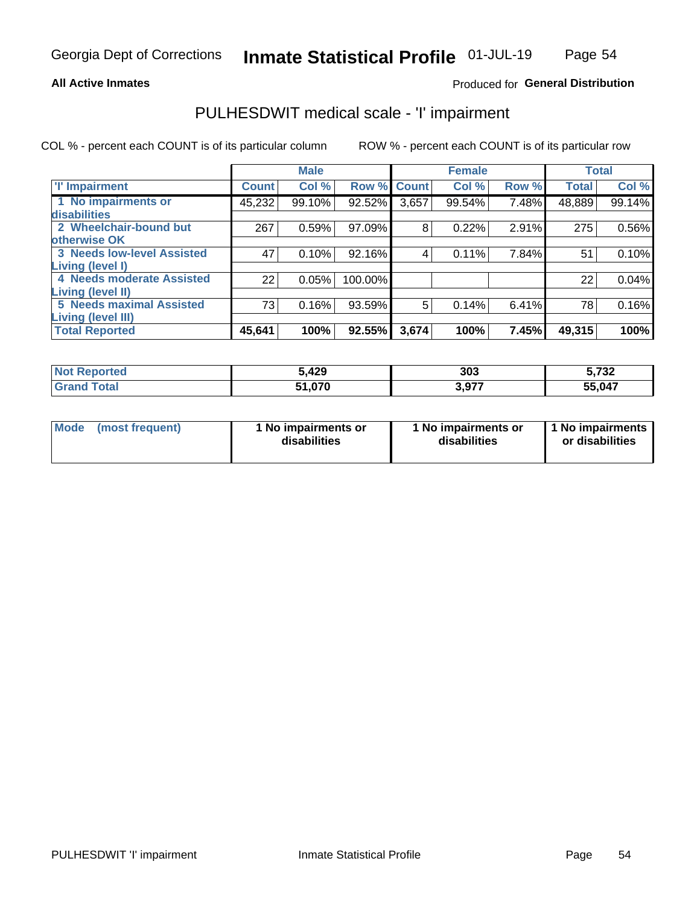Georgia Dept of Corrections **Inmate Statistical Profile** 01-JUL-19

**All Active Inmates**

Produced for **General Distribution**

## PULHESDWIT medical scale - 'I' impairment

COL % - percent each COUNT is of its particular column ROW % - percent each COUNT is of its particular row

| | Male | | | Female | | | Total | |
|---|---|---|---|---|---|---|---|---|
| **'I' Impairment** | **Count** | **Col %** | **Row %** | **Count** | **Col %** | **Row %** | **Total** | **Col %** |
| **1 No impairments or disabilities** | 45,232 | 99.10% | 92.52% | 3,657 | 99.54% | 7.48% | 48,889 | 99.14% |
| **2 Wheelchair-bound but otherwise OK** | 267 | 0.59% | 97.09% | 8 | 0.22% | 2.91% | 275 | 0.56% |
| **3 Needs low-level Assisted Living (level I)** | 47 | 0.10% | 92.16% | 4 | 0.11% | 7.84% | 51 | 0.10% |
| **4 Needs moderate Assisted Living (level II)** | 22 | 0.05% | 100.00% | | | | 22 | 0.04% |
| **5 Needs maximal Assisted Living (level III)** | 73 | 0.16% | 93.59% | 5 | 0.14% | 6.41% | 78 | 0.16% |
| **Total Reported** | **45,641** | **100%** | **92.55%** | **3,674** | **100%** | **7.45%** | **49,315** | **100%** |

| | Male | Female | Total |
|---|---|---|---|
| **Not Reported** | **5,429** | **303** | **5,732** |
| **Grand Total** | **51,070** | **3,977** | **55,047** |

| | Male | Female | Total |
|---|---|---|---|
| **Mode (most frequent)** | **1 No impairments or disabilities** | **1 No impairments or disabilities** | **1 No impairments or disabilities** |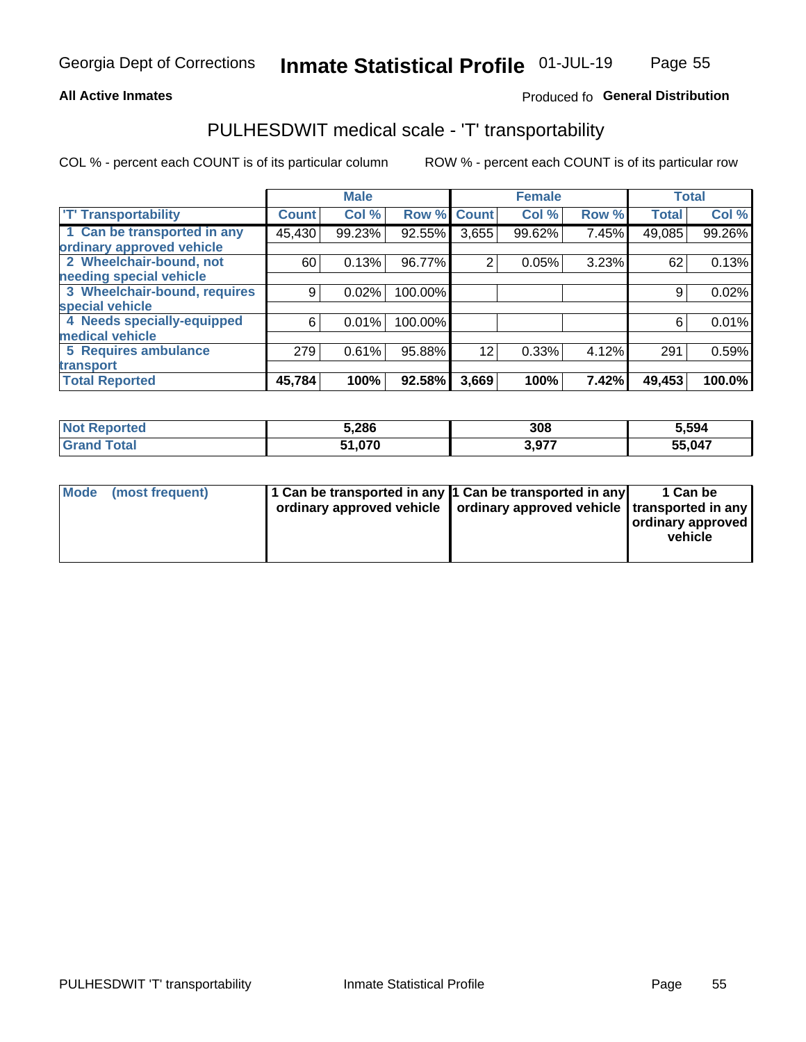**All Active Inmates**

Produced fo **General Distribution**

## PULHESDWIT medical scale - 'T' transportability

COL % - percent each COUNT is of its particular column

ROW % - percent each COUNT is of its particular row

| | Male | | | Female | | | Total | |
|---|---|---|---|---|---|---|---|---|
| 'T' Transportability | Count | Col % | Row % | Count | Col % | Row % | Total | Col % |
| 1 Can be transported in any ordinary approved vehicle | 45,430 | 99.23% | 92.55% | 3,655 | 99.62% | 7.45% | 49,085 | 99.26% |
| 2 Wheelchair-bound, not needing special vehicle | 60 | 0.13% | 96.77% | 2 | 0.05% | 3.23% | 62 | 0.13% |
| 3 Wheelchair-bound, requires special vehicle | 9 | 0.02% | 100.00% | | | | 9 | 0.02% |
| 4 Needs specially-equipped medical vehicle | 6 | 0.01% | 100.00% | | | | 6 | 0.01% |
| 5 Requires ambulance transport | 279 | 0.61% | 95.88% | 12 | 0.33% | 4.12% | 291 | 0.59% |
| **Total Reported** | **45,784** | **100%** | **92.58%** | **3,669** | **100%** | **7.42%** | **49,453** | **100.0%** |

| | Male | Female | Total |
|---|---|---|---|
| **Not Reported** | **5,286** | **308** | **5,594** |
| **Grand Total** | **51,070** | **3,977** | **55,047** |

| | Male | Female | Total |
|---|---|---|---|
| **Mode (most frequent)** | **1 Can be transported in any ordinary approved vehicle** | **1 Can be transported in any ordinary approved vehicle** | **1 Can be transported in any ordinary approved vehicle** |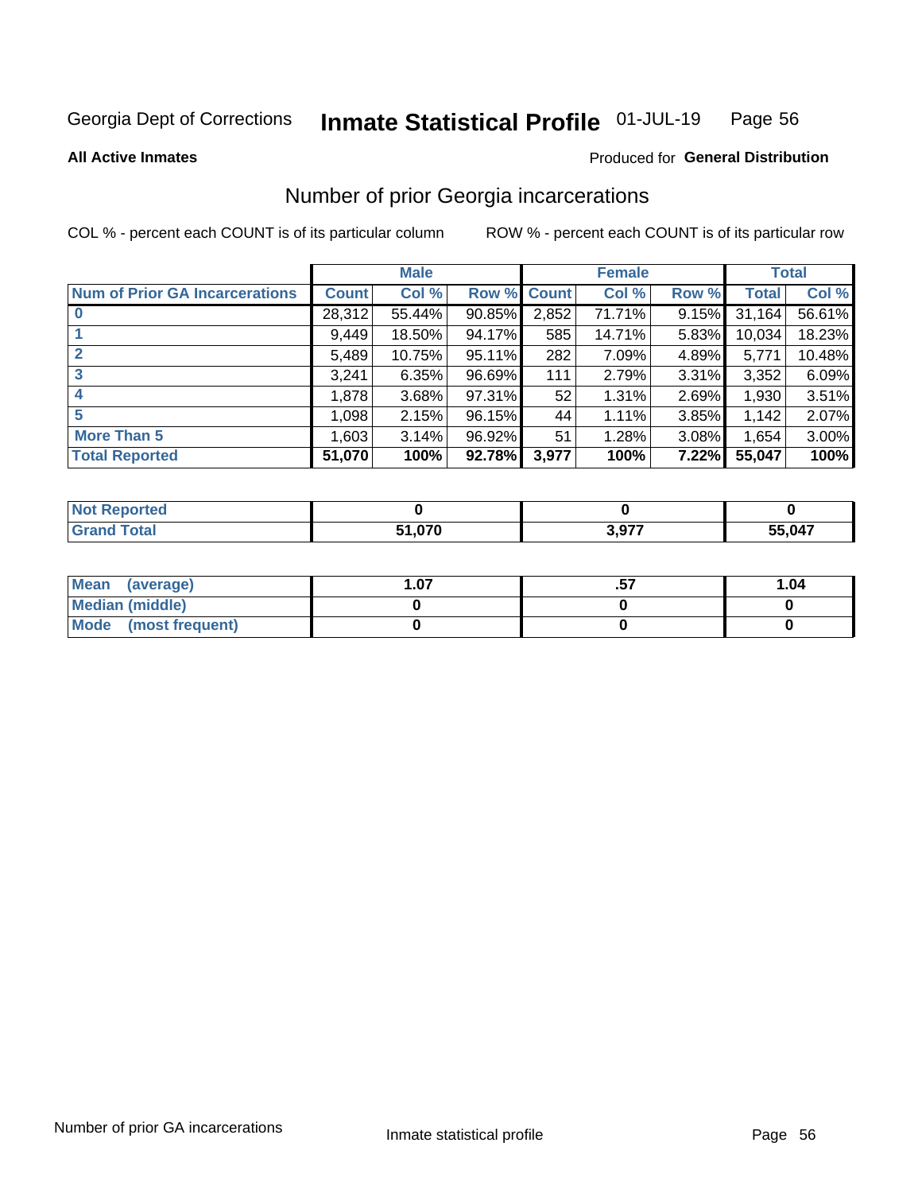Georgia Dept of Corrections **Inmate Statistical Profile** 01-JUL-19

**All Active Inmates**

Produced for **General Distribution**

## Number of prior Georgia incarcerations

COL % - percent each COUNT is of its particular column ROW % - percent each COUNT is of its particular row

| | Male | | | Female | | | Total | |
|---|---|---|---|---|---|---|---|---|
| **Num of Prior GA Incarcerations** | **Count** | **Col %** | **Row %** | **Count** | **Col %** | **Row %** | **Total** | **Col %** |
| **0** | 28,312 | 55.44% | 90.85% | 2,852 | 71.71% | 9.15% | 31,164 | 56.61% |
| **1** | 9,449 | 18.50% | 94.17% | 585 | 14.71% | 5.83% | 10,034 | 18.23% |
| **2** | 5,489 | 10.75% | 95.11% | 282 | 7.09% | 4.89% | 5,771 | 10.48% |
| **3** | 3,241 | 6.35% | 96.69% | 111 | 2.79% | 3.31% | 3,352 | 6.09% |
| **4** | 1,878 | 3.68% | 97.31% | 52 | 1.31% | 2.69% | 1,930 | 3.51% |
| **5** | 1,098 | 2.15% | 96.15% | 44 | 1.11% | 3.85% | 1,142 | 2.07% |
| **More Than 5** | 1,603 | 3.14% | 96.92% | 51 | 1.28% | 3.08% | 1,654 | 3.00% |
| **Total Reported** | **51,070** | **100%** | **92.78%** | **3,977** | **100%** | **7.22%** | **55,047** | **100%** |

| | Male | Female | Total |
|---|---|---|---|
| **Not Reported** | **0** | **0** | **0** |
| **Grand Total** | **51,070** | **3,977** | **55,047** |

| | Male | Female | Total |
|---|---|---|---|
| **Mean (average)** | **1.07** | **.57** | **1.04** |
| **Median (middle)** | **0** | **0** | **0** |
| **Mode (most frequent)** | **0** | **0** | **0** |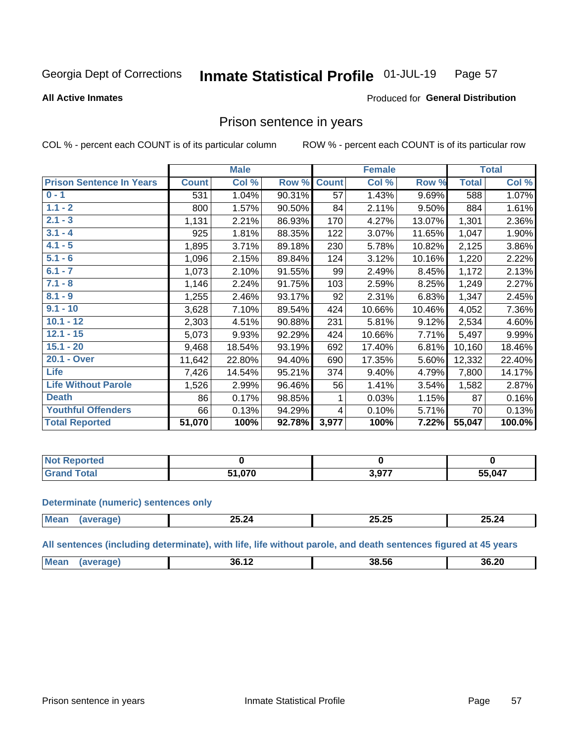Georgia Dept of Corrections **Inmate Statistical Profile** 01-JUL-19

**All Active Inmates**

Produced for **General Distribution**

## Prison sentence in years

COL % - percent each COUNT is of its particular column

ROW % - percent each COUNT is of its particular row

| | Male | | | Female | | | Total | |
|---|---|---|---|---|---|---|---|---|
| **Prison Sentence In Years** | **Count** | **Col %** | **Row %** | **Count** | **Col %** | **Row %** | **Total** | **Col %** |
| 0 - 1 | 531 | 1.04% | 90.31% | 57 | 1.43% | 9.69% | 588 | 1.07% |
| 1.1 - 2 | 800 | 1.57% | 90.50% | 84 | 2.11% | 9.50% | 884 | 1.61% |
| 2.1 - 3 | 1,131 | 2.21% | 86.93% | 170 | 4.27% | 13.07% | 1,301 | 2.36% |
| 3.1 - 4 | 925 | 1.81% | 88.35% | 122 | 3.07% | 11.65% | 1,047 | 1.90% |
| 4.1 - 5 | 1,895 | 3.71% | 89.18% | 230 | 5.78% | 10.82% | 2,125 | 3.86% |
| 5.1 - 6 | 1,096 | 2.15% | 89.84% | 124 | 3.12% | 10.16% | 1,220 | 2.22% |
| 6.1 - 7 | 1,073 | 2.10% | 91.55% | 99 | 2.49% | 8.45% | 1,172 | 2.13% |
| 7.1 - 8 | 1,146 | 2.24% | 91.75% | 103 | 2.59% | 8.25% | 1,249 | 2.27% |
| 8.1 - 9 | 1,255 | 2.46% | 93.17% | 92 | 2.31% | 6.83% | 1,347 | 2.45% |
| 9.1 - 10 | 3,628 | 7.10% | 89.54% | 424 | 10.66% | 10.46% | 4,052 | 7.36% |
| 10.1 - 12 | 2,303 | 4.51% | 90.88% | 231 | 5.81% | 9.12% | 2,534 | 4.60% |
| 12.1 - 15 | 5,073 | 9.93% | 92.29% | 424 | 10.66% | 7.71% | 5,497 | 9.99% |
| 15.1 - 20 | 9,468 | 18.54% | 93.19% | 692 | 17.40% | 6.81% | 10,160 | 18.46% |
| 20.1 - Over | 11,642 | 22.80% | 94.40% | 690 | 17.35% | 5.60% | 12,332 | 22.40% |
| Life | 7,426 | 14.54% | 95.21% | 374 | 9.40% | 4.79% | 7,800 | 14.17% |
| Life Without Parole | 1,526 | 2.99% | 96.46% | 56 | 1.41% | 3.54% | 1,582 | 2.87% |
| Death | 86 | 0.17% | 98.85% | 1 | 0.03% | 1.15% | 87 | 0.16% |
| Youthful Offenders | 66 | 0.13% | 94.29% | 4 | 0.10% | 5.71% | 70 | 0.13% |
| **Total Reported** | **51,070** | **100%** | **92.78%** | **3,977** | **100%** | **7.22%** | **55,047** | **100.0%** |

| | Male | Female | Total |
|---|---|---|---|
| Not Reported | **0** | **0** | **0** |
| Grand Total | **51,070** | **3,977** | **55,047** |

### Determinate (numeric) sentences only

| | Male | Female | Total |
|---|---|---|---|
| Mean (average) | **25.24** | **25.25** | **25.24** |

### All sentences (including determinate), with life, life without parole, and death sentences figured at 45 years

| | Male | Female | Total |
|---|---|---|---|
| Mean (average) | **36.12** | **38.56** | **36.20** |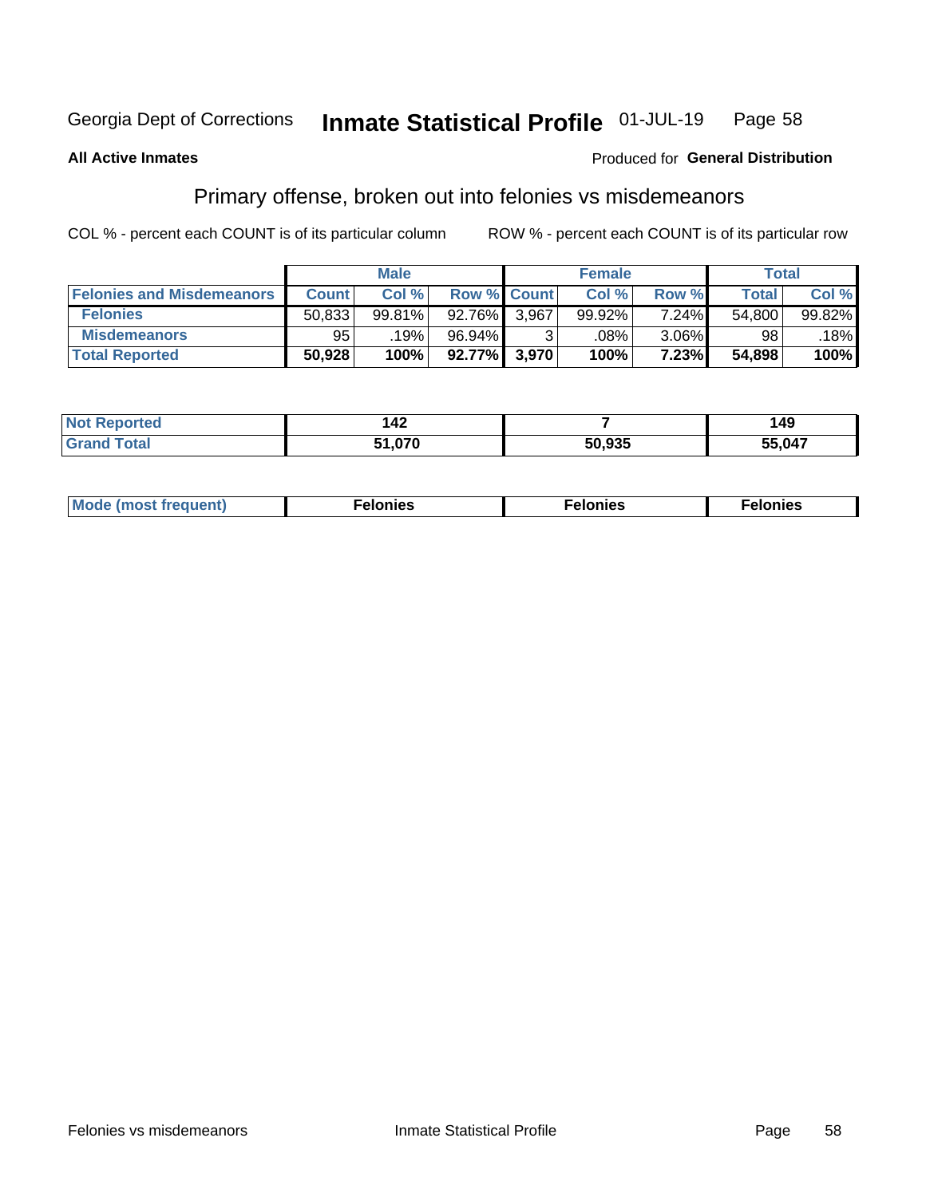Georgia Dept of Corrections **Inmate Statistical Profile** 01-JUL-19

**All Active Inmates**

Produced for **General Distribution**

## Primary offense, broken out into felonies vs misdemeanors

COL % - percent each COUNT is of its particular column ROW % - percent each COUNT is of its particular row

| | Male | | | Female | | | Total | |
|---|---|---|---|---|---|---|---|---|
| **Felonies and Misdemeanors** | **Count** | **Col %** | **Row %** | **Count** | **Col %** | **Row %** | **Total** | **Col %** |
| **Felonies** | 50,833 | 99.81% | 92.76% | 3,967 | 99.92% | 7.24% | 54,800 | 99.82% |
| **Misdemeanors** | 95 | .19% | 96.94% | 3 | .08% | 3.06% | 98 | .18% |
| **Total Reported** | **50,928** | **100%** | **92.77%** | **3,970** | **100%** | **7.23%** | **54,898** | **100%** |

| | Male | Female | Total |
|---|---|---|---|
| **Not Reported** | **142** | **7** | **149** |
| **Grand Total** | **51,070** | **50,935** | **55,047** |

| | Male | Female | Total |
|---|---|---|---|
| **Mode (most frequent)** | **Felonies** | **Felonies** | **Felonies** |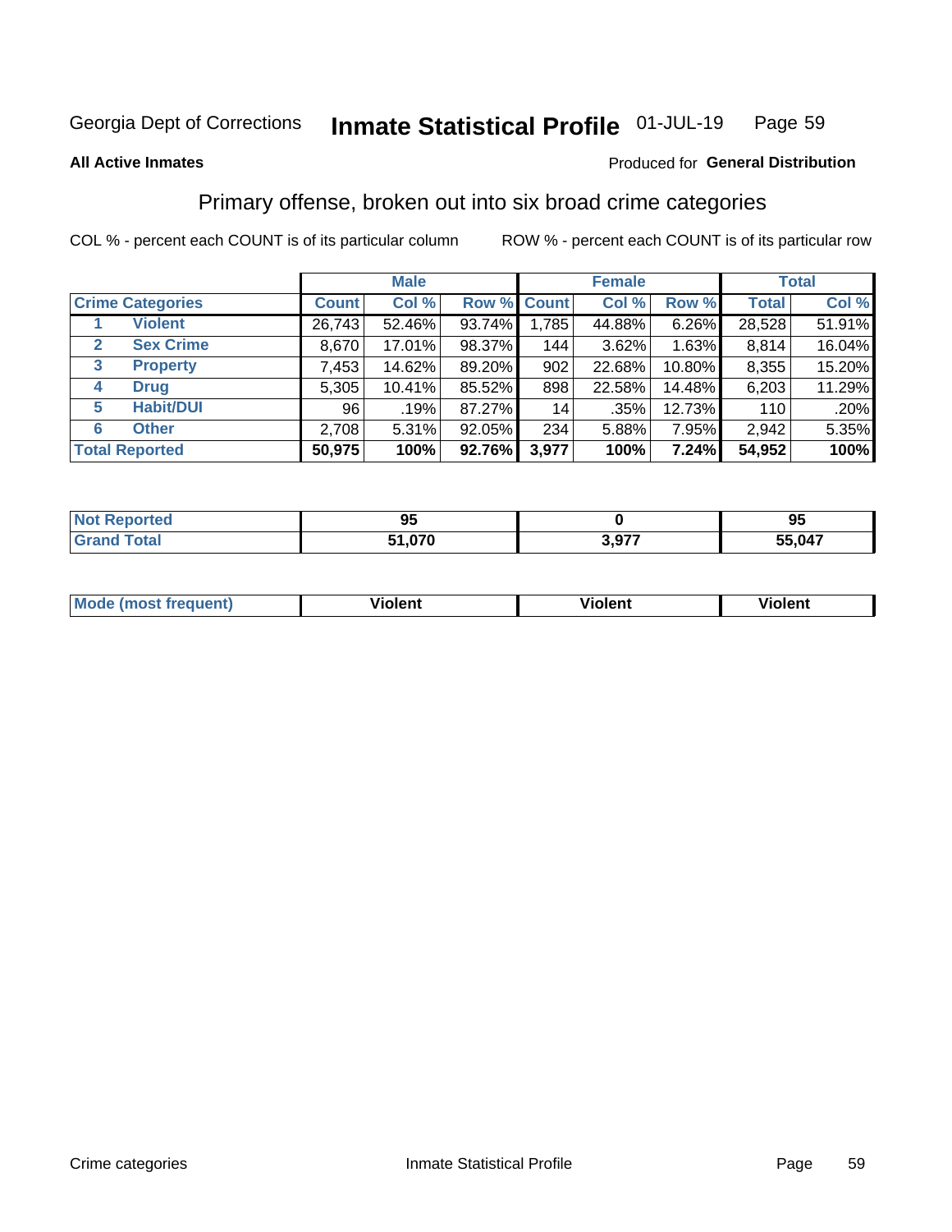Georgia Dept of Corrections **Inmate Statistical Profile** 01-JUL-19

**All Active Inmates**

Produced for **General Distribution**

## Primary offense, broken out into six broad crime categories

COL % - percent each COUNT is of its particular column

ROW % - percent each COUNT is of its particular row

| | | Male | | | Female | | | Total | |
|---|---|---|---|---|---|---|---|---|---|
| **Crime Categories** | | **Count** | **Col %** | **Row %** | **Count** | **Col %** | **Row %** | **Total** | **Col %** |
| 1 | **Violent** | 26,743 | 52.46% | 93.74% | 1,785 | 44.88% | 6.26% | 28,528 | 51.91% |
| 2 | **Sex Crime** | 8,670 | 17.01% | 98.37% | 144 | 3.62% | 1.63% | 8,814 | 16.04% |
| 3 | **Property** | 7,453 | 14.62% | 89.20% | 902 | 22.68% | 10.80% | 8,355 | 15.20% |
| 4 | **Drug** | 5,305 | 10.41% | 85.52% | 898 | 22.58% | 14.48% | 6,203 | 11.29% |
| 5 | **Habit/DUI** | 96 | .19% | 87.27% | 14 | .35% | 12.73% | 110 | .20% |
| 6 | **Other** | 2,708 | 5.31% | 92.05% | 234 | 5.88% | 7.95% | 2,942 | 5.35% |
| **Total Reported** | | **50,975** | **100%** | **92.76%** | **3,977** | **100%** | **7.24%** | **54,952** | **100%** |

| | Male | Female | Total |
|---|---|---|---|
| **Not Reported** | **95** | **0** | **95** |
| **Grand Total** | **51,070** | **3,977** | **55,047** |

| | Male | Female | Total |
|---|---|---|---|
| **Mode (most frequent)** | **Violent** | **Violent** | **Violent** |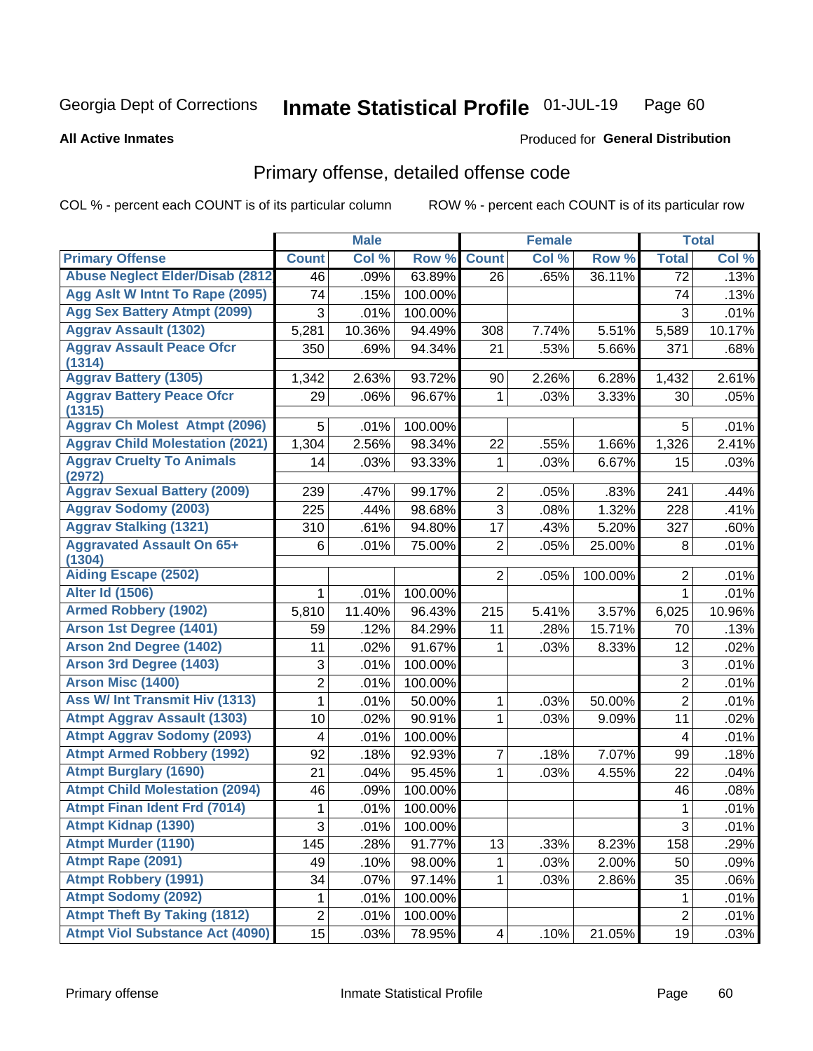Georgia Dept of Corrections **Inmate Statistical Profile** 01-JUL-19

**All Active Inmates**

Produced for **General Distribution**

## Primary offense, detailed offense code

COL % - percent each COUNT is of its particular column ROW % - percent each COUNT is of its particular row

| | Male | | | Female | | | Total | |
|---|---|---|---|---|---|---|---|---|
| **Primary Offense** | **Count** | **Col %** | **Row %** | **Count** | **Col %** | **Row %** | **Total** | **Col %** |
| Abuse Neglect Elder/Disab (2812 | 46 | .09% | 63.89% | 26 | .65% | 36.11% | 72 | .13% |
| Agg Aslt W Intnt To Rape (2095) | 74 | .15% | 100.00% | | | | 74 | .13% |
| Agg Sex Battery Atmpt (2099) | 3 | .01% | 100.00% | | | | 3 | .01% |
| Aggrav Assault (1302) | 5,281 | 10.36% | 94.49% | 308 | 7.74% | 5.51% | 5,589 | 10.17% |
| Aggrav Assault Peace Ofcr (1314) | 350 | .69% | 94.34% | 21 | .53% | 5.66% | 371 | .68% |
| Aggrav Battery (1305) | 1,342 | 2.63% | 93.72% | 90 | 2.26% | 6.28% | 1,432 | 2.61% |
| Aggrav Battery Peace Ofcr (1315) | 29 | .06% | 96.67% | 1 | .03% | 3.33% | 30 | .05% |
| Aggrav Ch Molest Atmpt (2096) | 5 | .01% | 100.00% | | | | 5 | .01% |
| Aggrav Child Molestation (2021) | 1,304 | 2.56% | 98.34% | 22 | .55% | 1.66% | 1,326 | 2.41% |
| Aggrav Cruelty To Animals (2972) | 14 | .03% | 93.33% | 1 | .03% | 6.67% | 15 | .03% |
| Aggrav Sexual Battery (2009) | 239 | .47% | 99.17% | 2 | .05% | .83% | 241 | .44% |
| Aggrav Sodomy (2003) | 225 | .44% | 98.68% | 3 | .08% | 1.32% | 228 | .41% |
| Aggrav Stalking (1321) | 310 | .61% | 94.80% | 17 | .43% | 5.20% | 327 | .60% |
| Aggravated Assault On 65+ (1304) | 6 | .01% | 75.00% | 2 | .05% | 25.00% | 8 | .01% |
| Aiding Escape (2502) | | | | 2 | .05% | 100.00% | 2 | .01% |
| Alter Id (1506) | 1 | .01% | 100.00% | | | | 1 | .01% |
| Armed Robbery (1902) | 5,810 | 11.40% | 96.43% | 215 | 5.41% | 3.57% | 6,025 | 10.96% |
| Arson 1st Degree (1401) | 59 | .12% | 84.29% | 11 | .28% | 15.71% | 70 | .13% |
| Arson 2nd Degree (1402) | 11 | .02% | 91.67% | 1 | .03% | 8.33% | 12 | .02% |
| Arson 3rd Degree (1403) | 3 | .01% | 100.00% | | | | 3 | .01% |
| Arson Misc (1400) | 2 | .01% | 100.00% | | | | 2 | .01% |
| Ass W/ Int Transmit Hiv (1313) | 1 | .01% | 50.00% | 1 | .03% | 50.00% | 2 | .01% |
| Atmpt Aggrav Assault (1303) | 10 | .02% | 90.91% | 1 | .03% | 9.09% | 11 | .02% |
| Atmpt Aggrav Sodomy (2093) | 4 | .01% | 100.00% | | | | 4 | .01% |
| Atmpt Armed Robbery (1992) | 92 | .18% | 92.93% | 7 | .18% | 7.07% | 99 | .18% |
| Atmpt Burglary (1690) | 21 | .04% | 95.45% | 1 | .03% | 4.55% | 22 | .04% |
| Atmpt Child Molestation (2094) | 46 | .09% | 100.00% | | | | 46 | .08% |
| Atmpt Finan Ident Frd (7014) | 1 | .01% | 100.00% | | | | 1 | .01% |
| Atmpt Kidnap (1390) | 3 | .01% | 100.00% | | | | 3 | .01% |
| Atmpt Murder (1190) | 145 | .28% | 91.77% | 13 | .33% | 8.23% | 158 | .29% |
| Atmpt Rape (2091) | 49 | .10% | 98.00% | 1 | .03% | 2.00% | 50 | .09% |
| Atmpt Robbery (1991) | 34 | .07% | 97.14% | 1 | .03% | 2.86% | 35 | .06% |
| Atmpt Sodomy (2092) | 1 | .01% | 100.00% | | | | 1 | .01% |
| Atmpt Theft By Taking (1812) | 2 | .01% | 100.00% | | | | 2 | .01% |
| Atmpt Viol Substance Act (4090) | 15 | .03% | 78.95% | 4 | .10% | 21.05% | 19 | .03% |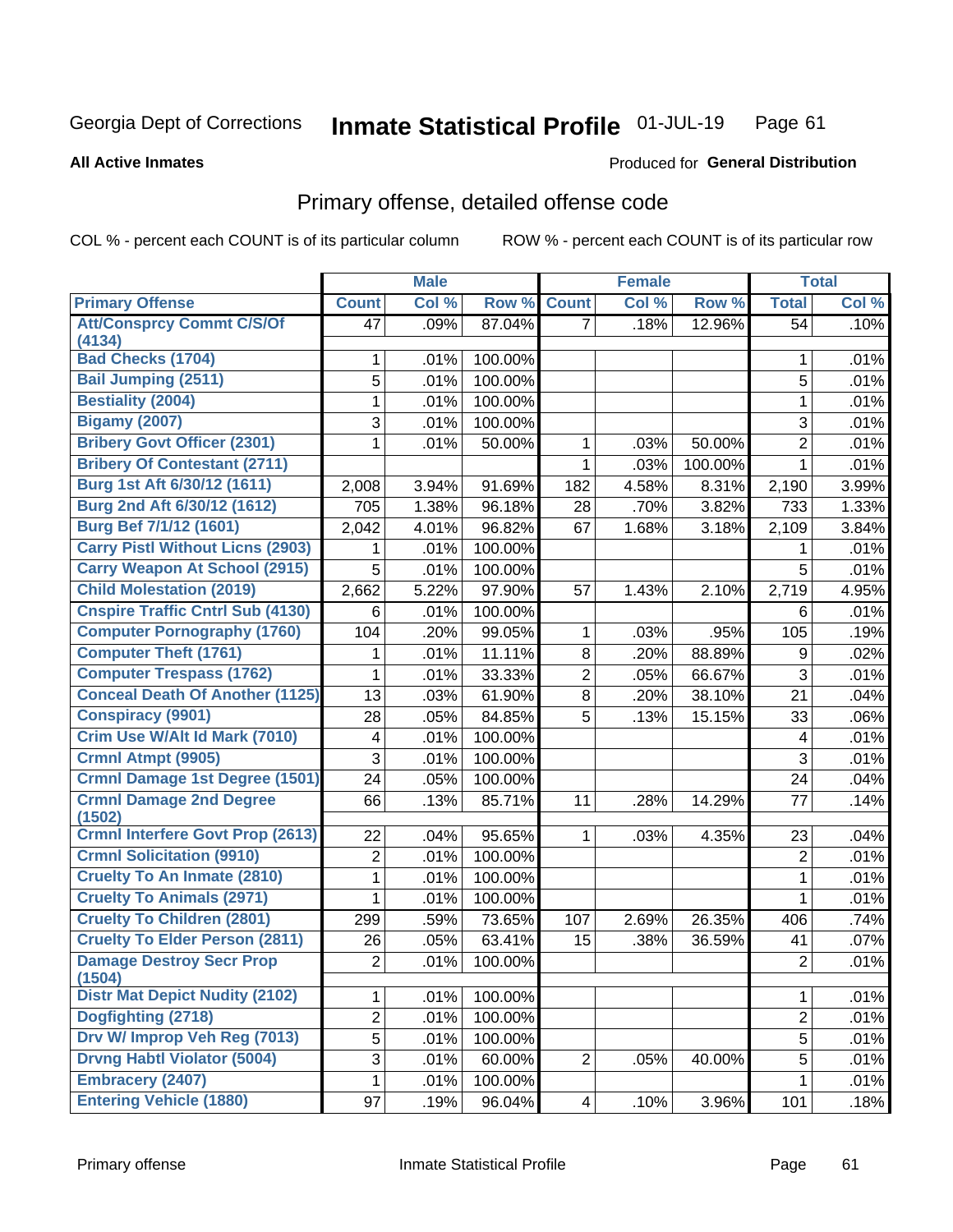Georgia Dept of Corrections **Inmate Statistical Profile** 01-JUL-19

**All Active Inmates**

Produced for **General Distribution**

## Primary offense, detailed offense code

COL % - percent each COUNT is of its particular column ROW % - percent each COUNT is of its particular row

| | Male | | | Female | | | Total | |
|---|---|---|---|---|---|---|---|---|
| **Primary Offense** | **Count** | **Col %** | **Row %** | **Count** | **Col %** | **Row %** | **Total** | **Col %** |
| **Att/Consprcy Commt C/S/Of (4134)** | 47 | .09% | 87.04% | 7 | .18% | 12.96% | 54 | .10% |
| **Bad Checks (1704)** | 1 | .01% | 100.00% | | | | 1 | .01% |
| **Bail Jumping (2511)** | 5 | .01% | 100.00% | | | | 5 | .01% |
| **Bestiality (2004)** | 1 | .01% | 100.00% | | | | 1 | .01% |
| **Bigamy (2007)** | 3 | .01% | 100.00% | | | | 3 | .01% |
| **Bribery Govt Officer (2301)** | 1 | .01% | 50.00% | 1 | .03% | 50.00% | 2 | .01% |
| **Bribery Of Contestant (2711)** | | | | 1 | .03% | 100.00% | 1 | .01% |
| **Burg 1st Aft 6/30/12 (1611)** | 2,008 | 3.94% | 91.69% | 182 | 4.58% | 8.31% | 2,190 | 3.99% |
| **Burg 2nd Aft 6/30/12 (1612)** | 705 | 1.38% | 96.18% | 28 | .70% | 3.82% | 733 | 1.33% |
| **Burg Bef 7/1/12 (1601)** | 2,042 | 4.01% | 96.82% | 67 | 1.68% | 3.18% | 2,109 | 3.84% |
| **Carry Pistl Without Licns (2903)** | 1 | .01% | 100.00% | | | | 1 | .01% |
| **Carry Weapon At School (2915)** | 5 | .01% | 100.00% | | | | 5 | .01% |
| **Child Molestation (2019)** | 2,662 | 5.22% | 97.90% | 57 | 1.43% | 2.10% | 2,719 | 4.95% |
| **Cnspire Traffic Cntrl Sub (4130)** | 6 | .01% | 100.00% | | | | 6 | .01% |
| **Computer Pornography (1760)** | 104 | .20% | 99.05% | 1 | .03% | .95% | 105 | .19% |
| **Computer Theft (1761)** | 1 | .01% | 11.11% | 8 | .20% | 88.89% | 9 | .02% |
| **Computer Trespass (1762)** | 1 | .01% | 33.33% | 2 | .05% | 66.67% | 3 | .01% |
| **Conceal Death Of Another (1125)** | 13 | .03% | 61.90% | 8 | .20% | 38.10% | 21 | .04% |
| **Conspiracy (9901)** | 28 | .05% | 84.85% | 5 | .13% | 15.15% | 33 | .06% |
| **Crim Use W/Alt Id Mark (7010)** | 4 | .01% | 100.00% | | | | 4 | .01% |
| **Crmnl Atmpt (9905)** | 3 | .01% | 100.00% | | | | 3 | .01% |
| **Crmnl Damage 1st Degree (1501)** | 24 | .05% | 100.00% | | | | 24 | .04% |
| **Crmnl Damage 2nd Degree (1502)** | 66 | .13% | 85.71% | 11 | .28% | 14.29% | 77 | .14% |
| **Crmnl Interfere Govt Prop (2613)** | 22 | .04% | 95.65% | 1 | .03% | 4.35% | 23 | .04% |
| **Crmnl Solicitation (9910)** | 2 | .01% | 100.00% | | | | 2 | .01% |
| **Cruelty To An Inmate (2810)** | 1 | .01% | 100.00% | | | | 1 | .01% |
| **Cruelty To Animals (2971)** | 1 | .01% | 100.00% | | | | 1 | .01% |
| **Cruelty To Children (2801)** | 299 | .59% | 73.65% | 107 | 2.69% | 26.35% | 406 | .74% |
| **Cruelty To Elder Person (2811)** | 26 | .05% | 63.41% | 15 | .38% | 36.59% | 41 | .07% |
| **Damage Destroy Secr Prop (1504)** | 2 | .01% | 100.00% | | | | 2 | .01% |
| **Distr Mat Depict Nudity (2102)** | 1 | .01% | 100.00% | | | | 1 | .01% |
| **Dogfighting (2718)** | 2 | .01% | 100.00% | | | | 2 | .01% |
| **Drv W/ Improp Veh Reg (7013)** | 5 | .01% | 100.00% | | | | 5 | .01% |
| **Drvng Habtl Violator (5004)** | 3 | .01% | 60.00% | 2 | .05% | 40.00% | 5 | .01% |
| **Embracery (2407)** | 1 | .01% | 100.00% | | | | 1 | .01% |
| **Entering Vehicle (1880)** | 97 | .19% | 96.04% | 4 | .10% | 3.96% | 101 | .18% |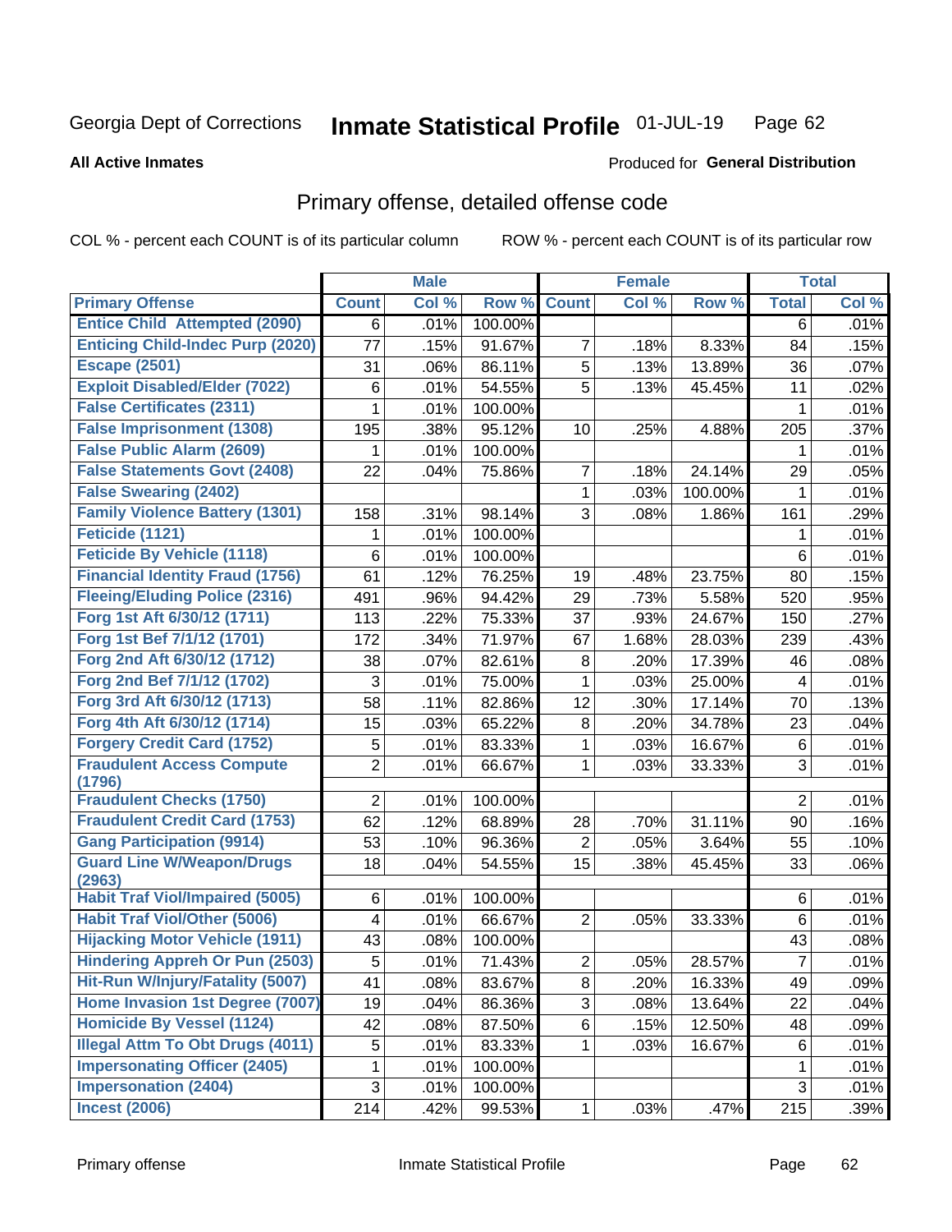Georgia Dept of Corrections **Inmate Statistical Profile** 01-JUL-19

**All Active Inmates**

Produced for **General Distribution**

## Primary offense, detailed offense code

COL % - percent each COUNT is of its particular column

ROW % - percent each COUNT is of its particular row

| | Male | | | Female | | | Total | |
|---|---|---|---|---|---|---|---|---|
| **Primary Offense** | **Count** | **Col %** | **Row %** | **Count** | **Col %** | **Row %** | **Total** | **Col %** |
| Entice Child Attempted (2090) | 6 | .01% | 100.00% | | | | 6 | .01% |
| Enticing Child-Indec Purp (2020) | 77 | .15% | 91.67% | 7 | .18% | 8.33% | 84 | .15% |
| Escape (2501) | 31 | .06% | 86.11% | 5 | .13% | 13.89% | 36 | .07% |
| Exploit Disabled/Elder (7022) | 6 | .01% | 54.55% | 5 | .13% | 45.45% | 11 | .02% |
| False Certificates (2311) | 1 | .01% | 100.00% | | | | 1 | .01% |
| False Imprisonment (1308) | 195 | .38% | 95.12% | 10 | .25% | 4.88% | 205 | .37% |
| False Public Alarm (2609) | 1 | .01% | 100.00% | | | | 1 | .01% |
| False Statements Govt (2408) | 22 | .04% | 75.86% | 7 | .18% | 24.14% | 29 | .05% |
| False Swearing (2402) | | | | 1 | .03% | 100.00% | 1 | .01% |
| Family Violence Battery (1301) | 158 | .31% | 98.14% | 3 | .08% | 1.86% | 161 | .29% |
| Feticide (1121) | 1 | .01% | 100.00% | | | | 1 | .01% |
| Feticide By Vehicle (1118) | 6 | .01% | 100.00% | | | | 6 | .01% |
| Financial Identity Fraud (1756) | 61 | .12% | 76.25% | 19 | .48% | 23.75% | 80 | .15% |
| Fleeing/Eluding Police (2316) | 491 | .96% | 94.42% | 29 | .73% | 5.58% | 520 | .95% |
| Forg 1st Aft 6/30/12 (1711) | 113 | .22% | 75.33% | 37 | .93% | 24.67% | 150 | .27% |
| Forg 1st Bef 7/1/12 (1701) | 172 | .34% | 71.97% | 67 | 1.68% | 28.03% | 239 | .43% |
| Forg 2nd Aft 6/30/12 (1712) | 38 | .07% | 82.61% | 8 | .20% | 17.39% | 46 | .08% |
| Forg 2nd Bef 7/1/12 (1702) | 3 | .01% | 75.00% | 1 | .03% | 25.00% | 4 | .01% |
| Forg 3rd Aft 6/30/12 (1713) | 58 | .11% | 82.86% | 12 | .30% | 17.14% | 70 | .13% |
| Forg 4th Aft 6/30/12 (1714) | 15 | .03% | 65.22% | 8 | .20% | 34.78% | 23 | .04% |
| Forgery Credit Card (1752) | 5 | .01% | 83.33% | 1 | .03% | 16.67% | 6 | .01% |
| Fraudulent Access Compute (1796) | 2 | .01% | 66.67% | 1 | .03% | 33.33% | 3 | .01% |
| Fraudulent Checks (1750) | 2 | .01% | 100.00% | | | | 2 | .01% |
| Fraudulent Credit Card (1753) | 62 | .12% | 68.89% | 28 | .70% | 31.11% | 90 | .16% |
| Gang Participation (9914) | 53 | .10% | 96.36% | 2 | .05% | 3.64% | 55 | .10% |
| Guard Line W/Weapon/Drugs (2963) | 18 | .04% | 54.55% | 15 | .38% | 45.45% | 33 | .06% |
| Habit Traf Viol/Impaired (5005) | 6 | .01% | 100.00% | | | | 6 | .01% |
| Habit Traf Viol/Other (5006) | 4 | .01% | 66.67% | 2 | .05% | 33.33% | 6 | .01% |
| Hijacking Motor Vehicle (1911) | 43 | .08% | 100.00% | | | | 43 | .08% |
| Hindering Appreh Or Pun (2503) | 5 | .01% | 71.43% | 2 | .05% | 28.57% | 7 | .01% |
| Hit-Run W/Injury/Fatality (5007) | 41 | .08% | 83.67% | 8 | .20% | 16.33% | 49 | .09% |
| Home Invasion 1st Degree (7007) | 19 | .04% | 86.36% | 3 | .08% | 13.64% | 22 | .04% |
| Homicide By Vessel (1124) | 42 | .08% | 87.50% | 6 | .15% | 12.50% | 48 | .09% |
| Illegal Attm To Obt Drugs (4011) | 5 | .01% | 83.33% | 1 | .03% | 16.67% | 6 | .01% |
| Impersonating Officer (2405) | 1 | .01% | 100.00% | | | | 1 | .01% |
| Impersonation (2404) | 3 | .01% | 100.00% | | | | 3 | .01% |
| Incest (2006) | 214 | .42% | 99.53% | 1 | .03% | .47% | 215 | .39% |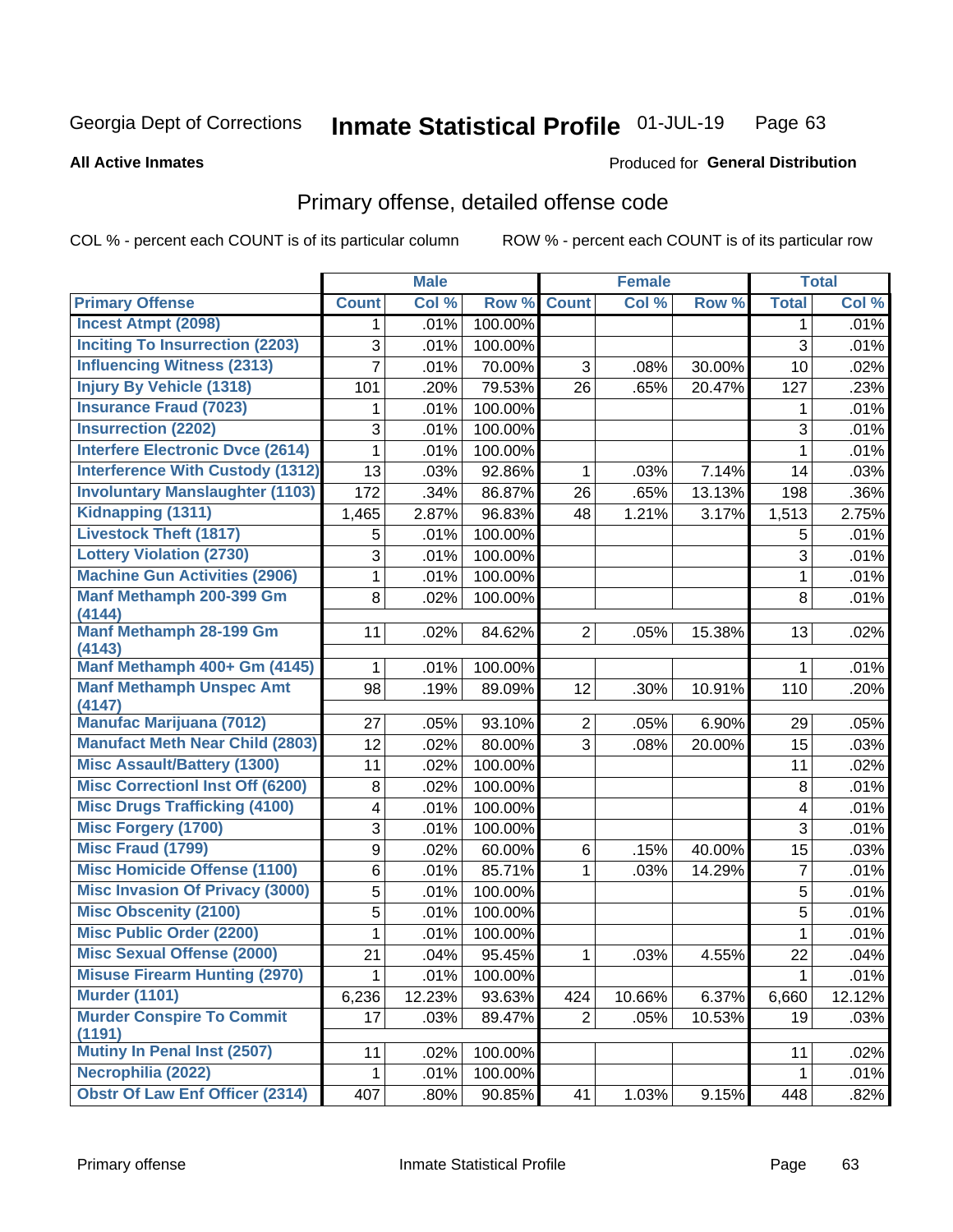Georgia Dept of Corrections **Inmate Statistical Profile** 01-JUL-19

**All Active Inmates**

Produced for **General Distribution**

## Primary offense, detailed offense code

COL % - percent each COUNT is of its particular column ROW % - percent each COUNT is of its particular row

| | Male | | | Female | | | Total | |
|---|---|---|---|---|---|---|---|---|
| **Primary Offense** | **Count** | **Col %** | **Row %** | **Count** | **Col %** | **Row %** | **Total** | **Col %** |
| Incest Atmpt (2098) | 1 | .01% | 100.00% | | | | 1 | .01% |
| Inciting To Insurrection (2203) | 3 | .01% | 100.00% | | | | 3 | .01% |
| Influencing Witness (2313) | 7 | .01% | 70.00% | 3 | .08% | 30.00% | 10 | .02% |
| Injury By Vehicle (1318) | 101 | .20% | 79.53% | 26 | .65% | 20.47% | 127 | .23% |
| Insurance Fraud (7023) | 1 | .01% | 100.00% | | | | 1 | .01% |
| Insurrection (2202) | 3 | .01% | 100.00% | | | | 3 | .01% |
| Interfere Electronic Dvce (2614) | 1 | .01% | 100.00% | | | | 1 | .01% |
| Interference With Custody (1312) | 13 | .03% | 92.86% | 1 | .03% | 7.14% | 14 | .03% |
| Involuntary Manslaughter (1103) | 172 | .34% | 86.87% | 26 | .65% | 13.13% | 198 | .36% |
| Kidnapping (1311) | 1,465 | 2.87% | 96.83% | 48 | 1.21% | 3.17% | 1,513 | 2.75% |
| Livestock Theft (1817) | 5 | .01% | 100.00% | | | | 5 | .01% |
| Lottery Violation (2730) | 3 | .01% | 100.00% | | | | 3 | .01% |
| Machine Gun Activities (2906) | 1 | .01% | 100.00% | | | | 1 | .01% |
| Manf Methamph 200-399 Gm (4144) | 8 | .02% | 100.00% | | | | 8 | .01% |
| Manf Methamph 28-199 Gm (4143) | 11 | .02% | 84.62% | 2 | .05% | 15.38% | 13 | .02% |
| Manf Methamph 400+ Gm (4145) | 1 | .01% | 100.00% | | | | 1 | .01% |
| Manf Methamph Unspec Amt (4147) | 98 | .19% | 89.09% | 12 | .30% | 10.91% | 110 | .20% |
| Manufac Marijuana (7012) | 27 | .05% | 93.10% | 2 | .05% | 6.90% | 29 | .05% |
| Manufact Meth Near Child (2803) | 12 | .02% | 80.00% | 3 | .08% | 20.00% | 15 | .03% |
| Misc Assault/Battery (1300) | 11 | .02% | 100.00% | | | | 11 | .02% |
| Misc Correctionl Inst Off (6200) | 8 | .02% | 100.00% | | | | 8 | .01% |
| Misc Drugs Trafficking (4100) | 4 | .01% | 100.00% | | | | 4 | .01% |
| Misc Forgery (1700) | 3 | .01% | 100.00% | | | | 3 | .01% |
| Misc Fraud (1799) | 9 | .02% | 60.00% | 6 | .15% | 40.00% | 15 | .03% |
| Misc Homicide Offense (1100) | 6 | .01% | 85.71% | 1 | .03% | 14.29% | 7 | .01% |
| Misc Invasion Of Privacy (3000) | 5 | .01% | 100.00% | | | | 5 | .01% |
| Misc Obscenity (2100) | 5 | .01% | 100.00% | | | | 5 | .01% |
| Misc Public Order (2200) | 1 | .01% | 100.00% | | | | 1 | .01% |
| Misc Sexual Offense (2000) | 21 | .04% | 95.45% | 1 | .03% | 4.55% | 22 | .04% |
| Misuse Firearm Hunting (2970) | 1 | .01% | 100.00% | | | | 1 | .01% |
| Murder (1101) | 6,236 | 12.23% | 93.63% | 424 | 10.66% | 6.37% | 6,660 | 12.12% |
| Murder Conspire To Commit (1191) | 17 | .03% | 89.47% | 2 | .05% | 10.53% | 19 | .03% |
| Mutiny In Penal Inst (2507) | 11 | .02% | 100.00% | | | | 11 | .02% |
| Necrophilia (2022) | 1 | .01% | 100.00% | | | | 1 | .01% |
| Obstr Of Law Enf Officer (2314) | 407 | .80% | 90.85% | 41 | 1.03% | 9.15% | 448 | .82% |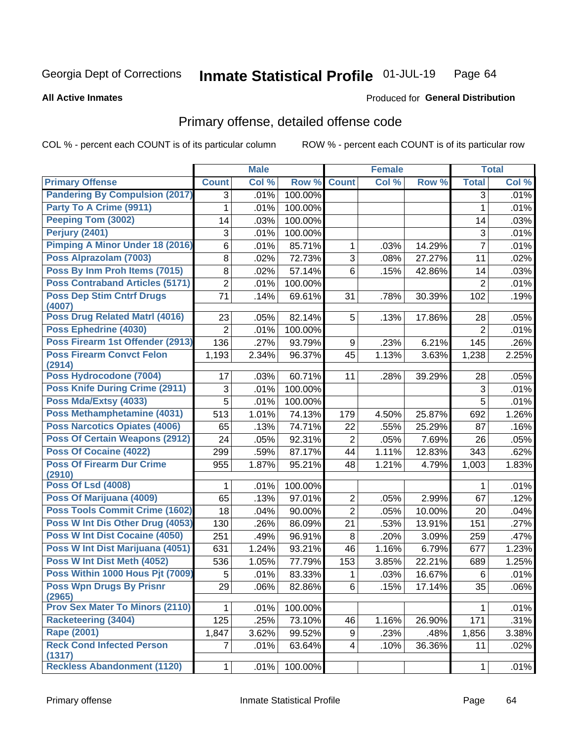Georgia Dept of Corrections **Inmate Statistical Profile** 01-JUL-19

**All Active Inmates** Produced for **General Distribution**

## Primary offense, detailed offense code

COL % - percent each COUNT is of its particular column ROW % - percent each COUNT is of its particular row

| | Male | | | Female | | | Total | |
|---|---|---|---|---|---|---|---|---|
| Primary Offense | Count | Col % | Row % | Count | Col % | Row % | Total | Col % |
| Pandering By Compulsion (2017) | 3 | .01% | 100.00% | | | | 3 | .01% |
| Party To A Crime (9911) | 1 | .01% | 100.00% | | | | 1 | .01% |
| Peeping Tom (3002) | 14 | .03% | 100.00% | | | | 14 | .03% |
| Perjury (2401) | 3 | .01% | 100.00% | | | | 3 | .01% |
| Pimping A Minor Under 18 (2016) | 6 | .01% | 85.71% | 1 | .03% | 14.29% | 7 | .01% |
| Poss Alprazolam (7003) | 8 | .02% | 72.73% | 3 | .08% | 27.27% | 11 | .02% |
| Poss By Inm Proh Items (7015) | 8 | .02% | 57.14% | 6 | .15% | 42.86% | 14 | .03% |
| Poss Contraband Articles (5171) | 2 | .01% | 100.00% | | | | 2 | .01% |
| Poss Dep Stim Cntrf Drugs (4007) | 71 | .14% | 69.61% | 31 | .78% | 30.39% | 102 | .19% |
| Poss Drug Related Matrl (4016) | 23 | .05% | 82.14% | 5 | .13% | 17.86% | 28 | .05% |
| Poss Ephedrine (4030) | 2 | .01% | 100.00% | | | | 2 | .01% |
| Poss Firearm 1st Offender (2913) | 136 | .27% | 93.79% | 9 | .23% | 6.21% | 145 | .26% |
| Poss Firearm Convct Felon (2914) | 1,193 | 2.34% | 96.37% | 45 | 1.13% | 3.63% | 1,238 | 2.25% |
| Poss Hydrocodone (7004) | 17 | .03% | 60.71% | 11 | .28% | 39.29% | 28 | .05% |
| Poss Knife During Crime (2911) | 3 | .01% | 100.00% | | | | 3 | .01% |
| Poss Mda/Extsy (4033) | 5 | .01% | 100.00% | | | | 5 | .01% |
| Poss Methamphetamine (4031) | 513 | 1.01% | 74.13% | 179 | 4.50% | 25.87% | 692 | 1.26% |
| Poss Narcotics Opiates (4006) | 65 | .13% | 74.71% | 22 | .55% | 25.29% | 87 | .16% |
| Poss Of Certain Weapons (2912) | 24 | .05% | 92.31% | 2 | .05% | 7.69% | 26 | .05% |
| Poss Of Cocaine (4022) | 299 | .59% | 87.17% | 44 | 1.11% | 12.83% | 343 | .62% |
| Poss Of Firearm Dur Crime (2910) | 955 | 1.87% | 95.21% | 48 | 1.21% | 4.79% | 1,003 | 1.83% |
| Poss Of Lsd (4008) | 1 | .01% | 100.00% | | | | 1 | .01% |
| Poss Of Marijuana (4009) | 65 | .13% | 97.01% | 2 | .05% | 2.99% | 67 | .12% |
| Poss Tools Commit Crime (1602) | 18 | .04% | 90.00% | 2 | .05% | 10.00% | 20 | .04% |
| Poss W Int Dis Other Drug (4053) | 130 | .26% | 86.09% | 21 | .53% | 13.91% | 151 | .27% |
| Poss W Int Dist Cocaine (4050) | 251 | .49% | 96.91% | 8 | .20% | 3.09% | 259 | .47% |
| Poss W Int Dist Marijuana (4051) | 631 | 1.24% | 93.21% | 46 | 1.16% | 6.79% | 677 | 1.23% |
| Poss W Int Dist Meth (4052) | 536 | 1.05% | 77.79% | 153 | 3.85% | 22.21% | 689 | 1.25% |
| Poss Within 1000 Hous Pjt (7009) | 5 | .01% | 83.33% | 1 | .03% | 16.67% | 6 | .01% |
| Poss Wpn Drugs By Prisnr (2965) | 29 | .06% | 82.86% | 6 | .15% | 17.14% | 35 | .06% |
| Prov Sex Mater To Minors (2110) | 1 | .01% | 100.00% | | | | 1 | .01% |
| Racketeering (3404) | 125 | .25% | 73.10% | 46 | 1.16% | 26.90% | 171 | .31% |
| Rape (2001) | 1,847 | 3.62% | 99.52% | 9 | .23% | .48% | 1,856 | 3.38% |
| Reck Cond Infected Person (1317) | 7 | .01% | 63.64% | 4 | .10% | 36.36% | 11 | .02% |
| Reckless Abandonment (1120) | 1 | .01% | 100.00% | | | | 1 | .01% |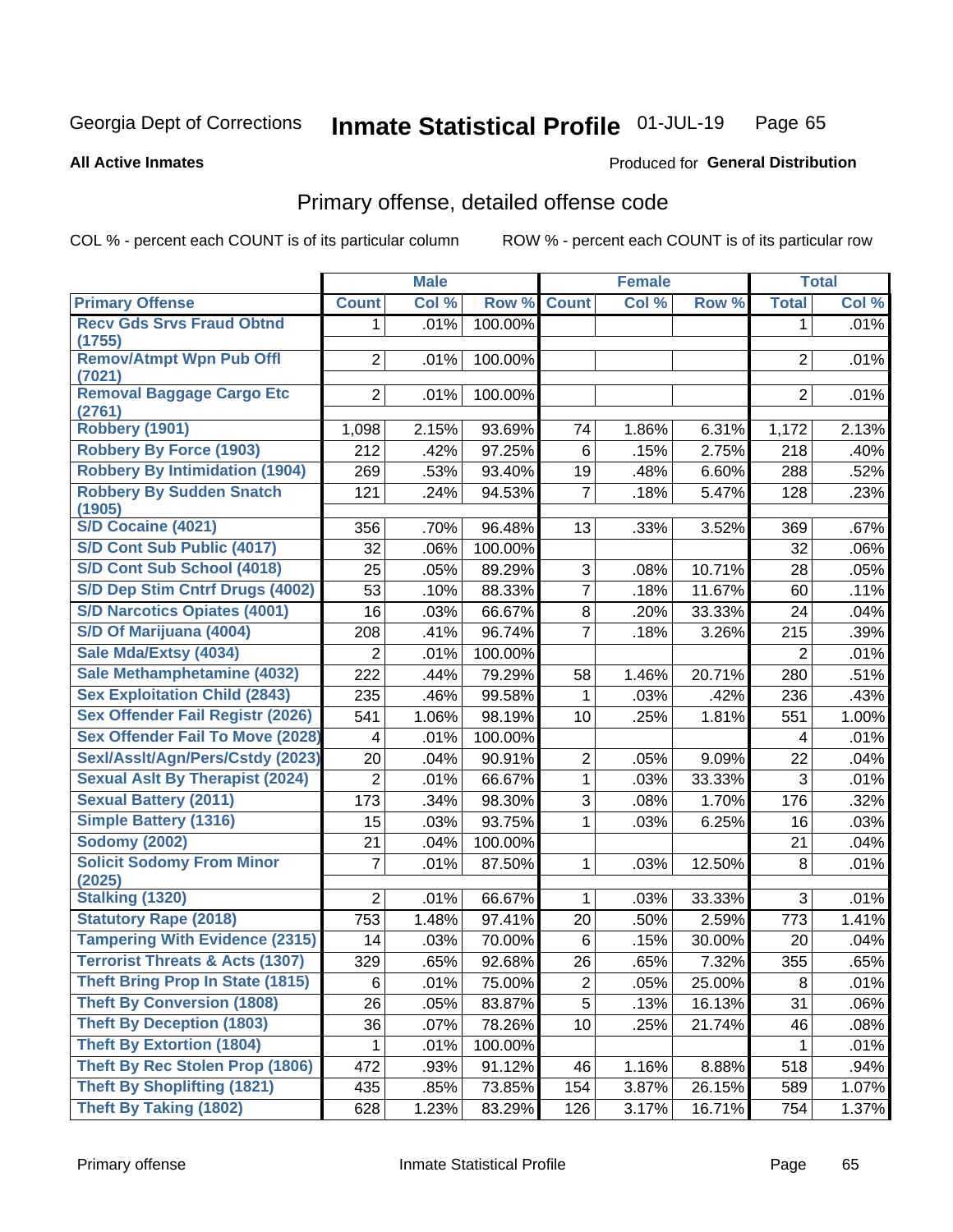Georgia Dept of Corrections **Inmate Statistical Profile** 01-JUL-19

**All Active Inmates**

Produced for **General Distribution**

## Primary offense, detailed offense code

COL % - percent each COUNT is of its particular column ROW % - percent each COUNT is of its particular row

| | Male | | | Female | | | Total | |
|---|---|---|---|---|---|---|---|---|
| Primary Offense | Count | Col % | Row % | Count | Col % | Row % | Total | Col % |
| Recv Gds Srvs Fraud Obtnd (1755) | 1 | .01% | 100.00% | | | | 1 | .01% |
| Remov/Atmpt Wpn Pub Offl (7021) | 2 | .01% | 100.00% | | | | 2 | .01% |
| Removal Baggage Cargo Etc (2761) | 2 | .01% | 100.00% | | | | 2 | .01% |
| Robbery (1901) | 1,098 | 2.15% | 93.69% | 74 | 1.86% | 6.31% | 1,172 | 2.13% |
| Robbery By Force (1903) | 212 | .42% | 97.25% | 6 | .15% | 2.75% | 218 | .40% |
| Robbery By Intimidation (1904) | 269 | .53% | 93.40% | 19 | .48% | 6.60% | 288 | .52% |
| Robbery By Sudden Snatch (1905) | 121 | .24% | 94.53% | 7 | .18% | 5.47% | 128 | .23% |
| S/D Cocaine (4021) | 356 | .70% | 96.48% | 13 | .33% | 3.52% | 369 | .67% |
| S/D Cont Sub Public (4017) | 32 | .06% | 100.00% | | | | 32 | .06% |
| S/D Cont Sub School (4018) | 25 | .05% | 89.29% | 3 | .08% | 10.71% | 28 | .05% |
| S/D Dep Stim Cntrf Drugs (4002) | 53 | .10% | 88.33% | 7 | .18% | 11.67% | 60 | .11% |
| S/D Narcotics Opiates (4001) | 16 | .03% | 66.67% | 8 | .20% | 33.33% | 24 | .04% |
| S/D Of Marijuana (4004) | 208 | .41% | 96.74% | 7 | .18% | 3.26% | 215 | .39% |
| Sale Mda/Extsy (4034) | 2 | .01% | 100.00% | | | | 2 | .01% |
| Sale Methamphetamine (4032) | 222 | .44% | 79.29% | 58 | 1.46% | 20.71% | 280 | .51% |
| Sex Exploitation Child (2843) | 235 | .46% | 99.58% | 1 | .03% | .42% | 236 | .43% |
| Sex Offender Fail Registr (2026) | 541 | 1.06% | 98.19% | 10 | .25% | 1.81% | 551 | 1.00% |
| Sex Offender Fail To Move (2028) | 4 | .01% | 100.00% | | | | 4 | .01% |
| Sexl/Asslt/Agn/Pers/Cstdy (2023) | 20 | .04% | 90.91% | 2 | .05% | 9.09% | 22 | .04% |
| Sexual Aslt By Therapist (2024) | 2 | .01% | 66.67% | 1 | .03% | 33.33% | 3 | .01% |
| Sexual Battery (2011) | 173 | .34% | 98.30% | 3 | .08% | 1.70% | 176 | .32% |
| Simple Battery (1316) | 15 | .03% | 93.75% | 1 | .03% | 6.25% | 16 | .03% |
| Sodomy (2002) | 21 | .04% | 100.00% | | | | 21 | .04% |
| Solicit Sodomy From Minor (2025) | 7 | .01% | 87.50% | 1 | .03% | 12.50% | 8 | .01% |
| Stalking (1320) | 2 | .01% | 66.67% | 1 | .03% | 33.33% | 3 | .01% |
| Statutory Rape (2018) | 753 | 1.48% | 97.41% | 20 | .50% | 2.59% | 773 | 1.41% |
| Tampering With Evidence (2315) | 14 | .03% | 70.00% | 6 | .15% | 30.00% | 20 | .04% |
| Terrorist Threats & Acts (1307) | 329 | .65% | 92.68% | 26 | .65% | 7.32% | 355 | .65% |
| Theft Bring Prop In State (1815) | 6 | .01% | 75.00% | 2 | .05% | 25.00% | 8 | .01% |
| Theft By Conversion (1808) | 26 | .05% | 83.87% | 5 | .13% | 16.13% | 31 | .06% |
| Theft By Deception (1803) | 36 | .07% | 78.26% | 10 | .25% | 21.74% | 46 | .08% |
| Theft By Extortion (1804) | 1 | .01% | 100.00% | | | | 1 | .01% |
| Theft By Rec Stolen Prop (1806) | 472 | .93% | 91.12% | 46 | 1.16% | 8.88% | 518 | .94% |
| Theft By Shoplifting (1821) | 435 | .85% | 73.85% | 154 | 3.87% | 26.15% | 589 | 1.07% |
| Theft By Taking (1802) | 628 | 1.23% | 83.29% | 126 | 3.17% | 16.71% | 754 | 1.37% |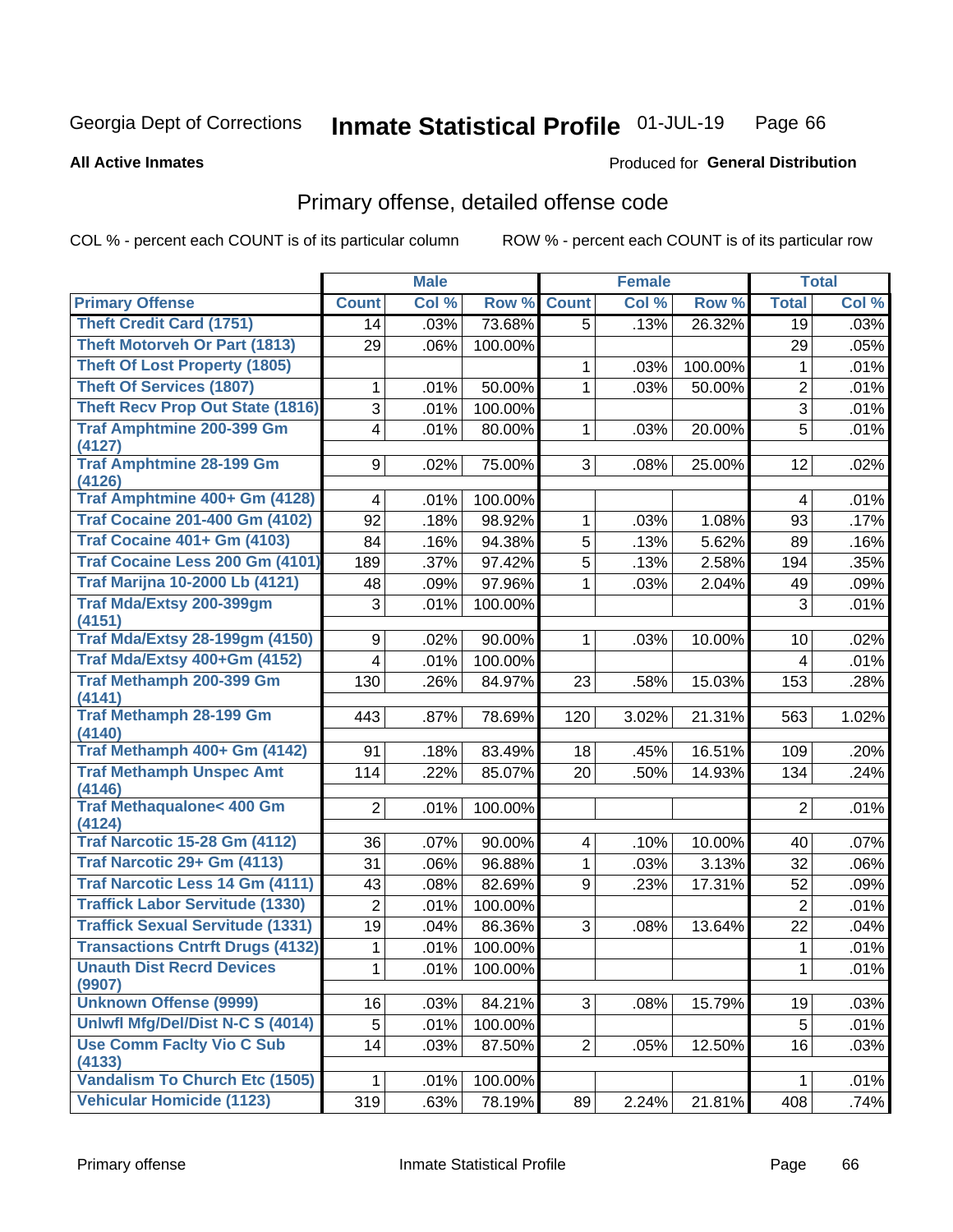Georgia Dept of Corrections **Inmate Statistical Profile** 01-JUL-19

**All Active Inmates**

Produced for **General Distribution**

## Primary offense, detailed offense code

COL % - percent each COUNT is of its particular column

ROW % - percent each COUNT is of its particular row

| | Male | | | Female | | | Total | |
|---|---|---|---|---|---|---|---|---|
| Primary Offense | Count | Col % | Row % | Count | Col % | Row % | Total | Col % |
| Theft Credit Card (1751) | 14 | .03% | 73.68% | 5 | .13% | 26.32% | 19 | .03% |
| Theft Motorveh Or Part (1813) | 29 | .06% | 100.00% | | | | 29 | .05% |
| Theft Of Lost Property (1805) | | | | 1 | .03% | 100.00% | 1 | .01% |
| Theft Of Services (1807) | 1 | .01% | 50.00% | 1 | .03% | 50.00% | 2 | .01% |
| Theft Recv Prop Out State (1816) | 3 | .01% | 100.00% | | | | 3 | .01% |
| Traf Amphtmine 200-399 Gm (4127) | 4 | .01% | 80.00% | 1 | .03% | 20.00% | 5 | .01% |
| Traf Amphtmine 28-199 Gm (4126) | 9 | .02% | 75.00% | 3 | .08% | 25.00% | 12 | .02% |
| Traf Amphtmine 400+ Gm (4128) | 4 | .01% | 100.00% | | | | 4 | .01% |
| Traf Cocaine 201-400 Gm (4102) | 92 | .18% | 98.92% | 1 | .03% | 1.08% | 93 | .17% |
| Traf Cocaine 401+ Gm (4103) | 84 | .16% | 94.38% | 5 | .13% | 5.62% | 89 | .16% |
| Traf Cocaine Less 200 Gm (4101) | 189 | .37% | 97.42% | 5 | .13% | 2.58% | 194 | .35% |
| Traf Marijna 10-2000 Lb (4121) | 48 | .09% | 97.96% | 1 | .03% | 2.04% | 49 | .09% |
| Traf Mda/Extsy 200-399gm (4151) | 3 | .01% | 100.00% | | | | 3 | .01% |
| Traf Mda/Extsy 28-199gm (4150) | 9 | .02% | 90.00% | 1 | .03% | 10.00% | 10 | .02% |
| Traf Mda/Extsy 400+Gm (4152) | 4 | .01% | 100.00% | | | | 4 | .01% |
| Traf Methamph 200-399 Gm (4141) | 130 | .26% | 84.97% | 23 | .58% | 15.03% | 153 | .28% |
| Traf Methamph 28-199 Gm (4140) | 443 | .87% | 78.69% | 120 | 3.02% | 21.31% | 563 | 1.02% |
| Traf Methamph 400+ Gm (4142) | 91 | .18% | 83.49% | 18 | .45% | 16.51% | 109 | .20% |
| Traf Methamph Unspec Amt (4146) | 114 | .22% | 85.07% | 20 | .50% | 14.93% | 134 | .24% |
| Traf Methaqualone< 400 Gm (4124) | 2 | .01% | 100.00% | | | | 2 | .01% |
| Traf Narcotic 15-28 Gm (4112) | 36 | .07% | 90.00% | 4 | .10% | 10.00% | 40 | .07% |
| Traf Narcotic 29+ Gm (4113) | 31 | .06% | 96.88% | 1 | .03% | 3.13% | 32 | .06% |
| Traf Narcotic Less 14 Gm (4111) | 43 | .08% | 82.69% | 9 | .23% | 17.31% | 52 | .09% |
| Traffick Labor Servitude (1330) | 2 | .01% | 100.00% | | | | 2 | .01% |
| Traffick Sexual Servitude (1331) | 19 | .04% | 86.36% | 3 | .08% | 13.64% | 22 | .04% |
| Transactions Cntrft Drugs (4132) | 1 | .01% | 100.00% | | | | 1 | .01% |
| Unauth Dist Recrd Devices (9907) | 1 | .01% | 100.00% | | | | 1 | .01% |
| Unknown Offense (9999) | 16 | .03% | 84.21% | 3 | .08% | 15.79% | 19 | .03% |
| Unlwfl Mfg/Del/Dist N-C S (4014) | 5 | .01% | 100.00% | | | | 5 | .01% |
| Use Comm Faclty Vio C Sub (4133) | 14 | .03% | 87.50% | 2 | .05% | 12.50% | 16 | .03% |
| Vandalism To Church Etc (1505) | 1 | .01% | 100.00% | | | | 1 | .01% |
| Vehicular Homicide (1123) | 319 | .63% | 78.19% | 89 | 2.24% | 21.81% | 408 | .74% |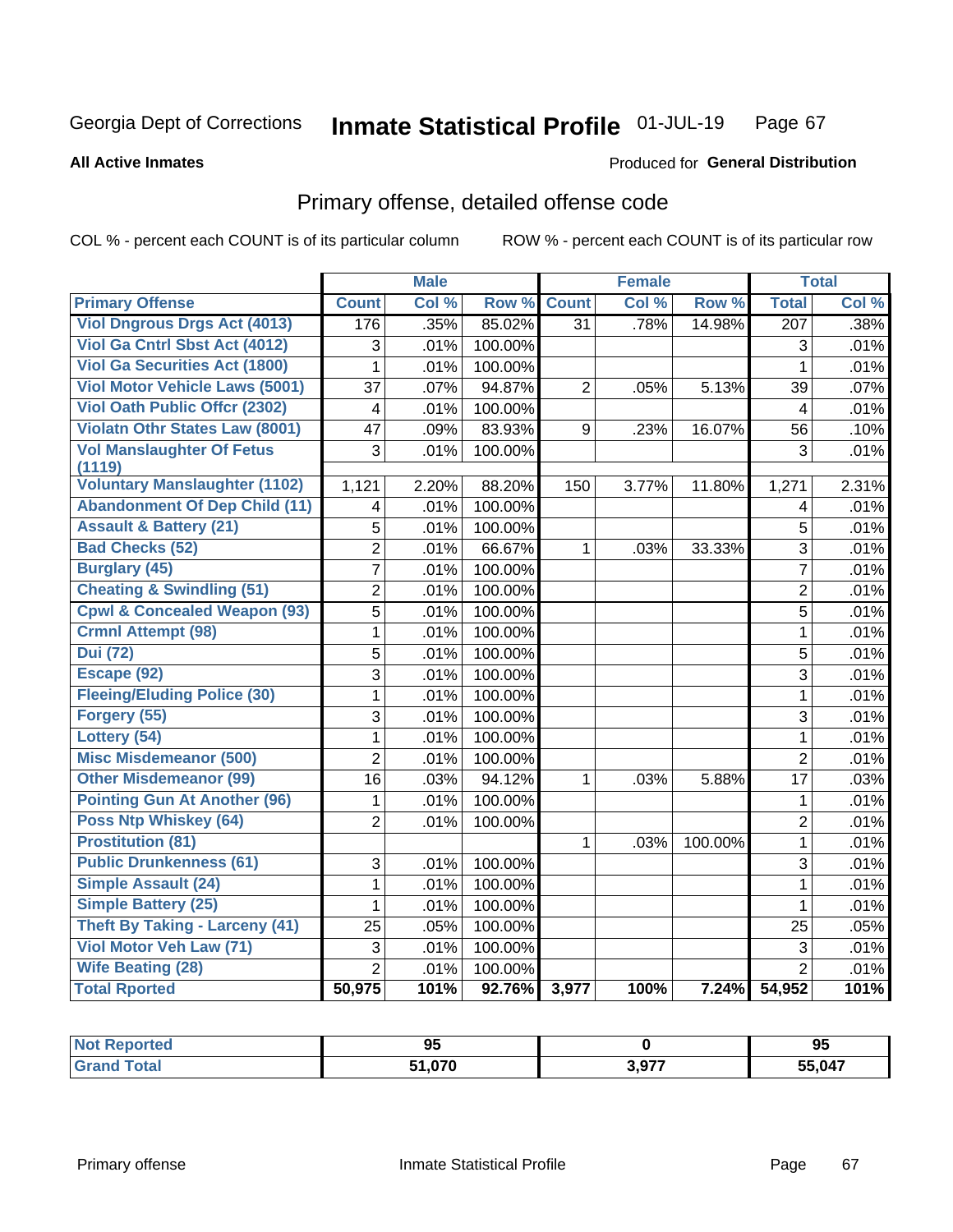Georgia Dept of Corrections **Inmate Statistical Profile** 01-JUL-19

**All Active Inmates**

Produced for **General Distribution**

## Primary offense, detailed offense code

COL % - percent each COUNT is of its particular column ROW % - percent each COUNT is of its particular row

| | Male | | | Female | | | Total | |
|---|---|---|---|---|---|---|---|---|
| **Primary Offense** | **Count** | **Col %** | **Row %** | **Count** | **Col %** | **Row %** | **Total** | **Col %** |
| Viol Dngrous Drgs Act (4013) | 176 | .35% | 85.02% | 31 | .78% | 14.98% | 207 | .38% |
| Viol Ga Cntrl Sbst Act (4012) | 3 | .01% | 100.00% | | | | 3 | .01% |
| Viol Ga Securities Act (1800) | 1 | .01% | 100.00% | | | | 1 | .01% |
| Viol Motor Vehicle Laws (5001) | 37 | .07% | 94.87% | 2 | .05% | 5.13% | 39 | .07% |
| Viol Oath Public Offcr (2302) | 4 | .01% | 100.00% | | | | 4 | .01% |
| Violatn Othr States Law (8001) | 47 | .09% | 83.93% | 9 | .23% | 16.07% | 56 | .10% |
| Vol Manslaughter Of Fetus (1119) | 3 | .01% | 100.00% | | | | 3 | .01% |
| Voluntary Manslaughter (1102) | 1,121 | 2.20% | 88.20% | 150 | 3.77% | 11.80% | 1,271 | 2.31% |
| Abandonment Of Dep Child (11) | 4 | .01% | 100.00% | | | | 4 | .01% |
| Assault & Battery (21) | 5 | .01% | 100.00% | | | | 5 | .01% |
| Bad Checks (52) | 2 | .01% | 66.67% | 1 | .03% | 33.33% | 3 | .01% |
| Burglary (45) | 7 | .01% | 100.00% | | | | 7 | .01% |
| Cheating & Swindling (51) | 2 | .01% | 100.00% | | | | 2 | .01% |
| Cpwl & Concealed Weapon (93) | 5 | .01% | 100.00% | | | | 5 | .01% |
| Crmnl Attempt (98) | 1 | .01% | 100.00% | | | | 1 | .01% |
| Dui (72) | 5 | .01% | 100.00% | | | | 5 | .01% |
| Escape (92) | 3 | .01% | 100.00% | | | | 3 | .01% |
| Fleeing/Eluding Police (30) | 1 | .01% | 100.00% | | | | 1 | .01% |
| Forgery (55) | 3 | .01% | 100.00% | | | | 3 | .01% |
| Lottery (54) | 1 | .01% | 100.00% | | | | 1 | .01% |
| Misc Misdemeanor (500) | 2 | .01% | 100.00% | | | | 2 | .01% |
| Other Misdemeanor (99) | 16 | .03% | 94.12% | 1 | .03% | 5.88% | 17 | .03% |
| Pointing Gun At Another (96) | 1 | .01% | 100.00% | | | | 1 | .01% |
| Poss Ntp Whiskey (64) | 2 | .01% | 100.00% | | | | 2 | .01% |
| Prostitution (81) | | | | 1 | .03% | 100.00% | 1 | .01% |
| Public Drunkenness (61) | 3 | .01% | 100.00% | | | | 3 | .01% |
| Simple Assault (24) | 1 | .01% | 100.00% | | | | 1 | .01% |
| Simple Battery (25) | 1 | .01% | 100.00% | | | | 1 | .01% |
| Theft By Taking - Larceny (41) | 25 | .05% | 100.00% | | | | 25 | .05% |
| Viol Motor Veh Law (71) | 3 | .01% | 100.00% | | | | 3 | .01% |
| Wife Beating (28) | 2 | .01% | 100.00% | | | | 2 | .01% |
| **Total Rported** | **50,975** | **101%** | **92.76%** | **3,977** | **100%** | **7.24%** | **54,952** | **101%** |

| | Male | Female | Total |
|---|---|---|---|
| **Not Reported** | **95** | **0** | **95** |
| **Grand Total** | **51,070** | **3,977** | **55,047** |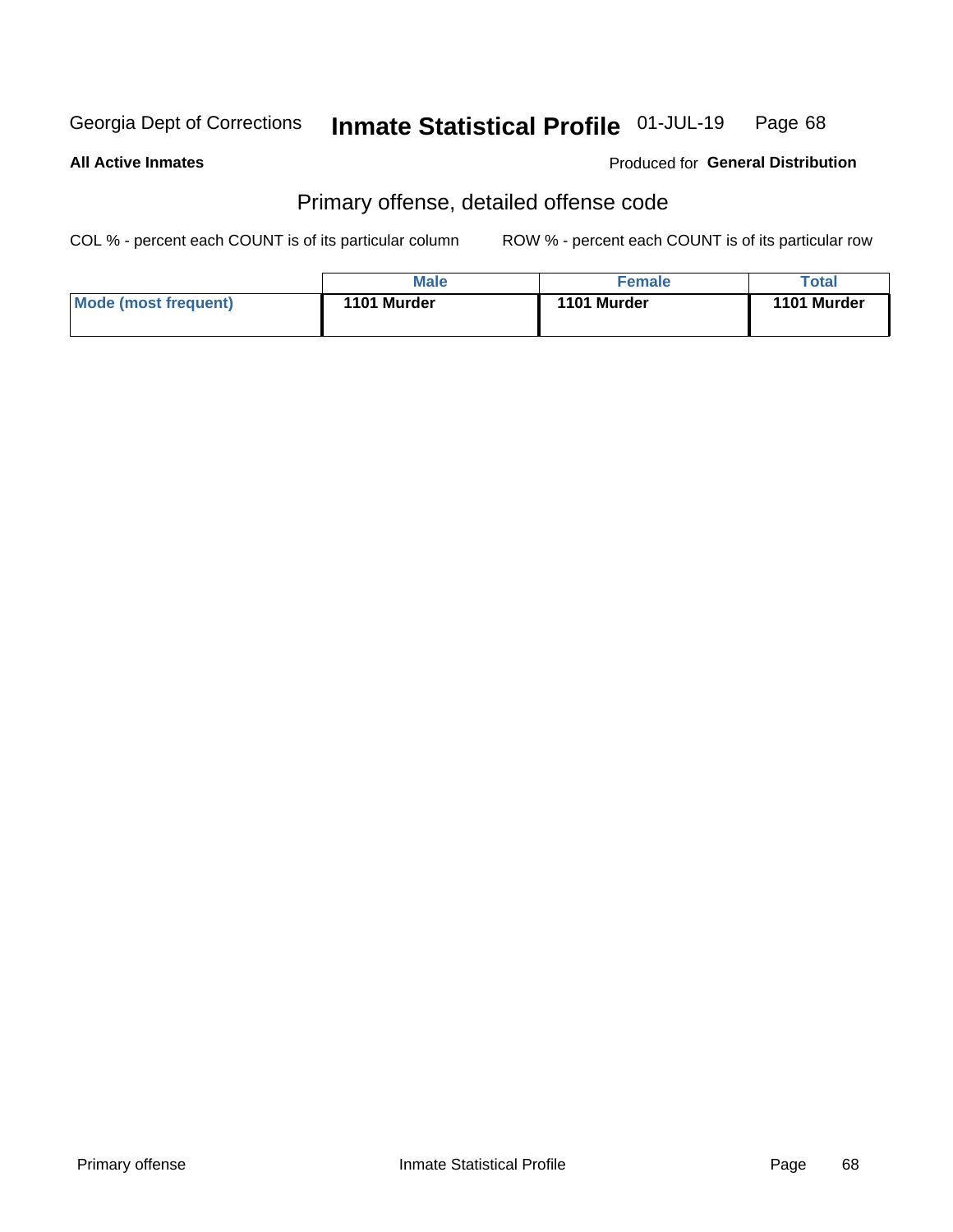Georgia Dept of Corrections **Inmate Statistical Profile** 01-JUL-19

**All Active Inmates**

Produced for **General Distribution**

## Primary offense, detailed offense code

COL % - percent each COUNT is of its particular column

ROW % - percent each COUNT is of its particular row

| | Male | Female | Total |
|---|---|---|---|
| **Mode (most frequent)** | **1101 Murder** | **1101 Murder** | **1101 Murder** |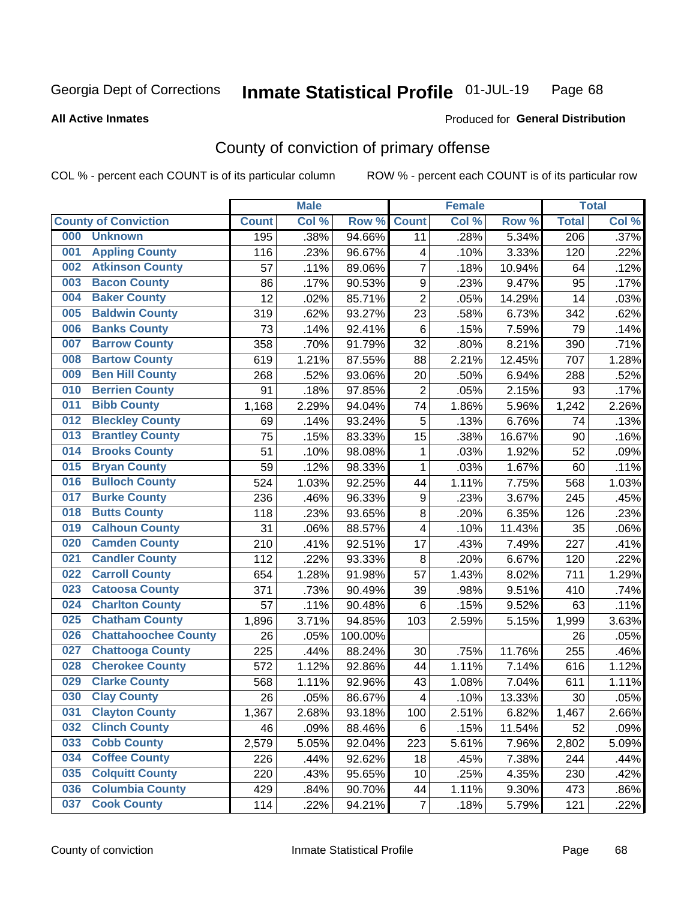Georgia Dept of Corrections **Inmate Statistical Profile** 01-JUL-19

**All Active Inmates**

Produced for **General Distribution**

## County of conviction of primary offense

COL % - percent each COUNT is of its particular column ROW % - percent each COUNT is of its particular row

| County of Conviction | Male | | | Female | | | Total | |
|---|---|---|---|---|---|---|---|---|
| | Count | Col % | Row % | Count | Col % | Row % | Total | Col % |
| 000 Unknown | 195 | .38% | 94.66% | 11 | .28% | 5.34% | 206 | .37% |
| 001 Appling County | 116 | .23% | 96.67% | 4 | .10% | 3.33% | 120 | .22% |
| 002 Atkinson County | 57 | .11% | 89.06% | 7 | .18% | 10.94% | 64 | .12% |
| 003 Bacon County | 86 | .17% | 90.53% | 9 | .23% | 9.47% | 95 | .17% |
| 004 Baker County | 12 | .02% | 85.71% | 2 | .05% | 14.29% | 14 | .03% |
| 005 Baldwin County | 319 | .62% | 93.27% | 23 | .58% | 6.73% | 342 | .62% |
| 006 Banks County | 73 | .14% | 92.41% | 6 | .15% | 7.59% | 79 | .14% |
| 007 Barrow County | 358 | .70% | 91.79% | 32 | .80% | 8.21% | 390 | .71% |
| 008 Bartow County | 619 | 1.21% | 87.55% | 88 | 2.21% | 12.45% | 707 | 1.28% |
| 009 Ben Hill County | 268 | .52% | 93.06% | 20 | .50% | 6.94% | 288 | .52% |
| 010 Berrien County | 91 | .18% | 97.85% | 2 | .05% | 2.15% | 93 | .17% |
| 011 Bibb County | 1,168 | 2.29% | 94.04% | 74 | 1.86% | 5.96% | 1,242 | 2.26% |
| 012 Bleckley County | 69 | .14% | 93.24% | 5 | .13% | 6.76% | 74 | .13% |
| 013 Brantley County | 75 | .15% | 83.33% | 15 | .38% | 16.67% | 90 | .16% |
| 014 Brooks County | 51 | .10% | 98.08% | 1 | .03% | 1.92% | 52 | .09% |
| 015 Bryan County | 59 | .12% | 98.33% | 1 | .03% | 1.67% | 60 | .11% |
| 016 Bulloch County | 524 | 1.03% | 92.25% | 44 | 1.11% | 7.75% | 568 | 1.03% |
| 017 Burke County | 236 | .46% | 96.33% | 9 | .23% | 3.67% | 245 | .45% |
| 018 Butts County | 118 | .23% | 93.65% | 8 | .20% | 6.35% | 126 | .23% |
| 019 Calhoun County | 31 | .06% | 88.57% | 4 | .10% | 11.43% | 35 | .06% |
| 020 Camden County | 210 | .41% | 92.51% | 17 | .43% | 7.49% | 227 | .41% |
| 021 Candler County | 112 | .22% | 93.33% | 8 | .20% | 6.67% | 120 | .22% |
| 022 Carroll County | 654 | 1.28% | 91.98% | 57 | 1.43% | 8.02% | 711 | 1.29% |
| 023 Catoosa County | 371 | .73% | 90.49% | 39 | .98% | 9.51% | 410 | .74% |
| 024 Charlton County | 57 | .11% | 90.48% | 6 | .15% | 9.52% | 63 | .11% |
| 025 Chatham County | 1,896 | 3.71% | 94.85% | 103 | 2.59% | 5.15% | 1,999 | 3.63% |
| 026 Chattahoochee County | 26 | .05% | 100.00% | | | | 26 | .05% |
| 027 Chattooga County | 225 | .44% | 88.24% | 30 | .75% | 11.76% | 255 | .46% |
| 028 Cherokee County | 572 | 1.12% | 92.86% | 44 | 1.11% | 7.14% | 616 | 1.12% |
| 029 Clarke County | 568 | 1.11% | 92.96% | 43 | 1.08% | 7.04% | 611 | 1.11% |
| 030 Clay County | 26 | .05% | 86.67% | 4 | .10% | 13.33% | 30 | .05% |
| 031 Clayton County | 1,367 | 2.68% | 93.18% | 100 | 2.51% | 6.82% | 1,467 | 2.66% |
| 032 Clinch County | 46 | .09% | 88.46% | 6 | .15% | 11.54% | 52 | .09% |
| 033 Cobb County | 2,579 | 5.05% | 92.04% | 223 | 5.61% | 7.96% | 2,802 | 5.09% |
| 034 Coffee County | 226 | .44% | 92.62% | 18 | .45% | 7.38% | 244 | .44% |
| 035 Colquitt County | 220 | .43% | 95.65% | 10 | .25% | 4.35% | 230 | .42% |
| 036 Columbia County | 429 | .84% | 90.70% | 44 | 1.11% | 9.30% | 473 | .86% |
| 037 Cook County | 114 | .22% | 94.21% | 7 | .18% | 5.79% | 121 | .22% |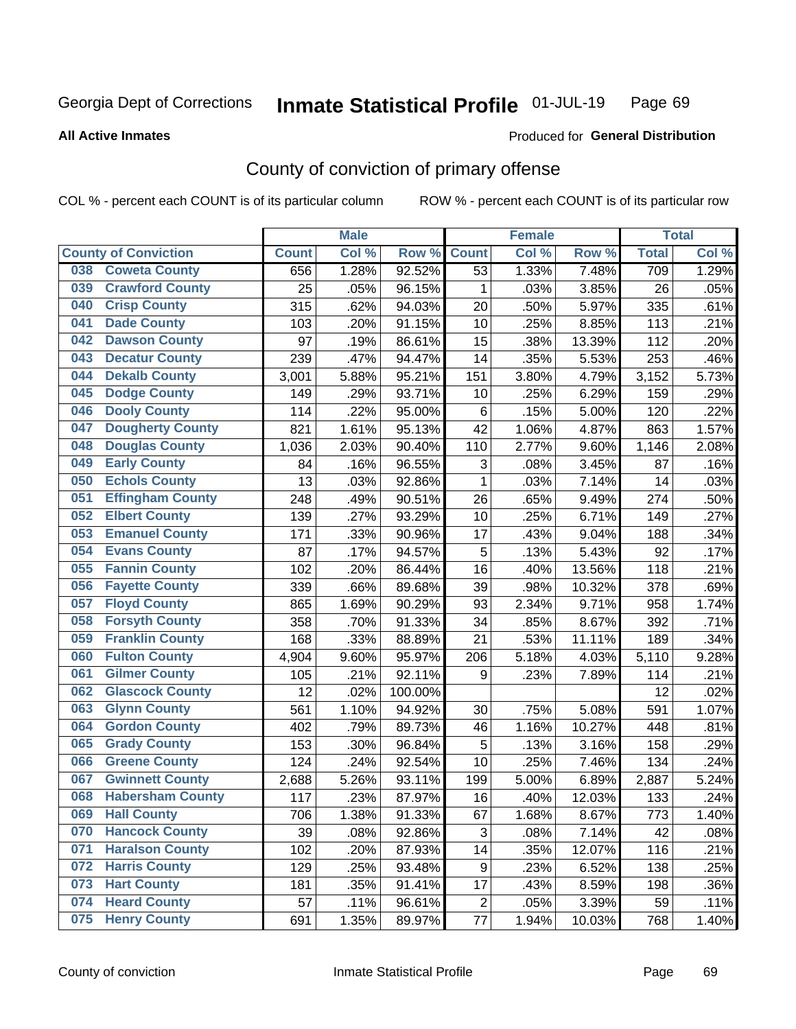Georgia Dept of Corrections **Inmate Statistical Profile** 01-JUL-19

**All Active Inmates**

Produced for **General Distribution**

## County of conviction of primary offense

COL % - percent each COUNT is of its particular column ROW % - percent each COUNT is of its particular row

| County of Conviction | Male | | | Female | | | Total | |
|---|---|---|---|---|---|---|---|---|
| | Count | Col % | Row % | Count | Col % | Row % | Total | Col % |
| 038 Coweta County | 656 | 1.28% | 92.52% | 53 | 1.33% | 7.48% | 709 | 1.29% |
| 039 Crawford County | 25 | .05% | 96.15% | 1 | .03% | 3.85% | 26 | .05% |
| 040 Crisp County | 315 | .62% | 94.03% | 20 | .50% | 5.97% | 335 | .61% |
| 041 Dade County | 103 | .20% | 91.15% | 10 | .25% | 8.85% | 113 | .21% |
| 042 Dawson County | 97 | .19% | 86.61% | 15 | .38% | 13.39% | 112 | .20% |
| 043 Decatur County | 239 | .47% | 94.47% | 14 | .35% | 5.53% | 253 | .46% |
| 044 Dekalb County | 3,001 | 5.88% | 95.21% | 151 | 3.80% | 4.79% | 3,152 | 5.73% |
| 045 Dodge County | 149 | .29% | 93.71% | 10 | .25% | 6.29% | 159 | .29% |
| 046 Dooly County | 114 | .22% | 95.00% | 6 | .15% | 5.00% | 120 | .22% |
| 047 Dougherty County | 821 | 1.61% | 95.13% | 42 | 1.06% | 4.87% | 863 | 1.57% |
| 048 Douglas County | 1,036 | 2.03% | 90.40% | 110 | 2.77% | 9.60% | 1,146 | 2.08% |
| 049 Early County | 84 | .16% | 96.55% | 3 | .08% | 3.45% | 87 | .16% |
| 050 Echols County | 13 | .03% | 92.86% | 1 | .03% | 7.14% | 14 | .03% |
| 051 Effingham County | 248 | .49% | 90.51% | 26 | .65% | 9.49% | 274 | .50% |
| 052 Elbert County | 139 | .27% | 93.29% | 10 | .25% | 6.71% | 149 | .27% |
| 053 Emanuel County | 171 | .33% | 90.96% | 17 | .43% | 9.04% | 188 | .34% |
| 054 Evans County | 87 | .17% | 94.57% | 5 | .13% | 5.43% | 92 | .17% |
| 055 Fannin County | 102 | .20% | 86.44% | 16 | .40% | 13.56% | 118 | .21% |
| 056 Fayette County | 339 | .66% | 89.68% | 39 | .98% | 10.32% | 378 | .69% |
| 057 Floyd County | 865 | 1.69% | 90.29% | 93 | 2.34% | 9.71% | 958 | 1.74% |
| 058 Forsyth County | 358 | .70% | 91.33% | 34 | .85% | 8.67% | 392 | .71% |
| 059 Franklin County | 168 | .33% | 88.89% | 21 | .53% | 11.11% | 189 | .34% |
| 060 Fulton County | 4,904 | 9.60% | 95.97% | 206 | 5.18% | 4.03% | 5,110 | 9.28% |
| 061 Gilmer County | 105 | .21% | 92.11% | 9 | .23% | 7.89% | 114 | .21% |
| 062 Glascock County | 12 | .02% | 100.00% | | | | 12 | .02% |
| 063 Glynn County | 561 | 1.10% | 94.92% | 30 | .75% | 5.08% | 591 | 1.07% |
| 064 Gordon County | 402 | .79% | 89.73% | 46 | 1.16% | 10.27% | 448 | .81% |
| 065 Grady County | 153 | .30% | 96.84% | 5 | .13% | 3.16% | 158 | .29% |
| 066 Greene County | 124 | .24% | 92.54% | 10 | .25% | 7.46% | 134 | .24% |
| 067 Gwinnett County | 2,688 | 5.26% | 93.11% | 199 | 5.00% | 6.89% | 2,887 | 5.24% |
| 068 Habersham County | 117 | .23% | 87.97% | 16 | .40% | 12.03% | 133 | .24% |
| 069 Hall County | 706 | 1.38% | 91.33% | 67 | 1.68% | 8.67% | 773 | 1.40% |
| 070 Hancock County | 39 | .08% | 92.86% | 3 | .08% | 7.14% | 42 | .08% |
| 071 Haralson County | 102 | .20% | 87.93% | 14 | .35% | 12.07% | 116 | .21% |
| 072 Harris County | 129 | .25% | 93.48% | 9 | .23% | 6.52% | 138 | .25% |
| 073 Hart County | 181 | .35% | 91.41% | 17 | .43% | 8.59% | 198 | .36% |
| 074 Heard County | 57 | .11% | 96.61% | 2 | .05% | 3.39% | 59 | .11% |
| 075 Henry County | 691 | 1.35% | 89.97% | 77 | 1.94% | 10.03% | 768 | 1.40% |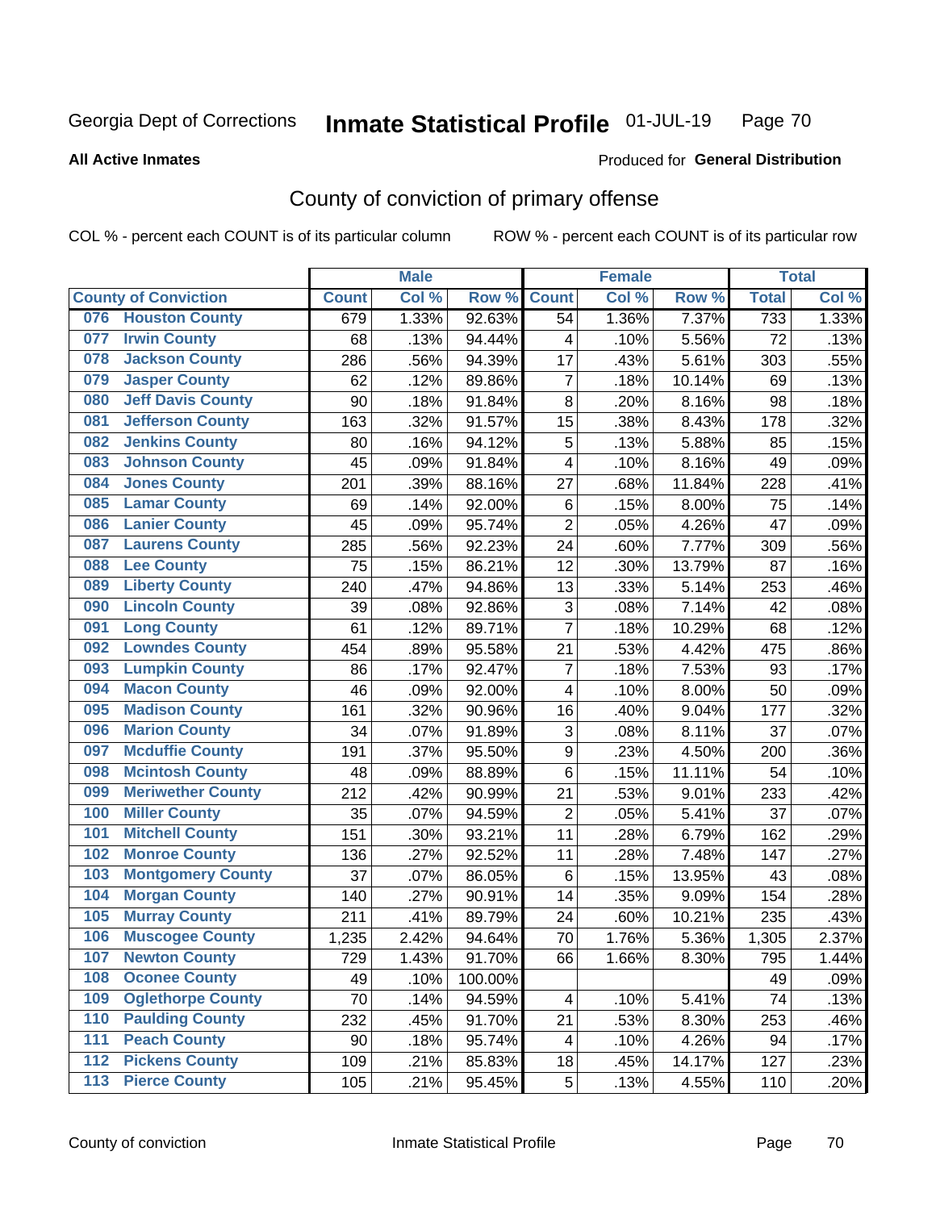Georgia Dept of Corrections **Inmate Statistical Profile** 01-JUL-19

**All Active Inmates** Produced for **General Distribution**

## County of conviction of primary offense

COL % - percent each COUNT is of its particular column ROW % - percent each COUNT is of its particular row

| County of Conviction | | Male | | | Female | | | Total | |
|---|---|---|---|---|---|---|---|---|---|
| | | Count | Col % | Row % | Count | Col % | Row % | Total | Col % |
| 076 | Houston County | 679 | 1.33% | 92.63% | 54 | 1.36% | 7.37% | 733 | 1.33% |
| 077 | Irwin County | 68 | .13% | 94.44% | 4 | .10% | 5.56% | 72 | .13% |
| 078 | Jackson County | 286 | .56% | 94.39% | 17 | .43% | 5.61% | 303 | .55% |
| 079 | Jasper County | 62 | .12% | 89.86% | 7 | .18% | 10.14% | 69 | .13% |
| 080 | Jeff Davis County | 90 | .18% | 91.84% | 8 | .20% | 8.16% | 98 | .18% |
| 081 | Jefferson County | 163 | .32% | 91.57% | 15 | .38% | 8.43% | 178 | .32% |
| 082 | Jenkins County | 80 | .16% | 94.12% | 5 | .13% | 5.88% | 85 | .15% |
| 083 | Johnson County | 45 | .09% | 91.84% | 4 | .10% | 8.16% | 49 | .09% |
| 084 | Jones County | 201 | .39% | 88.16% | 27 | .68% | 11.84% | 228 | .41% |
| 085 | Lamar County | 69 | .14% | 92.00% | 6 | .15% | 8.00% | 75 | .14% |
| 086 | Lanier County | 45 | .09% | 95.74% | 2 | .05% | 4.26% | 47 | .09% |
| 087 | Laurens County | 285 | .56% | 92.23% | 24 | .60% | 7.77% | 309 | .56% |
| 088 | Lee County | 75 | .15% | 86.21% | 12 | .30% | 13.79% | 87 | .16% |
| 089 | Liberty County | 240 | .47% | 94.86% | 13 | .33% | 5.14% | 253 | .46% |
| 090 | Lincoln County | 39 | .08% | 92.86% | 3 | .08% | 7.14% | 42 | .08% |
| 091 | Long County | 61 | .12% | 89.71% | 7 | .18% | 10.29% | 68 | .12% |
| 092 | Lowndes County | 454 | .89% | 95.58% | 21 | .53% | 4.42% | 475 | .86% |
| 093 | Lumpkin County | 86 | .17% | 92.47% | 7 | .18% | 7.53% | 93 | .17% |
| 094 | Macon County | 46 | .09% | 92.00% | 4 | .10% | 8.00% | 50 | .09% |
| 095 | Madison County | 161 | .32% | 90.96% | 16 | .40% | 9.04% | 177 | .32% |
| 096 | Marion County | 34 | .07% | 91.89% | 3 | .08% | 8.11% | 37 | .07% |
| 097 | Mcduffie County | 191 | .37% | 95.50% | 9 | .23% | 4.50% | 200 | .36% |
| 098 | Mcintosh County | 48 | .09% | 88.89% | 6 | .15% | 11.11% | 54 | .10% |
| 099 | Meriwether County | 212 | .42% | 90.99% | 21 | .53% | 9.01% | 233 | .42% |
| 100 | Miller County | 35 | .07% | 94.59% | 2 | .05% | 5.41% | 37 | .07% |
| 101 | Mitchell County | 151 | .30% | 93.21% | 11 | .28% | 6.79% | 162 | .29% |
| 102 | Monroe County | 136 | .27% | 92.52% | 11 | .28% | 7.48% | 147 | .27% |
| 103 | Montgomery County | 37 | .07% | 86.05% | 6 | .15% | 13.95% | 43 | .08% |
| 104 | Morgan County | 140 | .27% | 90.91% | 14 | .35% | 9.09% | 154 | .28% |
| 105 | Murray County | 211 | .41% | 89.79% | 24 | .60% | 10.21% | 235 | .43% |
| 106 | Muscogee County | 1,235 | 2.42% | 94.64% | 70 | 1.76% | 5.36% | 1,305 | 2.37% |
| 107 | Newton County | 729 | 1.43% | 91.70% | 66 | 1.66% | 8.30% | 795 | 1.44% |
| 108 | Oconee County | 49 | .10% | 100.00% | | | | 49 | .09% |
| 109 | Oglethorpe County | 70 | .14% | 94.59% | 4 | .10% | 5.41% | 74 | .13% |
| 110 | Paulding County | 232 | .45% | 91.70% | 21 | .53% | 8.30% | 253 | .46% |
| 111 | Peach County | 90 | .18% | 95.74% | 4 | .10% | 4.26% | 94 | .17% |
| 112 | Pickens County | 109 | .21% | 85.83% | 18 | .45% | 14.17% | 127 | .23% |
| 113 | Pierce County | 105 | .21% | 95.45% | 5 | .13% | 4.55% | 110 | .20% |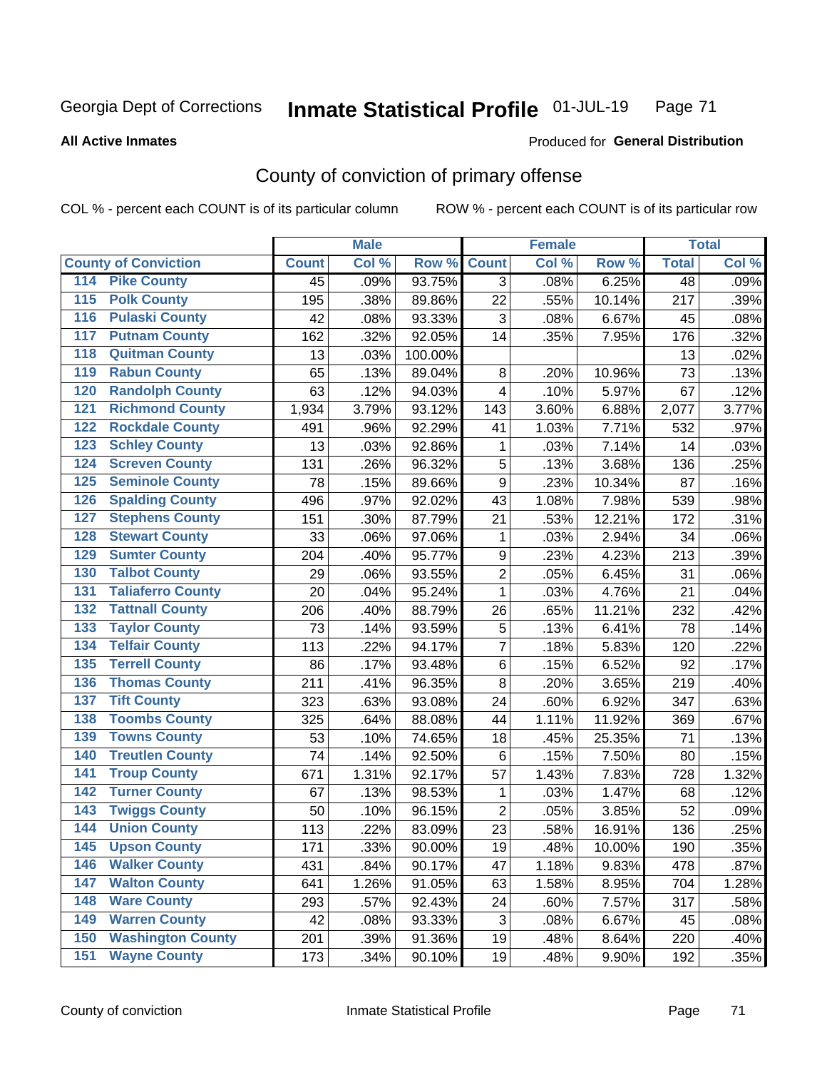Georgia Dept of Corrections **Inmate Statistical Profile** 01-JUL-19

**All Active Inmates**

Produced for **General Distribution**

## County of conviction of primary offense

COL % - percent each COUNT is of its particular column ROW % - percent each COUNT is of its particular row

| County of Conviction | Male | | | Female | | | Total | |
|---|---|---|---|---|---|---|---|---|
| | Count | Col % | Row % | Count | Col % | Row % | Total | Col % |
| 114 Pike County | 45 | .09% | 93.75% | 3 | .08% | 6.25% | 48 | .09% |
| 115 Polk County | 195 | .38% | 89.86% | 22 | .55% | 10.14% | 217 | .39% |
| 116 Pulaski County | 42 | .08% | 93.33% | 3 | .08% | 6.67% | 45 | .08% |
| 117 Putnam County | 162 | .32% | 92.05% | 14 | .35% | 7.95% | 176 | .32% |
| 118 Quitman County | 13 | .03% | 100.00% | | | | 13 | .02% |
| 119 Rabun County | 65 | .13% | 89.04% | 8 | .20% | 10.96% | 73 | .13% |
| 120 Randolph County | 63 | .12% | 94.03% | 4 | .10% | 5.97% | 67 | .12% |
| 121 Richmond County | 1,934 | 3.79% | 93.12% | 143 | 3.60% | 6.88% | 2,077 | 3.77% |
| 122 Rockdale County | 491 | .96% | 92.29% | 41 | 1.03% | 7.71% | 532 | .97% |
| 123 Schley County | 13 | .03% | 92.86% | 1 | .03% | 7.14% | 14 | .03% |
| 124 Screven County | 131 | .26% | 96.32% | 5 | .13% | 3.68% | 136 | .25% |
| 125 Seminole County | 78 | .15% | 89.66% | 9 | .23% | 10.34% | 87 | .16% |
| 126 Spalding County | 496 | .97% | 92.02% | 43 | 1.08% | 7.98% | 539 | .98% |
| 127 Stephens County | 151 | .30% | 87.79% | 21 | .53% | 12.21% | 172 | .31% |
| 128 Stewart County | 33 | .06% | 97.06% | 1 | .03% | 2.94% | 34 | .06% |
| 129 Sumter County | 204 | .40% | 95.77% | 9 | .23% | 4.23% | 213 | .39% |
| 130 Talbot County | 29 | .06% | 93.55% | 2 | .05% | 6.45% | 31 | .06% |
| 131 Taliaferro County | 20 | .04% | 95.24% | 1 | .03% | 4.76% | 21 | .04% |
| 132 Tattnall County | 206 | .40% | 88.79% | 26 | .65% | 11.21% | 232 | .42% |
| 133 Taylor County | 73 | .14% | 93.59% | 5 | .13% | 6.41% | 78 | .14% |
| 134 Telfair County | 113 | .22% | 94.17% | 7 | .18% | 5.83% | 120 | .22% |
| 135 Terrell County | 86 | .17% | 93.48% | 6 | .15% | 6.52% | 92 | .17% |
| 136 Thomas County | 211 | .41% | 96.35% | 8 | .20% | 3.65% | 219 | .40% |
| 137 Tift County | 323 | .63% | 93.08% | 24 | .60% | 6.92% | 347 | .63% |
| 138 Toombs County | 325 | .64% | 88.08% | 44 | 1.11% | 11.92% | 369 | .67% |
| 139 Towns County | 53 | .10% | 74.65% | 18 | .45% | 25.35% | 71 | .13% |
| 140 Treutlen County | 74 | .14% | 92.50% | 6 | .15% | 7.50% | 80 | .15% |
| 141 Troup County | 671 | 1.31% | 92.17% | 57 | 1.43% | 7.83% | 728 | 1.32% |
| 142 Turner County | 67 | .13% | 98.53% | 1 | .03% | 1.47% | 68 | .12% |
| 143 Twiggs County | 50 | .10% | 96.15% | 2 | .05% | 3.85% | 52 | .09% |
| 144 Union County | 113 | .22% | 83.09% | 23 | .58% | 16.91% | 136 | .25% |
| 145 Upson County | 171 | .33% | 90.00% | 19 | .48% | 10.00% | 190 | .35% |
| 146 Walker County | 431 | .84% | 90.17% | 47 | 1.18% | 9.83% | 478 | .87% |
| 147 Walton County | 641 | 1.26% | 91.05% | 63 | 1.58% | 8.95% | 704 | 1.28% |
| 148 Ware County | 293 | .57% | 92.43% | 24 | .60% | 7.57% | 317 | .58% |
| 149 Warren County | 42 | .08% | 93.33% | 3 | .08% | 6.67% | 45 | .08% |
| 150 Washington County | 201 | .39% | 91.36% | 19 | .48% | 8.64% | 220 | .40% |
| 151 Wayne County | 173 | .34% | 90.10% | 19 | .48% | 9.90% | 192 | .35% |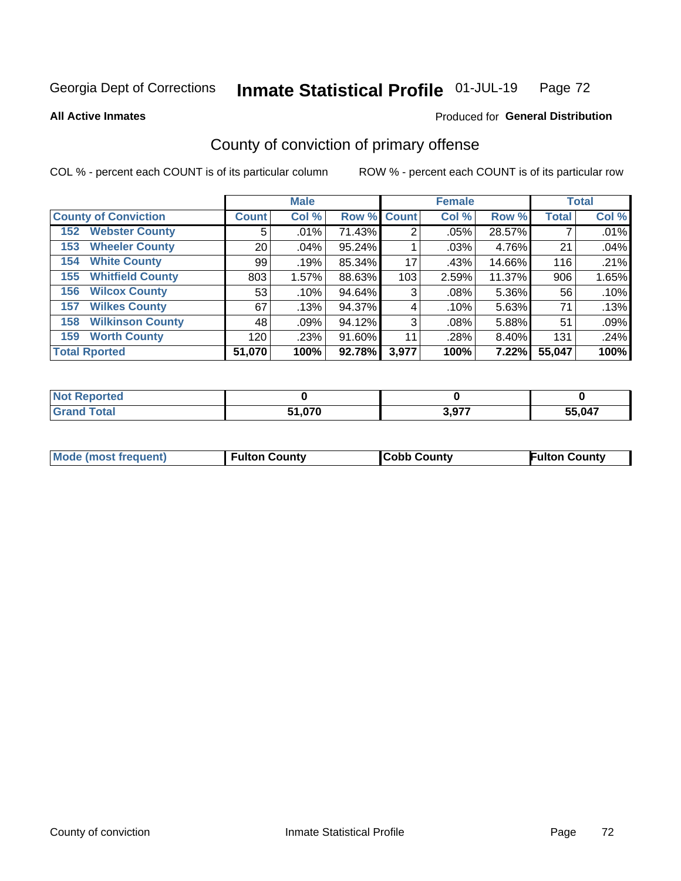Georgia Dept of Corrections **Inmate Statistical Profile** 01-JUL-19

**All Active Inmates**

Produced for **General Distribution**

## County of conviction of primary offense

COL % - percent each COUNT is of its particular column

ROW % - percent each COUNT is of its particular row

| County of Conviction | Male | | | Female | | | Total | |
|---|---|---|---|---|---|---|---|---|
| | Count | Col % | Row % | Count | Col % | Row % | Total | Col % |
| 152 Webster County | 5 | .01% | 71.43% | 2 | .05% | 28.57% | 7 | .01% |
| 153 Wheeler County | 20 | .04% | 95.24% | 1 | .03% | 4.76% | 21 | .04% |
| 154 White County | 99 | .19% | 85.34% | 17 | .43% | 14.66% | 116 | .21% |
| 155 Whitfield County | 803 | 1.57% | 88.63% | 103 | 2.59% | 11.37% | 906 | 1.65% |
| 156 Wilcox County | 53 | .10% | 94.64% | 3 | .08% | 5.36% | 56 | .10% |
| 157 Wilkes County | 67 | .13% | 94.37% | 4 | .10% | 5.63% | 71 | .13% |
| 158 Wilkinson County | 48 | .09% | 94.12% | 3 | .08% | 5.88% | 51 | .09% |
| 159 Worth County | 120 | .23% | 91.60% | 11 | .28% | 8.40% | 131 | .24% |
| **Total Rported** | **51,070** | **100%** | **92.78%** | **3,977** | **100%** | **7.22%** | **55,047** | **100%** |

| | Male | Female | Total |
|---|---|---|---|
| Not Reported | 0 | 0 | 0 |
| Grand Total | 51,070 | 3,977 | 55,047 |

| Mode (most frequent) | Fulton County | Cobb County | Fulton County |
|---|---|---|---|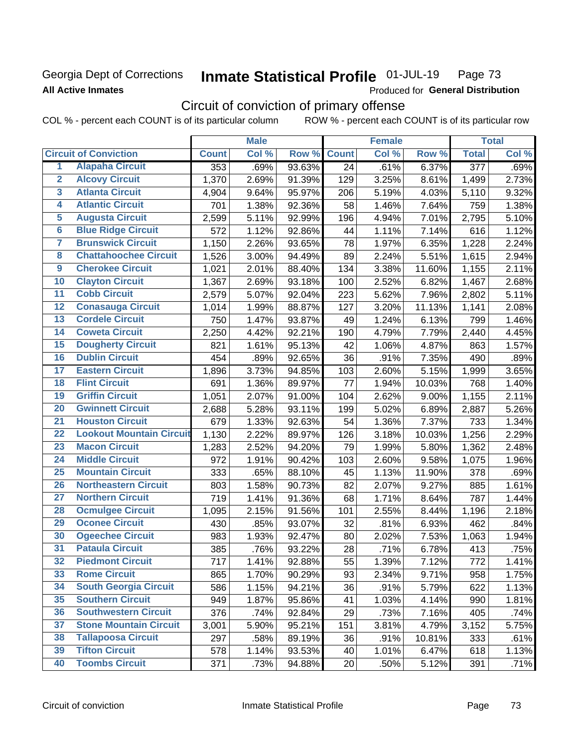Georgia Dept of Corrections **Inmate Statistical Profile** 01-JUL-19

**All Active Inmates**

Produced for **General Distribution**

## Circuit of conviction of primary offense

COL % - percent each COUNT is of its particular column ROW % - percent each COUNT is of its particular row

| Circuit of Conviction | | Male | | | Female | | | Total | |
|---|---|---|---|---|---|---|---|---|---|
| | | Count | Col % | Row % | Count | Col % | Row % | Total | Col % |
| 1 | Alapaha Circuit | 353 | .69% | 93.63% | 24 | .61% | 6.37% | 377 | .69% |
| 2 | Alcovy Circuit | 1,370 | 2.69% | 91.39% | 129 | 3.25% | 8.61% | 1,499 | 2.73% |
| 3 | Atlanta Circuit | 4,904 | 9.64% | 95.97% | 206 | 5.19% | 4.03% | 5,110 | 9.32% |
| 4 | Atlantic Circuit | 701 | 1.38% | 92.36% | 58 | 1.46% | 7.64% | 759 | 1.38% |
| 5 | Augusta Circuit | 2,599 | 5.11% | 92.99% | 196 | 4.94% | 7.01% | 2,795 | 5.10% |
| 6 | Blue Ridge Circuit | 572 | 1.12% | 92.86% | 44 | 1.11% | 7.14% | 616 | 1.12% |
| 7 | Brunswick Circuit | 1,150 | 2.26% | 93.65% | 78 | 1.97% | 6.35% | 1,228 | 2.24% |
| 8 | Chattahoochee Circuit | 1,526 | 3.00% | 94.49% | 89 | 2.24% | 5.51% | 1,615 | 2.94% |
| 9 | Cherokee Circuit | 1,021 | 2.01% | 88.40% | 134 | 3.38% | 11.60% | 1,155 | 2.11% |
| 10 | Clayton Circuit | 1,367 | 2.69% | 93.18% | 100 | 2.52% | 6.82% | 1,467 | 2.68% |
| 11 | Cobb Circuit | 2,579 | 5.07% | 92.04% | 223 | 5.62% | 7.96% | 2,802 | 5.11% |
| 12 | Conasauga Circuit | 1,014 | 1.99% | 88.87% | 127 | 3.20% | 11.13% | 1,141 | 2.08% |
| 13 | Cordele Circuit | 750 | 1.47% | 93.87% | 49 | 1.24% | 6.13% | 799 | 1.46% |
| 14 | Coweta Circuit | 2,250 | 4.42% | 92.21% | 190 | 4.79% | 7.79% | 2,440 | 4.45% |
| 15 | Dougherty Circuit | 821 | 1.61% | 95.13% | 42 | 1.06% | 4.87% | 863 | 1.57% |
| 16 | Dublin Circuit | 454 | .89% | 92.65% | 36 | .91% | 7.35% | 490 | .89% |
| 17 | Eastern Circuit | 1,896 | 3.73% | 94.85% | 103 | 2.60% | 5.15% | 1,999 | 3.65% |
| 18 | Flint Circuit | 691 | 1.36% | 89.97% | 77 | 1.94% | 10.03% | 768 | 1.40% |
| 19 | Griffin Circuit | 1,051 | 2.07% | 91.00% | 104 | 2.62% | 9.00% | 1,155 | 2.11% |
| 20 | Gwinnett Circuit | 2,688 | 5.28% | 93.11% | 199 | 5.02% | 6.89% | 2,887 | 5.26% |
| 21 | Houston Circuit | 679 | 1.33% | 92.63% | 54 | 1.36% | 7.37% | 733 | 1.34% |
| 22 | Lookout Mountain Circuit | 1,130 | 2.22% | 89.97% | 126 | 3.18% | 10.03% | 1,256 | 2.29% |
| 23 | Macon Circuit | 1,283 | 2.52% | 94.20% | 79 | 1.99% | 5.80% | 1,362 | 2.48% |
| 24 | Middle Circuit | 972 | 1.91% | 90.42% | 103 | 2.60% | 9.58% | 1,075 | 1.96% |
| 25 | Mountain Circuit | 333 | .65% | 88.10% | 45 | 1.13% | 11.90% | 378 | .69% |
| 26 | Northeastern Circuit | 803 | 1.58% | 90.73% | 82 | 2.07% | 9.27% | 885 | 1.61% |
| 27 | Northern Circuit | 719 | 1.41% | 91.36% | 68 | 1.71% | 8.64% | 787 | 1.44% |
| 28 | Ocmulgee Circuit | 1,095 | 2.15% | 91.56% | 101 | 2.55% | 8.44% | 1,196 | 2.18% |
| 29 | Oconee Circuit | 430 | .85% | 93.07% | 32 | .81% | 6.93% | 462 | .84% |
| 30 | Ogeechee Circuit | 983 | 1.93% | 92.47% | 80 | 2.02% | 7.53% | 1,063 | 1.94% |
| 31 | Pataula Circuit | 385 | .76% | 93.22% | 28 | .71% | 6.78% | 413 | .75% |
| 32 | Piedmont Circuit | 717 | 1.41% | 92.88% | 55 | 1.39% | 7.12% | 772 | 1.41% |
| 33 | Rome Circuit | 865 | 1.70% | 90.29% | 93 | 2.34% | 9.71% | 958 | 1.75% |
| 34 | South Georgia Circuit | 586 | 1.15% | 94.21% | 36 | .91% | 5.79% | 622 | 1.13% |
| 35 | Southern Circuit | 949 | 1.87% | 95.86% | 41 | 1.03% | 4.14% | 990 | 1.81% |
| 36 | Southwestern Circuit | 376 | .74% | 92.84% | 29 | .73% | 7.16% | 405 | .74% |
| 37 | Stone Mountain Circuit | 3,001 | 5.90% | 95.21% | 151 | 3.81% | 4.79% | 3,152 | 5.75% |
| 38 | Tallapoosa Circuit | 297 | .58% | 89.19% | 36 | .91% | 10.81% | 333 | .61% |
| 39 | Tifton Circuit | 578 | 1.14% | 93.53% | 40 | 1.01% | 6.47% | 618 | 1.13% |
| 40 | Toombs Circuit | 371 | .73% | 94.88% | 20 | .50% | 5.12% | 391 | .71% |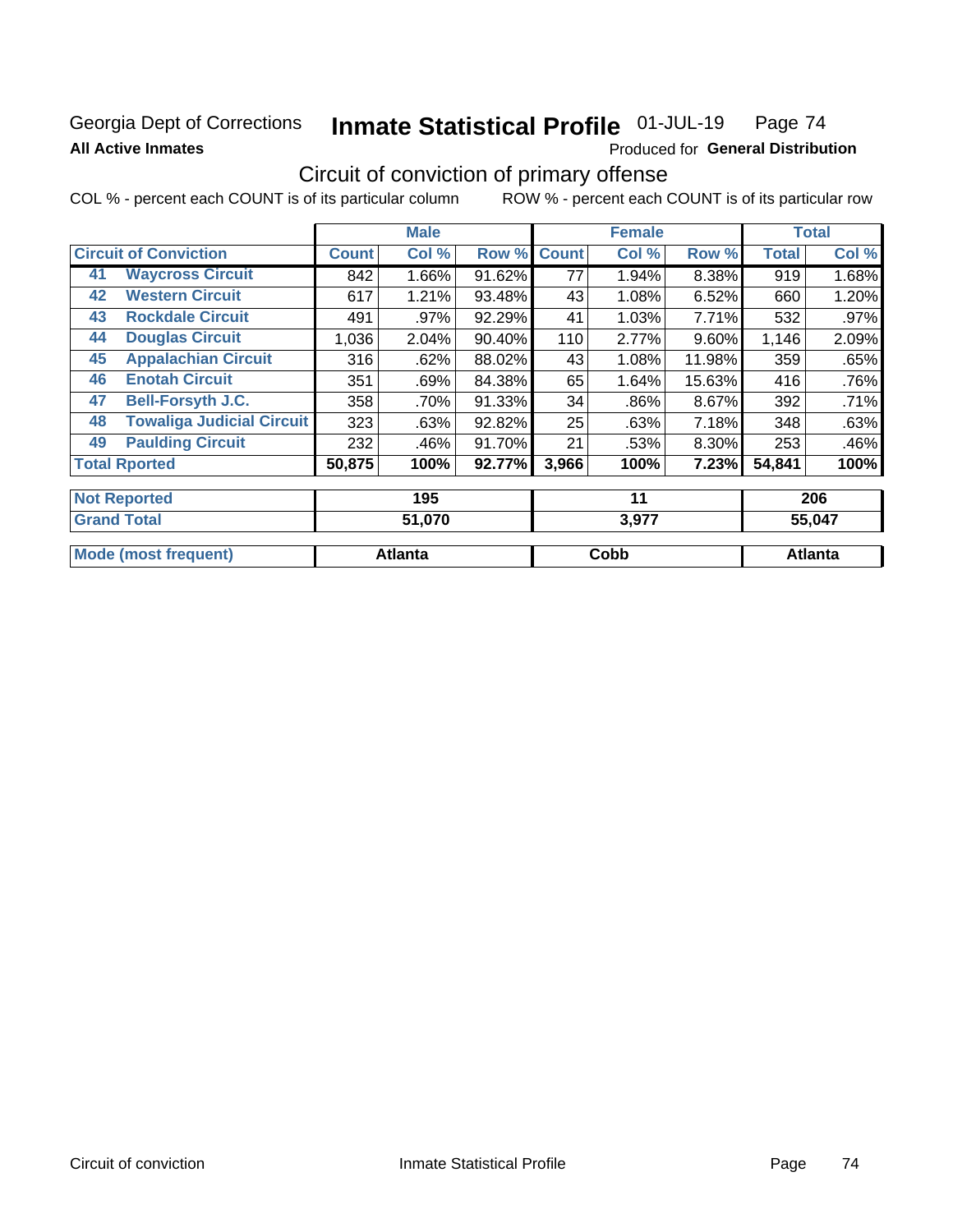Georgia Dept of Corrections **Inmate Statistical Profile** 01-JUL-19 Page 74

**All Active Inmates**

Produced for **General Distribution**

## Circuit of conviction of primary offense

COL % - percent each COUNT is of its particular column    ROW % - percent each COUNT is of its particular row

| Circuit of Conviction | Male | | | Female | | | Total | |
|---|---|---|---|---|---|---|---|---|
| | Count | Col % | Row % | Count | Col % | Row % | Total | Col % |
| 41 Waycross Circuit | 842 | 1.66% | 91.62% | 77 | 1.94% | 8.38% | 919 | 1.68% |
| 42 Western Circuit | 617 | 1.21% | 93.48% | 43 | 1.08% | 6.52% | 660 | 1.20% |
| 43 Rockdale Circuit | 491 | .97% | 92.29% | 41 | 1.03% | 7.71% | 532 | .97% |
| 44 Douglas Circuit | 1,036 | 2.04% | 90.40% | 110 | 2.77% | 9.60% | 1,146 | 2.09% |
| 45 Appalachian Circuit | 316 | .62% | 88.02% | 43 | 1.08% | 11.98% | 359 | .65% |
| 46 Enotah Circuit | 351 | .69% | 84.38% | 65 | 1.64% | 15.63% | 416 | .76% |
| 47 Bell-Forsyth J.C. | 358 | .70% | 91.33% | 34 | .86% | 8.67% | 392 | .71% |
| 48 Towaliga Judicial Circuit | 323 | .63% | 92.82% | 25 | .63% | 7.18% | 348 | .63% |
| 49 Paulding Circuit | 232 | .46% | 91.70% | 21 | .53% | 8.30% | 253 | .46% |
| **Total Rported** | **50,875** | **100%** | **92.77%** | **3,966** | **100%** | **7.23%** | **54,841** | **100%** |
| **Not Reported** | **195** | | | **11** | | | **206** | |
| **Grand Total** | **51,070** | | | **3,977** | | | **55,047** | |
| **Mode (most frequent)** | **Atlanta** | | | **Cobb** | | | **Atlanta** | |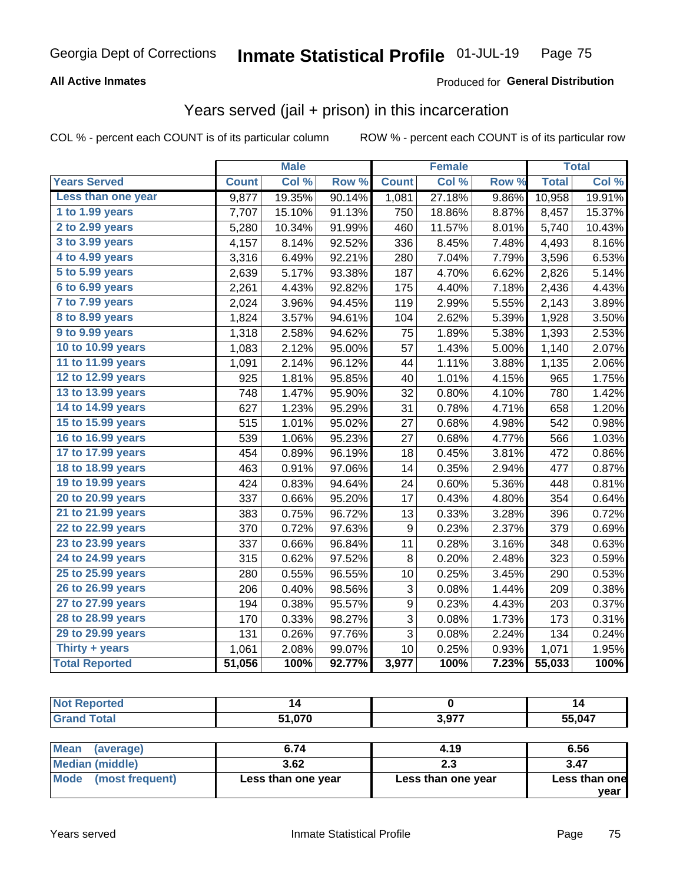Georgia Dept of Corrections **Inmate Statistical Profile** 01-JUL-19

**All Active Inmates**

Produced for **General Distribution**

## Years served (jail + prison) in this incarceration

COL % - percent each COUNT is of its particular column

ROW % - percent each COUNT is of its particular row

| | Male | | | Female | | | Total | |
|---|---|---|---|---|---|---|---|---|
| Years Served | Count | Col % | Row % | Count | Col % | Row % | Total | Col % |
| Less than one year | 9,877 | 19.35% | 90.14% | 1,081 | 27.18% | 9.86% | 10,958 | 19.91% |
| 1 to 1.99 years | 7,707 | 15.10% | 91.13% | 750 | 18.86% | 8.87% | 8,457 | 15.37% |
| 2 to 2.99 years | 5,280 | 10.34% | 91.99% | 460 | 11.57% | 8.01% | 5,740 | 10.43% |
| 3 to 3.99 years | 4,157 | 8.14% | 92.52% | 336 | 8.45% | 7.48% | 4,493 | 8.16% |
| 4 to 4.99 years | 3,316 | 6.49% | 92.21% | 280 | 7.04% | 7.79% | 3,596 | 6.53% |
| 5 to 5.99 years | 2,639 | 5.17% | 93.38% | 187 | 4.70% | 6.62% | 2,826 | 5.14% |
| 6 to 6.99 years | 2,261 | 4.43% | 92.82% | 175 | 4.40% | 7.18% | 2,436 | 4.43% |
| 7 to 7.99 years | 2,024 | 3.96% | 94.45% | 119 | 2.99% | 5.55% | 2,143 | 3.89% |
| 8 to 8.99 years | 1,824 | 3.57% | 94.61% | 104 | 2.62% | 5.39% | 1,928 | 3.50% |
| 9 to 9.99 years | 1,318 | 2.58% | 94.62% | 75 | 1.89% | 5.38% | 1,393 | 2.53% |
| 10 to 10.99 years | 1,083 | 2.12% | 95.00% | 57 | 1.43% | 5.00% | 1,140 | 2.07% |
| 11 to 11.99 years | 1,091 | 2.14% | 96.12% | 44 | 1.11% | 3.88% | 1,135 | 2.06% |
| 12 to 12.99 years | 925 | 1.81% | 95.85% | 40 | 1.01% | 4.15% | 965 | 1.75% |
| 13 to 13.99 years | 748 | 1.47% | 95.90% | 32 | 0.80% | 4.10% | 780 | 1.42% |
| 14 to 14.99 years | 627 | 1.23% | 95.29% | 31 | 0.78% | 4.71% | 658 | 1.20% |
| 15 to 15.99 years | 515 | 1.01% | 95.02% | 27 | 0.68% | 4.98% | 542 | 0.98% |
| 16 to 16.99 years | 539 | 1.06% | 95.23% | 27 | 0.68% | 4.77% | 566 | 1.03% |
| 17 to 17.99 years | 454 | 0.89% | 96.19% | 18 | 0.45% | 3.81% | 472 | 0.86% |
| 18 to 18.99 years | 463 | 0.91% | 97.06% | 14 | 0.35% | 2.94% | 477 | 0.87% |
| 19 to 19.99 years | 424 | 0.83% | 94.64% | 24 | 0.60% | 5.36% | 448 | 0.81% |
| 20 to 20.99 years | 337 | 0.66% | 95.20% | 17 | 0.43% | 4.80% | 354 | 0.64% |
| 21 to 21.99 years | 383 | 0.75% | 96.72% | 13 | 0.33% | 3.28% | 396 | 0.72% |
| 22 to 22.99 years | 370 | 0.72% | 97.63% | 9 | 0.23% | 2.37% | 379 | 0.69% |
| 23 to 23.99 years | 337 | 0.66% | 96.84% | 11 | 0.28% | 3.16% | 348 | 0.63% |
| 24 to 24.99 years | 315 | 0.62% | 97.52% | 8 | 0.20% | 2.48% | 323 | 0.59% |
| 25 to 25.99 years | 280 | 0.55% | 96.55% | 10 | 0.25% | 3.45% | 290 | 0.53% |
| 26 to 26.99 years | 206 | 0.40% | 98.56% | 3 | 0.08% | 1.44% | 209 | 0.38% |
| 27 to 27.99 years | 194 | 0.38% | 95.57% | 9 | 0.23% | 4.43% | 203 | 0.37% |
| 28 to 28.99 years | 170 | 0.33% | 98.27% | 3 | 0.08% | 1.73% | 173 | 0.31% |
| 29 to 29.99 years | 131 | 0.26% | 97.76% | 3 | 0.08% | 2.24% | 134 | 0.24% |
| Thirty + years | 1,061 | 2.08% | 99.07% | 10 | 0.25% | 0.93% | 1,071 | 1.95% |
| **Total Reported** | **51,056** | **100%** | **92.77%** | **3,977** | **100%** | **7.23%** | **55,033** | **100%** |

| | Male | Female | Total |
|---|---|---|---|
| Not Reported | 14 | 0 | 14 |
| Grand Total | 51,070 | 3,977 | 55,047 |

| | Male | Female | Total |
|---|---|---|---|
| Mean (average) | 6.74 | 4.19 | 6.56 |
| Median (middle) | 3.62 | 2.3 | 3.47 |
| Mode (most frequent) | Less than one year | Less than one year | Less than one year |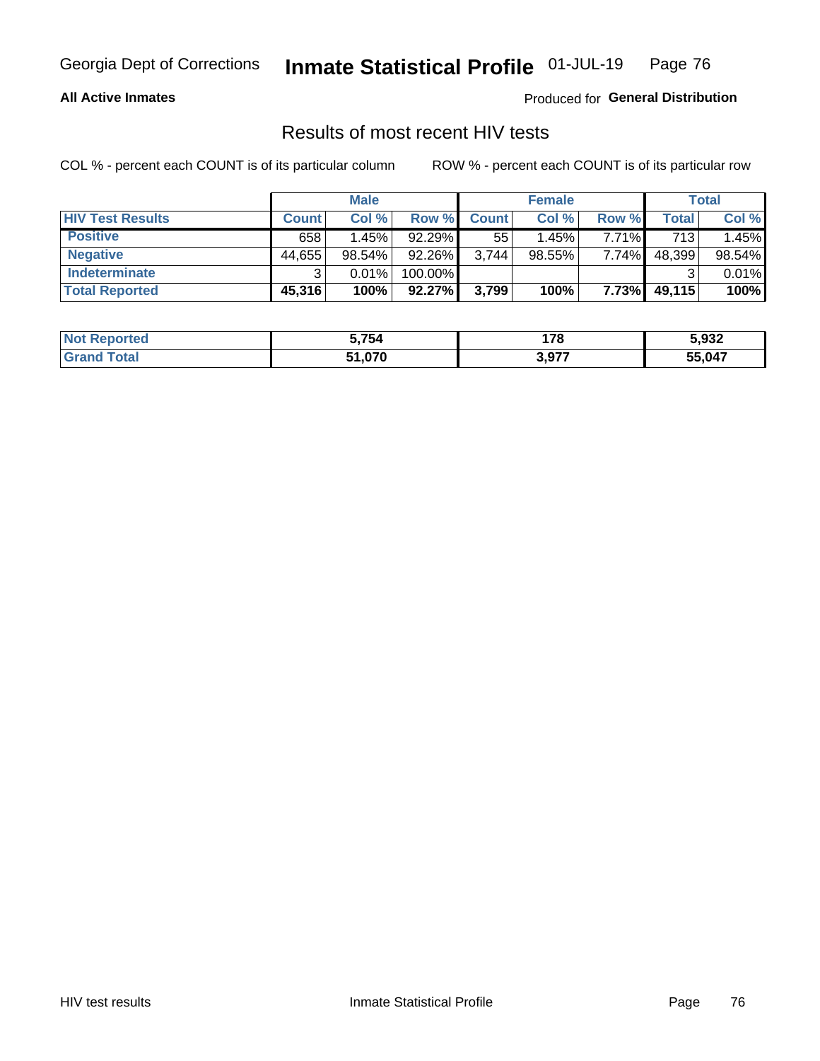Georgia Dept of Corrections **Inmate Statistical Profile** 01-JUL-19

**All Active Inmates**

Produced for **General Distribution**

## Results of most recent HIV tests

COL % - percent each COUNT is of its particular column

ROW % - percent each COUNT is of its particular row

| | Male | | | Female | | | Total | |
|---|---|---|---|---|---|---|---|---|
| **HIV Test Results** | **Count** | **Col %** | **Row %** | **Count** | **Col %** | **Row %** | **Total** | **Col %** |
| **Positive** | 658 | 1.45% | 92.29% | 55 | 1.45% | 7.71% | 713 | 1.45% |
| **Negative** | 44,655 | 98.54% | 92.26% | 3,744 | 98.55% | 7.74% | 48,399 | 98.54% |
| **Indeterminate** | 3 | 0.01% | 100.00% | | | | 3 | 0.01% |
| **Total Reported** | **45,316** | **100%** | **92.27%** | **3,799** | **100%** | **7.73%** | **49,115** | **100%** |

| | Male | Female | Total |
|---|---|---|---|
| **Not Reported** | **5,754** | **178** | **5,932** |
| **Grand Total** | **51,070** | **3,977** | **55,047** |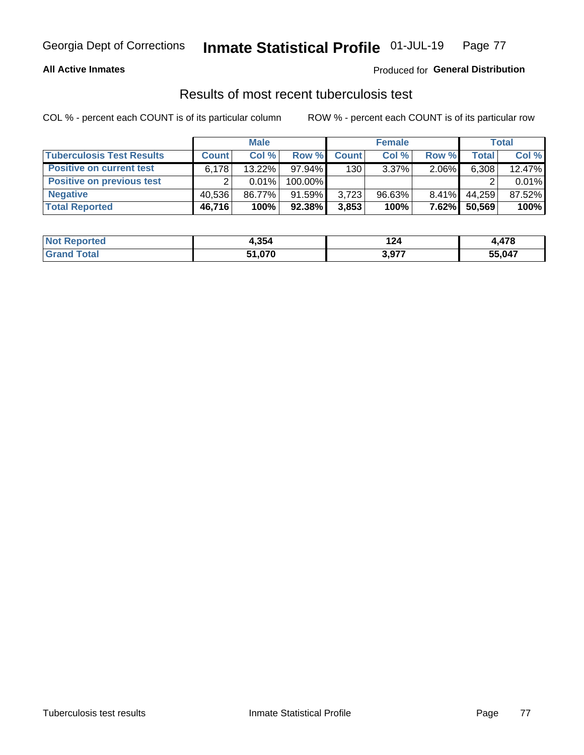Georgia Dept of Corrections **Inmate Statistical Profile** 01-JUL-19

**All Active Inmates**

Produced for **General Distribution**

## Results of most recent tuberculosis test

COL % - percent each COUNT is of its particular column

ROW % - percent each COUNT is of its particular row

| | Male | | | Female | | | Total | |
|---|---|---|---|---|---|---|---|---|
| **Tuberculosis Test Results** | **Count** | **Col %** | **Row %** | **Count** | **Col %** | **Row %** | **Total** | **Col %** |
| **Positive on current test** | 6,178 | 13.22% | 97.94% | 130 | 3.37% | 2.06% | 6,308 | 12.47% |
| **Positive on previous test** | 2 | 0.01% | 100.00% | | | | 2 | 0.01% |
| **Negative** | 40,536 | 86.77% | 91.59% | 3,723 | 96.63% | 8.41% | 44,259 | 87.52% |
| **Total Reported** | **46,716** | **100%** | **92.38%** | **3,853** | **100%** | **7.62%** | **50,569** | **100%** |

| | Male | Female | Total |
|---|---|---|---|
| **Not Reported** | **4,354** | **124** | **4,478** |
| **Grand Total** | **51,070** | **3,977** | **55,047** |

Tuberculosis test results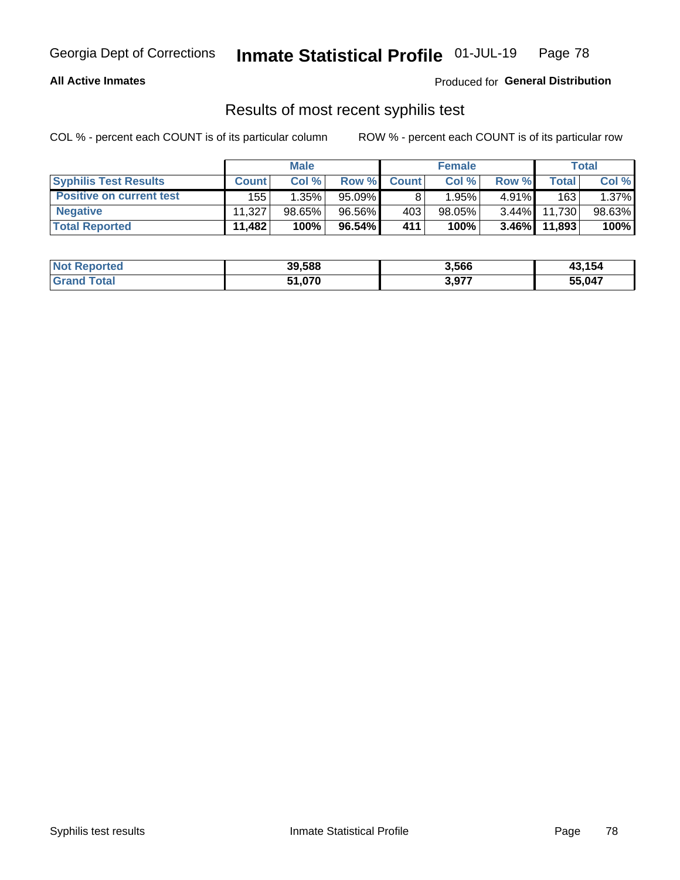**All Active Inmates**

Produced for **General Distribution**

## Results of most recent syphilis test

COL % - percent each COUNT is of its particular column

ROW % - percent each COUNT is of its particular row

| | Male | | | Female | | | Total | |
|---|---|---|---|---|---|---|---|---|
| **Syphilis Test Results** | **Count** | **Col %** | **Row %** | **Count** | **Col %** | **Row %** | **Total** | **Col %** |
| **Positive on current test** | 155 | 1.35% | 95.09% | 8 | 1.95% | 4.91% | 163 | 1.37% |
| **Negative** | 11,327 | 98.65% | 96.56% | 403 | 98.05% | 3.44% | 11,730 | 98.63% |
| **Total Reported** | **11,482** | **100%** | **96.54%** | **411** | **100%** | **3.46%** | **11,893** | **100%** |

| | Male | Female | Total |
|---|---|---|---|
| **Not Reported** | **39,588** | **3,566** | **43,154** |
| **Grand Total** | **51,070** | **3,977** | **55,047** |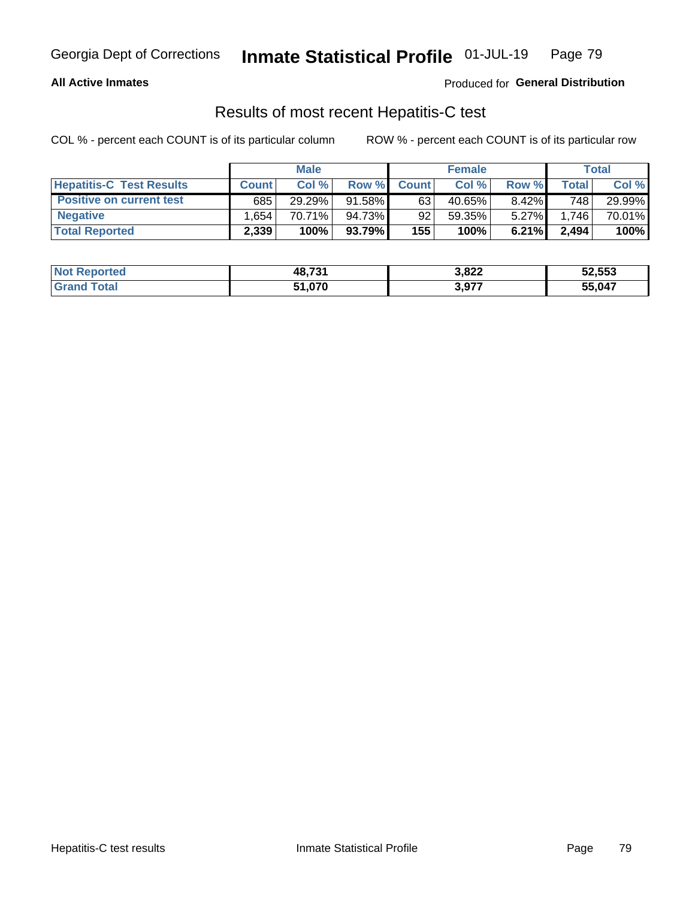Georgia Dept of Corrections **Inmate Statistical Profile** 01-JUL-19

**All Active Inmates**

Produced for **General Distribution**

## Results of most recent Hepatitis-C test

COL % - percent each COUNT is of its particular column

ROW % - percent each COUNT is of its particular row

| | Male | | | Female | | | Total | |
|---|---|---|---|---|---|---|---|---|
| **Hepatitis-C Test Results** | **Count** | **Col %** | **Row %** | **Count** | **Col %** | **Row %** | **Total** | **Col %** |
| **Positive on current test** | 685 | 29.29% | 91.58% | 63 | 40.65% | 8.42% | 748 | 29.99% |
| **Negative** | 1,654 | 70.71% | 94.73% | 92 | 59.35% | 5.27% | 1,746 | 70.01% |
| **Total Reported** | **2,339** | **100%** | **93.79%** | **155** | **100%** | **6.21%** | **2,494** | **100%** |

| | Male | Female | Total |
|---|---|---|---|
| **Not Reported** | **48,731** | **3,822** | **52,553** |
| **Grand Total** | **51,070** | **3,977** | **55,047** |

Hepatitis-C test results